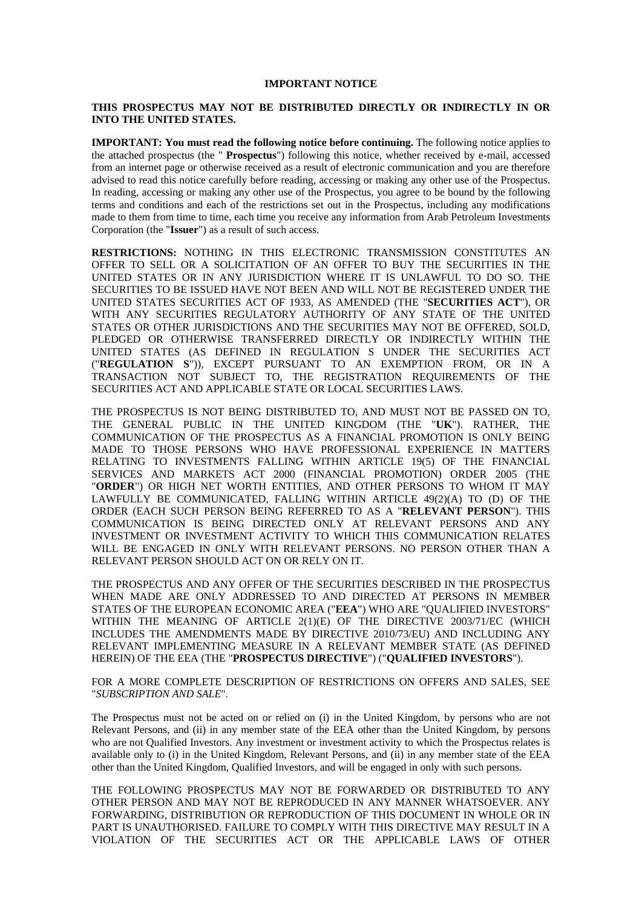**IMPORTANT NOTICE**

**THIS PROSPECTUS MAY NOT BE DISTRIBUTED DIRECTLY OR INDIRECTLY IN OR INTO THE UNITED STATES.**

**IMPORTANT: You must read the following notice before continuing.** The following notice applies to the attached prospectus (the " **Prospectus**") following this notice, whether received by e-mail, accessed from an internet page or otherwise received as a result of electronic communication and you are therefore advised to read this notice carefully before reading, accessing or making any other use of the Prospectus. In reading, accessing or making any other use of the Prospectus, you agree to be bound by the following terms and conditions and each of the restrictions set out in the Prospectus, including any modifications made to them from time to time, each time you receive any information from Arab Petroleum Investments Corporation (the "**Issuer**") as a result of such access.

**RESTRICTIONS:** NOTHING IN THIS ELECTRONIC TRANSMISSION CONSTITUTES AN OFFER TO SELL OR A SOLICITATION OF AN OFFER TO BUY THE SECURITIES IN THE UNITED STATES OR IN ANY JURISDICTION WHERE IT IS UNLAWFUL TO DO SO. THE SECURITIES TO BE ISSUED HAVE NOT BEEN AND WILL NOT BE REGISTERED UNDER THE UNITED STATES SECURITIES ACT OF 1933, AS AMENDED (THE "**SECURITIES ACT**"), OR WITH ANY SECURITIES REGULATORY AUTHORITY OF ANY STATE OF THE UNITED STATES OR OTHER JURISDICTIONS AND THE SECURITIES MAY NOT BE OFFERED, SOLD, PLEDGED OR OTHERWISE TRANSFERRED DIRECTLY OR INDIRECTLY WITHIN THE UNITED STATES (AS DEFINED IN REGULATION S UNDER THE SECURITIES ACT ("**REGULATION S**")), EXCEPT PURSUANT TO AN EXEMPTION FROM, OR IN A TRANSACTION NOT SUBJECT TO, THE REGISTRATION REQUIREMENTS OF THE SECURITIES ACT AND APPLICABLE STATE OR LOCAL SECURITIES LAWS.

THE PROSPECTUS IS NOT BEING DISTRIBUTED TO, AND MUST NOT BE PASSED ON TO, THE GENERAL PUBLIC IN THE UNITED KINGDOM (THE "**UK**"). RATHER, THE COMMUNICATION OF THE PROSPECTUS AS A FINANCIAL PROMOTION IS ONLY BEING MADE TO THOSE PERSONS WHO HAVE PROFESSIONAL EXPERIENCE IN MATTERS RELATING TO INVESTMENTS FALLING WITHIN ARTICLE 19(5) OF THE FINANCIAL SERVICES AND MARKETS ACT 2000 (FINANCIAL PROMOTION) ORDER 2005 (THE "**ORDER**") OR HIGH NET WORTH ENTITIES, AND OTHER PERSONS TO WHOM IT MAY LAWFULLY BE COMMUNICATED, FALLING WITHIN ARTICLE 49(2)(A) TO (D) OF THE ORDER (EACH SUCH PERSON BEING REFERRED TO AS A "**RELEVANT PERSON**"). THIS COMMUNICATION IS BEING DIRECTED ONLY AT RELEVANT PERSONS AND ANY INVESTMENT OR INVESTMENT ACTIVITY TO WHICH THIS COMMUNICATION RELATES WILL BE ENGAGED IN ONLY WITH RELEVANT PERSONS. NO PERSON OTHER THAN A RELEVANT PERSON SHOULD ACT ON OR RELY ON IT.

THE PROSPECTUS AND ANY OFFER OF THE SECURITIES DESCRIBED IN THE PROSPECTUS WHEN MADE ARE ONLY ADDRESSED TO AND DIRECTED AT PERSONS IN MEMBER STATES OF THE EUROPEAN ECONOMIC AREA ("**EEA**") WHO ARE "QUALIFIED INVESTORS" WITHIN THE MEANING OF ARTICLE 2(1)(E) OF THE DIRECTIVE 2003/71/EC (WHICH INCLUDES THE AMENDMENTS MADE BY DIRECTIVE 2010/73/EU) AND INCLUDING ANY RELEVANT IMPLEMENTING MEASURE IN A RELEVANT MEMBER STATE (AS DEFINED HEREIN) OF THE EEA (THE "**PROSPECTUS DIRECTIVE**") ("**QUALIFIED INVESTORS**").

FOR A MORE COMPLETE DESCRIPTION OF RESTRICTIONS ON OFFERS AND SALES, SEE "*SUBSCRIPTION AND SALE*".

The Prospectus must not be acted on or relied on (i) in the United Kingdom, by persons who are not Relevant Persons, and (ii) in any member state of the EEA other than the United Kingdom, by persons who are not Qualified Investors. Any investment or investment activity to which the Prospectus relates is available only to (i) in the United Kingdom, Relevant Persons, and (ii) in any member state of the EEA other than the United Kingdom, Qualified Investors, and will be engaged in only with such persons.

THE FOLLOWING PROSPECTUS MAY NOT BE FORWARDED OR DISTRIBUTED TO ANY OTHER PERSON AND MAY NOT BE REPRODUCED IN ANY MANNER WHATSOEVER. ANY FORWARDING, DISTRIBUTION OR REPRODUCTION OF THIS DOCUMENT IN WHOLE OR IN PART IS UNAUTHORISED. FAILURE TO COMPLY WITH THIS DIRECTIVE MAY RESULT IN A VIOLATION OF THE SECURITIES ACT OR THE APPLICABLE LAWS OF OTHER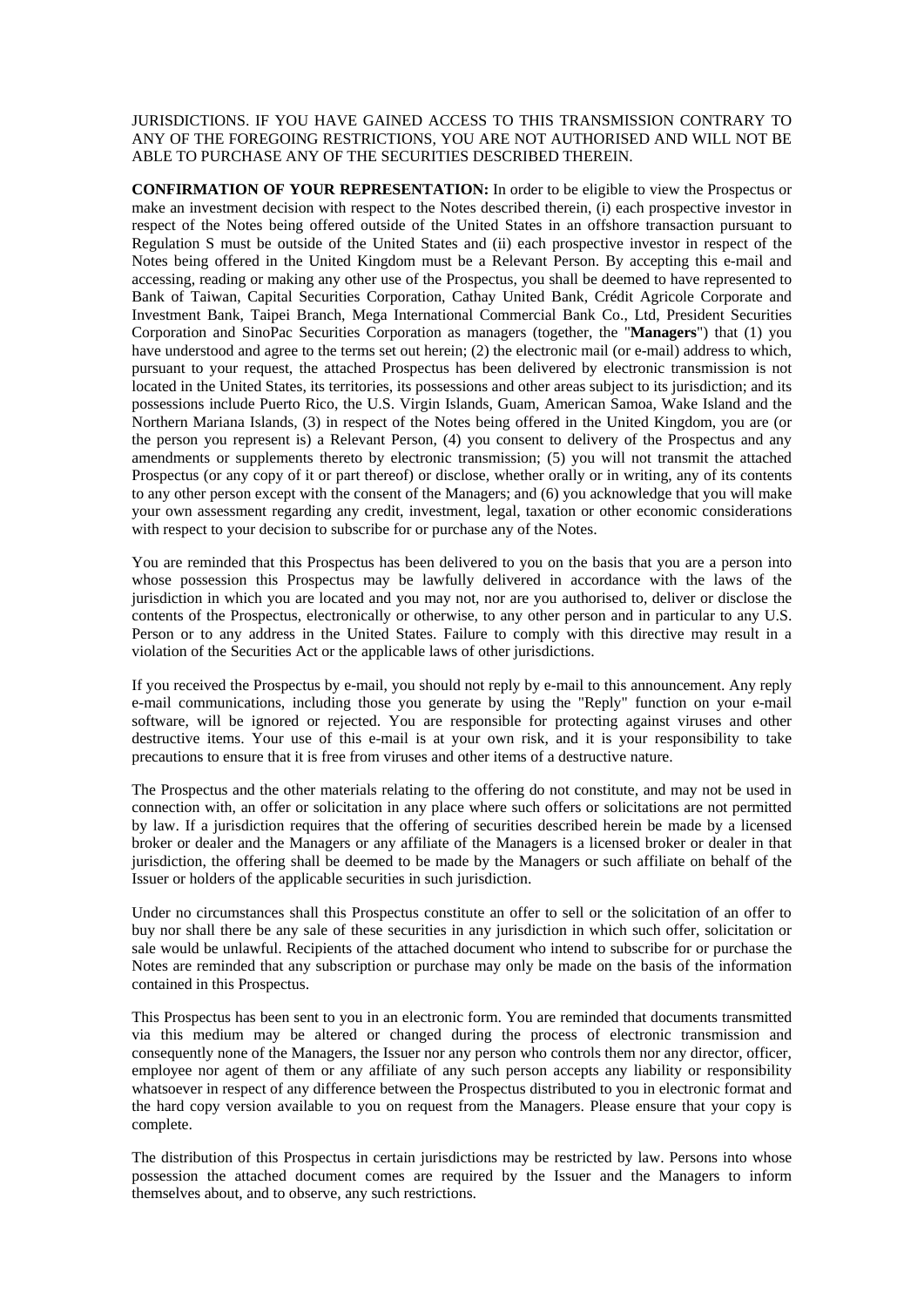JURISDICTIONS. IF YOU HAVE GAINED ACCESS TO THIS TRANSMISSION CONTRARY TO ANY OF THE FOREGOING RESTRICTIONS, YOU ARE NOT AUTHORISED AND WILL NOT BE ABLE TO PURCHASE ANY OF THE SECURITIES DESCRIBED THEREIN.

**CONFIRMATION OF YOUR REPRESENTATION:** In order to be eligible to view the Prospectus or make an investment decision with respect to the Notes described therein, (i) each prospective investor in respect of the Notes being offered outside of the United States in an offshore transaction pursuant to Regulation S must be outside of the United States and (ii) each prospective investor in respect of the Notes being offered in the United Kingdom must be a Relevant Person. By accepting this e-mail and accessing, reading or making any other use of the Prospectus, you shall be deemed to have represented to Bank of Taiwan, Capital Securities Corporation, Cathay United Bank, Crédit Agricole Corporate and Investment Bank, Taipei Branch, Mega International Commercial Bank Co., Ltd, President Securities Corporation and SinoPac Securities Corporation as managers (together, the "**Managers**") that (1) you have understood and agree to the terms set out herein; (2) the electronic mail (or e-mail) address to which, pursuant to your request, the attached Prospectus has been delivered by electronic transmission is not located in the United States, its territories, its possessions and other areas subject to its jurisdiction; and its possessions include Puerto Rico, the U.S. Virgin Islands, Guam, American Samoa, Wake Island and the Northern Mariana Islands, (3) in respect of the Notes being offered in the United Kingdom, you are (or the person you represent is) a Relevant Person, (4) you consent to delivery of the Prospectus and any amendments or supplements thereto by electronic transmission; (5) you will not transmit the attached Prospectus (or any copy of it or part thereof) or disclose, whether orally or in writing, any of its contents to any other person except with the consent of the Managers; and (6) you acknowledge that you will make your own assessment regarding any credit, investment, legal, taxation or other economic considerations with respect to your decision to subscribe for or purchase any of the Notes.

You are reminded that this Prospectus has been delivered to you on the basis that you are a person into whose possession this Prospectus may be lawfully delivered in accordance with the laws of the jurisdiction in which you are located and you may not, nor are you authorised to, deliver or disclose the contents of the Prospectus, electronically or otherwise, to any other person and in particular to any U.S. Person or to any address in the United States. Failure to comply with this directive may result in a violation of the Securities Act or the applicable laws of other jurisdictions.

If you received the Prospectus by e-mail, you should not reply by e-mail to this announcement. Any reply e-mail communications, including those you generate by using the "Reply" function on your e-mail software, will be ignored or rejected. You are responsible for protecting against viruses and other destructive items. Your use of this e-mail is at your own risk, and it is your responsibility to take precautions to ensure that it is free from viruses and other items of a destructive nature.

The Prospectus and the other materials relating to the offering do not constitute, and may not be used in connection with, an offer or solicitation in any place where such offers or solicitations are not permitted by law. If a jurisdiction requires that the offering of securities described herein be made by a licensed broker or dealer and the Managers or any affiliate of the Managers is a licensed broker or dealer in that jurisdiction, the offering shall be deemed to be made by the Managers or such affiliate on behalf of the Issuer or holders of the applicable securities in such jurisdiction.

Under no circumstances shall this Prospectus constitute an offer to sell or the solicitation of an offer to buy nor shall there be any sale of these securities in any jurisdiction in which such offer, solicitation or sale would be unlawful. Recipients of the attached document who intend to subscribe for or purchase the Notes are reminded that any subscription or purchase may only be made on the basis of the information contained in this Prospectus.

This Prospectus has been sent to you in an electronic form. You are reminded that documents transmitted via this medium may be altered or changed during the process of electronic transmission and consequently none of the Managers, the Issuer nor any person who controls them nor any director, officer, employee nor agent of them or any affiliate of any such person accepts any liability or responsibility whatsoever in respect of any difference between the Prospectus distributed to you in electronic format and the hard copy version available to you on request from the Managers. Please ensure that your copy is complete.

The distribution of this Prospectus in certain jurisdictions may be restricted by law. Persons into whose possession the attached document comes are required by the Issuer and the Managers to inform themselves about, and to observe, any such restrictions.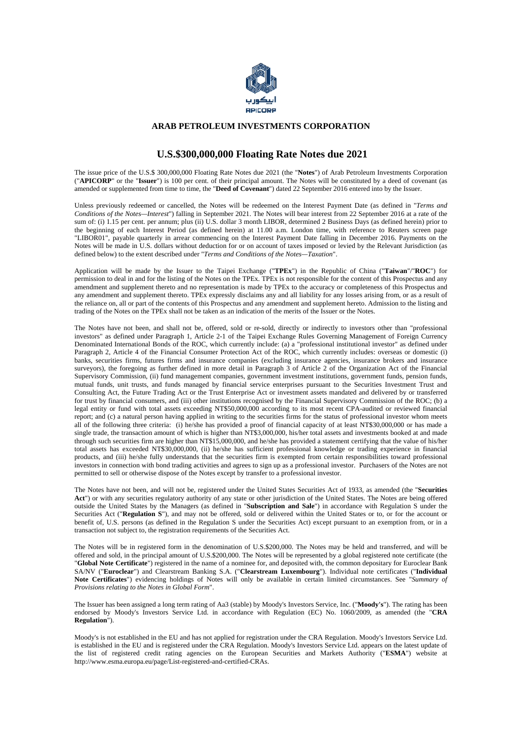ايبكورب

APICORP

**ARAB PETROLEUM INVESTMENTS CORPORATION**

# U.S.$300,000,000 Floating Rate Notes due 2021

The issue price of the U.S.$ 300,000,000 Floating Rate Notes due 2021 (the "**Notes**") of Arab Petroleum Investments Corporation ("**APICORP**" or the "**Issuer**") is 100 per cent. of their principal amount. The Notes will be constituted by a deed of covenant (as amended or supplemented from time to time, the "**Deed of Covenant**") dated 22 September 2016 entered into by the Issuer.

Unless previously redeemed or cancelled, the Notes will be redeemed on the Interest Payment Date (as defined in "*Terms and Conditions of the Notes—Interest*") falling in September 2021. The Notes will bear interest from 22 September 2016 at a rate of the sum of: (i) 1.15 per cent. per annum; plus (ii) U.S. dollar 3 month LIBOR, determined 2 Business Days (as defined herein) prior to the beginning of each Interest Period (as defined herein) at 11.00 a.m. London time, with reference to Reuters screen page "LIBOR01", payable quarterly in arrear commencing on the Interest Payment Date falling in December 2016. Payments on the Notes will be made in U.S. dollars without deduction for or on account of taxes imposed or levied by the Relevant Jurisdiction (as defined below) to the extent described under "*Terms and Conditions of the Notes—Taxation*".

Application will be made by the Issuer to the Taipei Exchange ("**TPEx**") in the Republic of China ("**Taiwan**"/"**ROC**") for permission to deal in and for the listing of the Notes on the TPEx. TPEx is not responsible for the content of this Prospectus and any amendment and supplement thereto and no representation is made by TPEx to the accuracy or completeness of this Prospectus and any amendment and supplement thereto. TPEx expressly disclaims any and all liability for any losses arising from, or as a result of the reliance on, all or part of the contents of this Prospectus and any amendment and supplement hereto. Admission to the listing and trading of the Notes on the TPEx shall not be taken as an indication of the merits of the Issuer or the Notes.

The Notes have not been, and shall not be, offered, sold or re-sold, directly or indirectly to investors other than "professional investors" as defined under Paragraph 1, Article 2-1 of the Taipei Exchange Rules Governing Management of Foreign Currency Denominated International Bonds of the ROC, which currently include: (a) a "professional institutional investor" as defined under Paragraph 2, Article 4 of the Financial Consumer Protection Act of the ROC, which currently includes: overseas or domestic (i) banks, securities firms, futures firms and insurance companies (excluding insurance agencies, insurance brokers and insurance surveyors), the foregoing as further defined in more detail in Paragraph 3 of Article 2 of the Organization Act of the Financial Supervisory Commission, (ii) fund management companies, government investment institutions, government funds, pension funds, mutual funds, unit trusts, and funds managed by financial service enterprises pursuant to the Securities Investment Trust and Consulting Act, the Future Trading Act or the Trust Enterprise Act or investment assets mandated and delivered by or transferred for trust by financial consumers, and (iii) other institutions recognised by the Financial Supervisory Commission of the ROC; (b) a legal entity or fund with total assets exceeding NT$50,000,000 according to its most recent CPA-audited or reviewed financial report; and (c) a natural person having applied in writing to the securities firms for the status of professional investor whom meets all of the following three criteria: (i) he/she has provided a proof of financial capacity of at least NT$30,000,000 or has made a single trade, the transaction amount of which is higher than NT$3,000,000, his/her total assets and investments booked at and made through such securities firm are higher than NT$15,000,000, and he/she has provided a statement certifying that the value of his/her total assets has exceeded NT$30,000,000, (ii) he/she has sufficient professional knowledge or trading experience in financial products, and (iii) he/she fully understands that the securities firm is exempted from certain responsibilities toward professional investors in connection with bond trading activities and agrees to sign up as a professional investor. Purchasers of the Notes are not permitted to sell or otherwise dispose of the Notes except by transfer to a professional investor.

The Notes have not been, and will not be, registered under the United States Securities Act of 1933, as amended (the "**Securities Act**") or with any securities regulatory authority of any state or other jurisdiction of the United States. The Notes are being offered outside the United States by the Managers (as defined in "**Subscription and Sale**") in accordance with Regulation S under the Securities Act ("**Regulation S**"), and may not be offered, sold or delivered within the United States or to, or for the account or benefit of, U.S. persons (as defined in the Regulation S under the Securities Act) except pursuant to an exemption from, or in a transaction not subject to, the registration requirements of the Securities Act.

The Notes will be in registered form in the denomination of U.S.$200,000. The Notes may be held and transferred, and will be offered and sold, in the principal amount of U.S.$200,000. The Notes will be represented by a global registered note certificate (the "**Global Note Certificate**") registered in the name of a nominee for, and deposited with, the common depositary for Euroclear Bank SA/NV ("**Euroclear**") and Clearstream Banking S.A. ("**Clearstream Luxembourg**"). Individual note certificates ("**Individual Note Certificates**") evidencing holdings of Notes will only be available in certain limited circumstances. See "*Summary of Provisions relating to the Notes in Global Form*".

The Issuer has been assigned a long term rating of Aa3 (stable) by Moody's Investors Service, Inc. ("**Moody's**"). The rating has been endorsed by Moody's Investors Service Ltd. in accordance with Regulation (EC) No. 1060/2009, as amended (the "**CRA Regulation**").

Moody's is not established in the EU and has not applied for registration under the CRA Regulation. Moody's Investors Service Ltd. is established in the EU and is registered under the CRA Regulation. Moody's Investors Service Ltd. appears on the latest update of the list of registered credit rating agencies on the European Securities and Markets Authority ("**ESMA**") website at http://www.esma.europa.eu/page/List-registered-and-certified-CRAs.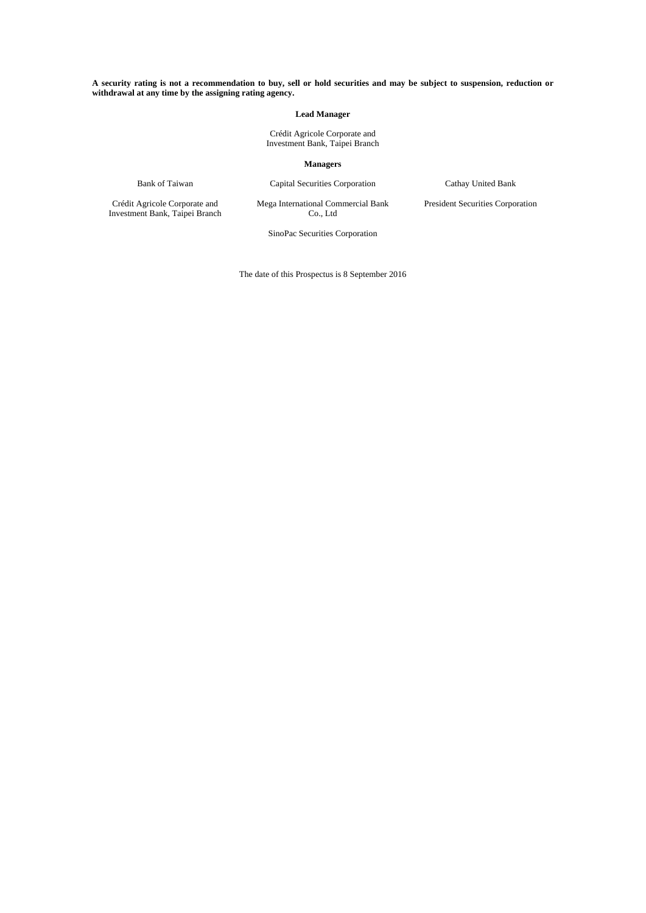**A security rating is not a recommendation to buy, sell or hold securities and may be subject to suspension, reduction or withdrawal at any time by the assigning rating agency.**

**Lead Manager**

Crédit Agricole Corporate and Investment Bank, Taipei Branch

**Managers**

Bank of Taiwan

Capital Securities Corporation

Cathay United Bank

Crédit Agricole Corporate and Investment Bank, Taipei Branch

Mega International Commercial Bank Co., Ltd

President Securities Corporation

SinoPac Securities Corporation

The date of this Prospectus is 8 September 2016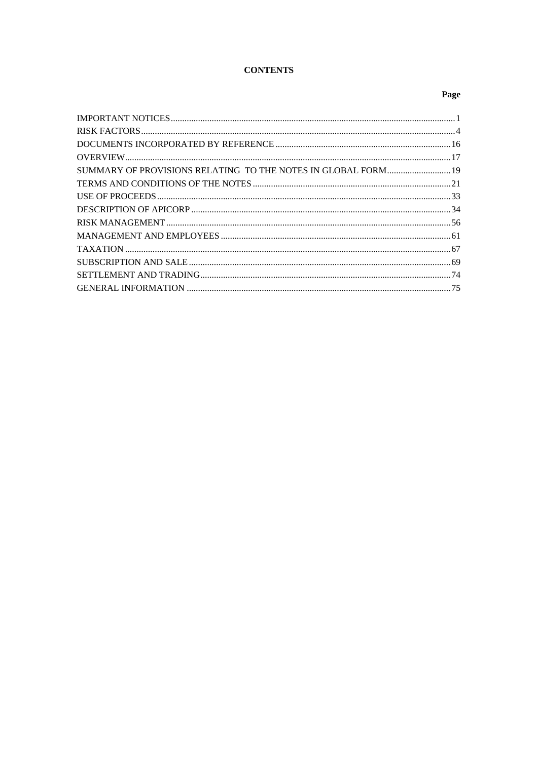# CONTENTS

| | Page |
|---|---|
| IMPORTANT NOTICES | 1 |
| RISK FACTORS | 4 |
| DOCUMENTS INCORPORATED BY REFERENCE | 16 |
| OVERVIEW | 17 |
| SUMMARY OF PROVISIONS RELATING TO THE NOTES IN GLOBAL FORM | 19 |
| TERMS AND CONDITIONS OF THE NOTES | 21 |
| USE OF PROCEEDS | 33 |
| DESCRIPTION OF APICORP | 34 |
| RISK MANAGEMENT | 56 |
| MANAGEMENT AND EMPLOYEES | 61 |
| TAXATION | 67 |
| SUBSCRIPTION AND SALE | 69 |
| SETTLEMENT AND TRADING | 74 |
| GENERAL INFORMATION | 75 |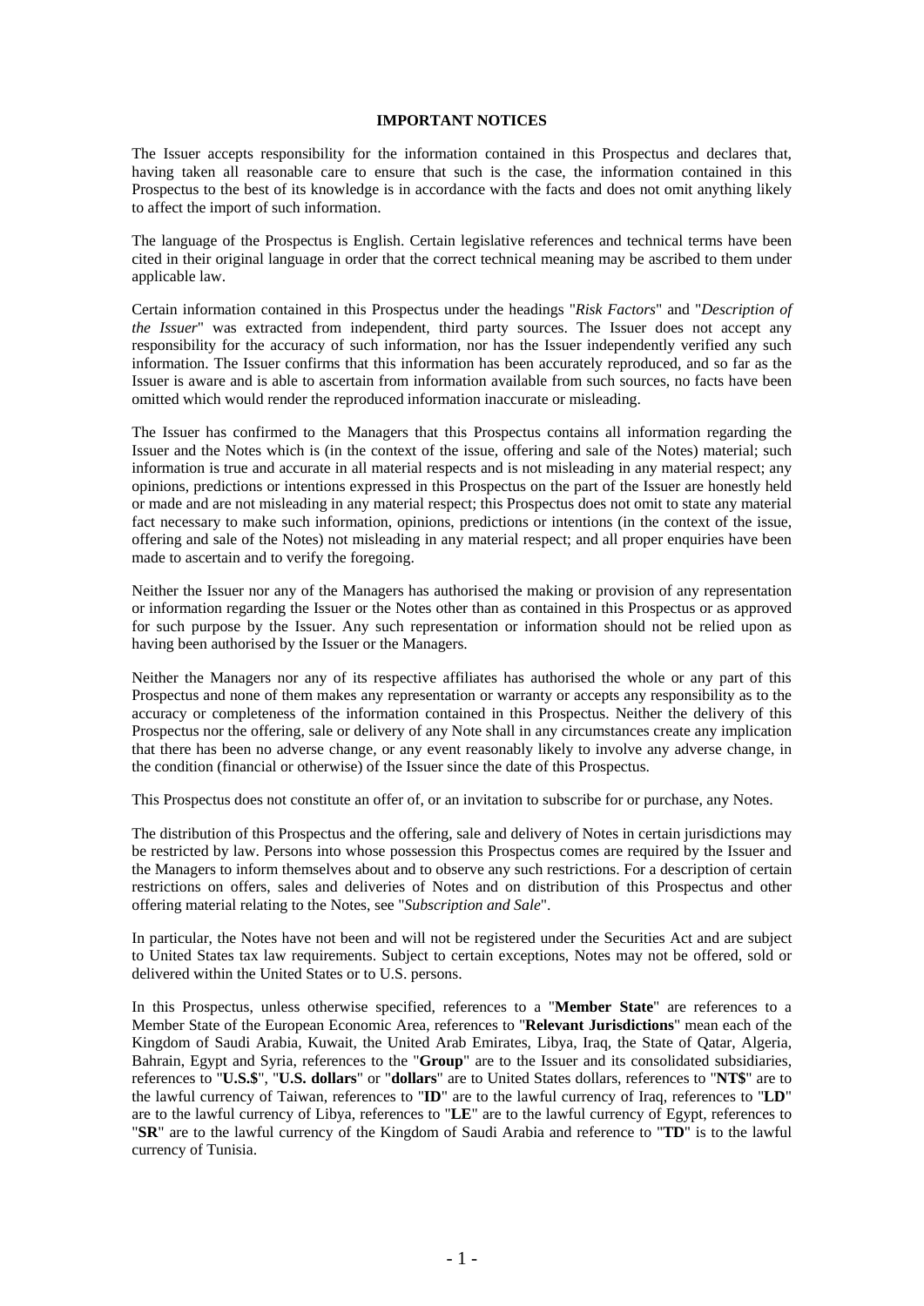## IMPORTANT NOTICES

The Issuer accepts responsibility for the information contained in this Prospectus and declares that, having taken all reasonable care to ensure that such is the case, the information contained in this Prospectus to the best of its knowledge is in accordance with the facts and does not omit anything likely to affect the import of such information.

The language of the Prospectus is English. Certain legislative references and technical terms have been cited in their original language in order that the correct technical meaning may be ascribed to them under applicable law.

Certain information contained in this Prospectus under the headings "*Risk Factors*" and "*Description of the Issuer*" was extracted from independent, third party sources. The Issuer does not accept any responsibility for the accuracy of such information, nor has the Issuer independently verified any such information. The Issuer confirms that this information has been accurately reproduced, and so far as the Issuer is aware and is able to ascertain from information available from such sources, no facts have been omitted which would render the reproduced information inaccurate or misleading.

The Issuer has confirmed to the Managers that this Prospectus contains all information regarding the Issuer and the Notes which is (in the context of the issue, offering and sale of the Notes) material; such information is true and accurate in all material respects and is not misleading in any material respect; any opinions, predictions or intentions expressed in this Prospectus on the part of the Issuer are honestly held or made and are not misleading in any material respect; this Prospectus does not omit to state any material fact necessary to make such information, opinions, predictions or intentions (in the context of the issue, offering and sale of the Notes) not misleading in any material respect; and all proper enquiries have been made to ascertain and to verify the foregoing.

Neither the Issuer nor any of the Managers has authorised the making or provision of any representation or information regarding the Issuer or the Notes other than as contained in this Prospectus or as approved for such purpose by the Issuer. Any such representation or information should not be relied upon as having been authorised by the Issuer or the Managers.

Neither the Managers nor any of its respective affiliates has authorised the whole or any part of this Prospectus and none of them makes any representation or warranty or accepts any responsibility as to the accuracy or completeness of the information contained in this Prospectus. Neither the delivery of this Prospectus nor the offering, sale or delivery of any Note shall in any circumstances create any implication that there has been no adverse change, or any event reasonably likely to involve any adverse change, in the condition (financial or otherwise) of the Issuer since the date of this Prospectus.

This Prospectus does not constitute an offer of, or an invitation to subscribe for or purchase, any Notes.

The distribution of this Prospectus and the offering, sale and delivery of Notes in certain jurisdictions may be restricted by law. Persons into whose possession this Prospectus comes are required by the Issuer and the Managers to inform themselves about and to observe any such restrictions. For a description of certain restrictions on offers, sales and deliveries of Notes and on distribution of this Prospectus and other offering material relating to the Notes, see "*Subscription and Sale*".

In particular, the Notes have not been and will not be registered under the Securities Act and are subject to United States tax law requirements. Subject to certain exceptions, Notes may not be offered, sold or delivered within the United States or to U.S. persons.

In this Prospectus, unless otherwise specified, references to a "**Member State**" are references to a Member State of the European Economic Area, references to "**Relevant Jurisdictions**" mean each of the Kingdom of Saudi Arabia, Kuwait, the United Arab Emirates, Libya, Iraq, the State of Qatar, Algeria, Bahrain, Egypt and Syria, references to the "**Group**" are to the Issuer and its consolidated subsidiaries, references to "**U.S.$**", "**U.S. dollars**" or "**dollars**" are to United States dollars, references to "**NT$**" are to the lawful currency of Taiwan, references to "**ID**" are to the lawful currency of Iraq, references to "**LD**" are to the lawful currency of Libya, references to "**LE**" are to the lawful currency of Egypt, references to "**SR**" are to the lawful currency of the Kingdom of Saudi Arabia and reference to "**TD**" is to the lawful currency of Tunisia.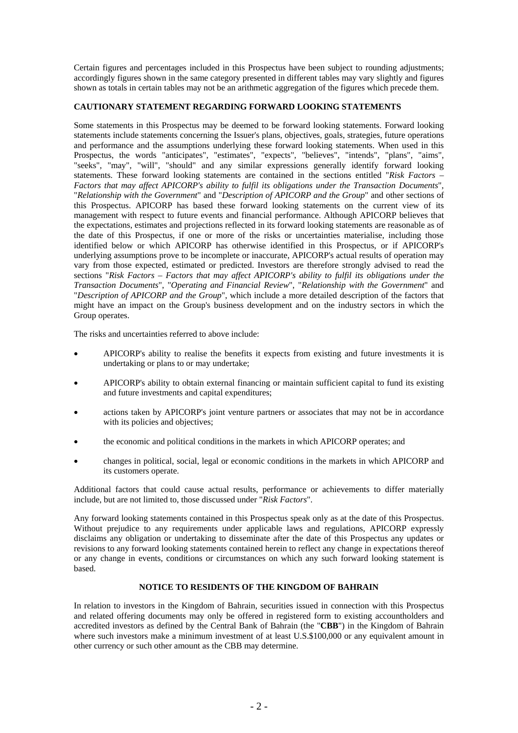Certain figures and percentages included in this Prospectus have been subject to rounding adjustments; accordingly figures shown in the same category presented in different tables may vary slightly and figures shown as totals in certain tables may not be an arithmetic aggregation of the figures which precede them.

## CAUTIONARY STATEMENT REGARDING FORWARD LOOKING STATEMENTS

Some statements in this Prospectus may be deemed to be forward looking statements. Forward looking statements include statements concerning the Issuer's plans, objectives, goals, strategies, future operations and performance and the assumptions underlying these forward looking statements. When used in this Prospectus, the words "anticipates", "estimates", "expects", "believes", "intends", "plans", "aims", "seeks", "may", "will", "should" and any similar expressions generally identify forward looking statements. These forward looking statements are contained in the sections entitled "*Risk Factors – Factors that may affect APICORP's ability to fulfil its obligations under the Transaction Documents*", "*Relationship with the Government*" and "*Description of APICORP and the Group*" and other sections of this Prospectus. APICORP has based these forward looking statements on the current view of its management with respect to future events and financial performance. Although APICORP believes that the expectations, estimates and projections reflected in its forward looking statements are reasonable as of the date of this Prospectus, if one or more of the risks or uncertainties materialise, including those identified below or which APICORP has otherwise identified in this Prospectus, or if APICORP's underlying assumptions prove to be incomplete or inaccurate, APICORP's actual results of operation may vary from those expected, estimated or predicted. Investors are therefore strongly advised to read the sections "*Risk Factors – Factors that may affect APICORP's ability to fulfil its obligations under the Transaction Documents*", "*Operating and Financial Review*", "*Relationship with the Government*" and "*Description of APICORP and the Group*", which include a more detailed description of the factors that might have an impact on the Group's business development and on the industry sectors in which the Group operates.

The risks and uncertainties referred to above include:

- APICORP's ability to realise the benefits it expects from existing and future investments it is undertaking or plans to or may undertake;
- APICORP's ability to obtain external financing or maintain sufficient capital to fund its existing and future investments and capital expenditures;
- actions taken by APICORP's joint venture partners or associates that may not be in accordance with its policies and objectives;
- the economic and political conditions in the markets in which APICORP operates; and
- changes in political, social, legal or economic conditions in the markets in which APICORP and its customers operate.

Additional factors that could cause actual results, performance or achievements to differ materially include, but are not limited to, those discussed under "*Risk Factors*".

Any forward looking statements contained in this Prospectus speak only as at the date of this Prospectus. Without prejudice to any requirements under applicable laws and regulations, APICORP expressly disclaims any obligation or undertaking to disseminate after the date of this Prospectus any updates or revisions to any forward looking statements contained herein to reflect any change in expectations thereof or any change in events, conditions or circumstances on which any such forward looking statement is based.

## NOTICE TO RESIDENTS OF THE KINGDOM OF BAHRAIN

In relation to investors in the Kingdom of Bahrain, securities issued in connection with this Prospectus and related offering documents may only be offered in registered form to existing accountholders and accredited investors as defined by the Central Bank of Bahrain (the "**CBB**") in the Kingdom of Bahrain where such investors make a minimum investment of at least U.S.$100,000 or any equivalent amount in other currency or such other amount as the CBB may determine.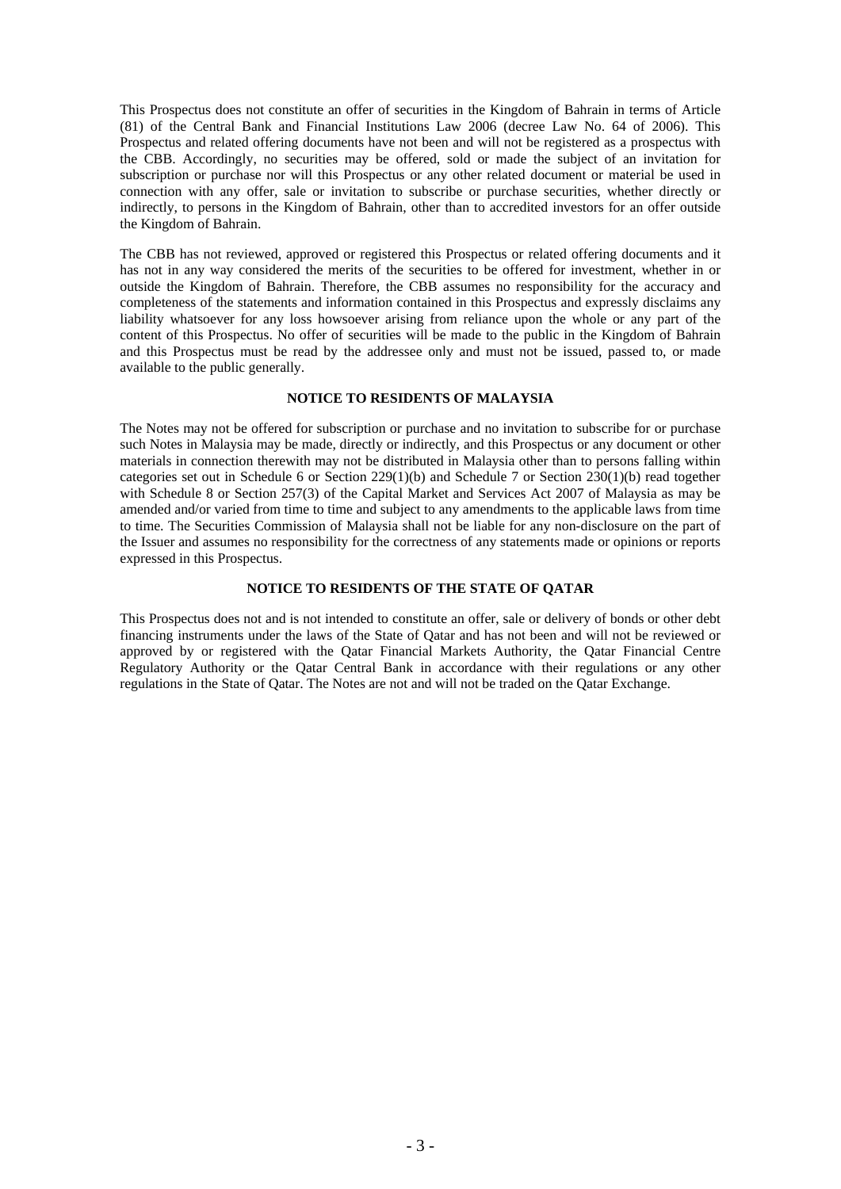This Prospectus does not constitute an offer of securities in the Kingdom of Bahrain in terms of Article (81) of the Central Bank and Financial Institutions Law 2006 (decree Law No. 64 of 2006). This Prospectus and related offering documents have not been and will not be registered as a prospectus with the CBB. Accordingly, no securities may be offered, sold or made the subject of an invitation for subscription or purchase nor will this Prospectus or any other related document or material be used in connection with any offer, sale or invitation to subscribe or purchase securities, whether directly or indirectly, to persons in the Kingdom of Bahrain, other than to accredited investors for an offer outside the Kingdom of Bahrain.

The CBB has not reviewed, approved or registered this Prospectus or related offering documents and it has not in any way considered the merits of the securities to be offered for investment, whether in or outside the Kingdom of Bahrain. Therefore, the CBB assumes no responsibility for the accuracy and completeness of the statements and information contained in this Prospectus and expressly disclaims any liability whatsoever for any loss howsoever arising from reliance upon the whole or any part of the content of this Prospectus. No offer of securities will be made to the public in the Kingdom of Bahrain and this Prospectus must be read by the addressee only and must not be issued, passed to, or made available to the public generally.

**NOTICE TO RESIDENTS OF MALAYSIA**

The Notes may not be offered for subscription or purchase and no invitation to subscribe for or purchase such Notes in Malaysia may be made, directly or indirectly, and this Prospectus or any document or other materials in connection therewith may not be distributed in Malaysia other than to persons falling within categories set out in Schedule 6 or Section 229(1)(b) and Schedule 7 or Section 230(1)(b) read together with Schedule 8 or Section 257(3) of the Capital Market and Services Act 2007 of Malaysia as may be amended and/or varied from time to time and subject to any amendments to the applicable laws from time to time. The Securities Commission of Malaysia shall not be liable for any non-disclosure on the part of the Issuer and assumes no responsibility for the correctness of any statements made or opinions or reports expressed in this Prospectus.

**NOTICE TO RESIDENTS OF THE STATE OF QATAR**

This Prospectus does not and is not intended to constitute an offer, sale or delivery of bonds or other debt financing instruments under the laws of the State of Qatar and has not been and will not be reviewed or approved by or registered with the Qatar Financial Markets Authority, the Qatar Financial Centre Regulatory Authority or the Qatar Central Bank in accordance with their regulations or any other regulations in the State of Qatar. The Notes are not and will not be traded on the Qatar Exchange.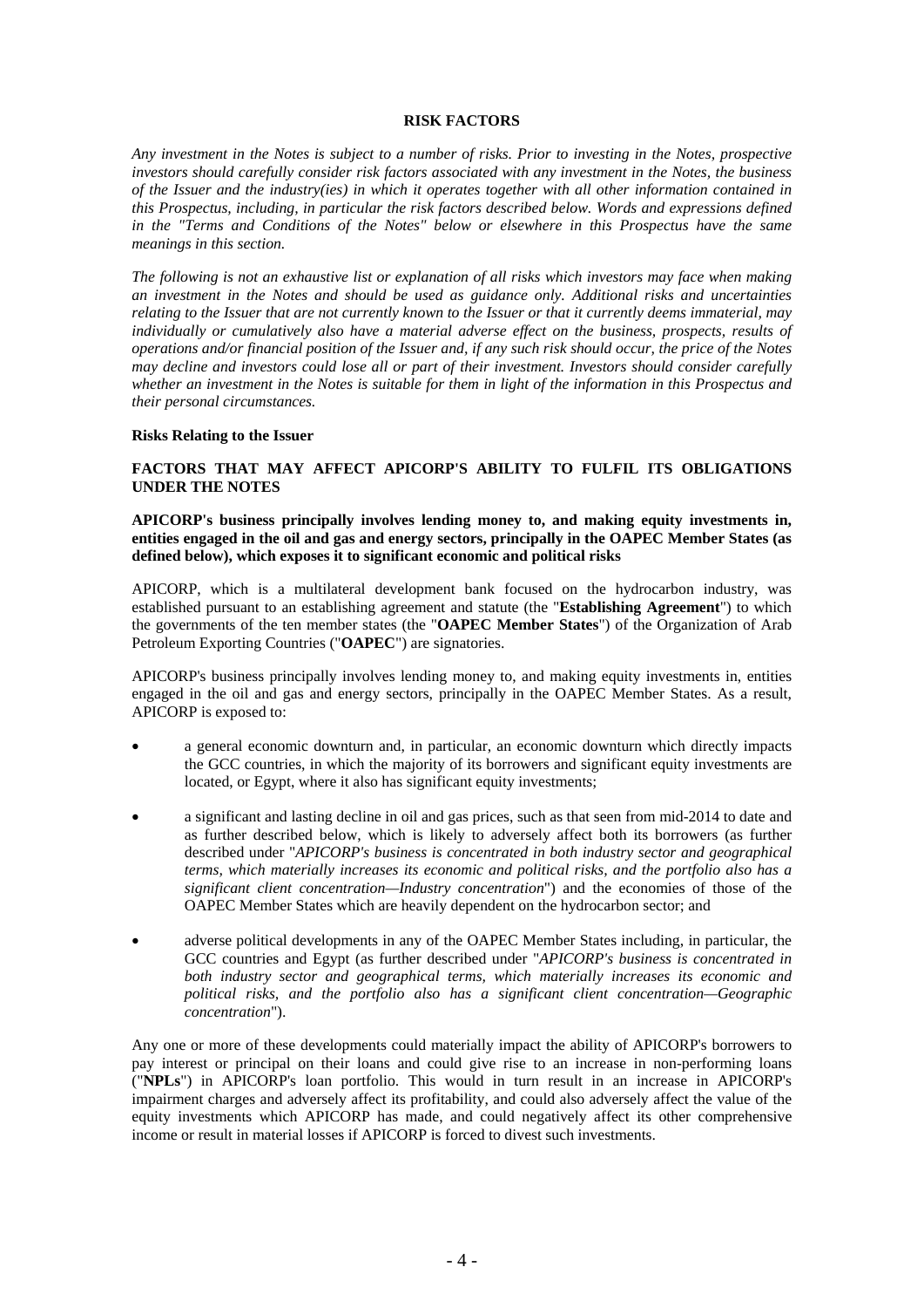# RISK FACTORS

*Any investment in the Notes is subject to a number of risks. Prior to investing in the Notes, prospective investors should carefully consider risk factors associated with any investment in the Notes, the business of the Issuer and the industry(ies) in which it operates together with all other information contained in this Prospectus, including, in particular the risk factors described below. Words and expressions defined in the "Terms and Conditions of the Notes" below or elsewhere in this Prospectus have the same meanings in this section.*

*The following is not an exhaustive list or explanation of all risks which investors may face when making an investment in the Notes and should be used as guidance only. Additional risks and uncertainties relating to the Issuer that are not currently known to the Issuer or that it currently deems immaterial, may individually or cumulatively also have a material adverse effect on the business, prospects, results of operations and/or financial position of the Issuer and, if any such risk should occur, the price of the Notes may decline and investors could lose all or part of their investment. Investors should consider carefully whether an investment in the Notes is suitable for them in light of the information in this Prospectus and their personal circumstances.*

**Risks Relating to the Issuer**

## FACTORS THAT MAY AFFECT APICORP'S ABILITY TO FULFIL ITS OBLIGATIONS UNDER THE NOTES

**APICORP's business principally involves lending money to, and making equity investments in, entities engaged in the oil and gas and energy sectors, principally in the OAPEC Member States (as defined below), which exposes it to significant economic and political risks**

APICORP, which is a multilateral development bank focused on the hydrocarbon industry, was established pursuant to an establishing agreement and statute (the "**Establishing Agreement**") to which the governments of the ten member states (the "**OAPEC Member States**") of the Organization of Arab Petroleum Exporting Countries ("**OAPEC**") are signatories.

APICORP's business principally involves lending money to, and making equity investments in, entities engaged in the oil and gas and energy sectors, principally in the OAPEC Member States. As a result, APICORP is exposed to:

- a general economic downturn and, in particular, an economic downturn which directly impacts the GCC countries, in which the majority of its borrowers and significant equity investments are located, or Egypt, where it also has significant equity investments;
- a significant and lasting decline in oil and gas prices, such as that seen from mid-2014 to date and as further described below, which is likely to adversely affect both its borrowers (as further described under "*APICORP's business is concentrated in both industry sector and geographical terms, which materially increases its economic and political risks, and the portfolio also has a significant client concentration—Industry concentration*") and the economies of those of the OAPEC Member States which are heavily dependent on the hydrocarbon sector; and
- adverse political developments in any of the OAPEC Member States including, in particular, the GCC countries and Egypt (as further described under "*APICORP's business is concentrated in both industry sector and geographical terms, which materially increases its economic and political risks, and the portfolio also has a significant client concentration—Geographic concentration*").

Any one or more of these developments could materially impact the ability of APICORP's borrowers to pay interest or principal on their loans and could give rise to an increase in non-performing loans ("**NPLs**") in APICORP's loan portfolio. This would in turn result in an increase in APICORP's impairment charges and adversely affect its profitability, and could also adversely affect the value of the equity investments which APICORP has made, and could negatively affect its other comprehensive income or result in material losses if APICORP is forced to divest such investments.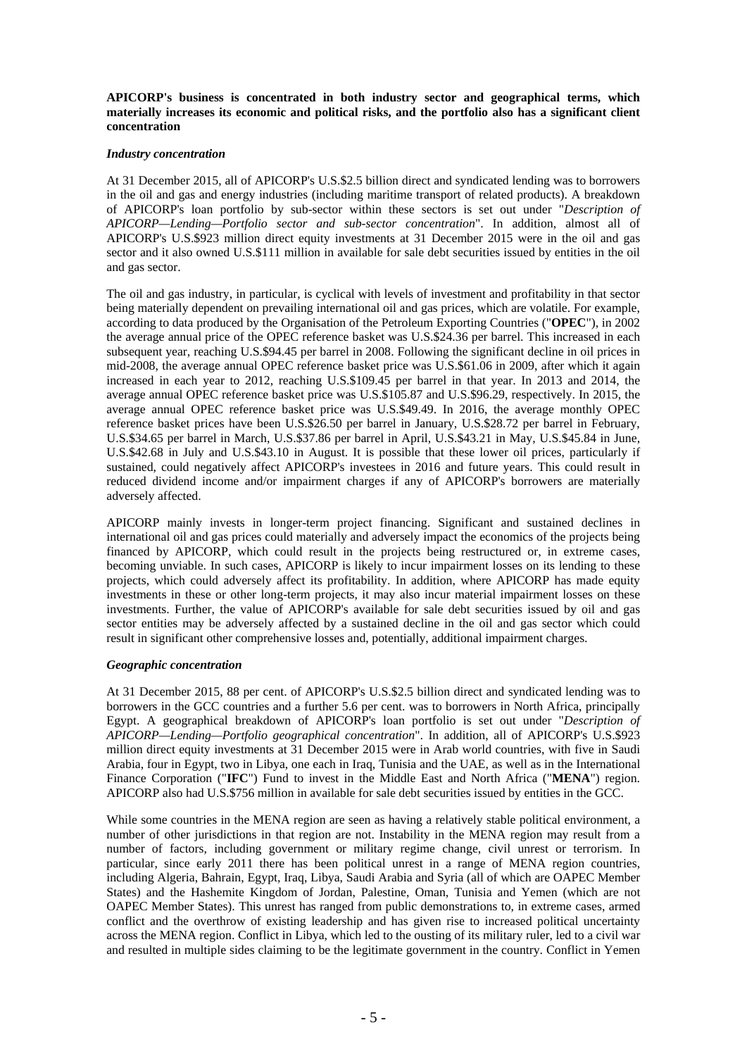**APICORP's business is concentrated in both industry sector and geographical terms, which materially increases its economic and political risks, and the portfolio also has a significant client concentration**

***Industry concentration***

At 31 December 2015, all of APICORP's U.S.$2.5 billion direct and syndicated lending was to borrowers in the oil and gas and energy industries (including maritime transport of related products). A breakdown of APICORP's loan portfolio by sub-sector within these sectors is set out under "*Description of APICORP—Lending—Portfolio sector and sub-sector concentration*". In addition, almost all of APICORP's U.S.$923 million direct equity investments at 31 December 2015 were in the oil and gas sector and it also owned U.S.$111 million in available for sale debt securities issued by entities in the oil and gas sector.

The oil and gas industry, in particular, is cyclical with levels of investment and profitability in that sector being materially dependent on prevailing international oil and gas prices, which are volatile. For example, according to data produced by the Organisation of the Petroleum Exporting Countries ("**OPEC**"), in 2002 the average annual price of the OPEC reference basket was U.S.$24.36 per barrel. This increased in each subsequent year, reaching U.S.$94.45 per barrel in 2008. Following the significant decline in oil prices in mid-2008, the average annual OPEC reference basket price was U.S.$61.06 in 2009, after which it again increased in each year to 2012, reaching U.S.$109.45 per barrel in that year. In 2013 and 2014, the average annual OPEC reference basket price was U.S.$105.87 and U.S.$96.29, respectively. In 2015, the average annual OPEC reference basket price was U.S.$49.49. In 2016, the average monthly OPEC reference basket prices have been U.S.$26.50 per barrel in January, U.S.$28.72 per barrel in February, U.S.$34.65 per barrel in March, U.S.$37.86 per barrel in April, U.S.$43.21 in May, U.S.$45.84 in June, U.S.$42.68 in July and U.S.$43.10 in August. It is possible that these lower oil prices, particularly if sustained, could negatively affect APICORP's investees in 2016 and future years. This could result in reduced dividend income and/or impairment charges if any of APICORP's borrowers are materially adversely affected.

APICORP mainly invests in longer-term project financing. Significant and sustained declines in international oil and gas prices could materially and adversely impact the economics of the projects being financed by APICORP, which could result in the projects being restructured or, in extreme cases, becoming unviable. In such cases, APICORP is likely to incur impairment losses on its lending to these projects, which could adversely affect its profitability. In addition, where APICORP has made equity investments in these or other long-term projects, it may also incur material impairment losses on these investments. Further, the value of APICORP's available for sale debt securities issued by oil and gas sector entities may be adversely affected by a sustained decline in the oil and gas sector which could result in significant other comprehensive losses and, potentially, additional impairment charges.

***Geographic concentration***

At 31 December 2015, 88 per cent. of APICORP's U.S.$2.5 billion direct and syndicated lending was to borrowers in the GCC countries and a further 5.6 per cent. was to borrowers in North Africa, principally Egypt. A geographical breakdown of APICORP's loan portfolio is set out under "*Description of APICORP—Lending—Portfolio geographical concentration*". In addition, all of APICORP's U.S.$923 million direct equity investments at 31 December 2015 were in Arab world countries, with five in Saudi Arabia, four in Egypt, two in Libya, one each in Iraq, Tunisia and the UAE, as well as in the International Finance Corporation ("**IFC**") Fund to invest in the Middle East and North Africa ("**MENA**") region. APICORP also had U.S.$756 million in available for sale debt securities issued by entities in the GCC.

While some countries in the MENA region are seen as having a relatively stable political environment, a number of other jurisdictions in that region are not. Instability in the MENA region may result from a number of factors, including government or military regime change, civil unrest or terrorism. In particular, since early 2011 there has been political unrest in a range of MENA region countries, including Algeria, Bahrain, Egypt, Iraq, Libya, Saudi Arabia and Syria (all of which are OAPEC Member States) and the Hashemite Kingdom of Jordan, Palestine, Oman, Tunisia and Yemen (which are not OAPEC Member States). This unrest has ranged from public demonstrations to, in extreme cases, armed conflict and the overthrow of existing leadership and has given rise to increased political uncertainty across the MENA region. Conflict in Libya, which led to the ousting of its military ruler, led to a civil war and resulted in multiple sides claiming to be the legitimate government in the country. Conflict in Yemen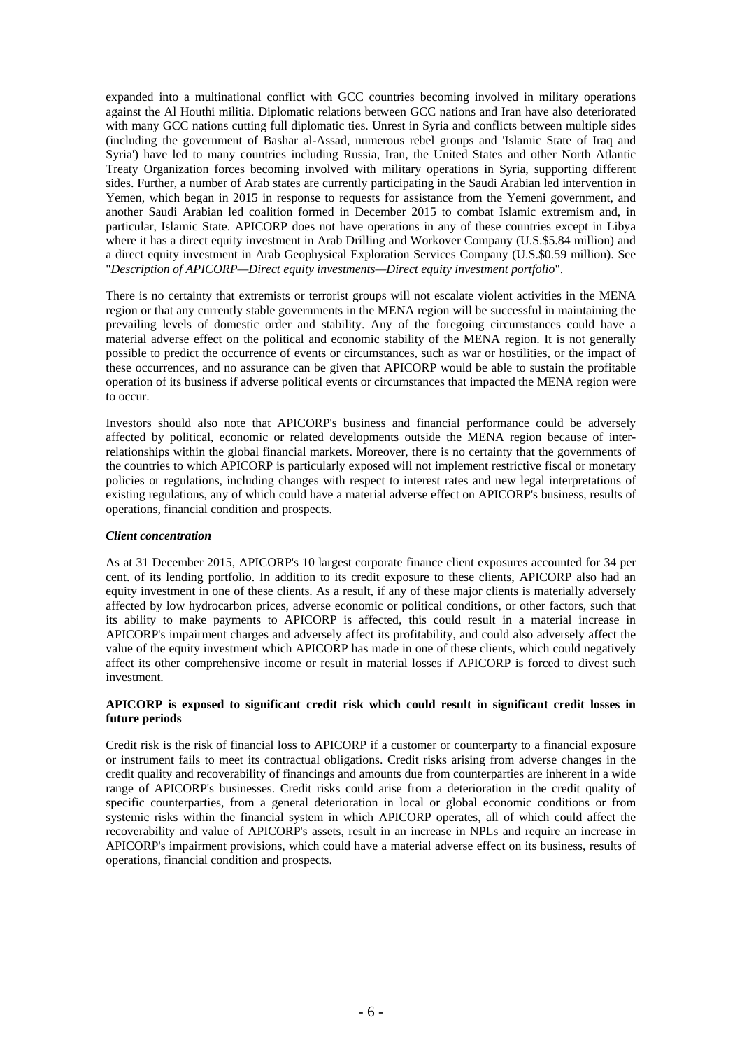expanded into a multinational conflict with GCC countries becoming involved in military operations against the Al Houthi militia. Diplomatic relations between GCC nations and Iran have also deteriorated with many GCC nations cutting full diplomatic ties. Unrest in Syria and conflicts between multiple sides (including the government of Bashar al-Assad, numerous rebel groups and 'Islamic State of Iraq and Syria') have led to many countries including Russia, Iran, the United States and other North Atlantic Treaty Organization forces becoming involved with military operations in Syria, supporting different sides. Further, a number of Arab states are currently participating in the Saudi Arabian led intervention in Yemen, which began in 2015 in response to requests for assistance from the Yemeni government, and another Saudi Arabian led coalition formed in December 2015 to combat Islamic extremism and, in particular, Islamic State. APICORP does not have operations in any of these countries except in Libya where it has a direct equity investment in Arab Drilling and Workover Company (U.S.$5.84 million) and a direct equity investment in Arab Geophysical Exploration Services Company (U.S.$0.59 million). See "*Description of APICORP—Direct equity investments—Direct equity investment portfolio*".

There is no certainty that extremists or terrorist groups will not escalate violent activities in the MENA region or that any currently stable governments in the MENA region will be successful in maintaining the prevailing levels of domestic order and stability. Any of the foregoing circumstances could have a material adverse effect on the political and economic stability of the MENA region. It is not generally possible to predict the occurrence of events or circumstances, such as war or hostilities, or the impact of these occurrences, and no assurance can be given that APICORP would be able to sustain the profitable operation of its business if adverse political events or circumstances that impacted the MENA region were to occur.

Investors should also note that APICORP's business and financial performance could be adversely affected by political, economic or related developments outside the MENA region because of inter-relationships within the global financial markets. Moreover, there is no certainty that the governments of the countries to which APICORP is particularly exposed will not implement restrictive fiscal or monetary policies or regulations, including changes with respect to interest rates and new legal interpretations of existing regulations, any of which could have a material adverse effect on APICORP's business, results of operations, financial condition and prospects.

***Client concentration***

As at 31 December 2015, APICORP's 10 largest corporate finance client exposures accounted for 34 per cent. of its lending portfolio. In addition to its credit exposure to these clients, APICORP also had an equity investment in one of these clients. As a result, if any of these major clients is materially adversely affected by low hydrocarbon prices, adverse economic or political conditions, or other factors, such that its ability to make payments to APICORP is affected, this could result in a material increase in APICORP's impairment charges and adversely affect its profitability, and could also adversely affect the value of the equity investment which APICORP has made in one of these clients, which could negatively affect its other comprehensive income or result in material losses if APICORP is forced to divest such investment.

**APICORP is exposed to significant credit risk which could result in significant credit losses in future periods**

Credit risk is the risk of financial loss to APICORP if a customer or counterparty to a financial exposure or instrument fails to meet its contractual obligations. Credit risks arising from adverse changes in the credit quality and recoverability of financings and amounts due from counterparties are inherent in a wide range of APICORP's businesses. Credit risks could arise from a deterioration in the credit quality of specific counterparties, from a general deterioration in local or global economic conditions or from systemic risks within the financial system in which APICORP operates, all of which could affect the recoverability and value of APICORP's assets, result in an increase in NPLs and require an increase in APICORP's impairment provisions, which could have a material adverse effect on its business, results of operations, financial condition and prospects.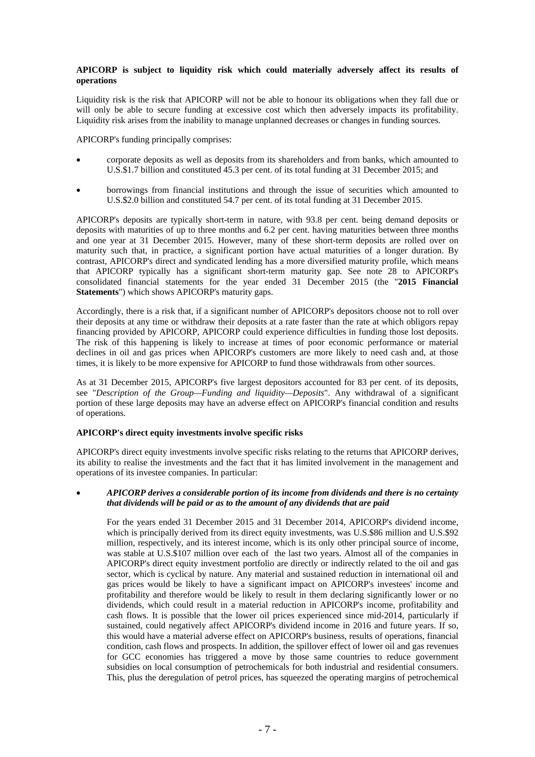**APICORP is subject to liquidity risk which could materially adversely affect its results of operations**

Liquidity risk is the risk that APICORP will not be able to honour its obligations when they fall due or will only be able to secure funding at excessive cost which then adversely impacts its profitability. Liquidity risk arises from the inability to manage unplanned decreases or changes in funding sources.

APICORP's funding principally comprises:

- corporate deposits as well as deposits from its shareholders and from banks, which amounted to U.S.$1.7 billion and constituted 45.3 per cent. of its total funding at 31 December 2015; and
- borrowings from financial institutions and through the issue of securities which amounted to U.S.$2.0 billion and constituted 54.7 per cent. of its total funding at 31 December 2015.

APICORP's deposits are typically short-term in nature, with 93.8 per cent. being demand deposits or deposits with maturities of up to three months and 6.2 per cent. having maturities between three months and one year at 31 December 2015. However, many of these short-term deposits are rolled over on maturity such that, in practice, a significant portion have actual maturities of a longer duration. By contrast, APICORP's direct and syndicated lending has a more diversified maturity profile, which means that APICORP typically has a significant short-term maturity gap. See note 28 to APICORP's consolidated financial statements for the year ended 31 December 2015 (the "**2015 Financial Statements**") which shows APICORP's maturity gaps.

Accordingly, there is a risk that, if a significant number of APICORP's depositors choose not to roll over their deposits at any time or withdraw their deposits at a rate faster than the rate at which obligors repay financing provided by APICORP, APICORP could experience difficulties in funding those lost deposits. The risk of this happening is likely to increase at times of poor economic performance or material declines in oil and gas prices when APICORP's customers are more likely to need cash and, at those times, it is likely to be more expensive for APICORP to fund those withdrawals from other sources.

As at 31 December 2015, APICORP's five largest depositors accounted for 83 per cent. of its deposits, see "*Description of the Group—Funding and liquidity—Deposits*". Any withdrawal of a significant portion of these large deposits may have an adverse effect on APICORP's financial condition and results of operations.

**APICORP's direct equity investments involve specific risks**

APICORP's direct equity investments involve specific risks relating to the returns that APICORP derives, its ability to realise the investments and the fact that it has limited involvement in the management and operations of its investee companies. In particular:

- ***APICORP derives a considerable portion of its income from dividends and there is no certainty that dividends will be paid or as to the amount of any dividends that are paid***

  For the years ended 31 December 2015 and 31 December 2014, APICORP's dividend income, which is principally derived from its direct equity investments, was U.S.$86 million and U.S.$92 million, respectively, and its interest income, which is its only other principal source of income, was stable at U.S.$107 million over each of the last two years. Almost all of the companies in APICORP's direct equity investment portfolio are directly or indirectly related to the oil and gas sector, which is cyclical by nature. Any material and sustained reduction in international oil and gas prices would be likely to have a significant impact on APICORP's investees' income and profitability and therefore would be likely to result in them declaring significantly lower or no dividends, which could result in a material reduction in APICORP's income, profitability and cash flows. It is possible that the lower oil prices experienced since mid-2014, particularly if sustained, could negatively affect APICORP's dividend income in 2016 and future years. If so, this would have a material adverse effect on APICORP's business, results of operations, financial condition, cash flows and prospects. In addition, the spillover effect of lower oil and gas revenues for GCC economies has triggered a move by those same countries to reduce government subsidies on local consumption of petrochemicals for both industrial and residential consumers. This, plus the deregulation of petrol prices, has squeezed the operating margins of petrochemical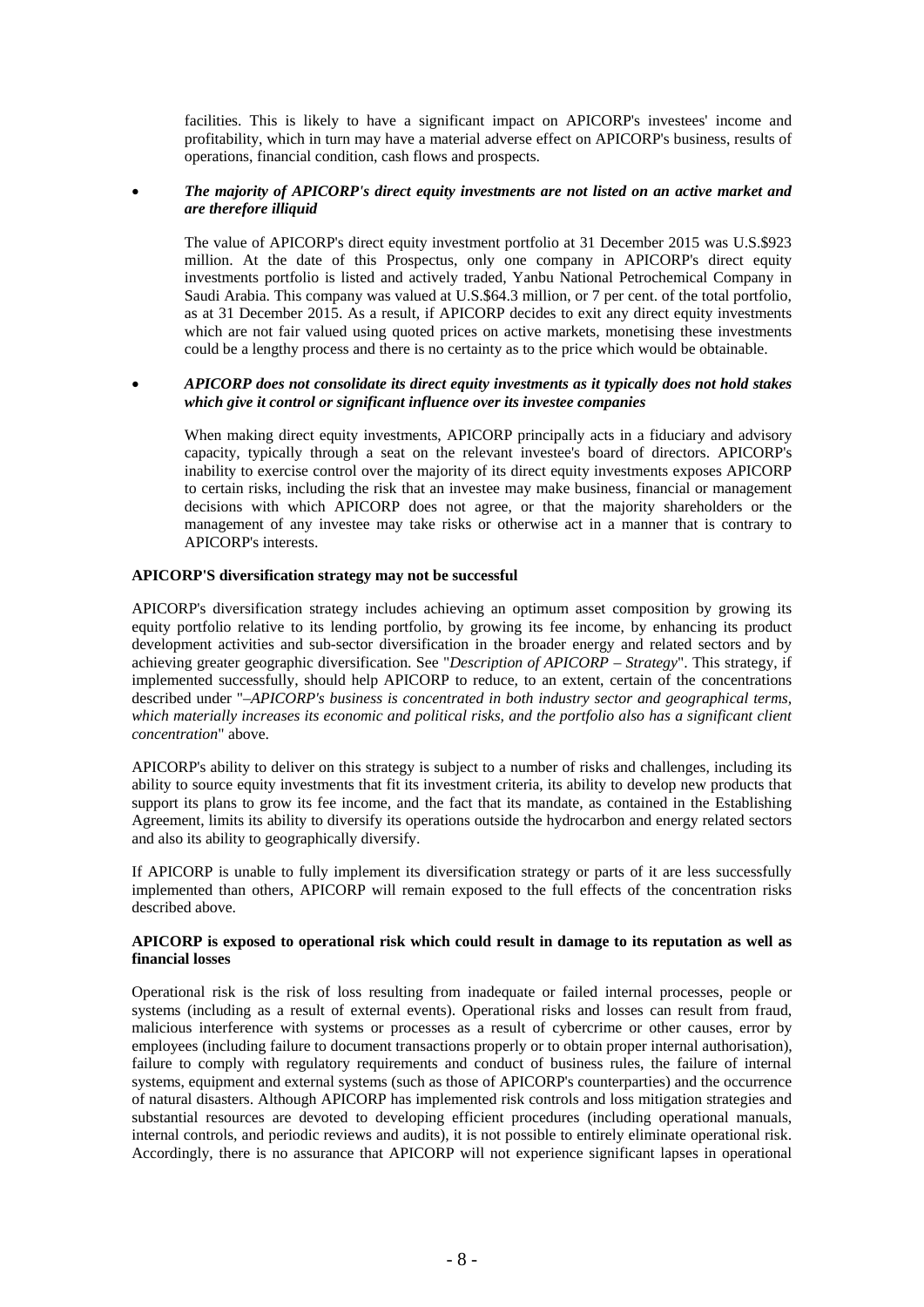facilities. This is likely to have a significant impact on APICORP's investees' income and profitability, which in turn may have a material adverse effect on APICORP's business, results of operations, financial condition, cash flows and prospects.

- ***The majority of APICORP's direct equity investments are not listed on an active market and are therefore illiquid***

  The value of APICORP's direct equity investment portfolio at 31 December 2015 was U.S.$923 million. At the date of this Prospectus, only one company in APICORP's direct equity investments portfolio is listed and actively traded, Yanbu National Petrochemical Company in Saudi Arabia. This company was valued at U.S.$64.3 million, or 7 per cent. of the total portfolio, as at 31 December 2015. As a result, if APICORP decides to exit any direct equity investments which are not fair valued using quoted prices on active markets, monetising these investments could be a lengthy process and there is no certainty as to the price which would be obtainable.

- ***APICORP does not consolidate its direct equity investments as it typically does not hold stakes which give it control or significant influence over its investee companies***

  When making direct equity investments, APICORP principally acts in a fiduciary and advisory capacity, typically through a seat on the relevant investee's board of directors. APICORP's inability to exercise control over the majority of its direct equity investments exposes APICORP to certain risks, including the risk that an investee may make business, financial or management decisions with which APICORP does not agree, or that the majority shareholders or the management of any investee may take risks or otherwise act in a manner that is contrary to APICORP's interests.

**APICORP'S diversification strategy may not be successful**

APICORP's diversification strategy includes achieving an optimum asset composition by growing its equity portfolio relative to its lending portfolio, by growing its fee income, by enhancing its product development activities and sub-sector diversification in the broader energy and related sectors and by achieving greater geographic diversification. See "*Description of APICORP – Strategy*". This strategy, if implemented successfully, should help APICORP to reduce, to an extent, certain of the concentrations described under "*–APICORP's business is concentrated in both industry sector and geographical terms, which materially increases its economic and political risks, and the portfolio also has a significant client concentration*" above.

APICORP's ability to deliver on this strategy is subject to a number of risks and challenges, including its ability to source equity investments that fit its investment criteria, its ability to develop new products that support its plans to grow its fee income, and the fact that its mandate, as contained in the Establishing Agreement, limits its ability to diversify its operations outside the hydrocarbon and energy related sectors and also its ability to geographically diversify.

If APICORP is unable to fully implement its diversification strategy or parts of it are less successfully implemented than others, APICORP will remain exposed to the full effects of the concentration risks described above.

**APICORP is exposed to operational risk which could result in damage to its reputation as well as financial losses**

Operational risk is the risk of loss resulting from inadequate or failed internal processes, people or systems (including as a result of external events). Operational risks and losses can result from fraud, malicious interference with systems or processes as a result of cybercrime or other causes, error by employees (including failure to document transactions properly or to obtain proper internal authorisation), failure to comply with regulatory requirements and conduct of business rules, the failure of internal systems, equipment and external systems (such as those of APICORP's counterparties) and the occurrence of natural disasters. Although APICORP has implemented risk controls and loss mitigation strategies and substantial resources are devoted to developing efficient procedures (including operational manuals, internal controls, and periodic reviews and audits), it is not possible to entirely eliminate operational risk. Accordingly, there is no assurance that APICORP will not experience significant lapses in operational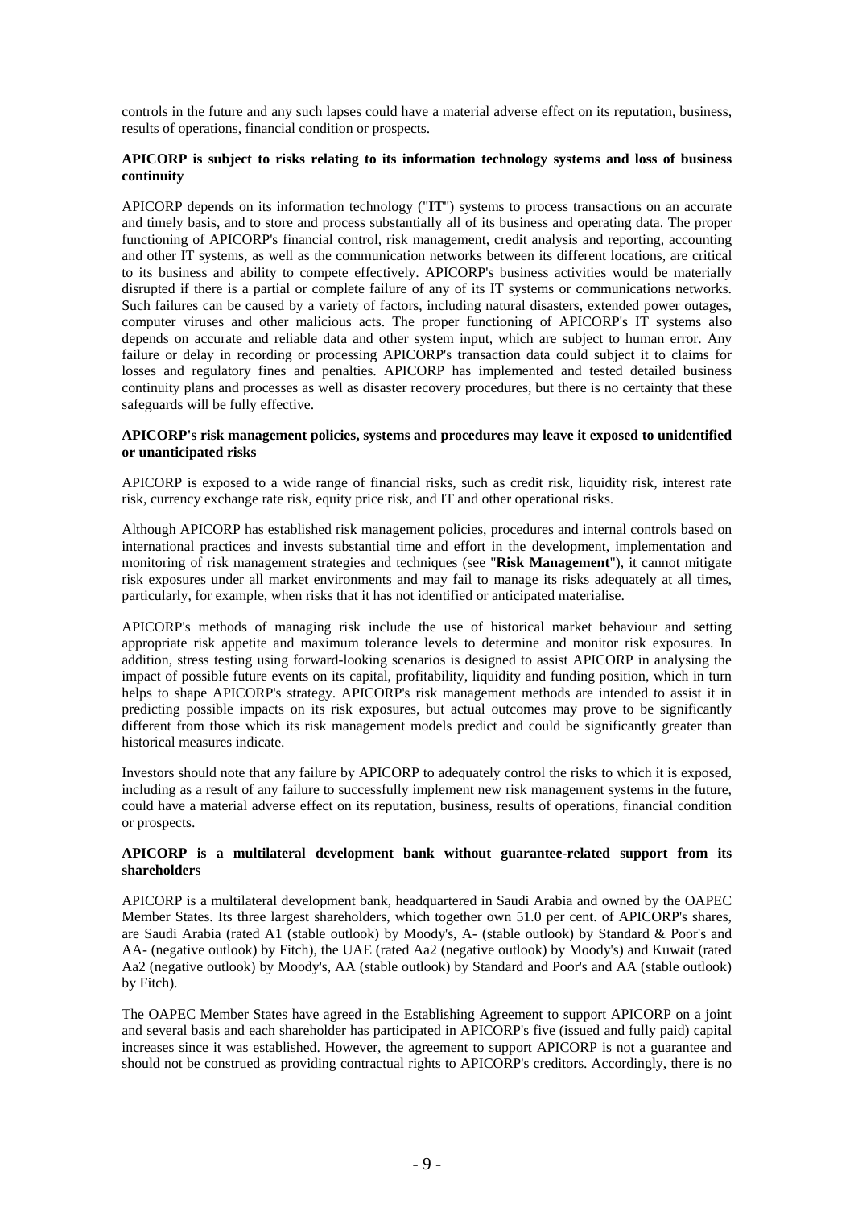controls in the future and any such lapses could have a material adverse effect on its reputation, business, results of operations, financial condition or prospects.

**APICORP is subject to risks relating to its information technology systems and loss of business continuity**

APICORP depends on its information technology ("**IT**") systems to process transactions on an accurate and timely basis, and to store and process substantially all of its business and operating data. The proper functioning of APICORP's financial control, risk management, credit analysis and reporting, accounting and other IT systems, as well as the communication networks between its different locations, are critical to its business and ability to compete effectively. APICORP's business activities would be materially disrupted if there is a partial or complete failure of any of its IT systems or communications networks. Such failures can be caused by a variety of factors, including natural disasters, extended power outages, computer viruses and other malicious acts. The proper functioning of APICORP's IT systems also depends on accurate and reliable data and other system input, which are subject to human error. Any failure or delay in recording or processing APICORP's transaction data could subject it to claims for losses and regulatory fines and penalties. APICORP has implemented and tested detailed business continuity plans and processes as well as disaster recovery procedures, but there is no certainty that these safeguards will be fully effective.

**APICORP's risk management policies, systems and procedures may leave it exposed to unidentified or unanticipated risks**

APICORP is exposed to a wide range of financial risks, such as credit risk, liquidity risk, interest rate risk, currency exchange rate risk, equity price risk, and IT and other operational risks.

Although APICORP has established risk management policies, procedures and internal controls based on international practices and invests substantial time and effort in the development, implementation and monitoring of risk management strategies and techniques (see "**Risk Management**"), it cannot mitigate risk exposures under all market environments and may fail to manage its risks adequately at all times, particularly, for example, when risks that it has not identified or anticipated materialise.

APICORP's methods of managing risk include the use of historical market behaviour and setting appropriate risk appetite and maximum tolerance levels to determine and monitor risk exposures. In addition, stress testing using forward-looking scenarios is designed to assist APICORP in analysing the impact of possible future events on its capital, profitability, liquidity and funding position, which in turn helps to shape APICORP's strategy. APICORP's risk management methods are intended to assist it in predicting possible impacts on its risk exposures, but actual outcomes may prove to be significantly different from those which its risk management models predict and could be significantly greater than historical measures indicate.

Investors should note that any failure by APICORP to adequately control the risks to which it is exposed, including as a result of any failure to successfully implement new risk management systems in the future, could have a material adverse effect on its reputation, business, results of operations, financial condition or prospects.

**APICORP is a multilateral development bank without guarantee-related support from its shareholders**

APICORP is a multilateral development bank, headquartered in Saudi Arabia and owned by the OAPEC Member States. Its three largest shareholders, which together own 51.0 per cent. of APICORP's shares, are Saudi Arabia (rated A1 (stable outlook) by Moody's, A- (stable outlook) by Standard & Poor's and AA- (negative outlook) by Fitch), the UAE (rated Aa2 (negative outlook) by Moody's) and Kuwait (rated Aa2 (negative outlook) by Moody's, AA (stable outlook) by Standard and Poor's and AA (stable outlook) by Fitch).

The OAPEC Member States have agreed in the Establishing Agreement to support APICORP on a joint and several basis and each shareholder has participated in APICORP's five (issued and fully paid) capital increases since it was established. However, the agreement to support APICORP is not a guarantee and should not be construed as providing contractual rights to APICORP's creditors. Accordingly, there is no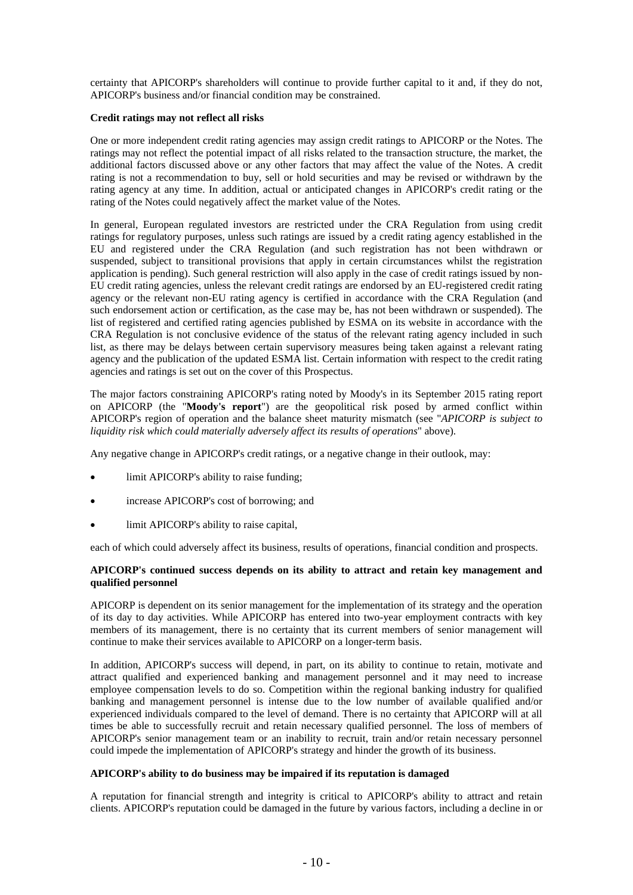certainty that APICORP's shareholders will continue to provide further capital to it and, if they do not, APICORP's business and/or financial condition may be constrained.

**Credit ratings may not reflect all risks**

One or more independent credit rating agencies may assign credit ratings to APICORP or the Notes. The ratings may not reflect the potential impact of all risks related to the transaction structure, the market, the additional factors discussed above or any other factors that may affect the value of the Notes. A credit rating is not a recommendation to buy, sell or hold securities and may be revised or withdrawn by the rating agency at any time. In addition, actual or anticipated changes in APICORP's credit rating or the rating of the Notes could negatively affect the market value of the Notes.

In general, European regulated investors are restricted under the CRA Regulation from using credit ratings for regulatory purposes, unless such ratings are issued by a credit rating agency established in the EU and registered under the CRA Regulation (and such registration has not been withdrawn or suspended, subject to transitional provisions that apply in certain circumstances whilst the registration application is pending). Such general restriction will also apply in the case of credit ratings issued by non-EU credit rating agencies, unless the relevant credit ratings are endorsed by an EU-registered credit rating agency or the relevant non-EU rating agency is certified in accordance with the CRA Regulation (and such endorsement action or certification, as the case may be, has not been withdrawn or suspended). The list of registered and certified rating agencies published by ESMA on its website in accordance with the CRA Regulation is not conclusive evidence of the status of the relevant rating agency included in such list, as there may be delays between certain supervisory measures being taken against a relevant rating agency and the publication of the updated ESMA list. Certain information with respect to the credit rating agencies and ratings is set out on the cover of this Prospectus.

The major factors constraining APICORP's rating noted by Moody's in its September 2015 rating report on APICORP (the "**Moody's report**") are the geopolitical risk posed by armed conflict within APICORP's region of operation and the balance sheet maturity mismatch (see "*APICORP is subject to liquidity risk which could materially adversely affect its results of operations*" above).

Any negative change in APICORP's credit ratings, or a negative change in their outlook, may:

- limit APICORP's ability to raise funding;
- increase APICORP's cost of borrowing; and
- limit APICORP's ability to raise capital,

each of which could adversely affect its business, results of operations, financial condition and prospects.

**APICORP's continued success depends on its ability to attract and retain key management and qualified personnel**

APICORP is dependent on its senior management for the implementation of its strategy and the operation of its day to day activities. While APICORP has entered into two-year employment contracts with key members of its management, there is no certainty that its current members of senior management will continue to make their services available to APICORP on a longer-term basis.

In addition, APICORP's success will depend, in part, on its ability to continue to retain, motivate and attract qualified and experienced banking and management personnel and it may need to increase employee compensation levels to do so. Competition within the regional banking industry for qualified banking and management personnel is intense due to the low number of available qualified and/or experienced individuals compared to the level of demand. There is no certainty that APICORP will at all times be able to successfully recruit and retain necessary qualified personnel. The loss of members of APICORP's senior management team or an inability to recruit, train and/or retain necessary personnel could impede the implementation of APICORP's strategy and hinder the growth of its business.

**APICORP's ability to do business may be impaired if its reputation is damaged**

A reputation for financial strength and integrity is critical to APICORP's ability to attract and retain clients. APICORP's reputation could be damaged in the future by various factors, including a decline in or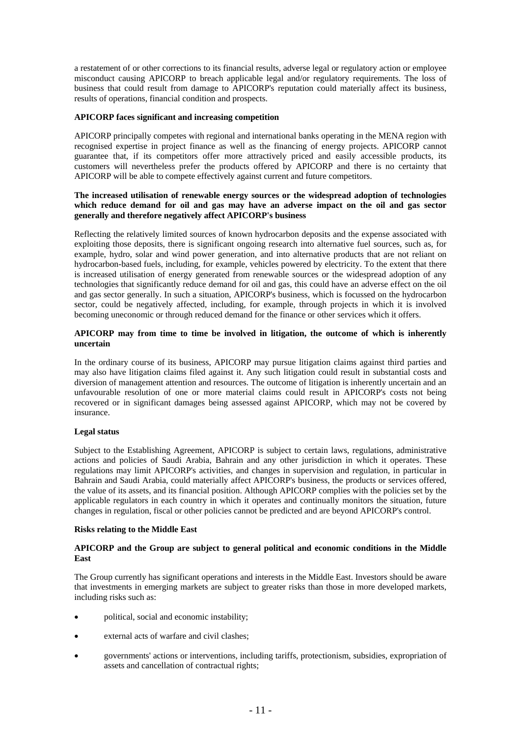a restatement of or other corrections to its financial results, adverse legal or regulatory action or employee misconduct causing APICORP to breach applicable legal and/or regulatory requirements. The loss of business that could result from damage to APICORP's reputation could materially affect its business, results of operations, financial condition and prospects.

**APICORP faces significant and increasing competition**

APICORP principally competes with regional and international banks operating in the MENA region with recognised expertise in project finance as well as the financing of energy projects. APICORP cannot guarantee that, if its competitors offer more attractively priced and easily accessible products, its customers will nevertheless prefer the products offered by APICORP and there is no certainty that APICORP will be able to compete effectively against current and future competitors.

**The increased utilisation of renewable energy sources or the widespread adoption of technologies which reduce demand for oil and gas may have an adverse impact on the oil and gas sector generally and therefore negatively affect APICORP's business**

Reflecting the relatively limited sources of known hydrocarbon deposits and the expense associated with exploiting those deposits, there is significant ongoing research into alternative fuel sources, such as, for example, hydro, solar and wind power generation, and into alternative products that are not reliant on hydrocarbon-based fuels, including, for example, vehicles powered by electricity. To the extent that there is increased utilisation of energy generated from renewable sources or the widespread adoption of any technologies that significantly reduce demand for oil and gas, this could have an adverse effect on the oil and gas sector generally. In such a situation, APICORP's business, which is focussed on the hydrocarbon sector, could be negatively affected, including, for example, through projects in which it is involved becoming uneconomic or through reduced demand for the finance or other services which it offers.

**APICORP may from time to time be involved in litigation, the outcome of which is inherently uncertain**

In the ordinary course of its business, APICORP may pursue litigation claims against third parties and may also have litigation claims filed against it. Any such litigation could result in substantial costs and diversion of management attention and resources. The outcome of litigation is inherently uncertain and an unfavourable resolution of one or more material claims could result in APICORP's costs not being recovered or in significant damages being assessed against APICORP, which may not be covered by insurance.

**Legal status**

Subject to the Establishing Agreement, APICORP is subject to certain laws, regulations, administrative actions and policies of Saudi Arabia, Bahrain and any other jurisdiction in which it operates. These regulations may limit APICORP's activities, and changes in supervision and regulation, in particular in Bahrain and Saudi Arabia, could materially affect APICORP's business, the products or services offered, the value of its assets, and its financial position. Although APICORP complies with the policies set by the applicable regulators in each country in which it operates and continually monitors the situation, future changes in regulation, fiscal or other policies cannot be predicted and are beyond APICORP's control.

**Risks relating to the Middle East**

**APICORP and the Group are subject to general political and economic conditions in the Middle East**

The Group currently has significant operations and interests in the Middle East. Investors should be aware that investments in emerging markets are subject to greater risks than those in more developed markets, including risks such as:

- political, social and economic instability;
- external acts of warfare and civil clashes;
- governments' actions or interventions, including tariffs, protectionism, subsidies, expropriation of assets and cancellation of contractual rights;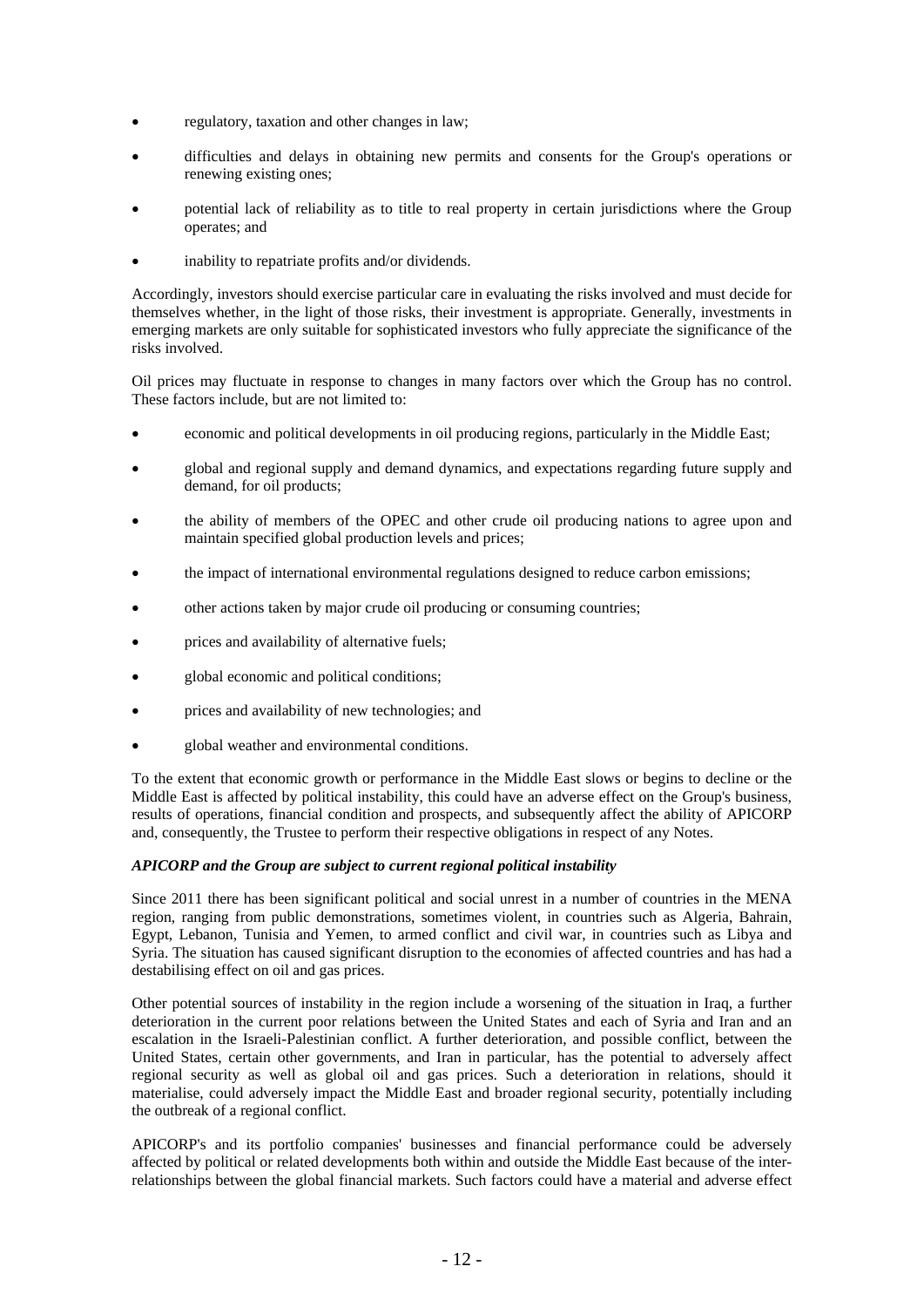- regulatory, taxation and other changes in law;
- difficulties and delays in obtaining new permits and consents for the Group's operations or renewing existing ones;
- potential lack of reliability as to title to real property in certain jurisdictions where the Group operates; and
- inability to repatriate profits and/or dividends.

Accordingly, investors should exercise particular care in evaluating the risks involved and must decide for themselves whether, in the light of those risks, their investment is appropriate. Generally, investments in emerging markets are only suitable for sophisticated investors who fully appreciate the significance of the risks involved.

Oil prices may fluctuate in response to changes in many factors over which the Group has no control. These factors include, but are not limited to:

- economic and political developments in oil producing regions, particularly in the Middle East;
- global and regional supply and demand dynamics, and expectations regarding future supply and demand, for oil products;
- the ability of members of the OPEC and other crude oil producing nations to agree upon and maintain specified global production levels and prices;
- the impact of international environmental regulations designed to reduce carbon emissions;
- other actions taken by major crude oil producing or consuming countries;
- prices and availability of alternative fuels;
- global economic and political conditions;
- prices and availability of new technologies; and
- global weather and environmental conditions.

To the extent that economic growth or performance in the Middle East slows or begins to decline or the Middle East is affected by political instability, this could have an adverse effect on the Group's business, results of operations, financial condition and prospects, and subsequently affect the ability of APICORP and, consequently, the Trustee to perform their respective obligations in respect of any Notes.

***APICORP and the Group are subject to current regional political instability***

Since 2011 there has been significant political and social unrest in a number of countries in the MENA region, ranging from public demonstrations, sometimes violent, in countries such as Algeria, Bahrain, Egypt, Lebanon, Tunisia and Yemen, to armed conflict and civil war, in countries such as Libya and Syria. The situation has caused significant disruption to the economies of affected countries and has had a destabilising effect on oil and gas prices.

Other potential sources of instability in the region include a worsening of the situation in Iraq, a further deterioration in the current poor relations between the United States and each of Syria and Iran and an escalation in the Israeli-Palestinian conflict. A further deterioration, and possible conflict, between the United States, certain other governments, and Iran in particular, has the potential to adversely affect regional security as well as global oil and gas prices. Such a deterioration in relations, should it materialise, could adversely impact the Middle East and broader regional security, potentially including the outbreak of a regional conflict.

APICORP's and its portfolio companies' businesses and financial performance could be adversely affected by political or related developments both within and outside the Middle East because of the inter-relationships between the global financial markets. Such factors could have a material and adverse effect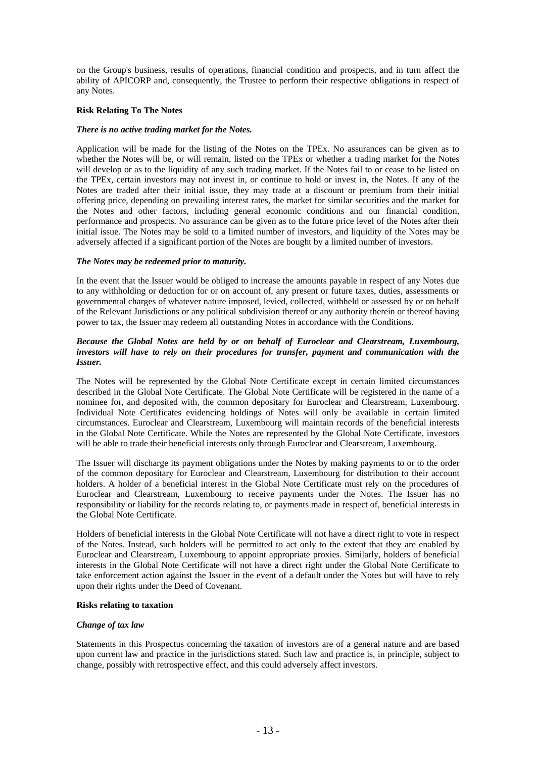on the Group's business, results of operations, financial condition and prospects, and in turn affect the ability of APICORP and, consequently, the Trustee to perform their respective obligations in respect of any Notes.

**Risk Relating To The Notes**

***There is no active trading market for the Notes.***

Application will be made for the listing of the Notes on the TPEx. No assurances can be given as to whether the Notes will be, or will remain, listed on the TPEx or whether a trading market for the Notes will develop or as to the liquidity of any such trading market. If the Notes fail to or cease to be listed on the TPEx, certain investors may not invest in, or continue to hold or invest in, the Notes. If any of the Notes are traded after their initial issue, they may trade at a discount or premium from their initial offering price, depending on prevailing interest rates, the market for similar securities and the market for the Notes and other factors, including general economic conditions and our financial condition, performance and prospects. No assurance can be given as to the future price level of the Notes after their initial issue. The Notes may be sold to a limited number of investors, and liquidity of the Notes may be adversely affected if a significant portion of the Notes are bought by a limited number of investors.

***The Notes may be redeemed prior to maturity.***

In the event that the Issuer would be obliged to increase the amounts payable in respect of any Notes due to any withholding or deduction for or on account of, any present or future taxes, duties, assessments or governmental charges of whatever nature imposed, levied, collected, withheld or assessed by or on behalf of the Relevant Jurisdictions or any political subdivision thereof or any authority therein or thereof having power to tax, the Issuer may redeem all outstanding Notes in accordance with the Conditions.

***Because the Global Notes are held by or on behalf of Euroclear and Clearstream, Luxembourg, investors will have to rely on their procedures for transfer, payment and communication with the Issuer.***

The Notes will be represented by the Global Note Certificate except in certain limited circumstances described in the Global Note Certificate. The Global Note Certificate will be registered in the name of a nominee for, and deposited with, the common depositary for Euroclear and Clearstream, Luxembourg. Individual Note Certificates evidencing holdings of Notes will only be available in certain limited circumstances. Euroclear and Clearstream, Luxembourg will maintain records of the beneficial interests in the Global Note Certificate. While the Notes are represented by the Global Note Certificate, investors will be able to trade their beneficial interests only through Euroclear and Clearstream, Luxembourg.

The Issuer will discharge its payment obligations under the Notes by making payments to or to the order of the common depositary for Euroclear and Clearstream, Luxembourg for distribution to their account holders. A holder of a beneficial interest in the Global Note Certificate must rely on the procedures of Euroclear and Clearstream, Luxembourg to receive payments under the Notes. The Issuer has no responsibility or liability for the records relating to, or payments made in respect of, beneficial interests in the Global Note Certificate.

Holders of beneficial interests in the Global Note Certificate will not have a direct right to vote in respect of the Notes. Instead, such holders will be permitted to act only to the extent that they are enabled by Euroclear and Clearstream, Luxembourg to appoint appropriate proxies. Similarly, holders of beneficial interests in the Global Note Certificate will not have a direct right under the Global Note Certificate to take enforcement action against the Issuer in the event of a default under the Notes but will have to rely upon their rights under the Deed of Covenant.

**Risks relating to taxation**

***Change of tax law***

Statements in this Prospectus concerning the taxation of investors are of a general nature and are based upon current law and practice in the jurisdictions stated. Such law and practice is, in principle, subject to change, possibly with retrospective effect, and this could adversely affect investors.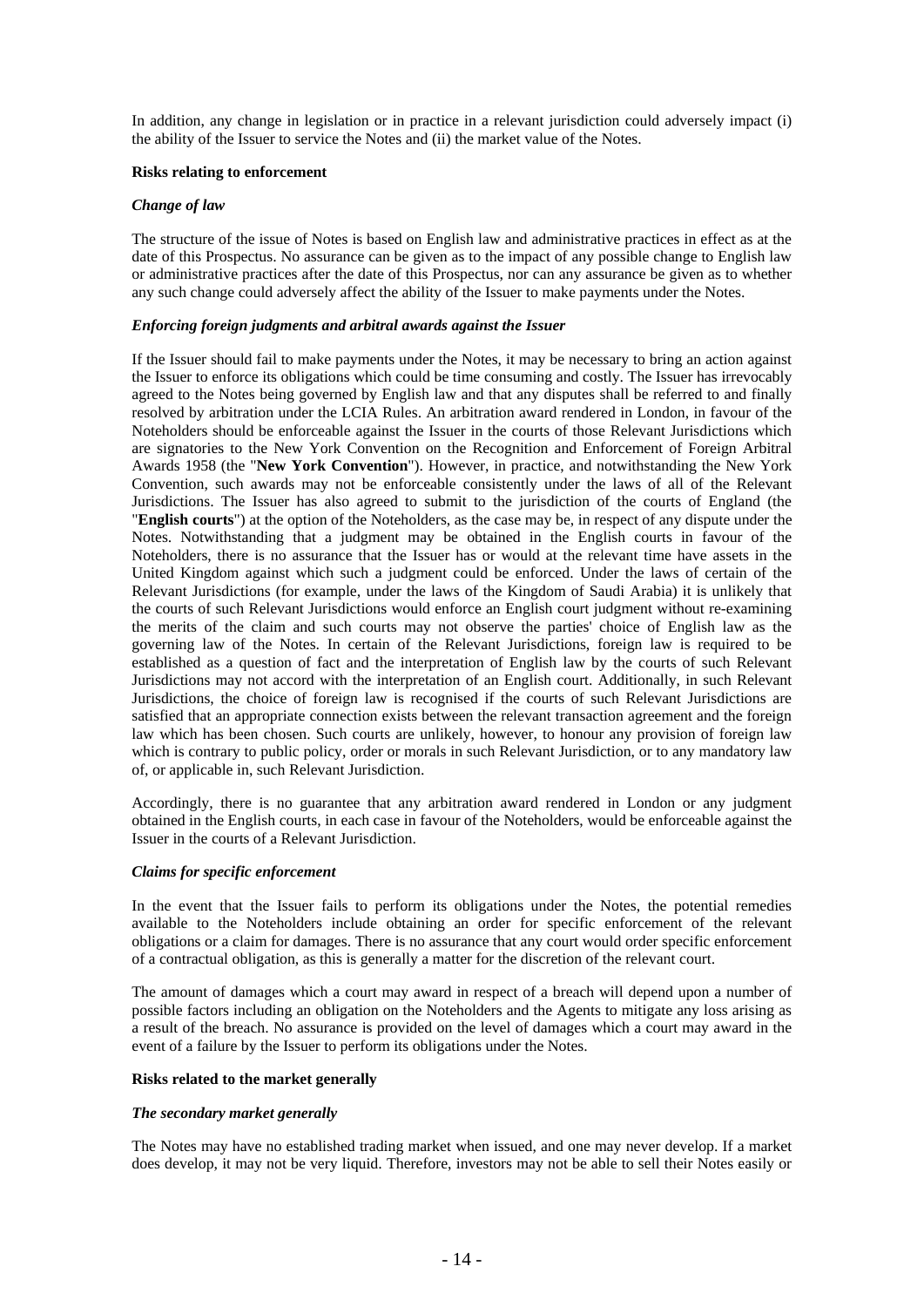In addition, any change in legislation or in practice in a relevant jurisdiction could adversely impact (i) the ability of the Issuer to service the Notes and (ii) the market value of the Notes.

**Risks relating to enforcement**

***Change of law***

The structure of the issue of Notes is based on English law and administrative practices in effect as at the date of this Prospectus. No assurance can be given as to the impact of any possible change to English law or administrative practices after the date of this Prospectus, nor can any assurance be given as to whether any such change could adversely affect the ability of the Issuer to make payments under the Notes.

***Enforcing foreign judgments and arbitral awards against the Issuer***

If the Issuer should fail to make payments under the Notes, it may be necessary to bring an action against the Issuer to enforce its obligations which could be time consuming and costly. The Issuer has irrevocably agreed to the Notes being governed by English law and that any disputes shall be referred to and finally resolved by arbitration under the LCIA Rules. An arbitration award rendered in London, in favour of the Noteholders should be enforceable against the Issuer in the courts of those Relevant Jurisdictions which are signatories to the New York Convention on the Recognition and Enforcement of Foreign Arbitral Awards 1958 (the "**New York Convention**"). However, in practice, and notwithstanding the New York Convention, such awards may not be enforceable consistently under the laws of all of the Relevant Jurisdictions. The Issuer has also agreed to submit to the jurisdiction of the courts of England (the "**English courts**") at the option of the Noteholders, as the case may be, in respect of any dispute under the Notes. Notwithstanding that a judgment may be obtained in the English courts in favour of the Noteholders, there is no assurance that the Issuer has or would at the relevant time have assets in the United Kingdom against which such a judgment could be enforced. Under the laws of certain of the Relevant Jurisdictions (for example, under the laws of the Kingdom of Saudi Arabia) it is unlikely that the courts of such Relevant Jurisdictions would enforce an English court judgment without re-examining the merits of the claim and such courts may not observe the parties' choice of English law as the governing law of the Notes. In certain of the Relevant Jurisdictions, foreign law is required to be established as a question of fact and the interpretation of English law by the courts of such Relevant Jurisdictions may not accord with the interpretation of an English court. Additionally, in such Relevant Jurisdictions, the choice of foreign law is recognised if the courts of such Relevant Jurisdictions are satisfied that an appropriate connection exists between the relevant transaction agreement and the foreign law which has been chosen. Such courts are unlikely, however, to honour any provision of foreign law which is contrary to public policy, order or morals in such Relevant Jurisdiction, or to any mandatory law of, or applicable in, such Relevant Jurisdiction.

Accordingly, there is no guarantee that any arbitration award rendered in London or any judgment obtained in the English courts, in each case in favour of the Noteholders, would be enforceable against the Issuer in the courts of a Relevant Jurisdiction.

***Claims for specific enforcement***

In the event that the Issuer fails to perform its obligations under the Notes, the potential remedies available to the Noteholders include obtaining an order for specific enforcement of the relevant obligations or a claim for damages. There is no assurance that any court would order specific enforcement of a contractual obligation, as this is generally a matter for the discretion of the relevant court.

The amount of damages which a court may award in respect of a breach will depend upon a number of possible factors including an obligation on the Noteholders and the Agents to mitigate any loss arising as a result of the breach. No assurance is provided on the level of damages which a court may award in the event of a failure by the Issuer to perform its obligations under the Notes.

**Risks related to the market generally**

***The secondary market generally***

The Notes may have no established trading market when issued, and one may never develop. If a market does develop, it may not be very liquid. Therefore, investors may not be able to sell their Notes easily or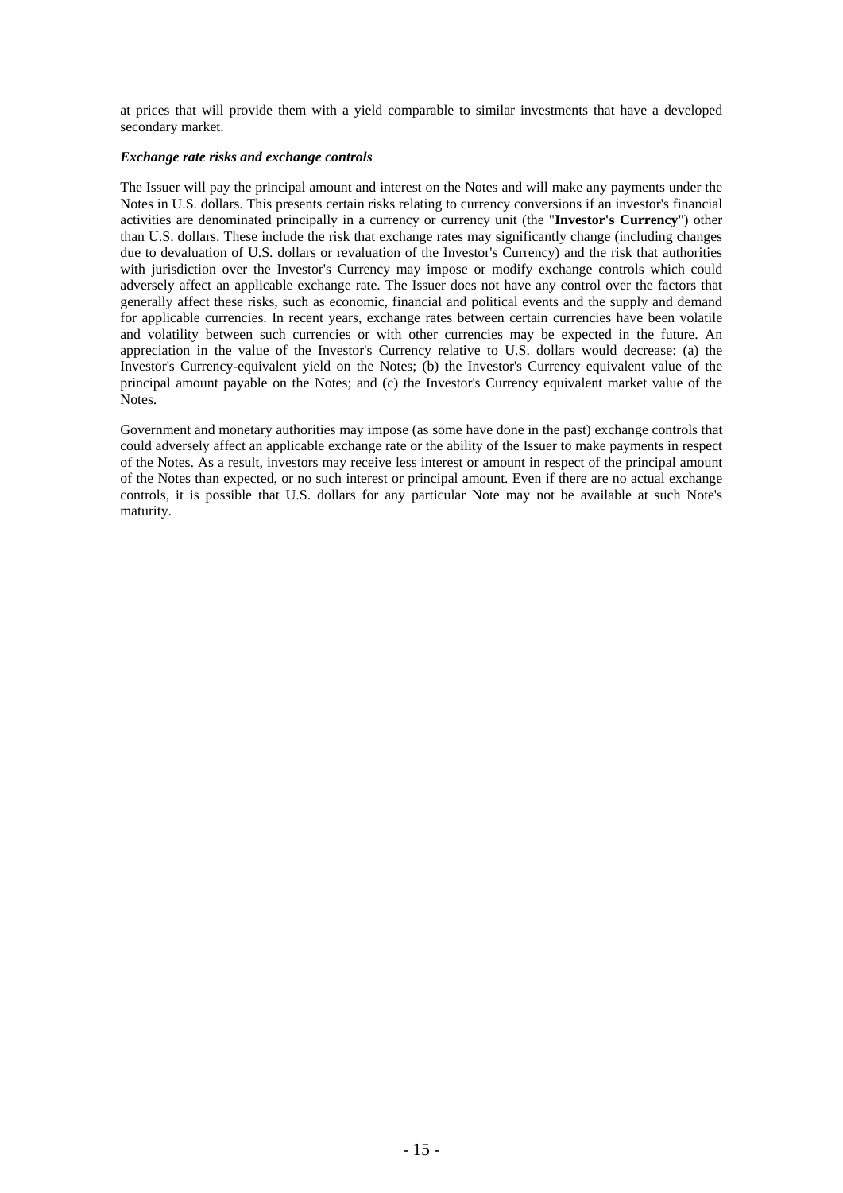at prices that will provide them with a yield comparable to similar investments that have a developed secondary market.

***Exchange rate risks and exchange controls***

The Issuer will pay the principal amount and interest on the Notes and will make any payments under the Notes in U.S. dollars. This presents certain risks relating to currency conversions if an investor's financial activities are denominated principally in a currency or currency unit (the "**Investor's Currency**") other than U.S. dollars. These include the risk that exchange rates may significantly change (including changes due to devaluation of U.S. dollars or revaluation of the Investor's Currency) and the risk that authorities with jurisdiction over the Investor's Currency may impose or modify exchange controls which could adversely affect an applicable exchange rate. The Issuer does not have any control over the factors that generally affect these risks, such as economic, financial and political events and the supply and demand for applicable currencies. In recent years, exchange rates between certain currencies have been volatile and volatility between such currencies or with other currencies may be expected in the future. An appreciation in the value of the Investor's Currency relative to U.S. dollars would decrease: (a) the Investor's Currency-equivalent yield on the Notes; (b) the Investor's Currency equivalent value of the principal amount payable on the Notes; and (c) the Investor's Currency equivalent market value of the Notes.

Government and monetary authorities may impose (as some have done in the past) exchange controls that could adversely affect an applicable exchange rate or the ability of the Issuer to make payments in respect of the Notes. As a result, investors may receive less interest or amount in respect of the principal amount of the Notes than expected, or no such interest or principal amount. Even if there are no actual exchange controls, it is possible that U.S. dollars for any particular Note may not be available at such Note's maturity.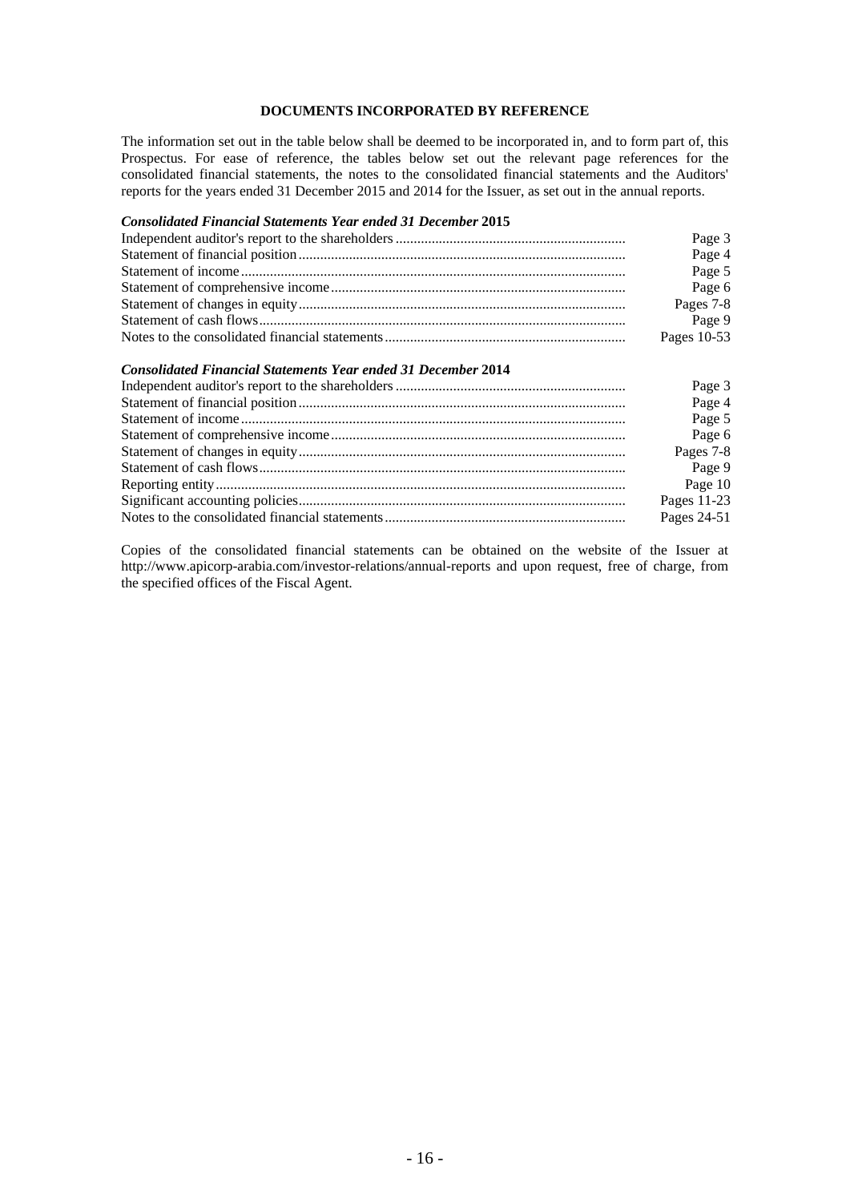## DOCUMENTS INCORPORATED BY REFERENCE

The information set out in the table below shall be deemed to be incorporated in, and to form part of, this Prospectus. For ease of reference, the tables below set out the relevant page references for the consolidated financial statements, the notes to the consolidated financial statements and the Auditors' reports for the years ended 31 December 2015 and 2014 for the Issuer, as set out in the annual reports.

***Consolidated Financial Statements Year ended 31 December* 2015**

| | |
|---|---|
| Independent auditor's report to the shareholders | Page 3 |
| Statement of financial position | Page 4 |
| Statement of income | Page 5 |
| Statement of comprehensive income | Page 6 |
| Statement of changes in equity | Pages 7-8 |
| Statement of cash flows | Page 9 |
| Notes to the consolidated financial statements | Pages 10-53 |

***Consolidated Financial Statements Year ended 31 December* 2014**

| | |
|---|---|
| Independent auditor's report to the shareholders | Page 3 |
| Statement of financial position | Page 4 |
| Statement of income | Page 5 |
| Statement of comprehensive income | Page 6 |
| Statement of changes in equity | Pages 7-8 |
| Statement of cash flows | Page 9 |
| Reporting entity | Page 10 |
| Significant accounting policies | Pages 11-23 |
| Notes to the consolidated financial statements | Pages 24-51 |

Copies of the consolidated financial statements can be obtained on the website of the Issuer at http://www.apicorp-arabia.com/investor-relations/annual-reports and upon request, free of charge, from the specified offices of the Fiscal Agent.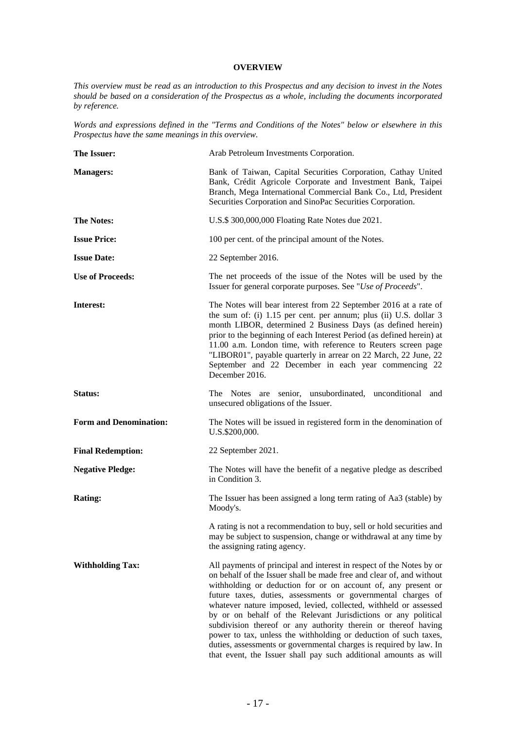**OVERVIEW**

*This overview must be read as an introduction to this Prospectus and any decision to invest in the Notes should be based on a consideration of the Prospectus as a whole, including the documents incorporated by reference.*

*Words and expressions defined in the "Terms and Conditions of the Notes" below or elsewhere in this Prospectus have the same meanings in this overview.*

| | |
|---|---|
| **The Issuer:** | Arab Petroleum Investments Corporation. |
| **Managers:** | Bank of Taiwan, Capital Securities Corporation, Cathay United Bank, Crédit Agricole Corporate and Investment Bank, Taipei Branch, Mega International Commercial Bank Co., Ltd, President Securities Corporation and SinoPac Securities Corporation. |
| **The Notes:** | U.S.$ 300,000,000 Floating Rate Notes due 2021. |
| **Issue Price:** | 100 per cent. of the principal amount of the Notes. |
| **Issue Date:** | 22 September 2016. |
| **Use of Proceeds:** | The net proceeds of the issue of the Notes will be used by the Issuer for general corporate purposes. See "*Use of Proceeds*". |
| **Interest:** | The Notes will bear interest from 22 September 2016 at a rate of the sum of: (i) 1.15 per cent. per annum; plus (ii) U.S. dollar 3 month LIBOR, determined 2 Business Days (as defined herein) prior to the beginning of each Interest Period (as defined herein) at 11.00 a.m. London time, with reference to Reuters screen page "LIBOR01", payable quarterly in arrear on 22 March, 22 June, 22 September and 22 December in each year commencing 22 December 2016. |
| **Status:** | The Notes are senior, unsubordinated, unconditional and unsecured obligations of the Issuer. |
| **Form and Denomination:** | The Notes will be issued in registered form in the denomination of U.S.$200,000. |
| **Final Redemption:** | 22 September 2021. |
| **Negative Pledge:** | The Notes will have the benefit of a negative pledge as described in Condition 3. |
| **Rating:** | The Issuer has been assigned a long term rating of Aa3 (stable) by Moody's.<br><br>A rating is not a recommendation to buy, sell or hold securities and may be subject to suspension, change or withdrawal at any time by the assigning rating agency. |
| **Withholding Tax:** | All payments of principal and interest in respect of the Notes by or on behalf of the Issuer shall be made free and clear of, and without withholding or deduction for or on account of, any present or future taxes, duties, assessments or governmental charges of whatever nature imposed, levied, collected, withheld or assessed by or on behalf of the Relevant Jurisdictions or any political subdivision thereof or any authority therein or thereof having power to tax, unless the withholding or deduction of such taxes, duties, assessments or governmental charges is required by law. In that event, the Issuer shall pay such additional amounts as will |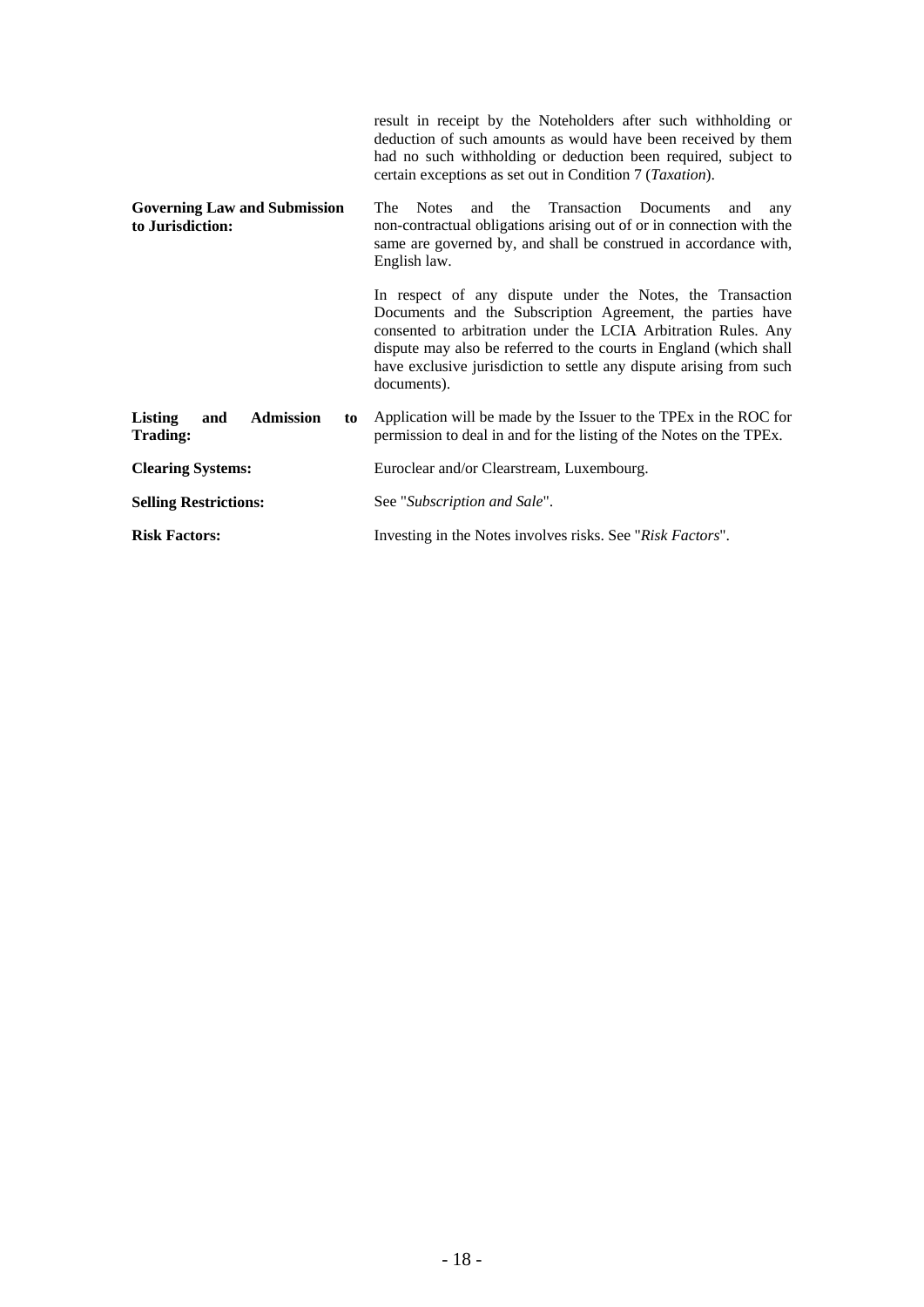| | |
|---|---|
| | result in receipt by the Noteholders after such withholding or deduction of such amounts as would have been received by them had no such withholding or deduction been required, subject to certain exceptions as set out in Condition 7 (*Taxation*). |
| **Governing Law and Submission to Jurisdiction:** | The Notes and the Transaction Documents and any non-contractual obligations arising out of or in connection with the same are governed by, and shall be construed in accordance with, English law.<br><br>In respect of any dispute under the Notes, the Transaction Documents and the Subscription Agreement, the parties have consented to arbitration under the LCIA Arbitration Rules. Any dispute may also be referred to the courts in England (which shall have exclusive jurisdiction to settle any dispute arising from such documents). |
| **Listing and Admission to Trading:** | Application will be made by the Issuer to the TPEx in the ROC for permission to deal in and for the listing of the Notes on the TPEx. |
| **Clearing Systems:** | Euroclear and/or Clearstream, Luxembourg. |
| **Selling Restrictions:** | See "*Subscription and Sale*". |
| **Risk Factors:** | Investing in the Notes involves risks. See "*Risk Factors*". |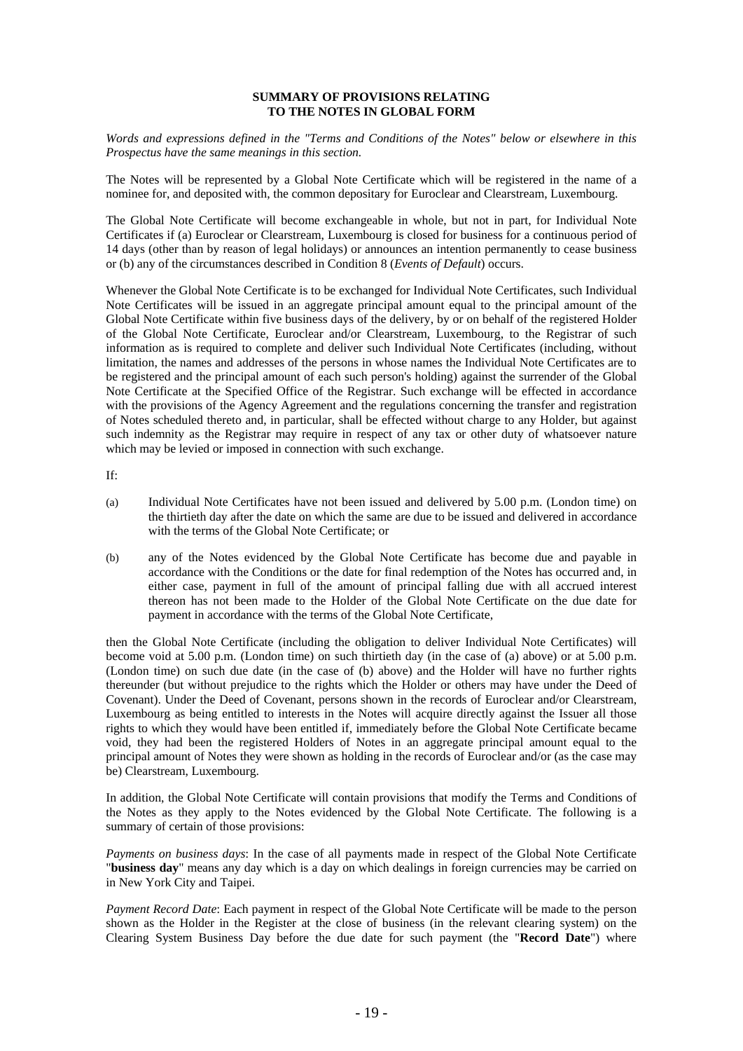# SUMMARY OF PROVISIONS RELATING TO THE NOTES IN GLOBAL FORM

*Words and expressions defined in the "Terms and Conditions of the Notes" below or elsewhere in this Prospectus have the same meanings in this section.*

The Notes will be represented by a Global Note Certificate which will be registered in the name of a nominee for, and deposited with, the common depositary for Euroclear and Clearstream, Luxembourg.

The Global Note Certificate will become exchangeable in whole, but not in part, for Individual Note Certificates if (a) Euroclear or Clearstream, Luxembourg is closed for business for a continuous period of 14 days (other than by reason of legal holidays) or announces an intention permanently to cease business or (b) any of the circumstances described in Condition 8 (*Events of Default*) occurs.

Whenever the Global Note Certificate is to be exchanged for Individual Note Certificates, such Individual Note Certificates will be issued in an aggregate principal amount equal to the principal amount of the Global Note Certificate within five business days of the delivery, by or on behalf of the registered Holder of the Global Note Certificate, Euroclear and/or Clearstream, Luxembourg, to the Registrar of such information as is required to complete and deliver such Individual Note Certificates (including, without limitation, the names and addresses of the persons in whose names the Individual Note Certificates are to be registered and the principal amount of each such person's holding) against the surrender of the Global Note Certificate at the Specified Office of the Registrar. Such exchange will be effected in accordance with the provisions of the Agency Agreement and the regulations concerning the transfer and registration of Notes scheduled thereto and, in particular, shall be effected without charge to any Holder, but against such indemnity as the Registrar may require in respect of any tax or other duty of whatsoever nature which may be levied or imposed in connection with such exchange.

If:

(a) Individual Note Certificates have not been issued and delivered by 5.00 p.m. (London time) on the thirtieth day after the date on which the same are due to be issued and delivered in accordance with the terms of the Global Note Certificate; or

(b) any of the Notes evidenced by the Global Note Certificate has become due and payable in accordance with the Conditions or the date for final redemption of the Notes has occurred and, in either case, payment in full of the amount of principal falling due with all accrued interest thereon has not been made to the Holder of the Global Note Certificate on the due date for payment in accordance with the terms of the Global Note Certificate,

then the Global Note Certificate (including the obligation to deliver Individual Note Certificates) will become void at 5.00 p.m. (London time) on such thirtieth day (in the case of (a) above) or at 5.00 p.m. (London time) on such due date (in the case of (b) above) and the Holder will have no further rights thereunder (but without prejudice to the rights which the Holder or others may have under the Deed of Covenant). Under the Deed of Covenant, persons shown in the records of Euroclear and/or Clearstream, Luxembourg as being entitled to interests in the Notes will acquire directly against the Issuer all those rights to which they would have been entitled if, immediately before the Global Note Certificate became void, they had been the registered Holders of Notes in an aggregate principal amount equal to the principal amount of Notes they were shown as holding in the records of Euroclear and/or (as the case may be) Clearstream, Luxembourg.

In addition, the Global Note Certificate will contain provisions that modify the Terms and Conditions of the Notes as they apply to the Notes evidenced by the Global Note Certificate. The following is a summary of certain of those provisions:

*Payments on business days*: In the case of all payments made in respect of the Global Note Certificate "**business day**" means any day which is a day on which dealings in foreign currencies may be carried on in New York City and Taipei.

*Payment Record Date*: Each payment in respect of the Global Note Certificate will be made to the person shown as the Holder in the Register at the close of business (in the relevant clearing system) on the Clearing System Business Day before the due date for such payment (the "**Record Date**") where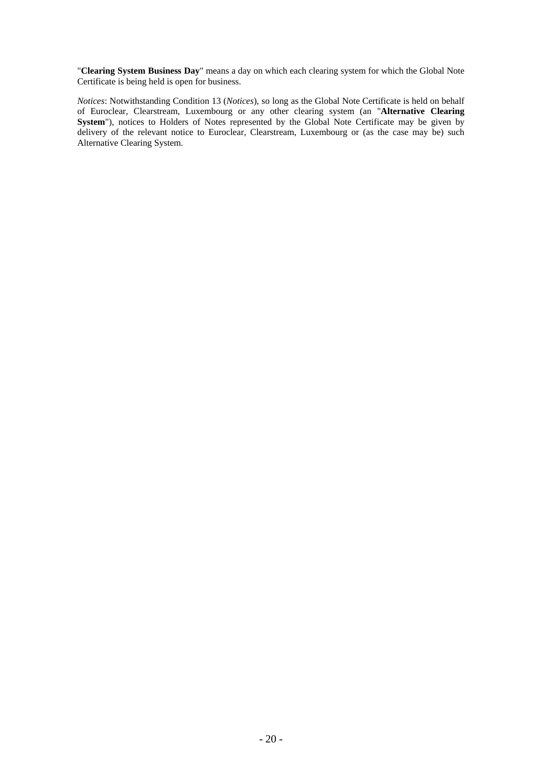"**Clearing System Business Day**" means a day on which each clearing system for which the Global Note Certificate is being held is open for business.

*Notices*: Notwithstanding Condition 13 (*Notices*), so long as the Global Note Certificate is held on behalf of Euroclear, Clearstream, Luxembourg or any other clearing system (an "**Alternative Clearing System**"), notices to Holders of Notes represented by the Global Note Certificate may be given by delivery of the relevant notice to Euroclear, Clearstream, Luxembourg or (as the case may be) such Alternative Clearing System.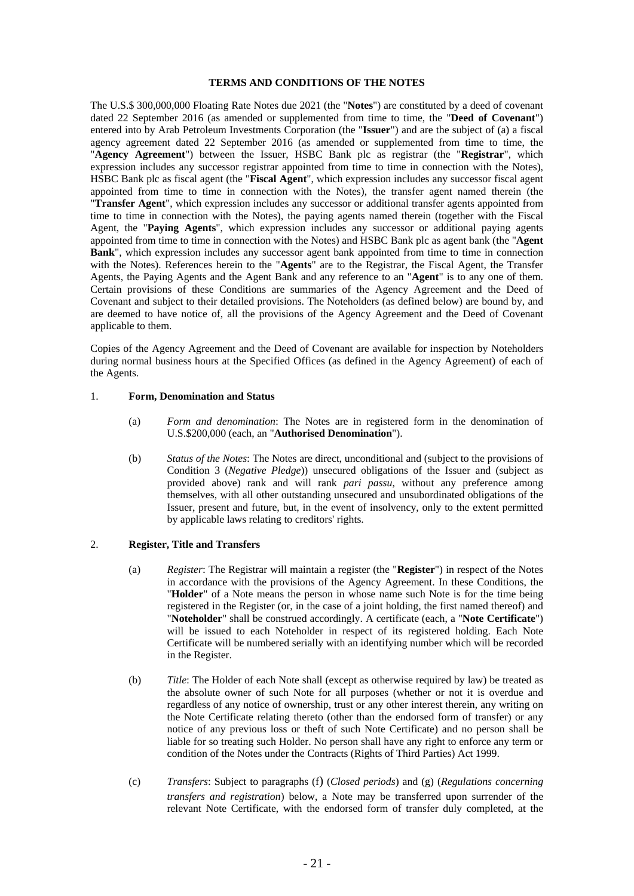# TERMS AND CONDITIONS OF THE NOTES

The U.S.$ 300,000,000 Floating Rate Notes due 2021 (the "**Notes**") are constituted by a deed of covenant dated 22 September 2016 (as amended or supplemented from time to time, the "**Deed of Covenant**") entered into by Arab Petroleum Investments Corporation (the "**Issuer**") and are the subject of (a) a fiscal agency agreement dated 22 September 2016 (as amended or supplemented from time to time, the "**Agency Agreement**") between the Issuer, HSBC Bank plc as registrar (the "**Registrar**", which expression includes any successor registrar appointed from time to time in connection with the Notes), HSBC Bank plc as fiscal agent (the "**Fiscal Agent**", which expression includes any successor fiscal agent appointed from time to time in connection with the Notes), the transfer agent named therein (the "**Transfer Agent**", which expression includes any successor or additional transfer agents appointed from time to time in connection with the Notes), the paying agents named therein (together with the Fiscal Agent, the "**Paying Agents**", which expression includes any successor or additional paying agents appointed from time to time in connection with the Notes) and HSBC Bank plc as agent bank (the "**Agent Bank**", which expression includes any successor agent bank appointed from time to time in connection with the Notes). References herein to the "**Agents**" are to the Registrar, the Fiscal Agent, the Transfer Agents, the Paying Agents and the Agent Bank and any reference to an "**Agent**" is to any one of them. Certain provisions of these Conditions are summaries of the Agency Agreement and the Deed of Covenant and subject to their detailed provisions. The Noteholders (as defined below) are bound by, and are deemed to have notice of, all the provisions of the Agency Agreement and the Deed of Covenant applicable to them.

Copies of the Agency Agreement and the Deed of Covenant are available for inspection by Noteholders during normal business hours at the Specified Offices (as defined in the Agency Agreement) of each of the Agents.

1. **Form, Denomination and Status**

   (a) *Form and denomination*: The Notes are in registered form in the denomination of U.S.$200,000 (each, an "**Authorised Denomination**").

   (b) *Status of the Notes*: The Notes are direct, unconditional and (subject to the provisions of Condition 3 (*Negative Pledge*)) unsecured obligations of the Issuer and (subject as provided above) rank and will rank *pari passu*, without any preference among themselves, with all other outstanding unsecured and unsubordinated obligations of the Issuer, present and future, but, in the event of insolvency, only to the extent permitted by applicable laws relating to creditors' rights.

2. **Register, Title and Transfers**

   (a) *Register*: The Registrar will maintain a register (the "**Register**") in respect of the Notes in accordance with the provisions of the Agency Agreement. In these Conditions, the "**Holder**" of a Note means the person in whose name such Note is for the time being registered in the Register (or, in the case of a joint holding, the first named thereof) and "**Noteholder**" shall be construed accordingly. A certificate (each, a "**Note Certificate**") will be issued to each Noteholder in respect of its registered holding. Each Note Certificate will be numbered serially with an identifying number which will be recorded in the Register.

   (b) *Title*: The Holder of each Note shall (except as otherwise required by law) be treated as the absolute owner of such Note for all purposes (whether or not it is overdue and regardless of any notice of ownership, trust or any other interest therein, any writing on the Note Certificate relating thereto (other than the endorsed form of transfer) or any notice of any previous loss or theft of such Note Certificate) and no person shall be liable for so treating such Holder. No person shall have any right to enforce any term or condition of the Notes under the Contracts (Rights of Third Parties) Act 1999.

   (c) *Transfers*: Subject to paragraphs (f) (*Closed periods*) and (g) (*Regulations concerning transfers and registration*) below, a Note may be transferred upon surrender of the relevant Note Certificate, with the endorsed form of transfer duly completed, at the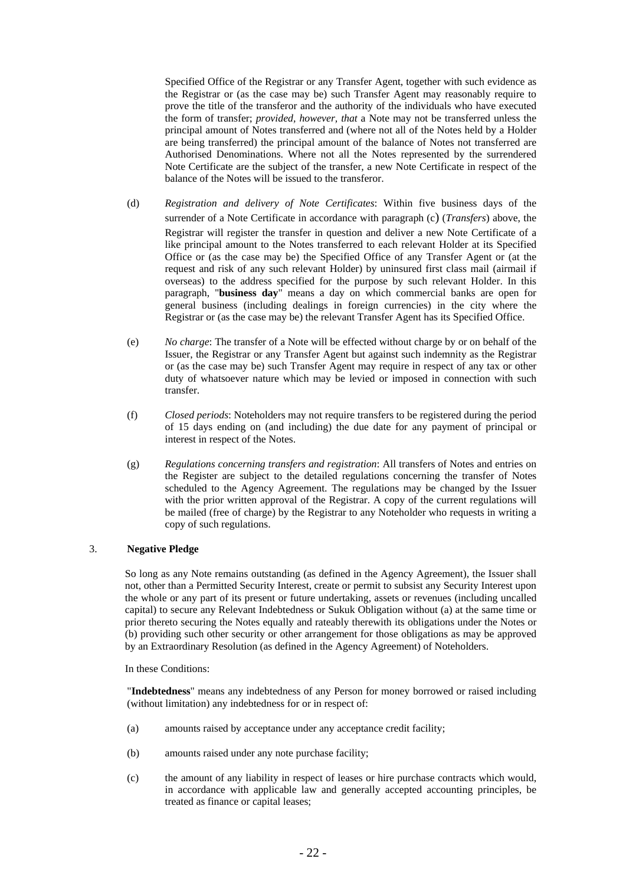Specified Office of the Registrar or any Transfer Agent, together with such evidence as the Registrar or (as the case may be) such Transfer Agent may reasonably require to prove the title of the transferor and the authority of the individuals who have executed the form of transfer; *provided, however, that* a Note may not be transferred unless the principal amount of Notes transferred and (where not all of the Notes held by a Holder are being transferred) the principal amount of the balance of Notes not transferred are Authorised Denominations. Where not all the Notes represented by the surrendered Note Certificate are the subject of the transfer, a new Note Certificate in respect of the balance of the Notes will be issued to the transferor.

(d) *Registration and delivery of Note Certificates*: Within five business days of the surrender of a Note Certificate in accordance with paragraph (c) (*Transfers*) above, the Registrar will register the transfer in question and deliver a new Note Certificate of a like principal amount to the Notes transferred to each relevant Holder at its Specified Office or (as the case may be) the Specified Office of any Transfer Agent or (at the request and risk of any such relevant Holder) by uninsured first class mail (airmail if overseas) to the address specified for the purpose by such relevant Holder. In this paragraph, "**business day**" means a day on which commercial banks are open for general business (including dealings in foreign currencies) in the city where the Registrar or (as the case may be) the relevant Transfer Agent has its Specified Office.

(e) *No charge*: The transfer of a Note will be effected without charge by or on behalf of the Issuer, the Registrar or any Transfer Agent but against such indemnity as the Registrar or (as the case may be) such Transfer Agent may require in respect of any tax or other duty of whatsoever nature which may be levied or imposed in connection with such transfer.

(f) *Closed periods*: Noteholders may not require transfers to be registered during the period of 15 days ending on (and including) the due date for any payment of principal or interest in respect of the Notes.

(g) *Regulations concerning transfers and registration*: All transfers of Notes and entries on the Register are subject to the detailed regulations concerning the transfer of Notes scheduled to the Agency Agreement. The regulations may be changed by the Issuer with the prior written approval of the Registrar. A copy of the current regulations will be mailed (free of charge) by the Registrar to any Noteholder who requests in writing a copy of such regulations.

## 3. Negative Pledge

So long as any Note remains outstanding (as defined in the Agency Agreement), the Issuer shall not, other than a Permitted Security Interest, create or permit to subsist any Security Interest upon the whole or any part of its present or future undertaking, assets or revenues (including uncalled capital) to secure any Relevant Indebtedness or Sukuk Obligation without (a) at the same time or prior thereto securing the Notes equally and rateably therewith its obligations under the Notes or (b) providing such other security or other arrangement for those obligations as may be approved by an Extraordinary Resolution (as defined in the Agency Agreement) of Noteholders.

In these Conditions:

"**Indebtedness**" means any indebtedness of any Person for money borrowed or raised including (without limitation) any indebtedness for or in respect of:

(a) amounts raised by acceptance under any acceptance credit facility;

(b) amounts raised under any note purchase facility;

(c) the amount of any liability in respect of leases or hire purchase contracts which would, in accordance with applicable law and generally accepted accounting principles, be treated as finance or capital leases;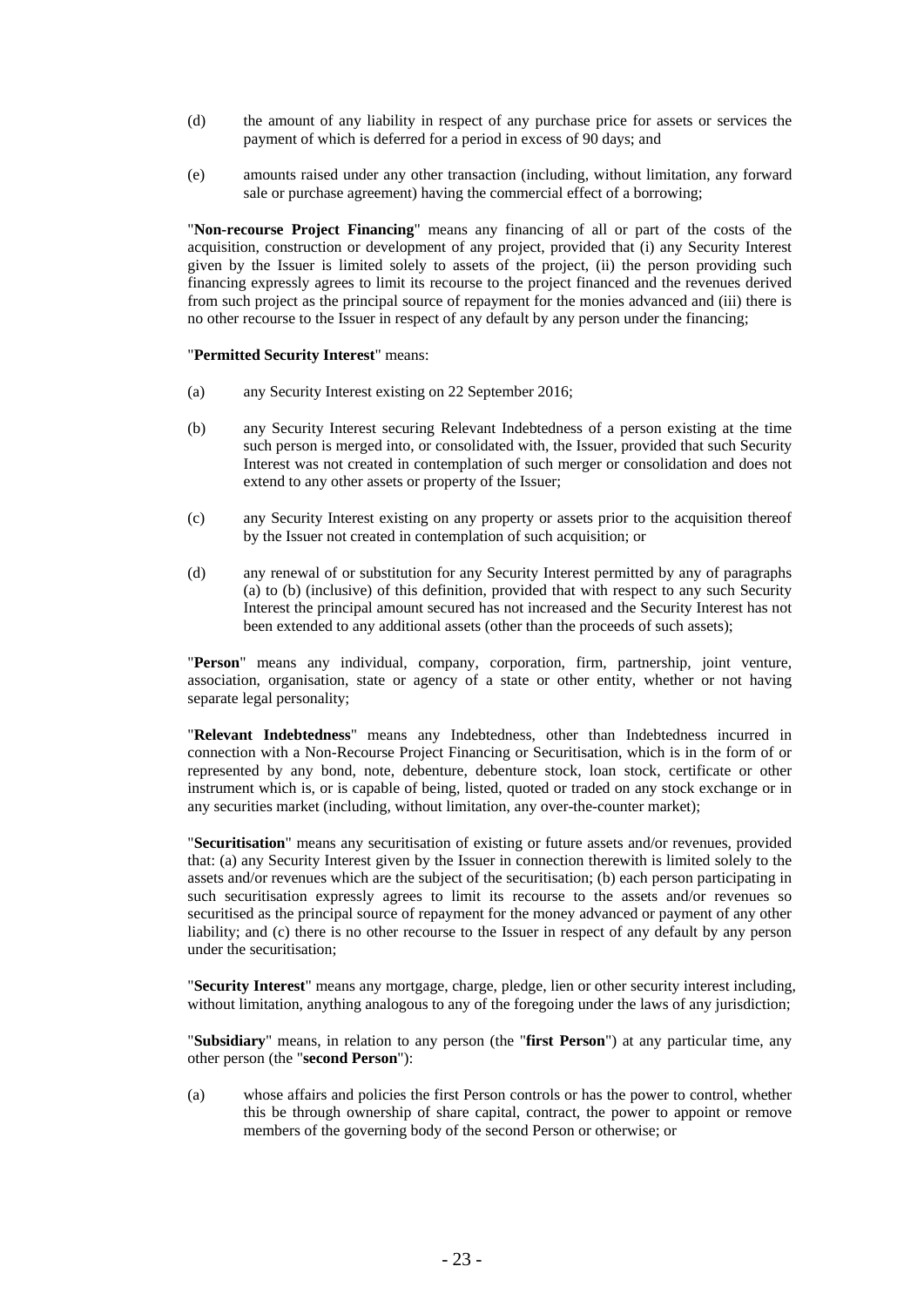(d) the amount of any liability in respect of any purchase price for assets or services the payment of which is deferred for a period in excess of 90 days; and

(e) amounts raised under any other transaction (including, without limitation, any forward sale or purchase agreement) having the commercial effect of a borrowing;

"**Non-recourse Project Financing**" means any financing of all or part of the costs of the acquisition, construction or development of any project, provided that (i) any Security Interest given by the Issuer is limited solely to assets of the project, (ii) the person providing such financing expressly agrees to limit its recourse to the project financed and the revenues derived from such project as the principal source of repayment for the monies advanced and (iii) there is no other recourse to the Issuer in respect of any default by any person under the financing;

"**Permitted Security Interest**" means:

(a) any Security Interest existing on 22 September 2016;

(b) any Security Interest securing Relevant Indebtedness of a person existing at the time such person is merged into, or consolidated with, the Issuer, provided that such Security Interest was not created in contemplation of such merger or consolidation and does not extend to any other assets or property of the Issuer;

(c) any Security Interest existing on any property or assets prior to the acquisition thereof by the Issuer not created in contemplation of such acquisition; or

(d) any renewal of or substitution for any Security Interest permitted by any of paragraphs (a) to (b) (inclusive) of this definition, provided that with respect to any such Security Interest the principal amount secured has not increased and the Security Interest has not been extended to any additional assets (other than the proceeds of such assets);

"**Person**" means any individual, company, corporation, firm, partnership, joint venture, association, organisation, state or agency of a state or other entity, whether or not having separate legal personality;

"**Relevant Indebtedness**" means any Indebtedness, other than Indebtedness incurred in connection with a Non-Recourse Project Financing or Securitisation, which is in the form of or represented by any bond, note, debenture, debenture stock, loan stock, certificate or other instrument which is, or is capable of being, listed, quoted or traded on any stock exchange or in any securities market (including, without limitation, any over-the-counter market);

"**Securitisation**" means any securitisation of existing or future assets and/or revenues, provided that: (a) any Security Interest given by the Issuer in connection therewith is limited solely to the assets and/or revenues which are the subject of the securitisation; (b) each person participating in such securitisation expressly agrees to limit its recourse to the assets and/or revenues so securitised as the principal source of repayment for the money advanced or payment of any other liability; and (c) there is no other recourse to the Issuer in respect of any default by any person under the securitisation;

"**Security Interest**" means any mortgage, charge, pledge, lien or other security interest including, without limitation, anything analogous to any of the foregoing under the laws of any jurisdiction;

"**Subsidiary**" means, in relation to any person (the "**first Person**") at any particular time, any other person (the "**second Person**"):

(a) whose affairs and policies the first Person controls or has the power to control, whether this be through ownership of share capital, contract, the power to appoint or remove members of the governing body of the second Person or otherwise; or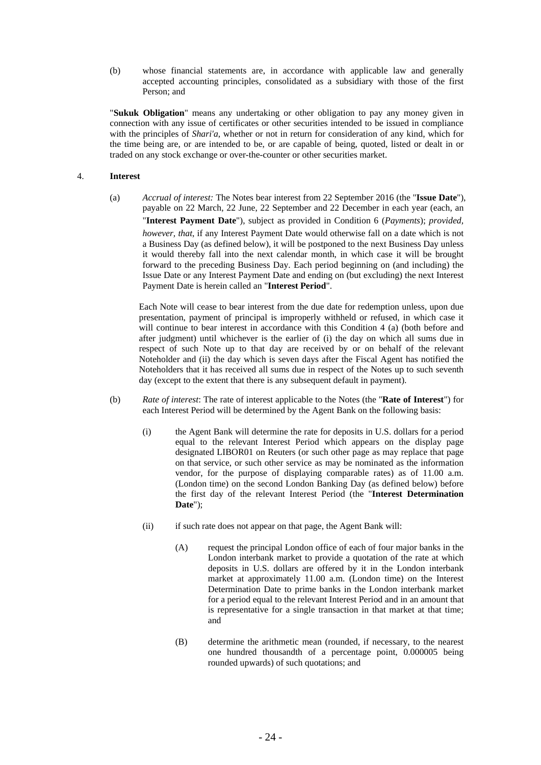(b) whose financial statements are, in accordance with applicable law and generally accepted accounting principles, consolidated as a subsidiary with those of the first Person; and

"**Sukuk Obligation**" means any undertaking or other obligation to pay any money given in connection with any issue of certificates or other securities intended to be issued in compliance with the principles of *Shari'a*, whether or not in return for consideration of any kind, which for the time being are, or are intended to be, or are capable of being, quoted, listed or dealt in or traded on any stock exchange or over-the-counter or other securities market.

4. **Interest**

(a) *Accrual of interest:* The Notes bear interest from 22 September 2016 (the "**Issue Date**"), payable on 22 March, 22 June, 22 September and 22 December in each year (each, an "**Interest Payment Date**"), subject as provided in Condition 6 (*Payments*); *provided, however, that*, if any Interest Payment Date would otherwise fall on a date which is not a Business Day (as defined below), it will be postponed to the next Business Day unless it would thereby fall into the next calendar month, in which case it will be brought forward to the preceding Business Day. Each period beginning on (and including) the Issue Date or any Interest Payment Date and ending on (but excluding) the next Interest Payment Date is herein called an "**Interest Period**".

Each Note will cease to bear interest from the due date for redemption unless, upon due presentation, payment of principal is improperly withheld or refused, in which case it will continue to bear interest in accordance with this Condition 4 (a) (both before and after judgment) until whichever is the earlier of (i) the day on which all sums due in respect of such Note up to that day are received by or on behalf of the relevant Noteholder and (ii) the day which is seven days after the Fiscal Agent has notified the Noteholders that it has received all sums due in respect of the Notes up to such seventh day (except to the extent that there is any subsequent default in payment).

(b) *Rate of interest*: The rate of interest applicable to the Notes (the "**Rate of Interest**") for each Interest Period will be determined by the Agent Bank on the following basis:

(i) the Agent Bank will determine the rate for deposits in U.S. dollars for a period equal to the relevant Interest Period which appears on the display page designated LIBOR01 on Reuters (or such other page as may replace that page on that service, or such other service as may be nominated as the information vendor, for the purpose of displaying comparable rates) as of 11.00 a.m. (London time) on the second London Banking Day (as defined below) before the first day of the relevant Interest Period (the "**Interest Determination Date**");

(ii) if such rate does not appear on that page, the Agent Bank will:

(A) request the principal London office of each of four major banks in the London interbank market to provide a quotation of the rate at which deposits in U.S. dollars are offered by it in the London interbank market at approximately 11.00 a.m. (London time) on the Interest Determination Date to prime banks in the London interbank market for a period equal to the relevant Interest Period and in an amount that is representative for a single transaction in that market at that time; and

(B) determine the arithmetic mean (rounded, if necessary, to the nearest one hundred thousandth of a percentage point, 0.000005 being rounded upwards) of such quotations; and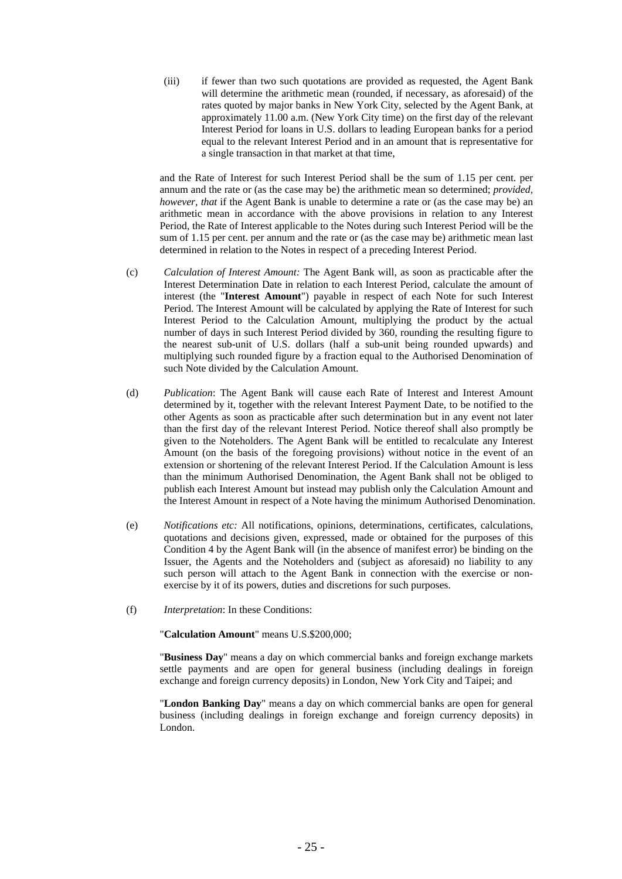(iii) if fewer than two such quotations are provided as requested, the Agent Bank will determine the arithmetic mean (rounded, if necessary, as aforesaid) of the rates quoted by major banks in New York City, selected by the Agent Bank, at approximately 11.00 a.m. (New York City time) on the first day of the relevant Interest Period for loans in U.S. dollars to leading European banks for a period equal to the relevant Interest Period and in an amount that is representative for a single transaction in that market at that time,

and the Rate of Interest for such Interest Period shall be the sum of 1.15 per cent. per annum and the rate or (as the case may be) the arithmetic mean so determined; *provided, however, that* if the Agent Bank is unable to determine a rate or (as the case may be) an arithmetic mean in accordance with the above provisions in relation to any Interest Period, the Rate of Interest applicable to the Notes during such Interest Period will be the sum of 1.15 per cent. per annum and the rate or (as the case may be) arithmetic mean last determined in relation to the Notes in respect of a preceding Interest Period.

(c) *Calculation of Interest Amount:* The Agent Bank will, as soon as practicable after the Interest Determination Date in relation to each Interest Period, calculate the amount of interest (the "**Interest Amount**") payable in respect of each Note for such Interest Period. The Interest Amount will be calculated by applying the Rate of Interest for such Interest Period to the Calculation Amount, multiplying the product by the actual number of days in such Interest Period divided by 360, rounding the resulting figure to the nearest sub-unit of U.S. dollars (half a sub-unit being rounded upwards) and multiplying such rounded figure by a fraction equal to the Authorised Denomination of such Note divided by the Calculation Amount.

(d) *Publication*: The Agent Bank will cause each Rate of Interest and Interest Amount determined by it, together with the relevant Interest Payment Date, to be notified to the other Agents as soon as practicable after such determination but in any event not later than the first day of the relevant Interest Period. Notice thereof shall also promptly be given to the Noteholders. The Agent Bank will be entitled to recalculate any Interest Amount (on the basis of the foregoing provisions) without notice in the event of an extension or shortening of the relevant Interest Period. If the Calculation Amount is less than the minimum Authorised Denomination, the Agent Bank shall not be obliged to publish each Interest Amount but instead may publish only the Calculation Amount and the Interest Amount in respect of a Note having the minimum Authorised Denomination.

(e) *Notifications etc:* All notifications, opinions, determinations, certificates, calculations, quotations and decisions given, expressed, made or obtained for the purposes of this Condition 4 by the Agent Bank will (in the absence of manifest error) be binding on the Issuer, the Agents and the Noteholders and (subject as aforesaid) no liability to any such person will attach to the Agent Bank in connection with the exercise or non-exercise by it of its powers, duties and discretions for such purposes.

(f) *Interpretation*: In these Conditions:

"**Calculation Amount**" means U.S.$200,000;

"**Business Day**" means a day on which commercial banks and foreign exchange markets settle payments and are open for general business (including dealings in foreign exchange and foreign currency deposits) in London, New York City and Taipei; and

"**London Banking Day**" means a day on which commercial banks are open for general business (including dealings in foreign exchange and foreign currency deposits) in London.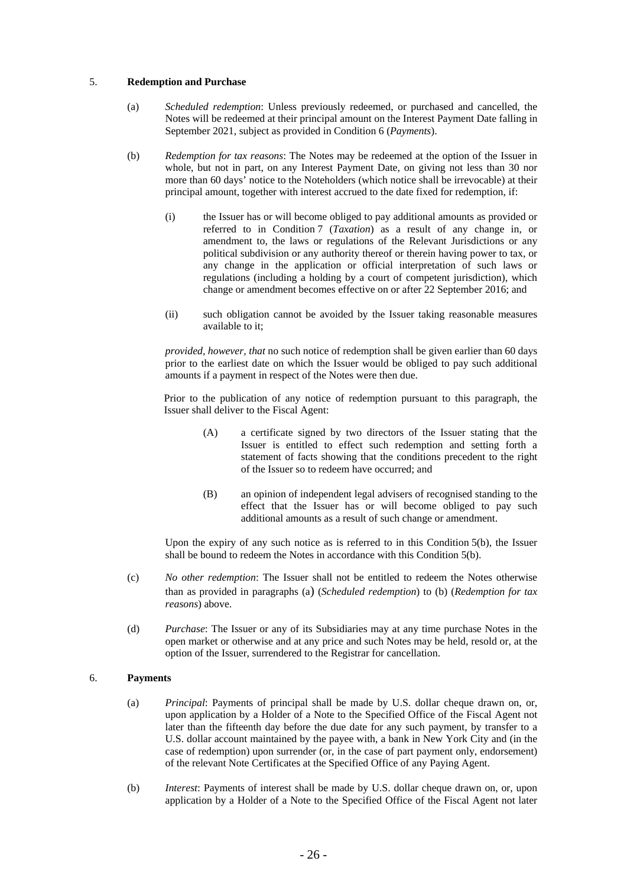## 5. **Redemption and Purchase**

(a) *Scheduled redemption*: Unless previously redeemed, or purchased and cancelled, the Notes will be redeemed at their principal amount on the Interest Payment Date falling in September 2021, subject as provided in Condition 6 (*Payments*).

(b) *Redemption for tax reasons*: The Notes may be redeemed at the option of the Issuer in whole, but not in part, on any Interest Payment Date, on giving not less than 30 nor more than 60 days' notice to the Noteholders (which notice shall be irrevocable) at their principal amount, together with interest accrued to the date fixed for redemption, if:

(i) the Issuer has or will become obliged to pay additional amounts as provided or referred to in Condition 7 (*Taxation*) as a result of any change in, or amendment to, the laws or regulations of the Relevant Jurisdictions or any political subdivision or any authority thereof or therein having power to tax, or any change in the application or official interpretation of such laws or regulations (including a holding by a court of competent jurisdiction), which change or amendment becomes effective on or after 22 September 2016; and

(ii) such obligation cannot be avoided by the Issuer taking reasonable measures available to it;

*provided, however, that* no such notice of redemption shall be given earlier than 60 days prior to the earliest date on which the Issuer would be obliged to pay such additional amounts if a payment in respect of the Notes were then due.

Prior to the publication of any notice of redemption pursuant to this paragraph, the Issuer shall deliver to the Fiscal Agent:

(A) a certificate signed by two directors of the Issuer stating that the Issuer is entitled to effect such redemption and setting forth a statement of facts showing that the conditions precedent to the right of the Issuer so to redeem have occurred; and

(B) an opinion of independent legal advisers of recognised standing to the effect that the Issuer has or will become obliged to pay such additional amounts as a result of such change or amendment.

Upon the expiry of any such notice as is referred to in this Condition 5(b), the Issuer shall be bound to redeem the Notes in accordance with this Condition 5(b).

(c) *No other redemption*: The Issuer shall not be entitled to redeem the Notes otherwise than as provided in paragraphs (a) (*Scheduled redemption*) to (b) (*Redemption for tax reasons*) above.

(d) *Purchase*: The Issuer or any of its Subsidiaries may at any time purchase Notes in the open market or otherwise and at any price and such Notes may be held, resold or, at the option of the Issuer, surrendered to the Registrar for cancellation.

## 6. **Payments**

(a) *Principal*: Payments of principal shall be made by U.S. dollar cheque drawn on, or, upon application by a Holder of a Note to the Specified Office of the Fiscal Agent not later than the fifteenth day before the due date for any such payment, by transfer to a U.S. dollar account maintained by the payee with, a bank in New York City and (in the case of redemption) upon surrender (or, in the case of part payment only, endorsement) of the relevant Note Certificates at the Specified Office of any Paying Agent.

(b) *Interest*: Payments of interest shall be made by U.S. dollar cheque drawn on, or, upon application by a Holder of a Note to the Specified Office of the Fiscal Agent not later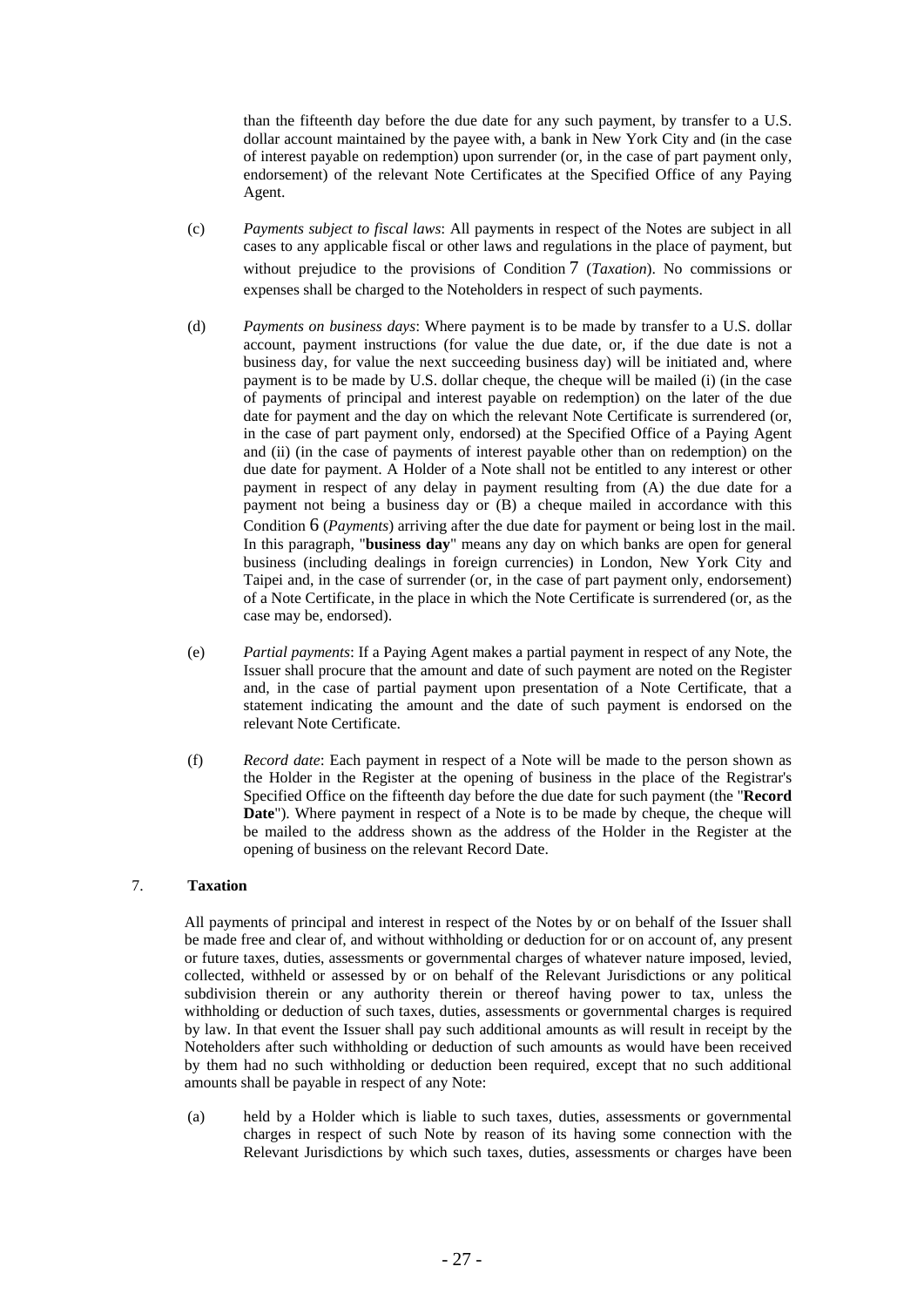than the fifteenth day before the due date for any such payment, by transfer to a U.S. dollar account maintained by the payee with, a bank in New York City and (in the case of interest payable on redemption) upon surrender (or, in the case of part payment only, endorsement) of the relevant Note Certificates at the Specified Office of any Paying Agent.

(c) *Payments subject to fiscal laws*: All payments in respect of the Notes are subject in all cases to any applicable fiscal or other laws and regulations in the place of payment, but without prejudice to the provisions of Condition 7 (*Taxation*). No commissions or expenses shall be charged to the Noteholders in respect of such payments.

(d) *Payments on business days*: Where payment is to be made by transfer to a U.S. dollar account, payment instructions (for value the due date, or, if the due date is not a business day, for value the next succeeding business day) will be initiated and, where payment is to be made by U.S. dollar cheque, the cheque will be mailed (i) (in the case of payments of principal and interest payable on redemption) on the later of the due date for payment and the day on which the relevant Note Certificate is surrendered (or, in the case of part payment only, endorsed) at the Specified Office of a Paying Agent and (ii) (in the case of payments of interest payable other than on redemption) on the due date for payment. A Holder of a Note shall not be entitled to any interest or other payment in respect of any delay in payment resulting from (A) the due date for a payment not being a business day or (B) a cheque mailed in accordance with this Condition 6 (*Payments*) arriving after the due date for payment or being lost in the mail. In this paragraph, "**business day**" means any day on which banks are open for general business (including dealings in foreign currencies) in London, New York City and Taipei and, in the case of surrender (or, in the case of part payment only, endorsement) of a Note Certificate, in the place in which the Note Certificate is surrendered (or, as the case may be, endorsed).

(e) *Partial payments*: If a Paying Agent makes a partial payment in respect of any Note, the Issuer shall procure that the amount and date of such payment are noted on the Register and, in the case of partial payment upon presentation of a Note Certificate, that a statement indicating the amount and the date of such payment is endorsed on the relevant Note Certificate.

(f) *Record date*: Each payment in respect of a Note will be made to the person shown as the Holder in the Register at the opening of business in the place of the Registrar's Specified Office on the fifteenth day before the due date for such payment (the "**Record Date**"). Where payment in respect of a Note is to be made by cheque, the cheque will be mailed to the address shown as the address of the Holder in the Register at the opening of business on the relevant Record Date.

## 7. Taxation

All payments of principal and interest in respect of the Notes by or on behalf of the Issuer shall be made free and clear of, and without withholding or deduction for or on account of, any present or future taxes, duties, assessments or governmental charges of whatever nature imposed, levied, collected, withheld or assessed by or on behalf of the Relevant Jurisdictions or any political subdivision therein or any authority therein or thereof having power to tax, unless the withholding or deduction of such taxes, duties, assessments or governmental charges is required by law. In that event the Issuer shall pay such additional amounts as will result in receipt by the Noteholders after such withholding or deduction of such amounts as would have been received by them had no such withholding or deduction been required, except that no such additional amounts shall be payable in respect of any Note:

(a) held by a Holder which is liable to such taxes, duties, assessments or governmental charges in respect of such Note by reason of its having some connection with the Relevant Jurisdictions by which such taxes, duties, assessments or charges have been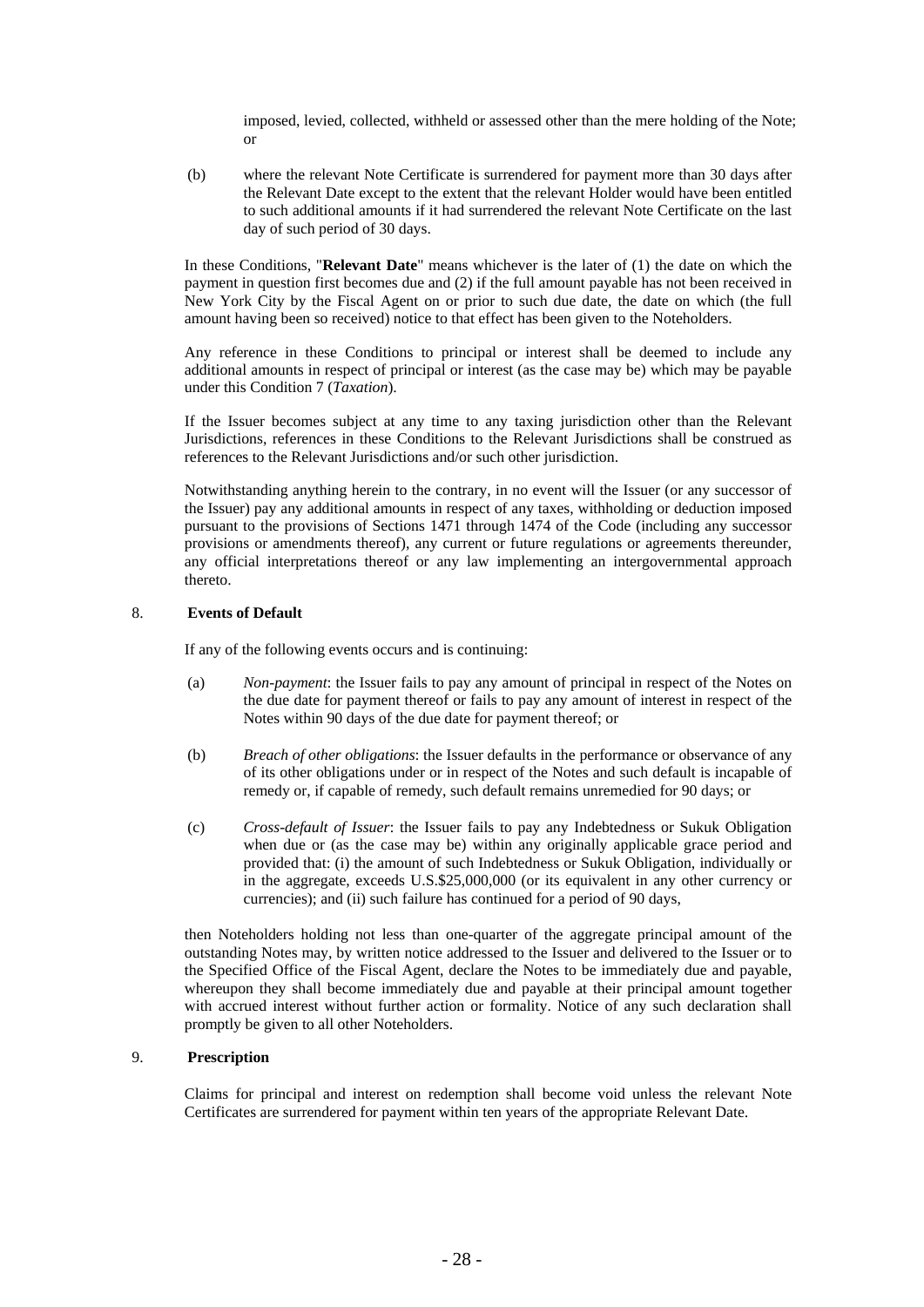imposed, levied, collected, withheld or assessed other than the mere holding of the Note; or

(b) where the relevant Note Certificate is surrendered for payment more than 30 days after the Relevant Date except to the extent that the relevant Holder would have been entitled to such additional amounts if it had surrendered the relevant Note Certificate on the last day of such period of 30 days.

In these Conditions, "**Relevant Date**" means whichever is the later of (1) the date on which the payment in question first becomes due and (2) if the full amount payable has not been received in New York City by the Fiscal Agent on or prior to such due date, the date on which (the full amount having been so received) notice to that effect has been given to the Noteholders.

Any reference in these Conditions to principal or interest shall be deemed to include any additional amounts in respect of principal or interest (as the case may be) which may be payable under this Condition 7 (*Taxation*).

If the Issuer becomes subject at any time to any taxing jurisdiction other than the Relevant Jurisdictions, references in these Conditions to the Relevant Jurisdictions shall be construed as references to the Relevant Jurisdictions and/or such other jurisdiction.

Notwithstanding anything herein to the contrary, in no event will the Issuer (or any successor of the Issuer) pay any additional amounts in respect of any taxes, withholding or deduction imposed pursuant to the provisions of Sections 1471 through 1474 of the Code (including any successor provisions or amendments thereof), any current or future regulations or agreements thereunder, any official interpretations thereof or any law implementing an intergovernmental approach thereto.

## 8. Events of Default

If any of the following events occurs and is continuing:

(a) *Non-payment*: the Issuer fails to pay any amount of principal in respect of the Notes on the due date for payment thereof or fails to pay any amount of interest in respect of the Notes within 90 days of the due date for payment thereof; or

(b) *Breach of other obligations*: the Issuer defaults in the performance or observance of any of its other obligations under or in respect of the Notes and such default is incapable of remedy or, if capable of remedy, such default remains unremedied for 90 days; or

(c) *Cross-default of Issuer*: the Issuer fails to pay any Indebtedness or Sukuk Obligation when due or (as the case may be) within any originally applicable grace period and provided that: (i) the amount of such Indebtedness or Sukuk Obligation, individually or in the aggregate, exceeds U.S.$25,000,000 (or its equivalent in any other currency or currencies); and (ii) such failure has continued for a period of 90 days,

then Noteholders holding not less than one-quarter of the aggregate principal amount of the outstanding Notes may, by written notice addressed to the Issuer and delivered to the Issuer or to the Specified Office of the Fiscal Agent, declare the Notes to be immediately due and payable, whereupon they shall become immediately due and payable at their principal amount together with accrued interest without further action or formality. Notice of any such declaration shall promptly be given to all other Noteholders.

## 9. Prescription

Claims for principal and interest on redemption shall become void unless the relevant Note Certificates are surrendered for payment within ten years of the appropriate Relevant Date.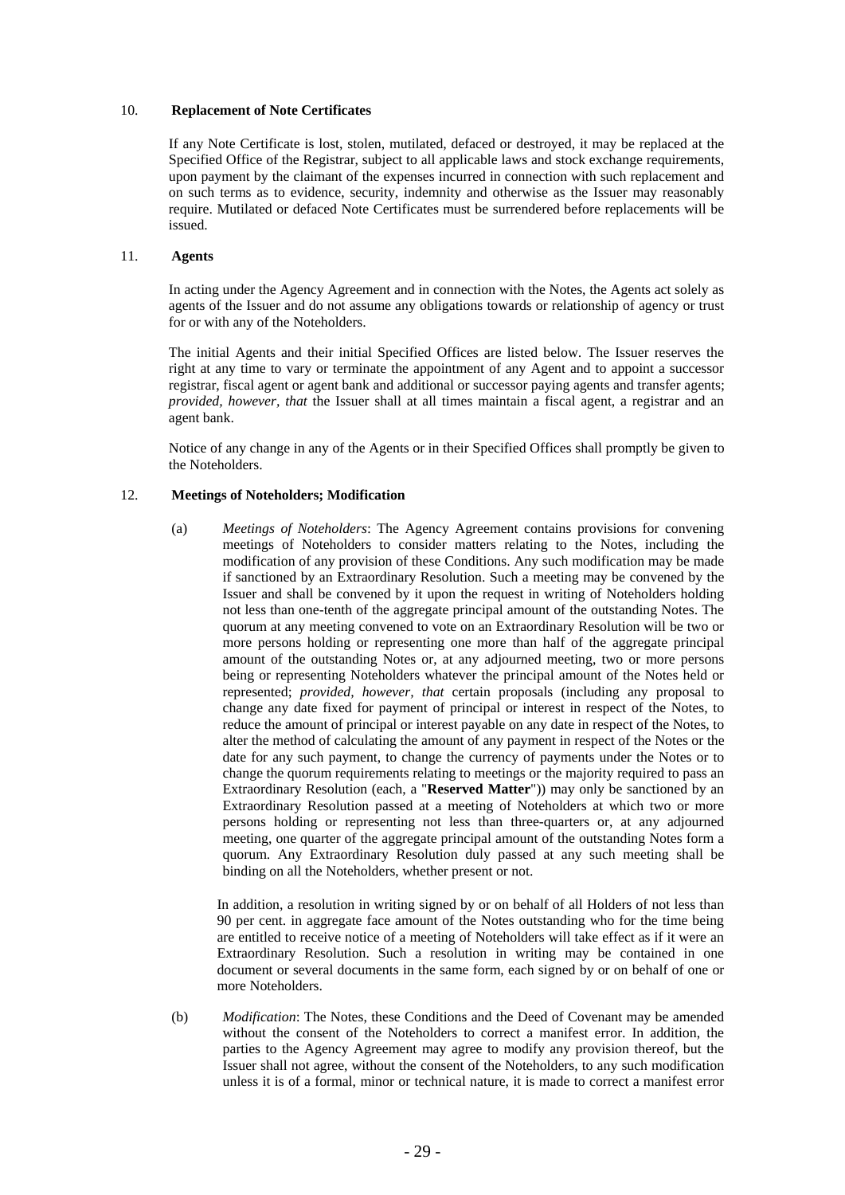## 10. Replacement of Note Certificates

If any Note Certificate is lost, stolen, mutilated, defaced or destroyed, it may be replaced at the Specified Office of the Registrar, subject to all applicable laws and stock exchange requirements, upon payment by the claimant of the expenses incurred in connection with such replacement and on such terms as to evidence, security, indemnity and otherwise as the Issuer may reasonably require. Mutilated or defaced Note Certificates must be surrendered before replacements will be issued.

## 11. Agents

In acting under the Agency Agreement and in connection with the Notes, the Agents act solely as agents of the Issuer and do not assume any obligations towards or relationship of agency or trust for or with any of the Noteholders.

The initial Agents and their initial Specified Offices are listed below. The Issuer reserves the right at any time to vary or terminate the appointment of any Agent and to appoint a successor registrar, fiscal agent or agent bank and additional or successor paying agents and transfer agents; *provided, however, that* the Issuer shall at all times maintain a fiscal agent, a registrar and an agent bank.

Notice of any change in any of the Agents or in their Specified Offices shall promptly be given to the Noteholders.

## 12. Meetings of Noteholders; Modification

(a) *Meetings of Noteholders*: The Agency Agreement contains provisions for convening meetings of Noteholders to consider matters relating to the Notes, including the modification of any provision of these Conditions. Any such modification may be made if sanctioned by an Extraordinary Resolution. Such a meeting may be convened by the Issuer and shall be convened by it upon the request in writing of Noteholders holding not less than one-tenth of the aggregate principal amount of the outstanding Notes. The quorum at any meeting convened to vote on an Extraordinary Resolution will be two or more persons holding or representing one more than half of the aggregate principal amount of the outstanding Notes or, at any adjourned meeting, two or more persons being or representing Noteholders whatever the principal amount of the Notes held or represented; *provided, however, that* certain proposals (including any proposal to change any date fixed for payment of principal or interest in respect of the Notes, to reduce the amount of principal or interest payable on any date in respect of the Notes, to alter the method of calculating the amount of any payment in respect of the Notes or the date for any such payment, to change the currency of payments under the Notes or to change the quorum requirements relating to meetings or the majority required to pass an Extraordinary Resolution (each, a "**Reserved Matter**")) may only be sanctioned by an Extraordinary Resolution passed at a meeting of Noteholders at which two or more persons holding or representing not less than three-quarters or, at any adjourned meeting, one quarter of the aggregate principal amount of the outstanding Notes form a quorum. Any Extraordinary Resolution duly passed at any such meeting shall be binding on all the Noteholders, whether present or not.

In addition, a resolution in writing signed by or on behalf of all Holders of not less than 90 per cent. in aggregate face amount of the Notes outstanding who for the time being are entitled to receive notice of a meeting of Noteholders will take effect as if it were an Extraordinary Resolution. Such a resolution in writing may be contained in one document or several documents in the same form, each signed by or on behalf of one or more Noteholders.

(b) *Modification*: The Notes, these Conditions and the Deed of Covenant may be amended without the consent of the Noteholders to correct a manifest error. In addition, the parties to the Agency Agreement may agree to modify any provision thereof, but the Issuer shall not agree, without the consent of the Noteholders, to any such modification unless it is of a formal, minor or technical nature, it is made to correct a manifest error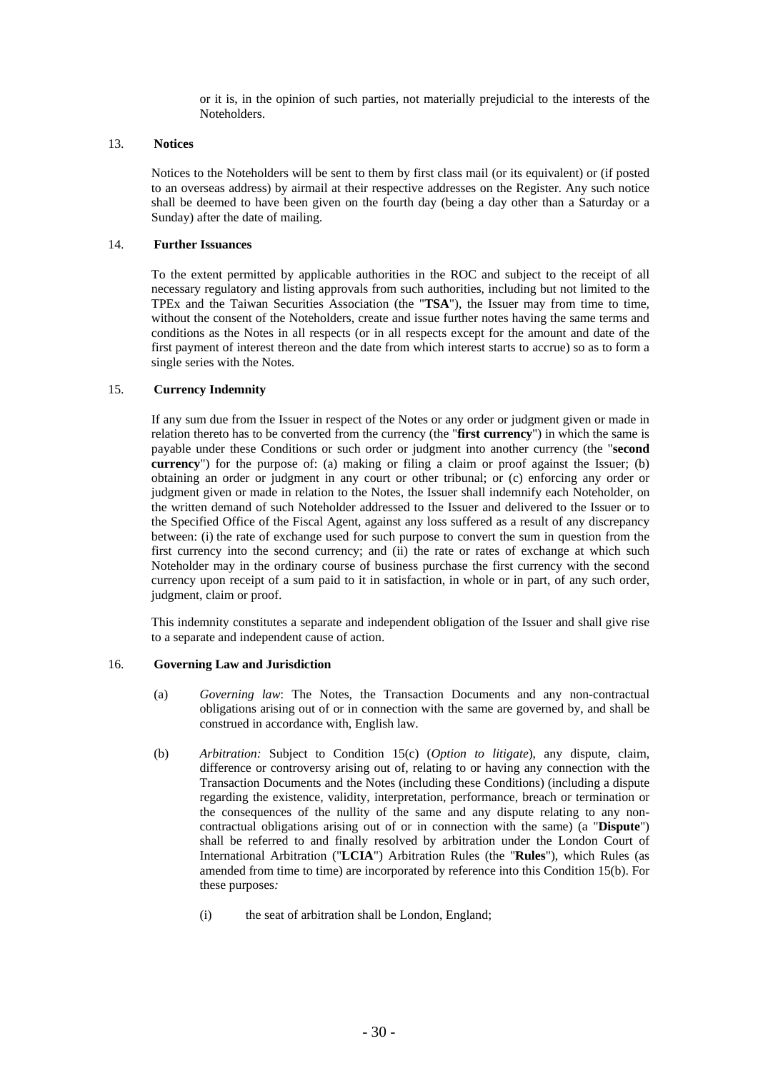or it is, in the opinion of such parties, not materially prejudicial to the interests of the Noteholders.

13. **Notices**

Notices to the Noteholders will be sent to them by first class mail (or its equivalent) or (if posted to an overseas address) by airmail at their respective addresses on the Register. Any such notice shall be deemed to have been given on the fourth day (being a day other than a Saturday or a Sunday) after the date of mailing.

14. **Further Issuances**

To the extent permitted by applicable authorities in the ROC and subject to the receipt of all necessary regulatory and listing approvals from such authorities, including but not limited to the TPEx and the Taiwan Securities Association (the "**TSA**"), the Issuer may from time to time, without the consent of the Noteholders, create and issue further notes having the same terms and conditions as the Notes in all respects (or in all respects except for the amount and date of the first payment of interest thereon and the date from which interest starts to accrue) so as to form a single series with the Notes.

15. **Currency Indemnity**

If any sum due from the Issuer in respect of the Notes or any order or judgment given or made in relation thereto has to be converted from the currency (the "**first currency**") in which the same is payable under these Conditions or such order or judgment into another currency (the "**second currency**") for the purpose of: (a) making or filing a claim or proof against the Issuer; (b) obtaining an order or judgment in any court or other tribunal; or (c) enforcing any order or judgment given or made in relation to the Notes, the Issuer shall indemnify each Noteholder, on the written demand of such Noteholder addressed to the Issuer and delivered to the Issuer or to the Specified Office of the Fiscal Agent, against any loss suffered as a result of any discrepancy between: (i) the rate of exchange used for such purpose to convert the sum in question from the first currency into the second currency; and (ii) the rate or rates of exchange at which such Noteholder may in the ordinary course of business purchase the first currency with the second currency upon receipt of a sum paid to it in satisfaction, in whole or in part, of any such order, judgment, claim or proof.

This indemnity constitutes a separate and independent obligation of the Issuer and shall give rise to a separate and independent cause of action.

16. **Governing Law and Jurisdiction**

(a) *Governing law*: The Notes, the Transaction Documents and any non-contractual obligations arising out of or in connection with the same are governed by, and shall be construed in accordance with, English law.

(b) *Arbitration:* Subject to Condition 15(c) (*Option to litigate*), any dispute, claim, difference or controversy arising out of, relating to or having any connection with the Transaction Documents and the Notes (including these Conditions) (including a dispute regarding the existence, validity, interpretation, performance, breach or termination or the consequences of the nullity of the same and any dispute relating to any non-contractual obligations arising out of or in connection with the same) (a "**Dispute**") shall be referred to and finally resolved by arbitration under the London Court of International Arbitration ("**LCIA**") Arbitration Rules (the "**Rules**"), which Rules (as amended from time to time) are incorporated by reference into this Condition 15(b). For these purposes*:*

   (i) the seat of arbitration shall be London, England;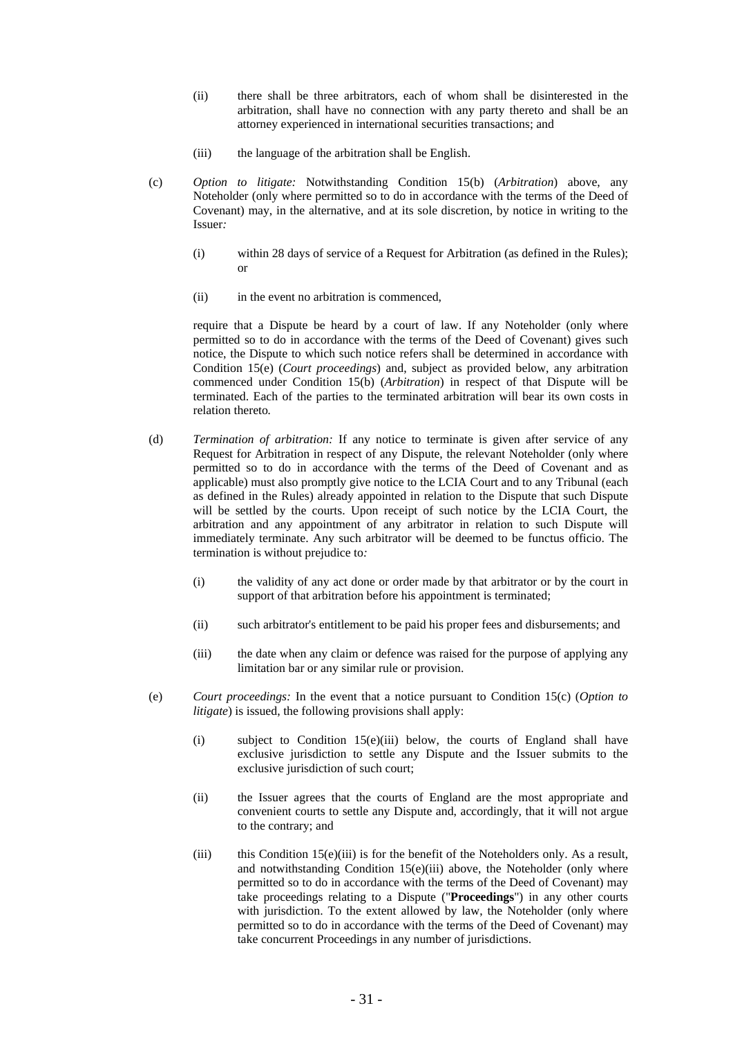(ii) there shall be three arbitrators, each of whom shall be disinterested in the arbitration, shall have no connection with any party thereto and shall be an attorney experienced in international securities transactions; and

(iii) the language of the arbitration shall be English.

(c) *Option to litigate:* Notwithstanding Condition 15(b) (*Arbitration*) above, any Noteholder (only where permitted so to do in accordance with the terms of the Deed of Covenant) may, in the alternative, and at its sole discretion, by notice in writing to the Issuer*:*

(i) within 28 days of service of a Request for Arbitration (as defined in the Rules); or

(ii) in the event no arbitration is commenced,

require that a Dispute be heard by a court of law. If any Noteholder (only where permitted so to do in accordance with the terms of the Deed of Covenant) gives such notice, the Dispute to which such notice refers shall be determined in accordance with Condition 15(e) (*Court proceedings*) and, subject as provided below, any arbitration commenced under Condition 15(b) (*Arbitration*) in respect of that Dispute will be terminated. Each of the parties to the terminated arbitration will bear its own costs in relation thereto*.*

(d) *Termination of arbitration:* If any notice to terminate is given after service of any Request for Arbitration in respect of any Dispute, the relevant Noteholder (only where permitted so to do in accordance with the terms of the Deed of Covenant and as applicable) must also promptly give notice to the LCIA Court and to any Tribunal (each as defined in the Rules) already appointed in relation to the Dispute that such Dispute will be settled by the courts. Upon receipt of such notice by the LCIA Court, the arbitration and any appointment of any arbitrator in relation to such Dispute will immediately terminate. Any such arbitrator will be deemed to be functus officio. The termination is without prejudice to*:*

(i) the validity of any act done or order made by that arbitrator or by the court in support of that arbitration before his appointment is terminated;

(ii) such arbitrator's entitlement to be paid his proper fees and disbursements; and

(iii) the date when any claim or defence was raised for the purpose of applying any limitation bar or any similar rule or provision.

(e) *Court proceedings:* In the event that a notice pursuant to Condition 15(c) (*Option to litigate*) is issued, the following provisions shall apply:

(i) subject to Condition 15(e)(iii) below, the courts of England shall have exclusive jurisdiction to settle any Dispute and the Issuer submits to the exclusive jurisdiction of such court;

(ii) the Issuer agrees that the courts of England are the most appropriate and convenient courts to settle any Dispute and, accordingly, that it will not argue to the contrary; and

(iii) this Condition 15(e)(iii) is for the benefit of the Noteholders only. As a result, and notwithstanding Condition 15(e)(iii) above, the Noteholder (only where permitted so to do in accordance with the terms of the Deed of Covenant) may take proceedings relating to a Dispute ("**Proceedings**") in any other courts with jurisdiction. To the extent allowed by law, the Noteholder (only where permitted so to do in accordance with the terms of the Deed of Covenant) may take concurrent Proceedings in any number of jurisdictions.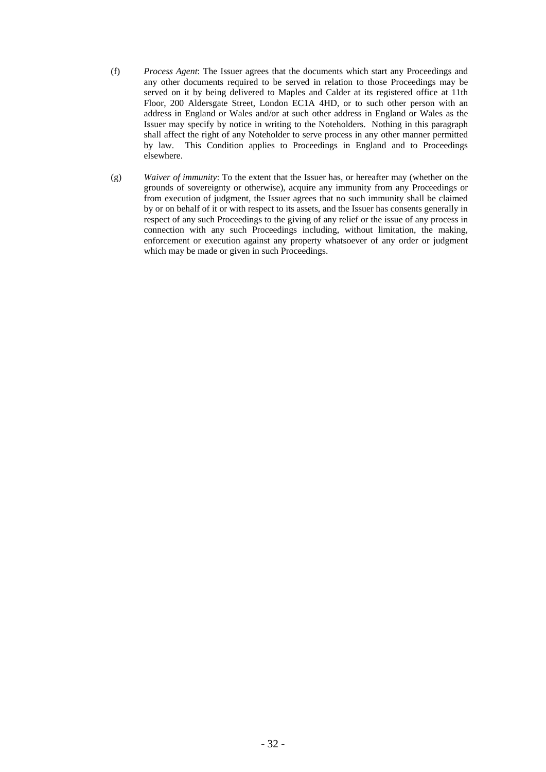(f) *Process Agent*: The Issuer agrees that the documents which start any Proceedings and any other documents required to be served in relation to those Proceedings may be served on it by being delivered to Maples and Calder at its registered office at 11th Floor, 200 Aldersgate Street, London EC1A 4HD, or to such other person with an address in England or Wales and/or at such other address in England or Wales as the Issuer may specify by notice in writing to the Noteholders. Nothing in this paragraph shall affect the right of any Noteholder to serve process in any other manner permitted by law. This Condition applies to Proceedings in England and to Proceedings elsewhere.

(g) *Waiver of immunity*: To the extent that the Issuer has, or hereafter may (whether on the grounds of sovereignty or otherwise), acquire any immunity from any Proceedings or from execution of judgment, the Issuer agrees that no such immunity shall be claimed by or on behalf of it or with respect to its assets, and the Issuer has consents generally in respect of any such Proceedings to the giving of any relief or the issue of any process in connection with any such Proceedings including, without limitation, the making, enforcement or execution against any property whatsoever of any order or judgment which may be made or given in such Proceedings.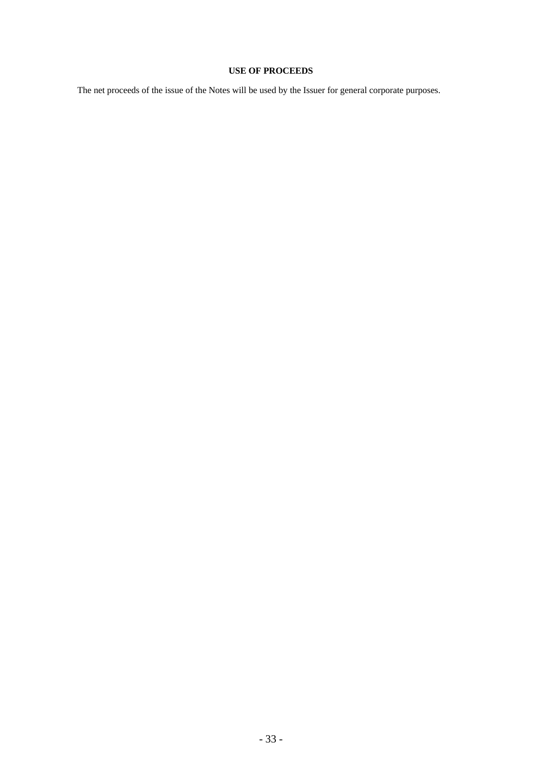## USE OF PROCEEDS

The net proceeds of the issue of the Notes will be used by the Issuer for general corporate purposes.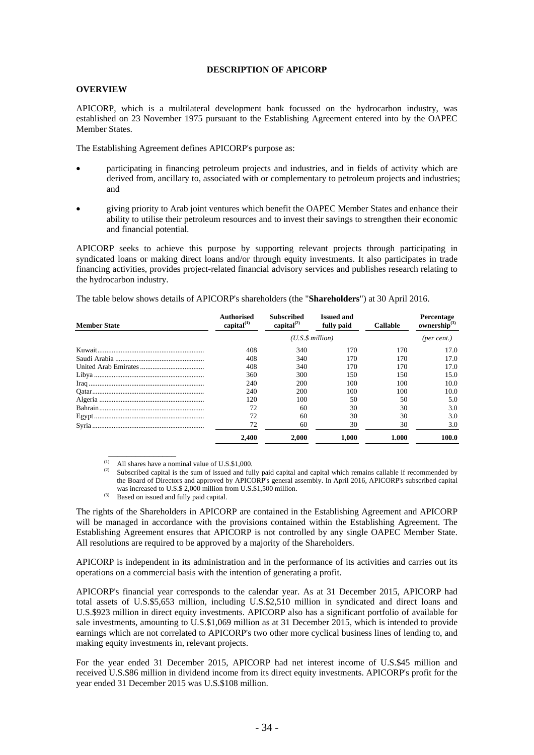# DESCRIPTION OF APICORP

## OVERVIEW

APICORP, which is a multilateral development bank focussed on the hydrocarbon industry, was established on 23 November 1975 pursuant to the Establishing Agreement entered into by the OAPEC Member States.

The Establishing Agreement defines APICORP's purpose as:

- participating in financing petroleum projects and industries, and in fields of activity which are derived from, ancillary to, associated with or complementary to petroleum projects and industries; and
- giving priority to Arab joint ventures which benefit the OAPEC Member States and enhance their ability to utilise their petroleum resources and to invest their savings to strengthen their economic and financial potential.

APICORP seeks to achieve this purpose by supporting relevant projects through participating in syndicated loans or making direct loans and/or through equity investments. It also participates in trade financing activities, provides project-related financial advisory services and publishes research relating to the hydrocarbon industry.

The table below shows details of APICORP's shareholders (the "**Shareholders**") at 30 April 2016.

| Member State | Authorised capital[(1)] | Subscribed capital[(2)] | Issued and fully paid | Callable | Percentage ownership[(3)] |
|---|---|---|---|---|---|
| | *(U.S.$ million)* | | | | *(per cent.)* |
| Kuwait | 408 | 340 | 170 | 170 | 17.0 |
| Saudi Arabia | 408 | 340 | 170 | 170 | 17.0 |
| United Arab Emirates | 408 | 340 | 170 | 170 | 17.0 |
| Libya | 360 | 300 | 150 | 150 | 15.0 |
| Iraq | 240 | 200 | 100 | 100 | 10.0 |
| Qatar | 240 | 200 | 100 | 100 | 10.0 |
| Algeria | 120 | 100 | 50 | 50 | 5.0 |
| Bahrain | 72 | 60 | 30 | 30 | 3.0 |
| Egypt | 72 | 60 | 30 | 30 | 3.0 |
| Syria | 72 | 60 | 30 | 30 | 3.0 |
| | **2,400** | **2,000** | **1,000** | **1.000** | **100.0** |

(1) All shares have a nominal value of U.S.$1,000.

(2) Subscribed capital is the sum of issued and fully paid capital and capital which remains callable if recommended by the Board of Directors and approved by APICORP's general assembly. In April 2016, APICORP's subscribed capital was increased to U.S.$ 2,000 million from U.S.$1,500 million.

(3) Based on issued and fully paid capital.

The rights of the Shareholders in APICORP are contained in the Establishing Agreement and APICORP will be managed in accordance with the provisions contained within the Establishing Agreement. The Establishing Agreement ensures that APICORP is not controlled by any single OAPEC Member State. All resolutions are required to be approved by a majority of the Shareholders.

APICORP is independent in its administration and in the performance of its activities and carries out its operations on a commercial basis with the intention of generating a profit.

APICORP's financial year corresponds to the calendar year. As at 31 December 2015, APICORP had total assets of U.S.$5,653 million, including U.S.$2,510 million in syndicated and direct loans and U.S.$923 million in direct equity investments. APICORP also has a significant portfolio of available for sale investments, amounting to U.S.$1,069 million as at 31 December 2015, which is intended to provide earnings which are not correlated to APICORP's two other more cyclical business lines of lending to, and making equity investments in, relevant projects.

For the year ended 31 December 2015, APICORP had net interest income of U.S.$45 million and received U.S.$86 million in dividend income from its direct equity investments. APICORP's profit for the year ended 31 December 2015 was U.S.$108 million.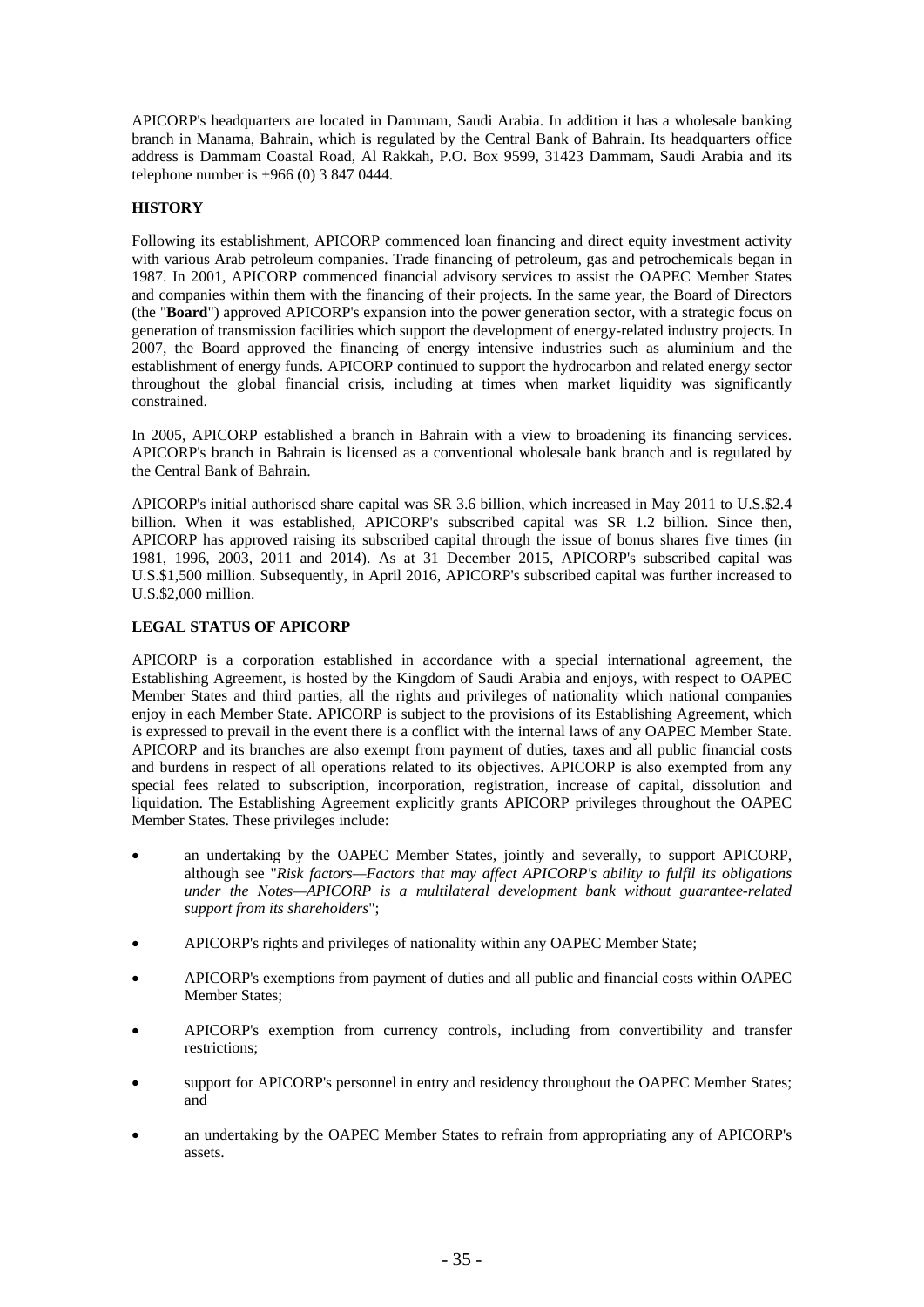APICORP's headquarters are located in Dammam, Saudi Arabia. In addition it has a wholesale banking branch in Manama, Bahrain, which is regulated by the Central Bank of Bahrain. Its headquarters office address is Dammam Coastal Road, Al Rakkah, P.O. Box 9599, 31423 Dammam, Saudi Arabia and its telephone number is +966 (0) 3 847 0444.

## HISTORY

Following its establishment, APICORP commenced loan financing and direct equity investment activity with various Arab petroleum companies. Trade financing of petroleum, gas and petrochemicals began in 1987. In 2001, APICORP commenced financial advisory services to assist the OAPEC Member States and companies within them with the financing of their projects. In the same year, the Board of Directors (the "**Board**") approved APICORP's expansion into the power generation sector, with a strategic focus on generation of transmission facilities which support the development of energy-related industry projects. In 2007, the Board approved the financing of energy intensive industries such as aluminium and the establishment of energy funds. APICORP continued to support the hydrocarbon and related energy sector throughout the global financial crisis, including at times when market liquidity was significantly constrained.

In 2005, APICORP established a branch in Bahrain with a view to broadening its financing services. APICORP's branch in Bahrain is licensed as a conventional wholesale bank branch and is regulated by the Central Bank of Bahrain.

APICORP's initial authorised share capital was SR 3.6 billion, which increased in May 2011 to U.S.$2.4 billion. When it was established, APICORP's subscribed capital was SR 1.2 billion. Since then, APICORP has approved raising its subscribed capital through the issue of bonus shares five times (in 1981, 1996, 2003, 2011 and 2014). As at 31 December 2015, APICORP's subscribed capital was U.S.$1,500 million. Subsequently, in April 2016, APICORP's subscribed capital was further increased to U.S.$2,000 million.

## LEGAL STATUS OF APICORP

APICORP is a corporation established in accordance with a special international agreement, the Establishing Agreement, is hosted by the Kingdom of Saudi Arabia and enjoys, with respect to OAPEC Member States and third parties, all the rights and privileges of nationality which national companies enjoy in each Member State. APICORP is subject to the provisions of its Establishing Agreement, which is expressed to prevail in the event there is a conflict with the internal laws of any OAPEC Member State. APICORP and its branches are also exempt from payment of duties, taxes and all public financial costs and burdens in respect of all operations related to its objectives. APICORP is also exempted from any special fees related to subscription, incorporation, registration, increase of capital, dissolution and liquidation. The Establishing Agreement explicitly grants APICORP privileges throughout the OAPEC Member States. These privileges include:

- an undertaking by the OAPEC Member States, jointly and severally, to support APICORP, although see "*Risk factors—Factors that may affect APICORP's ability to fulfil its obligations under the Notes—APICORP is a multilateral development bank without guarantee-related support from its shareholders*";
- APICORP's rights and privileges of nationality within any OAPEC Member State;
- APICORP's exemptions from payment of duties and all public and financial costs within OAPEC Member States;
- APICORP's exemption from currency controls, including from convertibility and transfer restrictions;
- support for APICORP's personnel in entry and residency throughout the OAPEC Member States; and
- an undertaking by the OAPEC Member States to refrain from appropriating any of APICORP's assets.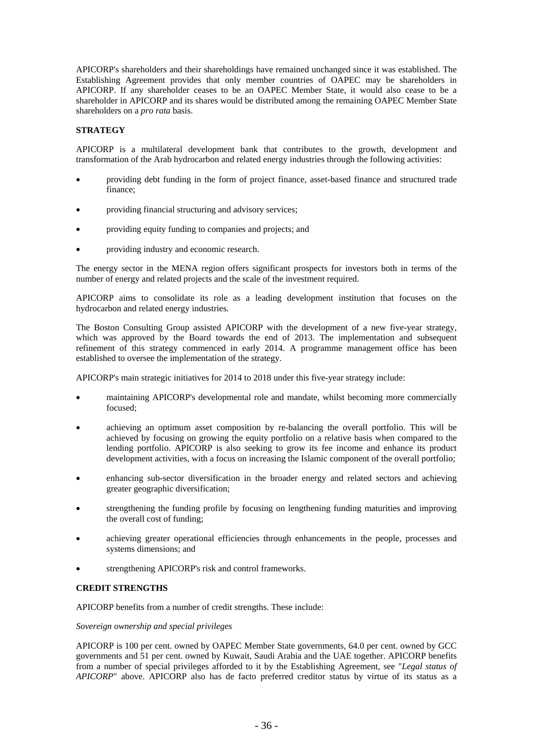APICORP's shareholders and their shareholdings have remained unchanged since it was established. The Establishing Agreement provides that only member countries of OAPEC may be shareholders in APICORP. If any shareholder ceases to be an OAPEC Member State, it would also cease to be a shareholder in APICORP and its shares would be distributed among the remaining OAPEC Member State shareholders on a *pro rata* basis.

## STRATEGY

APICORP is a multilateral development bank that contributes to the growth, development and transformation of the Arab hydrocarbon and related energy industries through the following activities:

- providing debt funding in the form of project finance, asset-based finance and structured trade finance;
- providing financial structuring and advisory services;
- providing equity funding to companies and projects; and
- providing industry and economic research.

The energy sector in the MENA region offers significant prospects for investors both in terms of the number of energy and related projects and the scale of the investment required.

APICORP aims to consolidate its role as a leading development institution that focuses on the hydrocarbon and related energy industries.

The Boston Consulting Group assisted APICORP with the development of a new five-year strategy, which was approved by the Board towards the end of 2013. The implementation and subsequent refinement of this strategy commenced in early 2014. A programme management office has been established to oversee the implementation of the strategy.

APICORP's main strategic initiatives for 2014 to 2018 under this five-year strategy include:

- maintaining APICORP's developmental role and mandate, whilst becoming more commercially focused;
- achieving an optimum asset composition by re-balancing the overall portfolio. This will be achieved by focusing on growing the equity portfolio on a relative basis when compared to the lending portfolio. APICORP is also seeking to grow its fee income and enhance its product development activities, with a focus on increasing the Islamic component of the overall portfolio;
- enhancing sub-sector diversification in the broader energy and related sectors and achieving greater geographic diversification;
- strengthening the funding profile by focusing on lengthening funding maturities and improving the overall cost of funding;
- achieving greater operational efficiencies through enhancements in the people, processes and systems dimensions; and
- strengthening APICORP's risk and control frameworks.

## CREDIT STRENGTHS

APICORP benefits from a number of credit strengths. These include:

*Sovereign ownership and special privileges*

APICORP is 100 per cent. owned by OAPEC Member State governments, 64.0 per cent. owned by GCC governments and 51 per cent. owned by Kuwait, Saudi Arabia and the UAE together. APICORP benefits from a number of special privileges afforded to it by the Establishing Agreement, see "*Legal status of APICORP*" above. APICORP also has de facto preferred creditor status by virtue of its status as a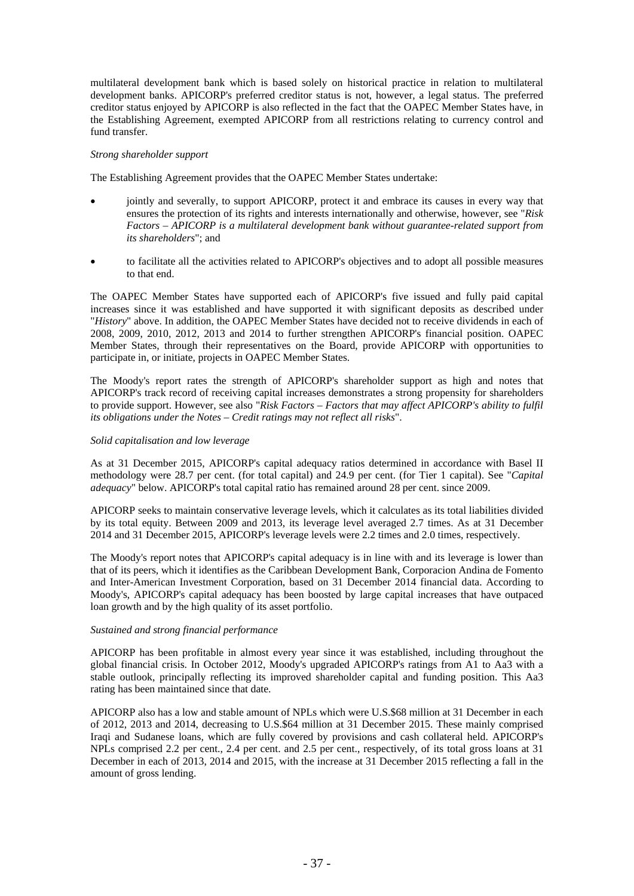multilateral development bank which is based solely on historical practice in relation to multilateral development banks. APICORP's preferred creditor status is not, however, a legal status. The preferred creditor status enjoyed by APICORP is also reflected in the fact that the OAPEC Member States have, in the Establishing Agreement, exempted APICORP from all restrictions relating to currency control and fund transfer.

*Strong shareholder support*

The Establishing Agreement provides that the OAPEC Member States undertake:

- jointly and severally, to support APICORP, protect it and embrace its causes in every way that ensures the protection of its rights and interests internationally and otherwise, however, see "*Risk Factors – APICORP is a multilateral development bank without guarantee-related support from its shareholders*"; and
- to facilitate all the activities related to APICORP's objectives and to adopt all possible measures to that end.

The OAPEC Member States have supported each of APICORP's five issued and fully paid capital increases since it was established and have supported it with significant deposits as described under "*History*" above. In addition, the OAPEC Member States have decided not to receive dividends in each of 2008, 2009, 2010, 2012, 2013 and 2014 to further strengthen APICORP's financial position. OAPEC Member States, through their representatives on the Board, provide APICORP with opportunities to participate in, or initiate, projects in OAPEC Member States.

The Moody's report rates the strength of APICORP's shareholder support as high and notes that APICORP's track record of receiving capital increases demonstrates a strong propensity for shareholders to provide support. However, see also "*Risk Factors – Factors that may affect APICORP's ability to fulfil its obligations under the Notes – Credit ratings may not reflect all risks*".

*Solid capitalisation and low leverage*

As at 31 December 2015, APICORP's capital adequacy ratios determined in accordance with Basel II methodology were 28.7 per cent. (for total capital) and 24.9 per cent. (for Tier 1 capital). See "*Capital adequacy*" below. APICORP's total capital ratio has remained around 28 per cent. since 2009.

APICORP seeks to maintain conservative leverage levels, which it calculates as its total liabilities divided by its total equity. Between 2009 and 2013, its leverage level averaged 2.7 times. As at 31 December 2014 and 31 December 2015, APICORP's leverage levels were 2.2 times and 2.0 times, respectively.

The Moody's report notes that APICORP's capital adequacy is in line with and its leverage is lower than that of its peers, which it identifies as the Caribbean Development Bank, Corporacion Andina de Fomento and Inter-American Investment Corporation, based on 31 December 2014 financial data. According to Moody's, APICORP's capital adequacy has been boosted by large capital increases that have outpaced loan growth and by the high quality of its asset portfolio.

*Sustained and strong financial performance*

APICORP has been profitable in almost every year since it was established, including throughout the global financial crisis. In October 2012, Moody's upgraded APICORP's ratings from A1 to Aa3 with a stable outlook, principally reflecting its improved shareholder capital and funding position. This Aa3 rating has been maintained since that date.

APICORP also has a low and stable amount of NPLs which were U.S.$68 million at 31 December in each of 2012, 2013 and 2014, decreasing to U.S.$64 million at 31 December 2015. These mainly comprised Iraqi and Sudanese loans, which are fully covered by provisions and cash collateral held. APICORP's NPLs comprised 2.2 per cent., 2.4 per cent. and 2.5 per cent., respectively, of its total gross loans at 31 December in each of 2013, 2014 and 2015, with the increase at 31 December 2015 reflecting a fall in the amount of gross lending.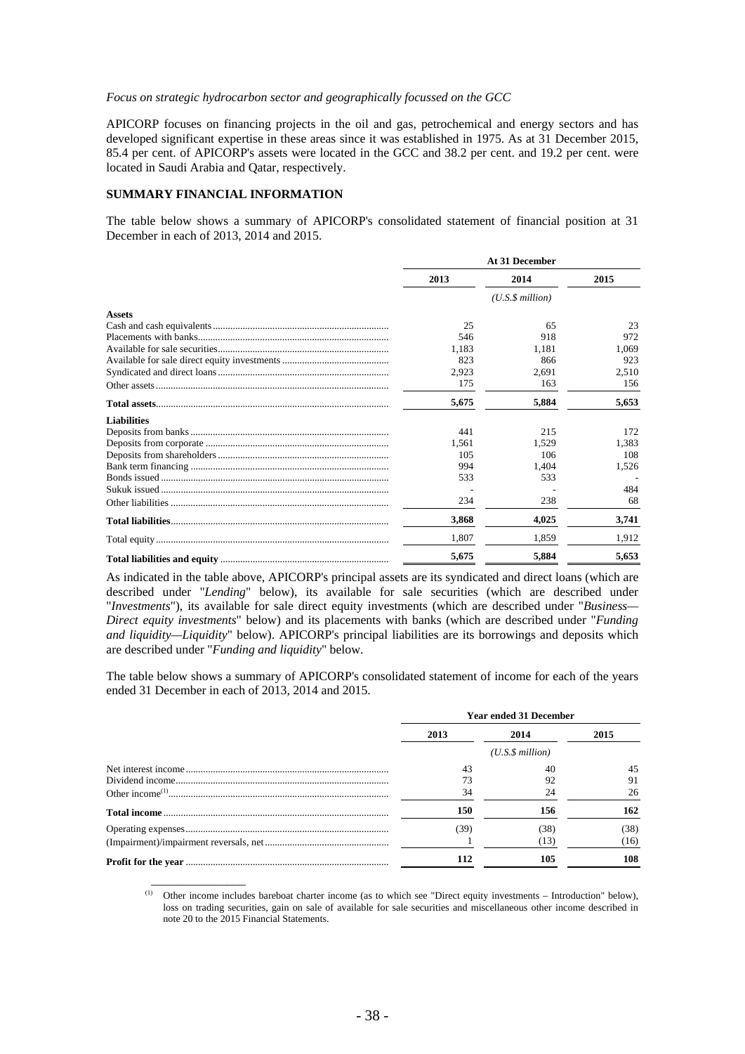*Focus on strategic hydrocarbon sector and geographically focussed on the GCC*

APICORP focuses on financing projects in the oil and gas, petrochemical and energy sectors and has developed significant expertise in these areas since it was established in 1975. As at 31 December 2015, 85.4 per cent. of APICORP's assets were located in the GCC and 38.2 per cent. and 19.2 per cent. were located in Saudi Arabia and Qatar, respectively.

**SUMMARY FINANCIAL INFORMATION**

The table below shows a summary of APICORP's consolidated statement of financial position at 31 December in each of 2013, 2014 and 2015.

| | At 31 December | | |
|---|---|---|---|
| | 2013 | 2014 | 2015 |
| | | *(U.S.$ million)* | |
| **Assets** | | | |
| Cash and cash equivalents | 25 | 65 | 23 |
| Placements with banks | 546 | 918 | 972 |
| Available for sale securities | 1,183 | 1,181 | 1,069 |
| Available for sale direct equity investments | 823 | 866 | 923 |
| Syndicated and direct loans | 2,923 | 2,691 | 2,510 |
| Other assets | 175 | 163 | 156 |
| **Total assets** | **5,675** | **5,884** | **5,653** |
| **Liabilities** | | | |
| Deposits from banks | 441 | 215 | 172 |
| Deposits from corporate | 1,561 | 1,529 | 1,383 |
| Deposits from shareholders | 105 | 106 | 108 |
| Bank term financing | 994 | 1,404 | 1,526 |
| Bonds issued | 533 | 533 | - |
| Sukuk issued | - | - | 484 |
| Other liabilities | 234 | 238 | 68 |
| **Total liabilities** | **3,868** | **4,025** | **3,741** |
| Total equity | 1,807 | 1,859 | 1,912 |
| **Total liabilities and equity** | **5,675** | **5,884** | **5,653** |

As indicated in the table above, APICORP's principal assets are its syndicated and direct loans (which are described under "*Lending*" below), its available for sale securities (which are described under "*Investments*"), its available for sale direct equity investments (which are described under "*Business—Direct equity investments*" below) and its placements with banks (which are described under "*Funding and liquidity—Liquidity*" below). APICORP's principal liabilities are its borrowings and deposits which are described under "*Funding and liquidity*" below.

The table below shows a summary of APICORP's consolidated statement of income for each of the years ended 31 December in each of 2013, 2014 and 2015.

| | Year ended 31 December | | |
|---|---|---|---|
| | 2013 | 2014 | 2015 |
| | | *(U.S.$ million)* | |
| Net interest income | 43 | 40 | 45 |
| Dividend income | 73 | 92 | 91 |
| Other income[(1)] | 34 | 24 | 26 |
| **Total income** | **150** | **156** | **162** |
| Operating expenses | (39) | (38) | (38) |
| (Impairment)/impairment reversals, net | 1 | (13) | (16) |
| **Profit for the year** | **112** | **105** | **108** |

(1) Other income includes bareboat charter income (as to which see "Direct equity investments – Introduction" below), loss on trading securities, gain on sale of available for sale securities and miscellaneous other income described in note 20 to the 2015 Financial Statements.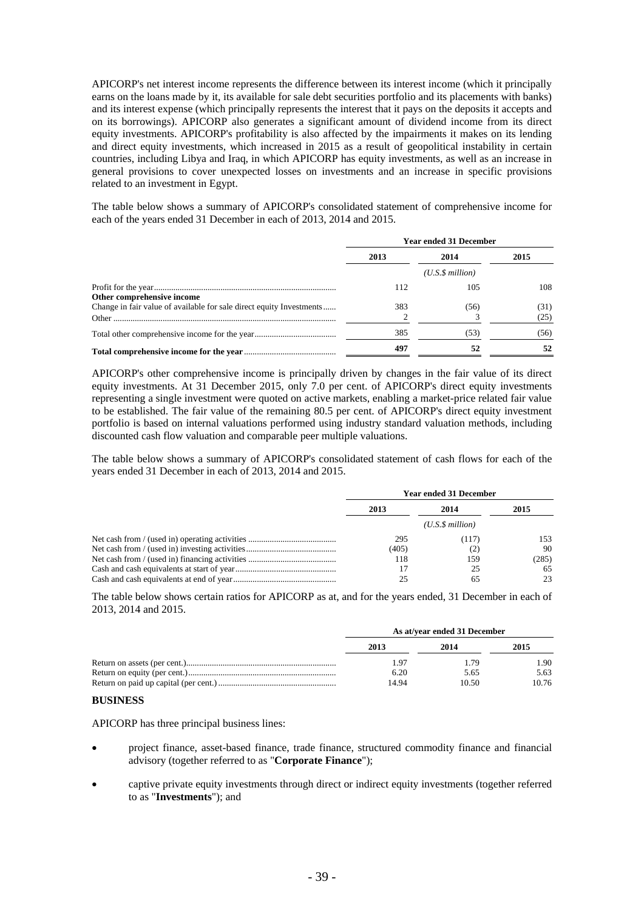APICORP's net interest income represents the difference between its interest income (which it principally earns on the loans made by it, its available for sale debt securities portfolio and its placements with banks) and its interest expense (which principally represents the interest that it pays on the deposits it accepts and on its borrowings). APICORP also generates a significant amount of dividend income from its direct equity investments. APICORP's profitability is also affected by the impairments it makes on its lending and direct equity investments, which increased in 2015 as a result of geopolitical instability in certain countries, including Libya and Iraq, in which APICORP has equity investments, as well as an increase in general provisions to cover unexpected losses on investments and an increase in specific provisions related to an investment in Egypt.

The table below shows a summary of APICORP's consolidated statement of comprehensive income for each of the years ended 31 December in each of 2013, 2014 and 2015.

| | Year ended 31 December | | |
|---|---|---|---|
| | 2013 | 2014 | 2015 |
| | | *(U.S.$ million)* | |
| Profit for the year | 112 | 105 | 108 |
| **Other comprehensive income** | | | |
| Change in fair value of available for sale direct equity Investments | 383 | (56) | (31) |
| Other | 2 | 3 | (25) |
| Total other comprehensive income for the year | 385 | (53) | (56) |
| **Total comprehensive income for the year** | **497** | **52** | **52** |

APICORP's other comprehensive income is principally driven by changes in the fair value of its direct equity investments. At 31 December 2015, only 7.0 per cent. of APICORP's direct equity investments representing a single investment were quoted on active markets, enabling a market-price related fair value to be established. The fair value of the remaining 80.5 per cent. of APICORP's direct equity investment portfolio is based on internal valuations performed using industry standard valuation methods, including discounted cash flow valuation and comparable peer multiple valuations.

The table below shows a summary of APICORP's consolidated statement of cash flows for each of the years ended 31 December in each of 2013, 2014 and 2015.

| | Year ended 31 December | | |
|---|---|---|---|
| | 2013 | 2014 | 2015 |
| | | *(U.S.$ million)* | |
| Net cash from / (used in) operating activities | 295 | (117) | 153 |
| Net cash from / (used in) investing activities | (405) | (2) | 90 |
| Net cash from / (used in) financing activities | 118 | 159 | (285) |
| Cash and cash equivalents at start of year | 17 | 25 | 65 |
| Cash and cash equivalents at end of year | 25 | 65 | 23 |

The table below shows certain ratios for APICORP as at, and for the years ended, 31 December in each of 2013, 2014 and 2015.

| | As at/year ended 31 December | | |
|---|---|---|---|
| | 2013 | 2014 | 2015 |
| Return on assets (per cent.) | 1.97 | 1.79 | 1.90 |
| Return on equity (per cent.) | 6.20 | 5.65 | 5.63 |
| Return on paid up capital (per cent.) | 14.94 | 10.50 | 10.76 |

## BUSINESS

APICORP has three principal business lines:

- project finance, asset-based finance, trade finance, structured commodity finance and financial advisory (together referred to as "**Corporate Finance**");
- captive private equity investments through direct or indirect equity investments (together referred to as "**Investments**"); and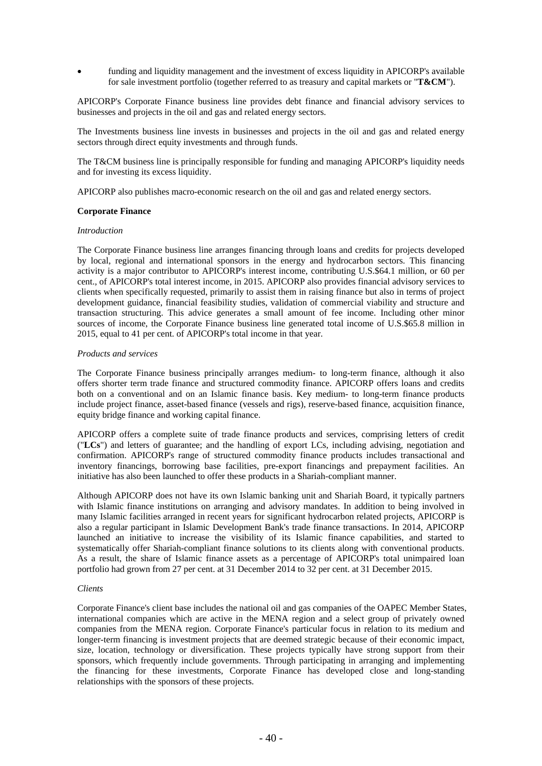- funding and liquidity management and the investment of excess liquidity in APICORP's available for sale investment portfolio (together referred to as treasury and capital markets or "**T&CM**").

APICORP's Corporate Finance business line provides debt finance and financial advisory services to businesses and projects in the oil and gas and related energy sectors.

The Investments business line invests in businesses and projects in the oil and gas and related energy sectors through direct equity investments and through funds.

The T&CM business line is principally responsible for funding and managing APICORP's liquidity needs and for investing its excess liquidity.

APICORP also publishes macro-economic research on the oil and gas and related energy sectors.

**Corporate Finance**

*Introduction*

The Corporate Finance business line arranges financing through loans and credits for projects developed by local, regional and international sponsors in the energy and hydrocarbon sectors. This financing activity is a major contributor to APICORP's interest income, contributing U.S.$64.1 million, or 60 per cent., of APICORP's total interest income, in 2015. APICORP also provides financial advisory services to clients when specifically requested, primarily to assist them in raising finance but also in terms of project development guidance, financial feasibility studies, validation of commercial viability and structure and transaction structuring. This advice generates a small amount of fee income. Including other minor sources of income, the Corporate Finance business line generated total income of U.S.$65.8 million in 2015, equal to 41 per cent. of APICORP's total income in that year.

*Products and services*

The Corporate Finance business principally arranges medium- to long-term finance, although it also offers shorter term trade finance and structured commodity finance. APICORP offers loans and credits both on a conventional and on an Islamic finance basis. Key medium- to long-term finance products include project finance, asset-based finance (vessels and rigs), reserve-based finance, acquisition finance, equity bridge finance and working capital finance.

APICORP offers a complete suite of trade finance products and services, comprising letters of credit ("**LCs**") and letters of guarantee; and the handling of export LCs, including advising, negotiation and confirmation. APICORP's range of structured commodity finance products includes transactional and inventory financings, borrowing base facilities, pre-export financings and prepayment facilities. An initiative has also been launched to offer these products in a Shariah-compliant manner.

Although APICORP does not have its own Islamic banking unit and Shariah Board, it typically partners with Islamic finance institutions on arranging and advisory mandates. In addition to being involved in many Islamic facilities arranged in recent years for significant hydrocarbon related projects, APICORP is also a regular participant in Islamic Development Bank's trade finance transactions. In 2014, APICORP launched an initiative to increase the visibility of its Islamic finance capabilities, and started to systematically offer Shariah-compliant finance solutions to its clients along with conventional products. As a result, the share of Islamic finance assets as a percentage of APICORP's total unimpaired loan portfolio had grown from 27 per cent. at 31 December 2014 to 32 per cent. at 31 December 2015.

*Clients*

Corporate Finance's client base includes the national oil and gas companies of the OAPEC Member States, international companies which are active in the MENA region and a select group of privately owned companies from the MENA region. Corporate Finance's particular focus in relation to its medium and longer-term financing is investment projects that are deemed strategic because of their economic impact, size, location, technology or diversification. These projects typically have strong support from their sponsors, which frequently include governments. Through participating in arranging and implementing the financing for these investments, Corporate Finance has developed close and long-standing relationships with the sponsors of these projects.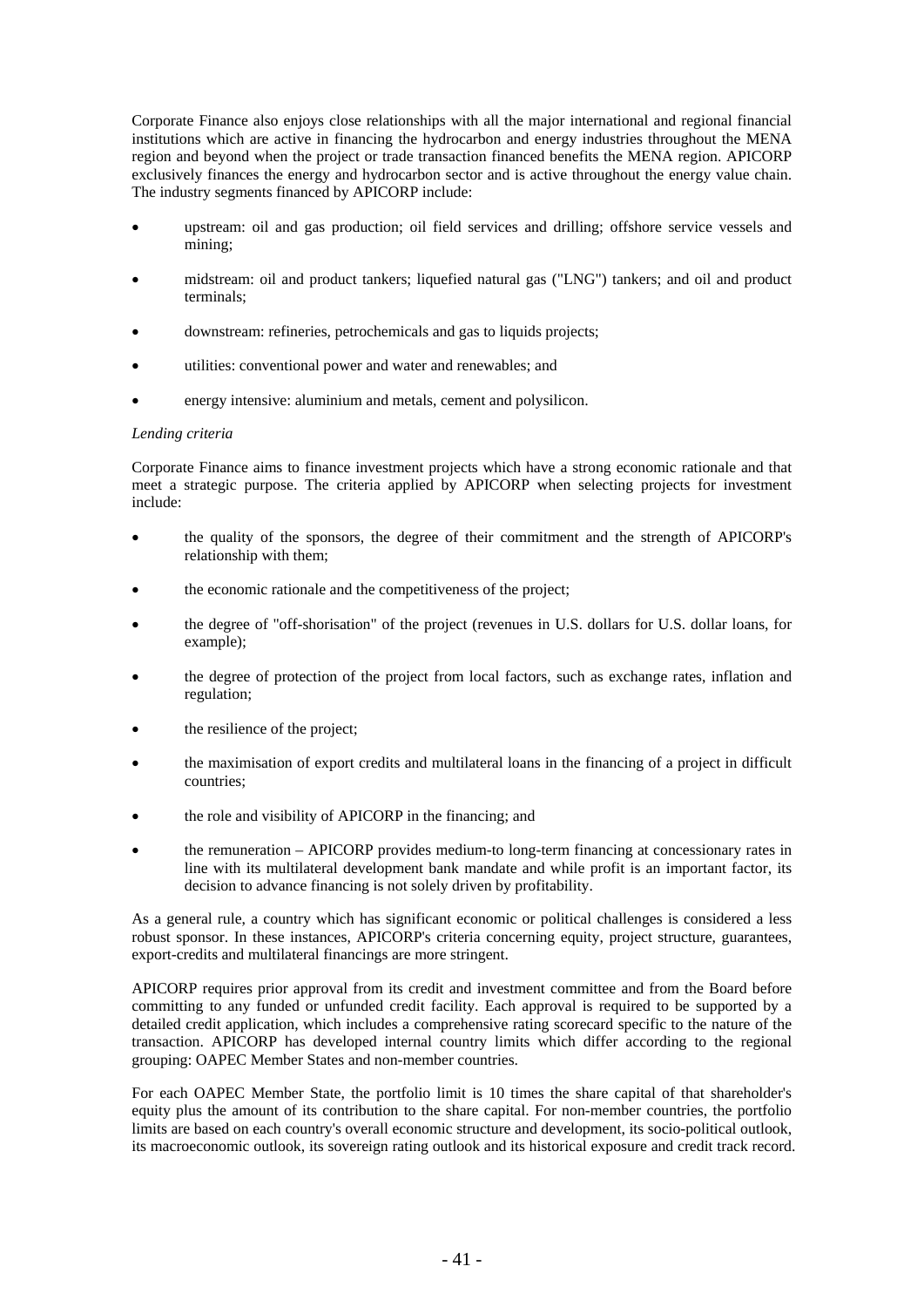Corporate Finance also enjoys close relationships with all the major international and regional financial institutions which are active in financing the hydrocarbon and energy industries throughout the MENA region and beyond when the project or trade transaction financed benefits the MENA region. APICORP exclusively finances the energy and hydrocarbon sector and is active throughout the energy value chain. The industry segments financed by APICORP include:

- upstream: oil and gas production; oil field services and drilling; offshore service vessels and mining;
- midstream: oil and product tankers; liquefied natural gas ("LNG") tankers; and oil and product terminals;
- downstream: refineries, petrochemicals and gas to liquids projects;
- utilities: conventional power and water and renewables; and
- energy intensive: aluminium and metals, cement and polysilicon.

*Lending criteria*

Corporate Finance aims to finance investment projects which have a strong economic rationale and that meet a strategic purpose. The criteria applied by APICORP when selecting projects for investment include:

- the quality of the sponsors, the degree of their commitment and the strength of APICORP's relationship with them;
- the economic rationale and the competitiveness of the project;
- the degree of "off-shorisation" of the project (revenues in U.S. dollars for U.S. dollar loans, for example);
- the degree of protection of the project from local factors, such as exchange rates, inflation and regulation;
- the resilience of the project;
- the maximisation of export credits and multilateral loans in the financing of a project in difficult countries;
- the role and visibility of APICORP in the financing; and
- the remuneration – APICORP provides medium-to long-term financing at concessionary rates in line with its multilateral development bank mandate and while profit is an important factor, its decision to advance financing is not solely driven by profitability.

As a general rule, a country which has significant economic or political challenges is considered a less robust sponsor. In these instances, APICORP's criteria concerning equity, project structure, guarantees, export-credits and multilateral financings are more stringent.

APICORP requires prior approval from its credit and investment committee and from the Board before committing to any funded or unfunded credit facility. Each approval is required to be supported by a detailed credit application, which includes a comprehensive rating scorecard specific to the nature of the transaction. APICORP has developed internal country limits which differ according to the regional grouping: OAPEC Member States and non-member countries.

For each OAPEC Member State, the portfolio limit is 10 times the share capital of that shareholder's equity plus the amount of its contribution to the share capital. For non-member countries, the portfolio limits are based on each country's overall economic structure and development, its socio-political outlook, its macroeconomic outlook, its sovereign rating outlook and its historical exposure and credit track record.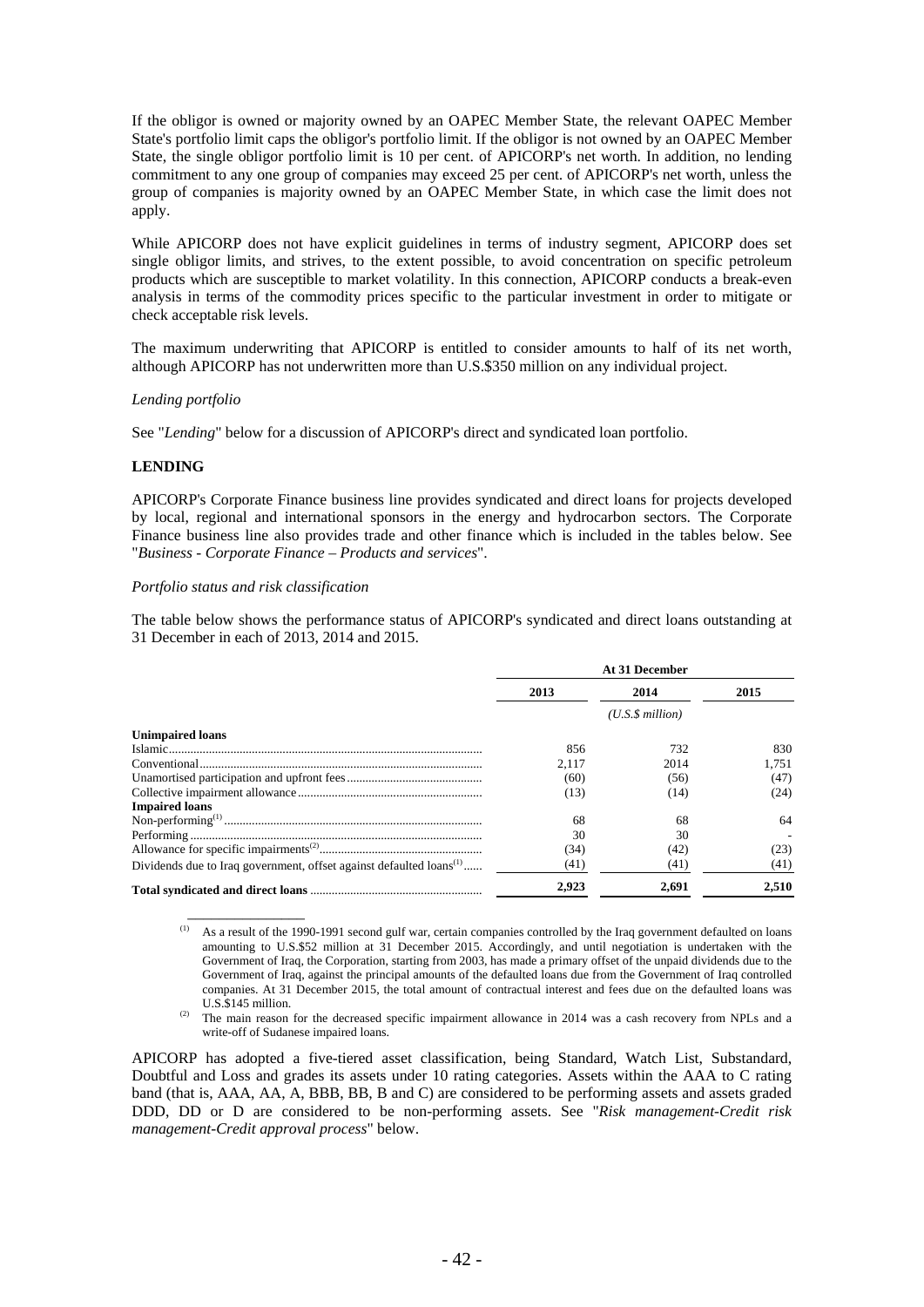If the obligor is owned or majority owned by an OAPEC Member State, the relevant OAPEC Member State's portfolio limit caps the obligor's portfolio limit. If the obligor is not owned by an OAPEC Member State, the single obligor portfolio limit is 10 per cent. of APICORP's net worth. In addition, no lending commitment to any one group of companies may exceed 25 per cent. of APICORP's net worth, unless the group of companies is majority owned by an OAPEC Member State, in which case the limit does not apply.

While APICORP does not have explicit guidelines in terms of industry segment, APICORP does set single obligor limits, and strives, to the extent possible, to avoid concentration on specific petroleum products which are susceptible to market volatility. In this connection, APICORP conducts a break-even analysis in terms of the commodity prices specific to the particular investment in order to mitigate or check acceptable risk levels.

The maximum underwriting that APICORP is entitled to consider amounts to half of its net worth, although APICORP has not underwritten more than U.S.$350 million on any individual project.

*Lending portfolio*

See "*Lending*" below for a discussion of APICORP's direct and syndicated loan portfolio.

**LENDING**

APICORP's Corporate Finance business line provides syndicated and direct loans for projects developed by local, regional and international sponsors in the energy and hydrocarbon sectors. The Corporate Finance business line also provides trade and other finance which is included in the tables below. See "*Business - Corporate Finance – Products and services*".

*Portfolio status and risk classification*

The table below shows the performance status of APICORP's syndicated and direct loans outstanding at 31 December in each of 2013, 2014 and 2015.

| | At 31 December | | |
|---|---|---|---|
| | 2013 | 2014 | 2015 |
| | | *(U.S.$ million)* | |
| **Unimpaired loans** | | | |
| Islamic | 856 | 732 | 830 |
| Conventional | 2,117 | 2014 | 1,751 |
| Unamortised participation and upfront fees | (60) | (56) | (47) |
| Collective impairment allowance | (13) | (14) | (24) |
| **Impaired loans** | | | |
| Non-performing[(1)] | 68 | 68 | 64 |
| Performing | 30 | 30 | - |
| Allowance for specific impairments[(2)] | (34) | (42) | (23) |
| Dividends due to Iraq government, offset against defaulted loans[(1)] | (41) | (41) | (41) |
| **Total syndicated and direct loans** | 2,923 | 2,691 | 2,510 |

(1) As a result of the 1990-1991 second gulf war, certain companies controlled by the Iraq government defaulted on loans amounting to U.S.$52 million at 31 December 2015. Accordingly, and until negotiation is undertaken with the Government of Iraq, the Corporation, starting from 2003, has made a primary offset of the unpaid dividends due to the Government of Iraq, against the principal amounts of the defaulted loans due from the Government of Iraq controlled companies. At 31 December 2015, the total amount of contractual interest and fees due on the defaulted loans was U.S.$145 million.

(2) The main reason for the decreased specific impairment allowance in 2014 was a cash recovery from NPLs and a write-off of Sudanese impaired loans.

APICORP has adopted a five-tiered asset classification, being Standard, Watch List, Substandard, Doubtful and Loss and grades its assets under 10 rating categories. Assets within the AAA to C rating band (that is, AAA, AA, A, BBB, BB, B and C) are considered to be performing assets and assets graded DDD, DD or D are considered to be non-performing assets. See "*Risk management-Credit risk management-Credit approval process*" below.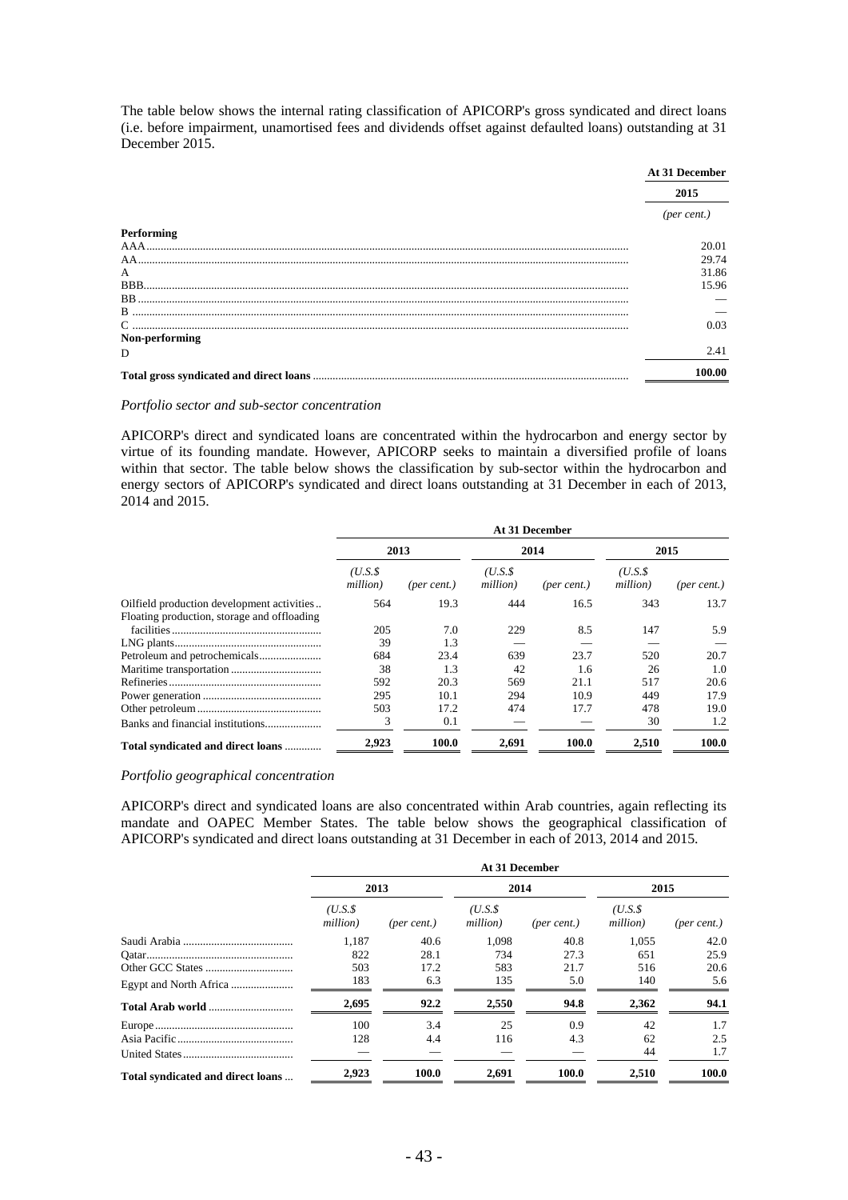The table below shows the internal rating classification of APICORP's gross syndicated and direct loans (i.e. before impairment, unamortised fees and dividends offset against defaulted loans) outstanding at 31 December 2015.

| | At 31 December |
|---|---|
| | 2015 |
| | *(per cent.)* |
| **Performing** | |
| AAA | 20.01 |
| AA | 29.74 |
| A | 31.86 |
| BBB | 15.96 |
| BB | — |
| B | — |
| C | 0.03 |
| **Non-performing** | |
| D | 2.41 |
| **Total gross syndicated and direct loans** | **100.00** |

*Portfolio sector and sub-sector concentration*

APICORP's direct and syndicated loans are concentrated within the hydrocarbon and energy sector by virtue of its founding mandate. However, APICORP seeks to maintain a diversified profile of loans within that sector. The table below shows the classification by sub-sector within the hydrocarbon and energy sectors of APICORP's syndicated and direct loans outstanding at 31 December in each of 2013, 2014 and 2015.

| | At 31 December | | | | | |
|---|---|---|---|---|---|---|
| | 2013 | | 2014 | | 2015 | |
| | *(U.S.$ million)* | *(per cent.)* | *(U.S.$ million)* | *(per cent.)* | *(U.S.$ million)* | *(per cent.)* |
| Oilfield production development activities | 564 | 19.3 | 444 | 16.5 | 343 | 13.7 |
| Floating production, storage and offloading facilities | 205 | 7.0 | 229 | 8.5 | 147 | 5.9 |
| LNG plants | 39 | 1.3 | — | — | — | — |
| Petroleum and petrochemicals | 684 | 23.4 | 639 | 23.7 | 520 | 20.7 |
| Maritime transportation | 38 | 1.3 | 42 | 1.6 | 26 | 1.0 |
| Refineries | 592 | 20.3 | 569 | 21.1 | 517 | 20.6 |
| Power generation | 295 | 10.1 | 294 | 10.9 | 449 | 17.9 |
| Other petroleum | 503 | 17.2 | 474 | 17.7 | 478 | 19.0 |
| Banks and financial institutions | 3 | 0.1 | — | — | 30 | 1.2 |
| **Total syndicated and direct loans** | **2,923** | **100.0** | **2,691** | **100.0** | **2,510** | **100.0** |

*Portfolio geographical concentration*

APICORP's direct and syndicated loans are also concentrated within Arab countries, again reflecting its mandate and OAPEC Member States. The table below shows the geographical classification of APICORP's syndicated and direct loans outstanding at 31 December in each of 2013, 2014 and 2015.

| | At 31 December | | | | | |
|---|---|---|---|---|---|---|
| | 2013 | | 2014 | | 2015 | |
| | *(U.S.$ million)* | *(per cent.)* | *(U.S.$ million)* | *(per cent.)* | *(U.S.$ million)* | *(per cent.)* |
| Saudi Arabia | 1,187 | 40.6 | 1,098 | 40.8 | 1,055 | 42.0 |
| Qatar | 822 | 28.1 | 734 | 27.3 | 651 | 25.9 |
| Other GCC States | 503 | 17.2 | 583 | 21.7 | 516 | 20.6 |
| Egypt and North Africa | 183 | 6.3 | 135 | 5.0 | 140 | 5.6 |
| **Total Arab world** | **2,695** | **92.2** | **2,550** | **94.8** | **2,362** | **94.1** |
| Europe | 100 | 3.4 | 25 | 0.9 | 42 | 1.7 |
| Asia Pacific | 128 | 4.4 | 116 | 4.3 | 62 | 2.5 |
| United States | — | — | — | — | 44 | 1.7 |
| **Total syndicated and direct loans** | **2,923** | **100.0** | **2,691** | **100.0** | **2,510** | **100.0** |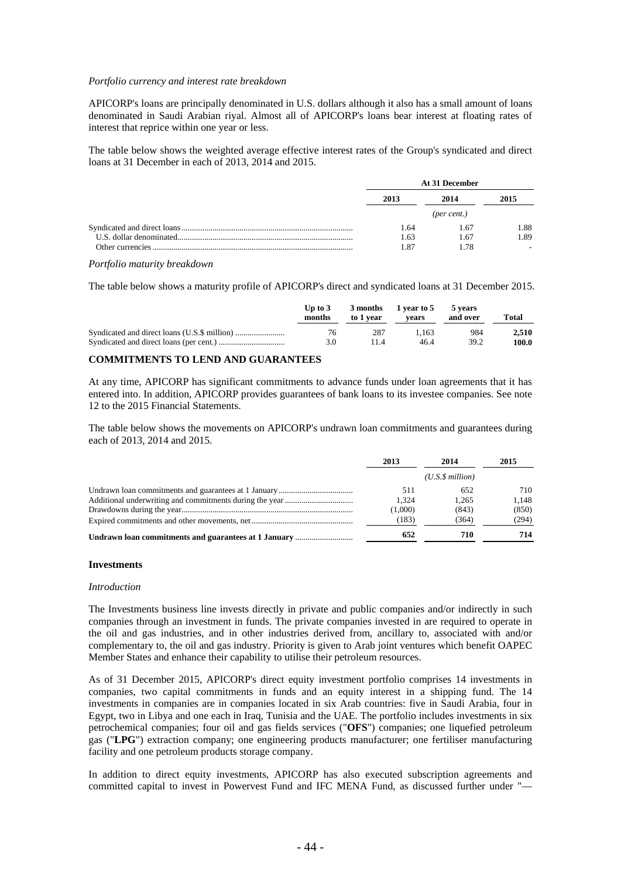*Portfolio currency and interest rate breakdown*

APICORP's loans are principally denominated in U.S. dollars although it also has a small amount of loans denominated in Saudi Arabian riyal. Almost all of APICORP's loans bear interest at floating rates of interest that reprice within one year or less.

The table below shows the weighted average effective interest rates of the Group's syndicated and direct loans at 31 December in each of 2013, 2014 and 2015.

| | At 31 December | | |
|---|---|---|---|
| | 2013 | 2014 | 2015 |
| | | *(per cent.)* | |
| Syndicated and direct loans | 1.64 | 1.67 | 1.88 |
| U.S. dollar denominated | 1.63 | 1.67 | 1.89 |
| Other currencies | 1.87 | 1.78 | - |

*Portfolio maturity breakdown*

The table below shows a maturity profile of APICORP's direct and syndicated loans at 31 December 2015.

| | Up to 3 months | 3 months to 1 year | 1 year to 5 years | 5 years and over | Total |
|---|---|---|---|---|---|
| Syndicated and direct loans (U.S.$ million) | 76 | 287 | 1,163 | 984 | **2,510** |
| Syndicated and direct loans (per cent.) | 3.0 | 11.4 | 46.4 | 39.2 | **100.0** |

**COMMITMENTS TO LEND AND GUARANTEES**

At any time, APICORP has significant commitments to advance funds under loan agreements that it has entered into. In addition, APICORP provides guarantees of bank loans to its investee companies. See note 12 to the 2015 Financial Statements.

The table below shows the movements on APICORP's undrawn loan commitments and guarantees during each of 2013, 2014 and 2015.

| | 2013 | 2014 | 2015 |
|---|---|---|---|
| | | *(U.S.$ million)* | |
| Undrawn loan commitments and guarantees at 1 January | 511 | 652 | 710 |
| Additional underwriting and commitments during the year | 1,324 | 1,265 | 1,148 |
| Drawdowns during the year | (1,000) | (843) | (850) |
| Expired commitments and other movements, net | (183) | (364) | (294) |
| **Undrawn loan commitments and guarantees at 1 January** | **652** | **710** | **714** |

**Investments**

*Introduction*

The Investments business line invests directly in private and public companies and/or indirectly in such companies through an investment in funds. The private companies invested in are required to operate in the oil and gas industries, and in other industries derived from, ancillary to, associated with and/or complementary to, the oil and gas industry. Priority is given to Arab joint ventures which benefit OAPEC Member States and enhance their capability to utilise their petroleum resources.

As of 31 December 2015, APICORP's direct equity investment portfolio comprises 14 investments in companies, two capital commitments in funds and an equity interest in a shipping fund. The 14 investments in companies are in companies located in six Arab countries: five in Saudi Arabia, four in Egypt, two in Libya and one each in Iraq, Tunisia and the UAE. The portfolio includes investments in six petrochemical companies; four oil and gas fields services ("**OFS**") companies; one liquefied petroleum gas ("**LPG**") extraction company; one engineering products manufacturer; one fertiliser manufacturing facility and one petroleum products storage company.

In addition to direct equity investments, APICORP has also executed subscription agreements and committed capital to invest in Powervest Fund and IFC MENA Fund, as discussed further under "—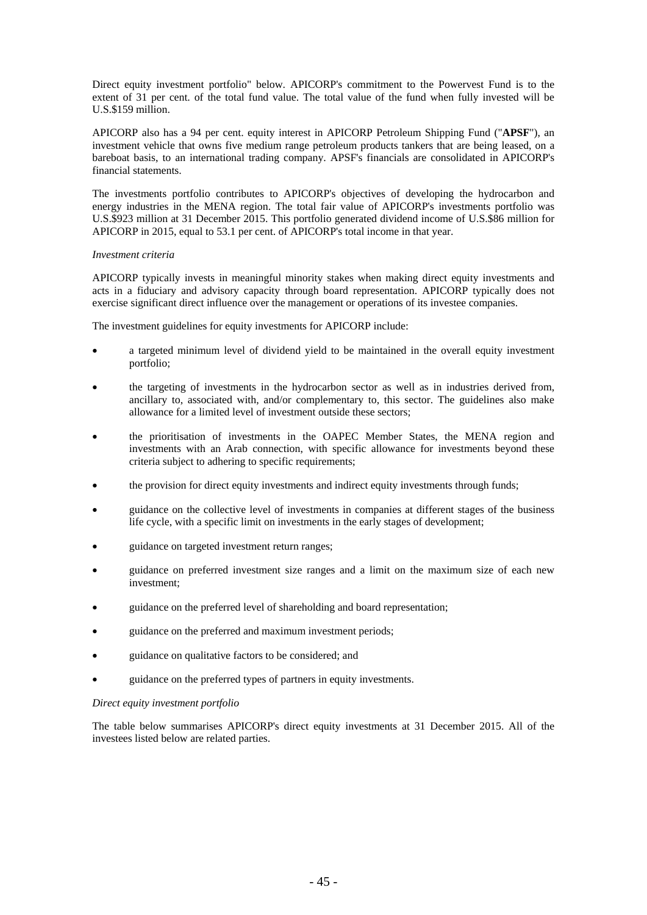Direct equity investment portfolio" below. APICORP's commitment to the Powervest Fund is to the extent of 31 per cent. of the total fund value. The total value of the fund when fully invested will be U.S.$159 million.

APICORP also has a 94 per cent. equity interest in APICORP Petroleum Shipping Fund ("**APSF**"), an investment vehicle that owns five medium range petroleum products tankers that are being leased, on a bareboat basis, to an international trading company. APSF's financials are consolidated in APICORP's financial statements.

The investments portfolio contributes to APICORP's objectives of developing the hydrocarbon and energy industries in the MENA region. The total fair value of APICORP's investments portfolio was U.S.$923 million at 31 December 2015. This portfolio generated dividend income of U.S.$86 million for APICORP in 2015, equal to 53.1 per cent. of APICORP's total income in that year.

*Investment criteria*

APICORP typically invests in meaningful minority stakes when making direct equity investments and acts in a fiduciary and advisory capacity through board representation. APICORP typically does not exercise significant direct influence over the management or operations of its investee companies.

The investment guidelines for equity investments for APICORP include:

- a targeted minimum level of dividend yield to be maintained in the overall equity investment portfolio;
- the targeting of investments in the hydrocarbon sector as well as in industries derived from, ancillary to, associated with, and/or complementary to, this sector. The guidelines also make allowance for a limited level of investment outside these sectors;
- the prioritisation of investments in the OAPEC Member States, the MENA region and investments with an Arab connection, with specific allowance for investments beyond these criteria subject to adhering to specific requirements;
- the provision for direct equity investments and indirect equity investments through funds;
- guidance on the collective level of investments in companies at different stages of the business life cycle, with a specific limit on investments in the early stages of development;
- guidance on targeted investment return ranges;
- guidance on preferred investment size ranges and a limit on the maximum size of each new investment;
- guidance on the preferred level of shareholding and board representation;
- guidance on the preferred and maximum investment periods;
- guidance on qualitative factors to be considered; and
- guidance on the preferred types of partners in equity investments.

*Direct equity investment portfolio*

The table below summarises APICORP's direct equity investments at 31 December 2015. All of the investees listed below are related parties.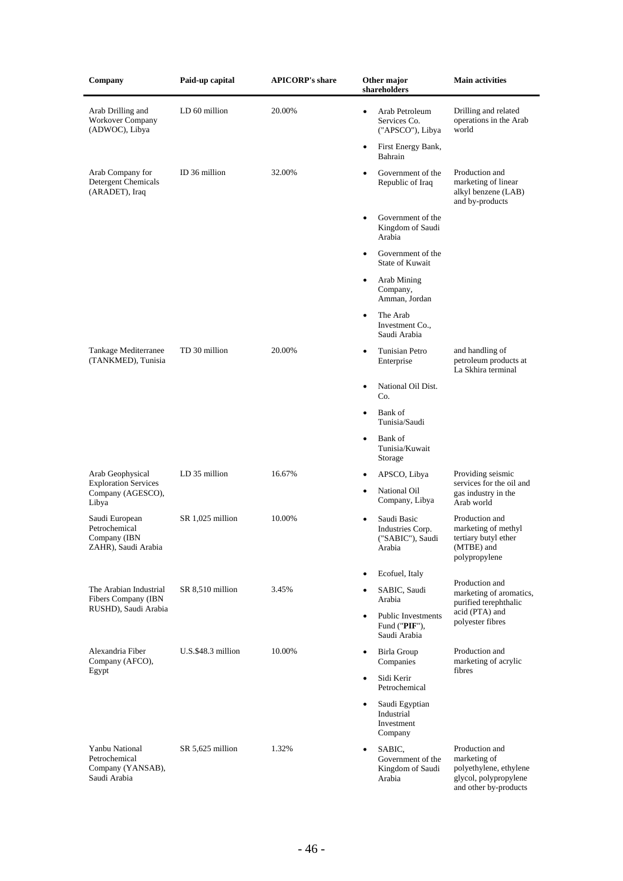| Company | Paid-up capital | APICORP's share | Other major shareholders | Main activities |
|---|---|---|---|---|
| Arab Drilling and Workover Company (ADWOC), Libya | LD 60 million | 20.00% | • Arab Petroleum Services Co. ("APSCO"), Libya<br>• First Energy Bank, Bahrain | Drilling and related operations in the Arab world |
| Arab Company for Detergent Chemicals (ARADET), Iraq | ID 36 million | 32.00% | • Government of the Republic of Iraq<br>• Government of the Kingdom of Saudi Arabia<br>• Government of the State of Kuwait<br>• Arab Mining Company, Amman, Jordan<br>• The Arab Investment Co., Saudi Arabia | Production and marketing of linear alkyl benzene (LAB) and by-products |
| Tankage Mediterranee (TANKMED), Tunisia | TD 30 million | 20.00% | • Tunisian Petro Enterprise<br>• National Oil Dist. Co.<br>• Bank of Tunisia/Saudi<br>• Bank of Tunisia/Kuwait Storage | and handling of petroleum products at La Skhira terminal |
| Arab Geophysical Exploration Services Company (AGESCO), Libya | LD 35 million | 16.67% | • APSCO, Libya<br>• National Oil Company, Libya | Providing seismic services for the oil and gas industry in the Arab world |
| Saudi European Petrochemical Company (IBN ZAHR), Saudi Arabia | SR 1,025 million | 10.00% | • Saudi Basic Industries Corp. ("SABIC"), Saudi Arabia<br>• Ecofuel, Italy | Production and marketing of methyl tertiary butyl ether (MTBE) and polypropylene |
| The Arabian Industrial Fibers Company (IBN RUSHD), Saudi Arabia | SR 8,510 million | 3.45% | • SABIC, Saudi Arabia<br>• Public Investments Fund ("**PIF**"), Saudi Arabia | Production and marketing of aromatics, purified terephthalic acid (PTA) and polyester fibres |
| Alexandria Fiber Company (AFCO), Egypt | U.S.$48.3 million | 10.00% | • Birla Group Companies<br>• Sidi Kerir Petrochemical<br>• Saudi Egyptian Industrial Investment Company | Production and marketing of acrylic fibres |
| Yanbu National Petrochemical Company (YANSAB), Saudi Arabia | SR 5,625 million | 1.32% | • SABIC, Government of the Kingdom of Saudi Arabia | Production and marketing of polyethylene, ethylene glycol, polypropylene and other by-products |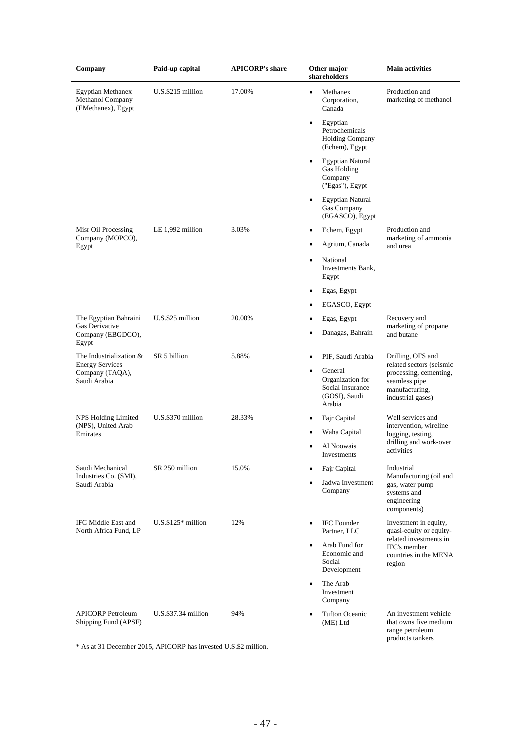| Company | Paid-up capital | APICORP's share | Other major shareholders | Main activities |
|---|---|---|---|---|
| Egyptian Methanex Methanol Company (EMethanex), Egypt | U.S.$215 million | 17.00% | • Methanex Corporation, Canada<br>• Egyptian Petrochemicals Holding Company (Echem), Egypt<br>• Egyptian Natural Gas Holding Company ("Egas"), Egypt<br>• Egyptian Natural Gas Company (EGASCO), Egypt | Production and marketing of methanol |
| Misr Oil Processing Company (MOPCO), Egypt | LE 1,992 million | 3.03% | • Echem, Egypt<br>• Agrium, Canada<br>• National Investments Bank, Egypt<br>• Egas, Egypt<br>• EGASCO, Egypt | Production and marketing of ammonia and urea |
| The Egyptian Bahraini Gas Derivative Company (EBGDCO), Egypt | U.S.$25 million | 20.00% | • Egas, Egypt<br>• Danagas, Bahrain | Recovery and marketing of propane and butane |
| The Industrialization & Energy Services Company (TAQA), Saudi Arabia | SR 5 billion | 5.88% | • PIF, Saudi Arabia<br>• General Organization for Social Insurance (GOSI), Saudi Arabia | Drilling, OFS and related sectors (seismic processing, cementing, seamless pipe manufacturing, industrial gases) |
| NPS Holding Limited (NPS), United Arab Emirates | U.S.$370 million | 28.33% | • Fajr Capital<br>• Waha Capital<br>• Al Noowais Investments | Well services and intervention, wireline logging, testing, drilling and work-over activities |
| Saudi Mechanical Industries Co. (SMI), Saudi Arabia | SR 250 million | 15.0% | • Fajr Capital<br>• Jadwa Investment Company | Industrial Manufacturing (oil and gas, water pump systems and engineering components) |
| IFC Middle East and North Africa Fund, LP | U.S.$125* million | 12% | • IFC Founder Partner, LLC<br>• Arab Fund for Economic and Social Development<br>• The Arab Investment Company | Investment in equity, quasi-equity or equity-related investments in IFC's member countries in the MENA region |
| APICORP Petroleum Shipping Fund (APSF) | U.S.$37.34 million | 94% | • Tufton Oceanic (ME) Ltd | An investment vehicle that owns five medium range petroleum products tankers |

* As at 31 December 2015, APICORP has invested U.S.$2 million.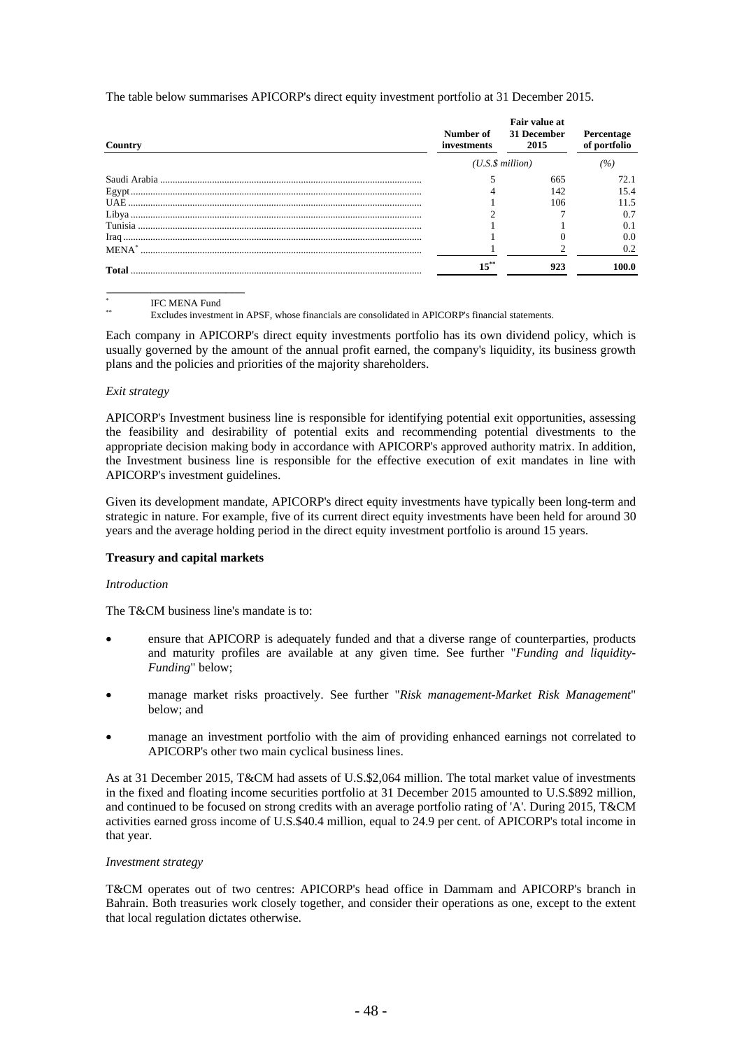The table below summarises APICORP's direct equity investment portfolio at 31 December 2015.

| Country | Number of investments | Fair value at 31 December 2015 | Percentage of portfolio |
|---|---|---|---|
| | (U.S.$ million) | | (%) |
| Saudi Arabia | 5 | 665 | 72.1 |
| Egypt | 4 | 142 | 15.4 |
| UAE | 1 | 106 | 11.5 |
| Libya | 2 | 7 | 0.7 |
| Tunisia | 1 | 1 | 0.1 |
| Iraq | 1 | 0 | 0.0 |
| MENA* | 1 | 2 | 0.2 |
| **Total** | **15****| **923** | **100.0** |

\* IFC MENA Fund

\*\* Excludes investment in APSF, whose financials are consolidated in APICORP's financial statements.

Each company in APICORP's direct equity investments portfolio has its own dividend policy, which is usually governed by the amount of the annual profit earned, the company's liquidity, its business growth plans and the policies and priorities of the majority shareholders.

*Exit strategy*

APICORP's Investment business line is responsible for identifying potential exit opportunities, assessing the feasibility and desirability of potential exits and recommending potential divestments to the appropriate decision making body in accordance with APICORP's approved authority matrix. In addition, the Investment business line is responsible for the effective execution of exit mandates in line with APICORP's investment guidelines.

Given its development mandate, APICORP's direct equity investments have typically been long-term and strategic in nature. For example, five of its current direct equity investments have been held for around 30 years and the average holding period in the direct equity investment portfolio is around 15 years.

**Treasury and capital markets**

*Introduction*

The T&CM business line's mandate is to:

- ensure that APICORP is adequately funded and that a diverse range of counterparties, products and maturity profiles are available at any given time. See further "*Funding and liquidity-Funding*" below;
- manage market risks proactively. See further "*Risk management-Market Risk Management*" below; and
- manage an investment portfolio with the aim of providing enhanced earnings not correlated to APICORP's other two main cyclical business lines.

As at 31 December 2015, T&CM had assets of U.S.$2,064 million. The total market value of investments in the fixed and floating income securities portfolio at 31 December 2015 amounted to U.S.$892 million, and continued to be focused on strong credits with an average portfolio rating of 'A'. During 2015, T&CM activities earned gross income of U.S.$40.4 million, equal to 24.9 per cent. of APICORP's total income in that year.

*Investment strategy*

T&CM operates out of two centres: APICORP's head office in Dammam and APICORP's branch in Bahrain. Both treasuries work closely together, and consider their operations as one, except to the extent that local regulation dictates otherwise.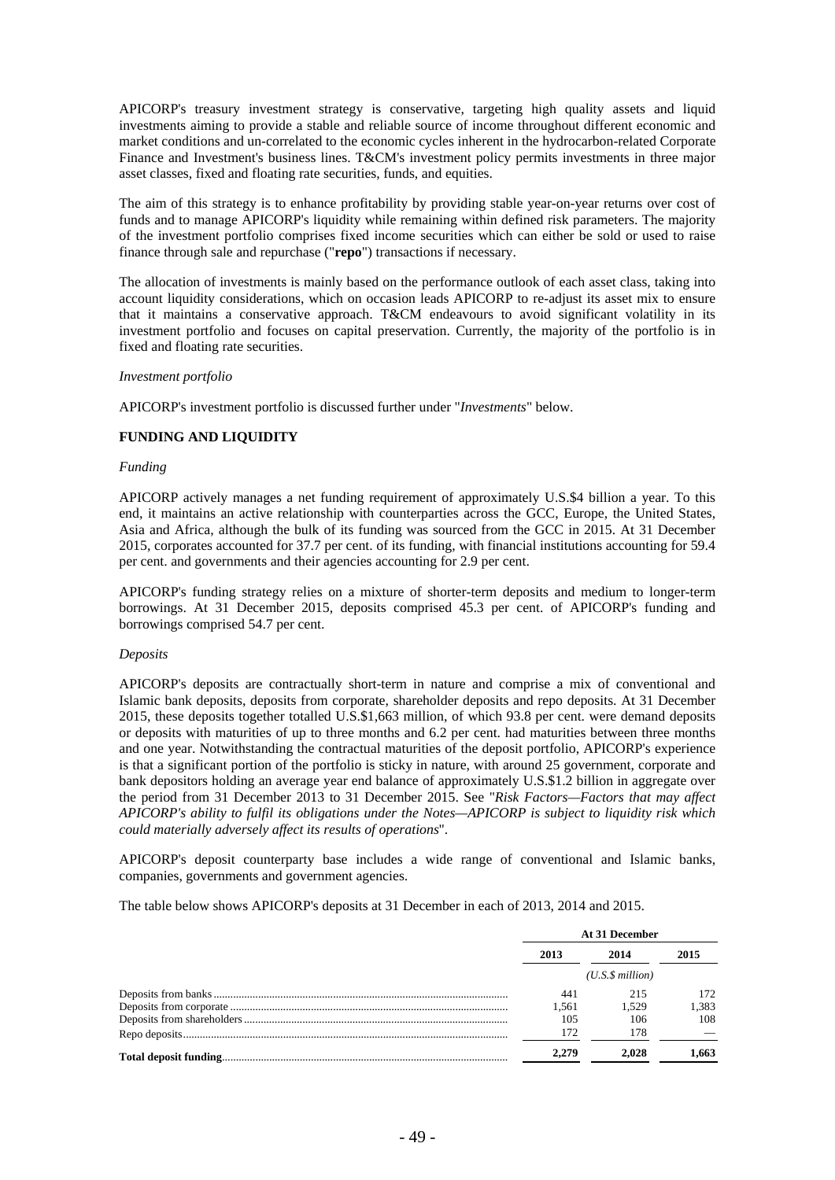APICORP's treasury investment strategy is conservative, targeting high quality assets and liquid investments aiming to provide a stable and reliable source of income throughout different economic and market conditions and un-correlated to the economic cycles inherent in the hydrocarbon-related Corporate Finance and Investment's business lines. T&CM's investment policy permits investments in three major asset classes, fixed and floating rate securities, funds, and equities.

The aim of this strategy is to enhance profitability by providing stable year-on-year returns over cost of funds and to manage APICORP's liquidity while remaining within defined risk parameters. The majority of the investment portfolio comprises fixed income securities which can either be sold or used to raise finance through sale and repurchase ("**repo**") transactions if necessary.

The allocation of investments is mainly based on the performance outlook of each asset class, taking into account liquidity considerations, which on occasion leads APICORP to re-adjust its asset mix to ensure that it maintains a conservative approach. T&CM endeavours to avoid significant volatility in its investment portfolio and focuses on capital preservation. Currently, the majority of the portfolio is in fixed and floating rate securities.

*Investment portfolio*

APICORP's investment portfolio is discussed further under "*Investments*" below.

## FUNDING AND LIQUIDITY

*Funding*

APICORP actively manages a net funding requirement of approximately U.S.$4 billion a year. To this end, it maintains an active relationship with counterparties across the GCC, Europe, the United States, Asia and Africa, although the bulk of its funding was sourced from the GCC in 2015. At 31 December 2015, corporates accounted for 37.7 per cent. of its funding, with financial institutions accounting for 59.4 per cent. and governments and their agencies accounting for 2.9 per cent.

APICORP's funding strategy relies on a mixture of shorter-term deposits and medium to longer-term borrowings. At 31 December 2015, deposits comprised 45.3 per cent. of APICORP's funding and borrowings comprised 54.7 per cent.

*Deposits*

APICORP's deposits are contractually short-term in nature and comprise a mix of conventional and Islamic bank deposits, deposits from corporate, shareholder deposits and repo deposits. At 31 December 2015, these deposits together totalled U.S.$1,663 million, of which 93.8 per cent. were demand deposits or deposits with maturities of up to three months and 6.2 per cent. had maturities between three months and one year. Notwithstanding the contractual maturities of the deposit portfolio, APICORP's experience is that a significant portion of the portfolio is sticky in nature, with around 25 government, corporate and bank depositors holding an average year end balance of approximately U.S.$1.2 billion in aggregate over the period from 31 December 2013 to 31 December 2015. See "*Risk Factors—Factors that may affect APICORP's ability to fulfil its obligations under the Notes—APICORP is subject to liquidity risk which could materially adversely affect its results of operations*".

APICORP's deposit counterparty base includes a wide range of conventional and Islamic banks, companies, governments and government agencies.

The table below shows APICORP's deposits at 31 December in each of 2013, 2014 and 2015.

| | At 31 December | | |
|---|---|---|---|
| | 2013 | 2014 | 2015 |
| | *(U.S.$ million)* | | |
| Deposits from banks | 441 | 215 | 172 |
| Deposits from corporate | 1,561 | 1,529 | 1,383 |
| Deposits from shareholders | 105 | 106 | 108 |
| Repo deposits | 172 | 178 | — |
| **Total deposit funding** | **2,279** | **2,028** | **1,663** |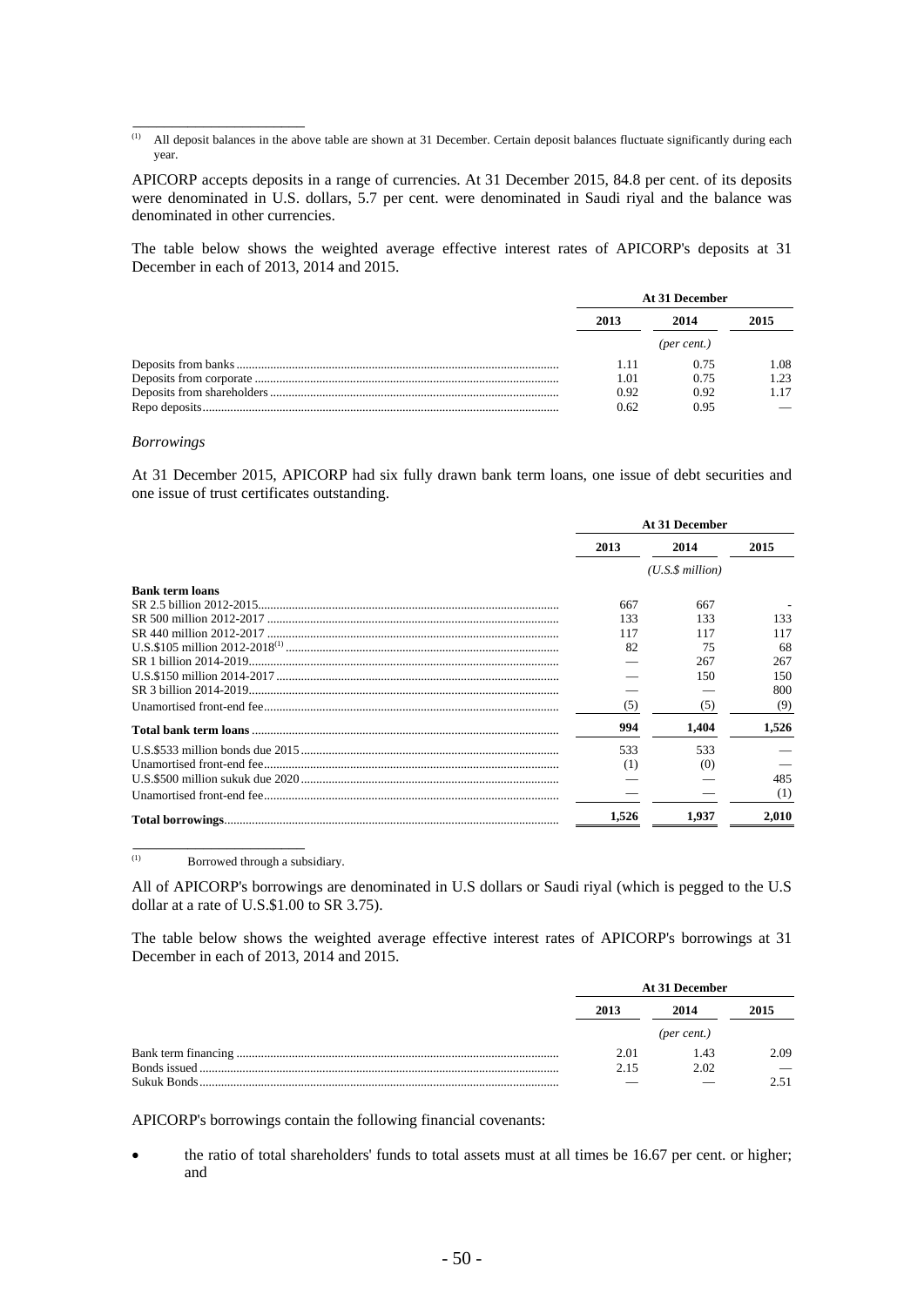(1) All deposit balances in the above table are shown at 31 December. Certain deposit balances fluctuate significantly during each year.

APICORP accepts deposits in a range of currencies. At 31 December 2015, 84.8 per cent. of its deposits were denominated in U.S. dollars, 5.7 per cent. were denominated in Saudi riyal and the balance was denominated in other currencies.

The table below shows the weighted average effective interest rates of APICORP's deposits at 31 December in each of 2013, 2014 and 2015.

| | At 31 December | | |
|---|---|---|---|
| | 2013 | 2014 | 2015 |
| | | *(per cent.)* | |
| Deposits from banks | 1.11 | 0.75 | 1.08 |
| Deposits from corporate | 1.01 | 0.75 | 1.23 |
| Deposits from shareholders | 0.92 | 0.92 | 1.17 |
| Repo deposits | 0.62 | 0.95 | — |

*Borrowings*

At 31 December 2015, APICORP had six fully drawn bank term loans, one issue of debt securities and one issue of trust certificates outstanding.

| | At 31 December | | |
|---|---|---|---|
| | 2013 | 2014 | 2015 |
| | | *(U.S.$ million)* | |
| **Bank term loans** | | | |
| SR 2.5 billion 2012-2015 | 667 | 667 | - |
| SR 500 million 2012-2017 | 133 | 133 | 133 |
| SR 440 million 2012-2017 | 117 | 117 | 117 |
| U.S.$105 million 2012-2018[1] | 82 | 75 | 68 |
| SR 1 billion 2014-2019 | — | 267 | 267 |
| U.S.$150 million 2014-2017 | — | 150 | 150 |
| SR 3 billion 2014-2019 | — | — | 800 |
| Unamortised front-end fee | (5) | (5) | (9) |
| **Total bank term loans** | **994** | **1,404** | **1,526** |
| U.S.$533 million bonds due 2015 | 533 | 533 | — |
| Unamortised front-end fee | (1) | (0) | — |
| U.S.$500 million sukuk due 2020 | — | — | 485 |
| Unamortised front-end fee | — | — | (1) |
| **Total borrowings** | **1,526** | **1,937** | **2,010** |

(1) Borrowed through a subsidiary.

All of APICORP's borrowings are denominated in U.S dollars or Saudi riyal (which is pegged to the U.S dollar at a rate of U.S.$1.00 to SR 3.75).

The table below shows the weighted average effective interest rates of APICORP's borrowings at 31 December in each of 2013, 2014 and 2015.

| | At 31 December | | |
|---|---|---|---|
| | 2013 | 2014 | 2015 |
| | | *(per cent.)* | |
| Bank term financing | 2.01 | 1.43 | 2.09 |
| Bonds issued | 2.15 | 2.02 | — |
| Sukuk Bonds | — | — | 2.51 |

APICORP's borrowings contain the following financial covenants:

- the ratio of total shareholders' funds to total assets must at all times be 16.67 per cent. or higher; and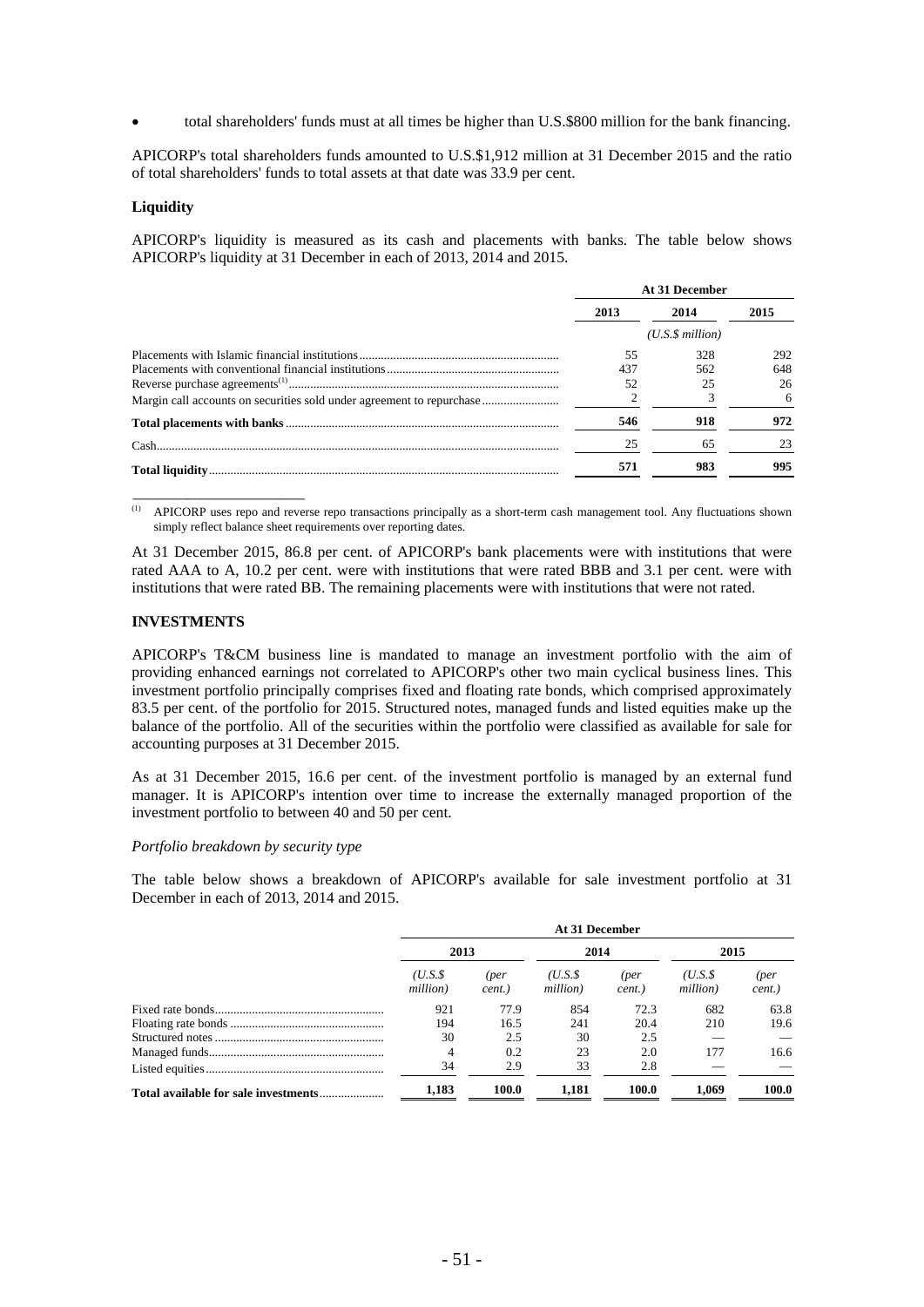- total shareholders' funds must at all times be higher than U.S.$800 million for the bank financing.

APICORP's total shareholders funds amounted to U.S.$1,912 million at 31 December 2015 and the ratio of total shareholders' funds to total assets at that date was 33.9 per cent.

**Liquidity**

APICORP's liquidity is measured as its cash and placements with banks. The table below shows APICORP's liquidity at 31 December in each of 2013, 2014 and 2015.

| | At 31 December | | |
|---|---|---|---|
| | 2013 | 2014 | 2015 |
| | | *(U.S.$ million)* | |
| Placements with Islamic financial institutions | 55 | 328 | 292 |
| Placements with conventional financial institutions | 437 | 562 | 648 |
| Reverse purchase agreements[(1)] | 52 | 25 | 26 |
| Margin call accounts on securities sold under agreement to repurchase | 2 | 3 | 6 |
| **Total placements with banks** | **546** | **918** | **972** |
| Cash | 25 | 65 | 23 |
| **Total liquidity** | **571** | **983** | **995** |

(1) APICORP uses repo and reverse repo transactions principally as a short-term cash management tool. Any fluctuations shown simply reflect balance sheet requirements over reporting dates.

At 31 December 2015, 86.8 per cent. of APICORP's bank placements were with institutions that were rated AAA to A, 10.2 per cent. were with institutions that were rated BBB and 3.1 per cent. were with institutions that were rated BB. The remaining placements were with institutions that were not rated.

## INVESTMENTS

APICORP's T&CM business line is mandated to manage an investment portfolio with the aim of providing enhanced earnings not correlated to APICORP's other two main cyclical business lines. This investment portfolio principally comprises fixed and floating rate bonds, which comprised approximately 83.5 per cent. of the portfolio for 2015. Structured notes, managed funds and listed equities make up the balance of the portfolio. All of the securities within the portfolio were classified as available for sale for accounting purposes at 31 December 2015.

As at 31 December 2015, 16.6 per cent. of the investment portfolio is managed by an external fund manager. It is APICORP's intention over time to increase the externally managed proportion of the investment portfolio to between 40 and 50 per cent.

*Portfolio breakdown by security type*

The table below shows a breakdown of APICORP's available for sale investment portfolio at 31 December in each of 2013, 2014 and 2015.

| | At 31 December | | | | | |
|---|---|---|---|---|---|---|
| | 2013 | | 2014 | | 2015 | |
| | *(U.S.$ million)* | *(per cent.)* | *(U.S.$ million)* | *(per cent.)* | *(U.S.$ million)* | *(per cent.)* |
| Fixed rate bonds | 921 | 77.9 | 854 | 72.3 | 682 | 63.8 |
| Floating rate bonds | 194 | 16.5 | 241 | 20.4 | 210 | 19.6 |
| Structured notes | 30 | 2.5 | 30 | 2.5 | — | — |
| Managed funds | 4 | 0.2 | 23 | 2.0 | 177 | 16.6 |
| Listed equities | 34 | 2.9 | 33 | 2.8 | — | — |
| **Total available for sale investments** | **1,183** | **100.0** | **1,181** | **100.0** | **1,069** | **100.0** |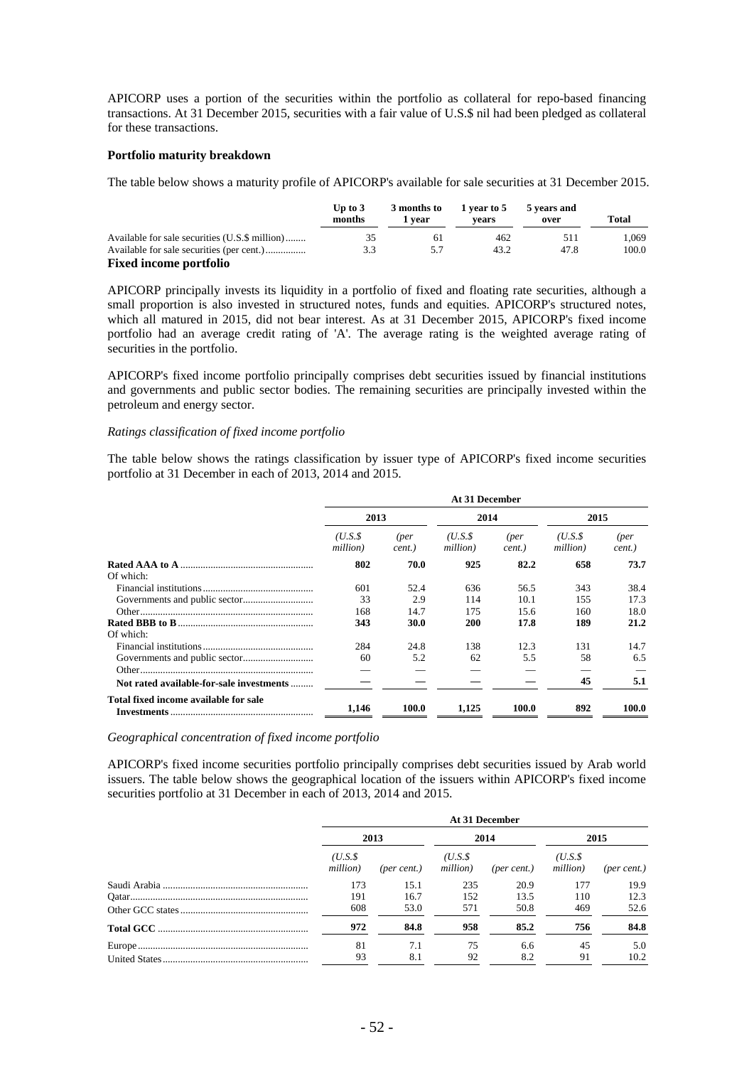APICORP uses a portion of the securities within the portfolio as collateral for repo-based financing transactions. At 31 December 2015, securities with a fair value of U.S.$ nil had been pledged as collateral for these transactions.

**Portfolio maturity breakdown**

The table below shows a maturity profile of APICORP's available for sale securities at 31 December 2015.

| | Up to 3 months | 3 months to 1 year | 1 year to 5 years | 5 years and over | Total |
|---|---|---|---|---|---|
| Available for sale securities (U.S.$ million) | 35 | 61 | 462 | 511 | 1,069 |
| Available for sale securities (per cent.) | 3.3 | 5.7 | 43.2 | 47.8 | 100.0 |

**Fixed income portfolio**

APICORP principally invests its liquidity in a portfolio of fixed and floating rate securities, although a small proportion is also invested in structured notes, funds and equities. APICORP's structured notes, which all matured in 2015, did not bear interest. As at 31 December 2015, APICORP's fixed income portfolio had an average credit rating of 'A'. The average rating is the weighted average rating of securities in the portfolio.

APICORP's fixed income portfolio principally comprises debt securities issued by financial institutions and governments and public sector bodies. The remaining securities are principally invested within the petroleum and energy sector.

*Ratings classification of fixed income portfolio*

The table below shows the ratings classification by issuer type of APICORP's fixed income securities portfolio at 31 December in each of 2013, 2014 and 2015.

| | At 31 December | | | | | |
|---|---|---|---|---|---|---|
| | 2013 | | 2014 | | 2015 | |
| | *(U.S.$ million)* | *(per cent.)* | *(U.S.$ million)* | *(per cent.)* | *(U.S.$ million)* | *(per cent.)* |
| **Rated AAA to A** | **802** | **70.0** | **925** | **82.2** | **658** | **73.7** |
| Of which: | | | | | | |
| Financial institutions | 601 | 52.4 | 636 | 56.5 | 343 | 38.4 |
| Governments and public sector | 33 | 2.9 | 114 | 10.1 | 155 | 17.3 |
| Other | 168 | 14.7 | 175 | 15.6 | 160 | 18.0 |
| **Rated BBB to B** | **343** | **30.0** | **200** | **17.8** | **189** | **21.2** |
| Of which: | | | | | | |
| Financial institutions | 284 | 24.8 | 138 | 12.3 | 131 | 14.7 |
| Governments and public sector | 60 | 5.2 | 62 | 5.5 | 58 | 6.5 |
| Other | — | — | — | — | — | — |
| **Not rated available-for-sale investments** | **—** | **—** | **—** | **—** | **45** | **5.1** |
| **Total fixed income available for sale Investments** | **1,146** | **100.0** | **1,125** | **100.0** | **892** | **100.0** |

*Geographical concentration of fixed income portfolio*

APICORP's fixed income securities portfolio principally comprises debt securities issued by Arab world issuers. The table below shows the geographical location of the issuers within APICORP's fixed income securities portfolio at 31 December in each of 2013, 2014 and 2015.

| | At 31 December | | | | | |
|---|---|---|---|---|---|---|
| | 2013 | | 2014 | | 2015 | |
| | *(U.S.$ million)* | *(per cent.)* | *(U.S.$ million)* | *(per cent.)* | *(U.S.$ million)* | *(per cent.)* |
| Saudi Arabia | 173 | 15.1 | 235 | 20.9 | 177 | 19.9 |
| Qatar | 191 | 16.7 | 152 | 13.5 | 110 | 12.3 |
| Other GCC states | 608 | 53.0 | 571 | 50.8 | 469 | 52.6 |
| **Total GCC** | **972** | **84.8** | **958** | **85.2** | **756** | **84.8** |
| Europe | 81 | 7.1 | 75 | 6.6 | 45 | 5.0 |
| United States | 93 | 8.1 | 92 | 8.2 | 91 | 10.2 |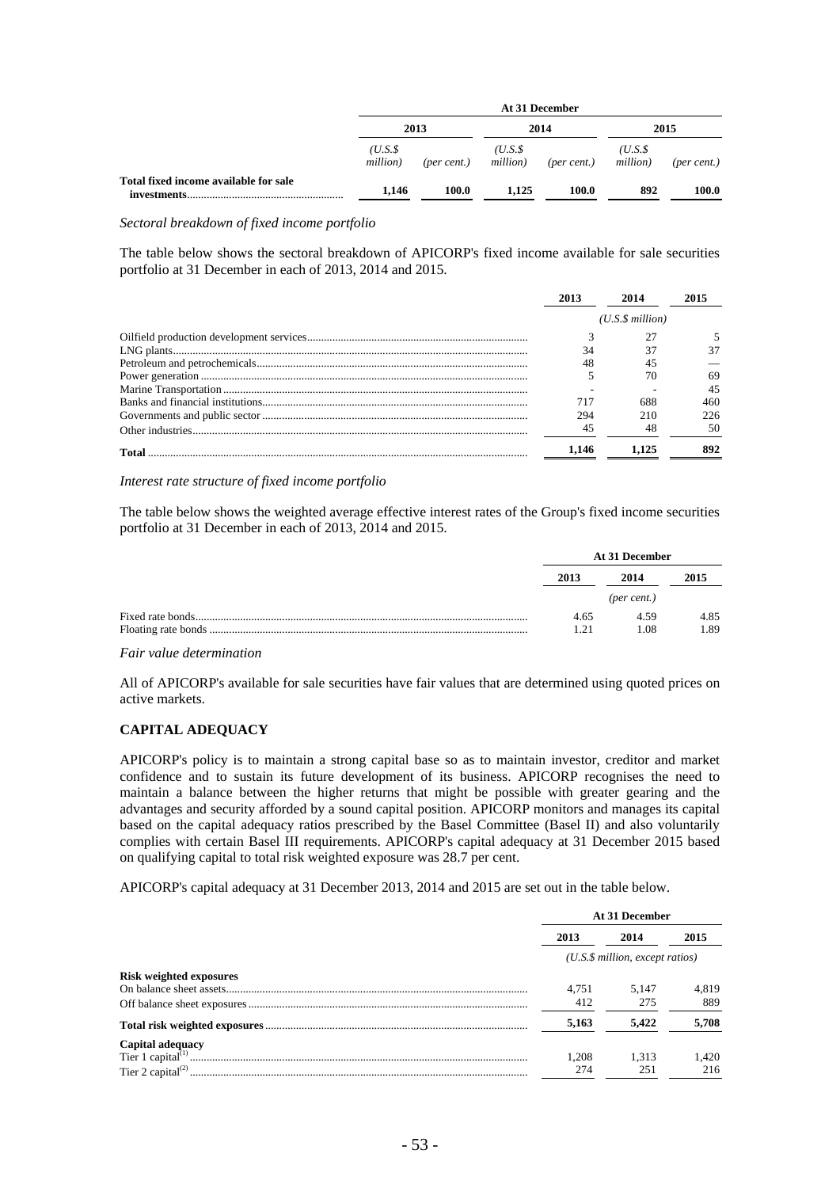| | At 31 December | | | | | |
|---|---|---|---|---|---|---|
| | 2013 | | 2014 | | 2015 | |
| | *(U.S.$ million)* | *(per cent.)* | *(U.S.$ million)* | *(per cent.)* | *(U.S.$ million)* | *(per cent.)* |
| **Total fixed income available for sale investments** | **1,146** | **100.0** | **1,125** | **100.0** | **892** | **100.0** |

*Sectoral breakdown of fixed income portfolio*

The table below shows the sectoral breakdown of APICORP's fixed income available for sale securities portfolio at 31 December in each of 2013, 2014 and 2015.

| | 2013 | 2014 | 2015 |
|---|---|---|---|
| | | *(U.S.$ million)* | |
| Oilfield production development services | 3 | 27 | 5 |
| LNG plants | 34 | 37 | 37 |
| Petroleum and petrochemicals | 48 | 45 | — |
| Power generation | 5 | 70 | 69 |
| Marine Transportation | - | - | 45 |
| Banks and financial institutions | 717 | 688 | 460 |
| Governments and public sector | 294 | 210 | 226 |
| Other industries | 45 | 48 | 50 |
| **Total** | **1,146** | **1,125** | **892** |

*Interest rate structure of fixed income portfolio*

The table below shows the weighted average effective interest rates of the Group's fixed income securities portfolio at 31 December in each of 2013, 2014 and 2015.

| | At 31 December | | |
|---|---|---|---|
| | 2013 | 2014 | 2015 |
| | | *(per cent.)* | |
| Fixed rate bonds | 4.65 | 4.59 | 4.85 |
| Floating rate bonds | 1.21 | 1.08 | 1.89 |

*Fair value determination*

All of APICORP's available for sale securities have fair values that are determined using quoted prices on active markets.

**CAPITAL ADEQUACY**

APICORP's policy is to maintain a strong capital base so as to maintain investor, creditor and market confidence and to sustain its future development of its business. APICORP recognises the need to maintain a balance between the higher returns that might be possible with greater gearing and the advantages and security afforded by a sound capital position. APICORP monitors and manages its capital based on the capital adequacy ratios prescribed by the Basel Committee (Basel II) and also voluntarily complies with certain Basel III requirements. APICORP's capital adequacy at 31 December 2015 based on qualifying capital to total risk weighted exposure was 28.7 per cent.

APICORP's capital adequacy at 31 December 2013, 2014 and 2015 are set out in the table below.

| | At 31 December | | |
|---|---|---|---|
| | 2013 | 2014 | 2015 |
| | | *(U.S.$ million, except ratios)* | |
| **Risk weighted exposures** | | | |
| On balance sheet assets | 4,751 | 5,147 | 4,819 |
| Off balance sheet exposures | 412 | 275 | 889 |
| **Total risk weighted exposures** | **5,163** | **5,422** | **5,708** |
| **Capital adequacy** | | | |
| Tier 1 capital[(1)] | 1,208 | 1,313 | 1,420 |
| Tier 2 capital[(2)] | 274 | 251 | 216 |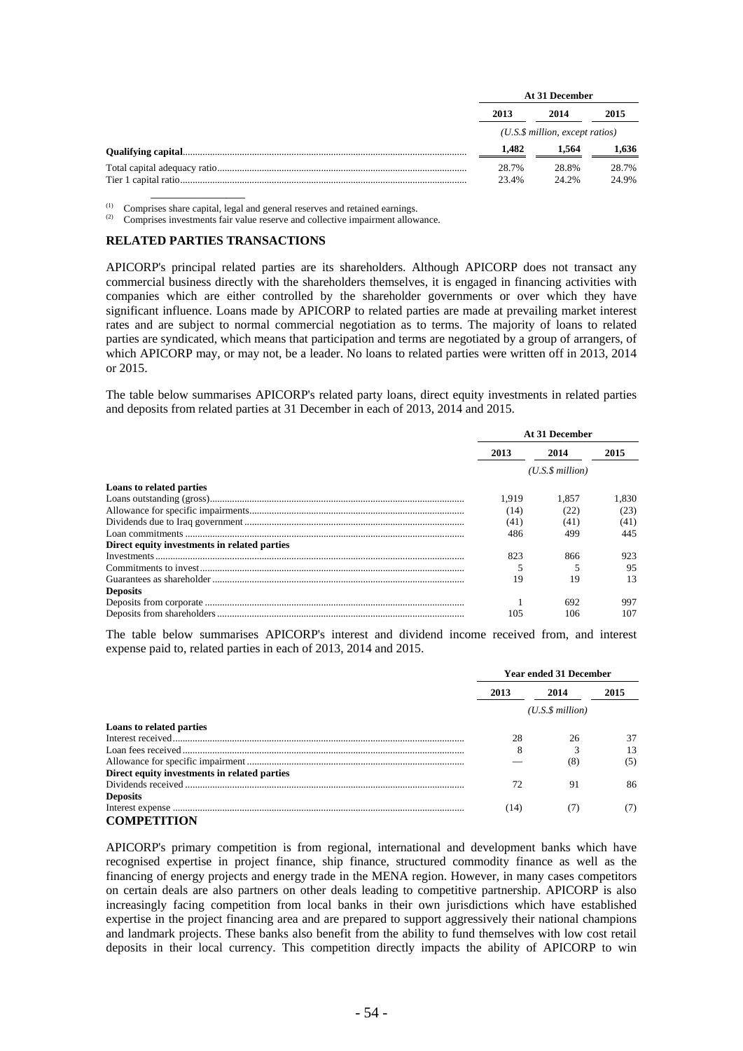| | At 31 December | | |
|---|---|---|---|
| | 2013 | 2014 | 2015 |
| | *(U.S.$ million, except ratios)* | | |
| **Qualifying capital** | **1,482** | **1,564** | **1,636** |
| Total capital adequacy ratio | 28.7% | 28.8% | 28.7% |
| Tier 1 capital ratio | 23.4% | 24.2% | 24.9% |

(1) Comprises share capital, legal and general reserves and retained earnings.
(2) Comprises investments fair value reserve and collective impairment allowance.

## RELATED PARTIES TRANSACTIONS

APICORP's principal related parties are its shareholders. Although APICORP does not transact any commercial business directly with the shareholders themselves, it is engaged in financing activities with companies which are either controlled by the shareholder governments or over which they have significant influence. Loans made by APICORP to related parties are made at prevailing market interest rates and are subject to normal commercial negotiation as to terms. The majority of loans to related parties are syndicated, which means that participation and terms are negotiated by a group of arrangers, of which APICORP may, or may not, be a leader. No loans to related parties were written off in 2013, 2014 or 2015.

The table below summarises APICORP's related party loans, direct equity investments in related parties and deposits from related parties at 31 December in each of 2013, 2014 and 2015.

| | At 31 December | | |
|---|---|---|---|
| | 2013 | 2014 | 2015 |
| | *(U.S.$ million)* | | |
| **Loans to related parties** | | | |
| Loans outstanding (gross) | 1,919 | 1,857 | 1,830 |
| Allowance for specific impairments | (14) | (22) | (23) |
| Dividends due to Iraq government | (41) | (41) | (41) |
| Loan commitments | 486 | 499 | 445 |
| **Direct equity investments in related parties** | | | |
| Investments | 823 | 866 | 923 |
| Commitments to invest | 5 | 5 | 95 |
| Guarantees as shareholder | 19 | 19 | 13 |
| **Deposits** | | | |
| Deposits from corporate | 1 | 692 | 997 |
| Deposits from shareholders | 105 | 106 | 107 |

The table below summarises APICORP's interest and dividend income received from, and interest expense paid to, related parties in each of 2013, 2014 and 2015.

| | Year ended 31 December | | |
|---|---|---|---|
| | 2013 | 2014 | 2015 |
| | *(U.S.$ million)* | | |
| **Loans to related parties** | | | |
| Interest received | 28 | 26 | 37 |
| Loan fees received | 8 | 3 | 13 |
| Allowance for specific impairment | — | (8) | (5) |
| **Direct equity investments in related parties** | | | |
| Dividends received | 72 | 91 | 86 |
| **Deposits** | | | |
| Interest expense | (14) | (7) | (7) |

## COMPETITION

APICORP's primary competition is from regional, international and development banks which have recognised expertise in project finance, ship finance, structured commodity finance as well as the financing of energy projects and energy trade in the MENA region. However, in many cases competitors on certain deals are also partners on other deals leading to competitive partnership. APICORP is also increasingly facing competition from local banks in their own jurisdictions which have established expertise in the project financing area and are prepared to support aggressively their national champions and landmark projects. These banks also benefit from the ability to fund themselves with low cost retail deposits in their local currency. This competition directly impacts the ability of APICORP to win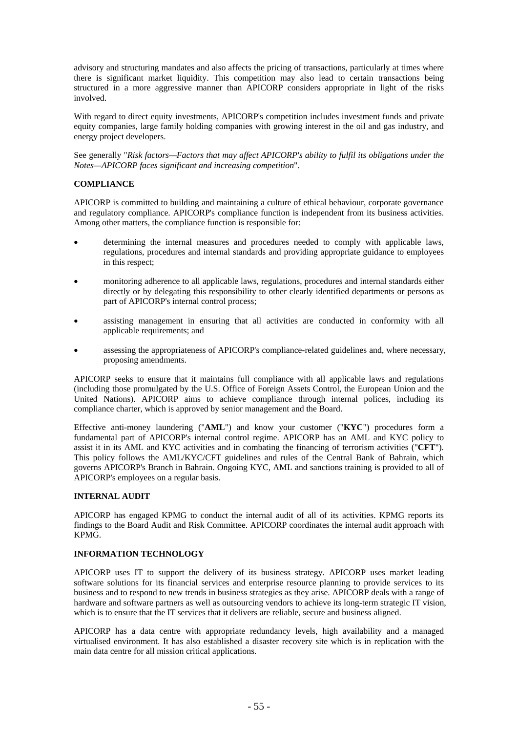advisory and structuring mandates and also affects the pricing of transactions, particularly at times where there is significant market liquidity. This competition may also lead to certain transactions being structured in a more aggressive manner than APICORP considers appropriate in light of the risks involved.

With regard to direct equity investments, APICORP's competition includes investment funds and private equity companies, large family holding companies with growing interest in the oil and gas industry, and energy project developers.

See generally "*Risk factors—Factors that may affect APICORP's ability to fulfil its obligations under the Notes—APICORP faces significant and increasing competition*".

## COMPLIANCE

APICORP is committed to building and maintaining a culture of ethical behaviour, corporate governance and regulatory compliance. APICORP's compliance function is independent from its business activities. Among other matters, the compliance function is responsible for:

- determining the internal measures and procedures needed to comply with applicable laws, regulations, procedures and internal standards and providing appropriate guidance to employees in this respect;
- monitoring adherence to all applicable laws, regulations, procedures and internal standards either directly or by delegating this responsibility to other clearly identified departments or persons as part of APICORP's internal control process;
- assisting management in ensuring that all activities are conducted in conformity with all applicable requirements; and
- assessing the appropriateness of APICORP's compliance-related guidelines and, where necessary, proposing amendments.

APICORP seeks to ensure that it maintains full compliance with all applicable laws and regulations (including those promulgated by the U.S. Office of Foreign Assets Control, the European Union and the United Nations). APICORP aims to achieve compliance through internal polices, including its compliance charter, which is approved by senior management and the Board.

Effective anti-money laundering ("**AML**") and know your customer ("**KYC**") procedures form a fundamental part of APICORP's internal control regime. APICORP has an AML and KYC policy to assist it in its AML and KYC activities and in combating the financing of terrorism activities ("**CFT**"). This policy follows the AML/KYC/CFT guidelines and rules of the Central Bank of Bahrain, which governs APICORP's Branch in Bahrain. Ongoing KYC, AML and sanctions training is provided to all of APICORP's employees on a regular basis.

## INTERNAL AUDIT

APICORP has engaged KPMG to conduct the internal audit of all of its activities. KPMG reports its findings to the Board Audit and Risk Committee. APICORP coordinates the internal audit approach with KPMG.

## INFORMATION TECHNOLOGY

APICORP uses IT to support the delivery of its business strategy. APICORP uses market leading software solutions for its financial services and enterprise resource planning to provide services to its business and to respond to new trends in business strategies as they arise. APICORP deals with a range of hardware and software partners as well as outsourcing vendors to achieve its long-term strategic IT vision, which is to ensure that the IT services that it delivers are reliable, secure and business aligned.

APICORP has a data centre with appropriate redundancy levels, high availability and a managed virtualised environment. It has also established a disaster recovery site which is in replication with the main data centre for all mission critical applications.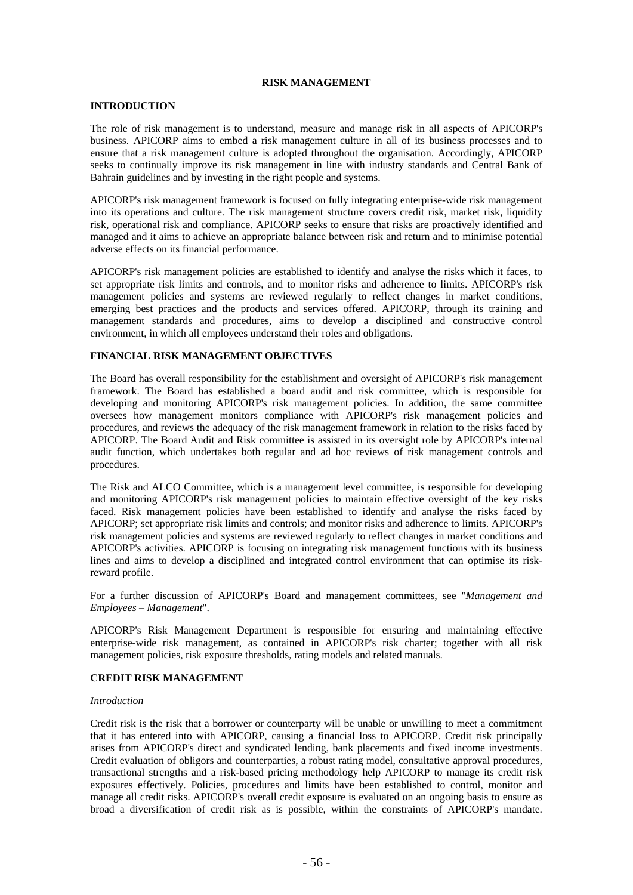## RISK MANAGEMENT

### INTRODUCTION

The role of risk management is to understand, measure and manage risk in all aspects of APICORP's business. APICORP aims to embed a risk management culture in all of its business processes and to ensure that a risk management culture is adopted throughout the organisation. Accordingly, APICORP seeks to continually improve its risk management in line with industry standards and Central Bank of Bahrain guidelines and by investing in the right people and systems.

APICORP's risk management framework is focused on fully integrating enterprise-wide risk management into its operations and culture. The risk management structure covers credit risk, market risk, liquidity risk, operational risk and compliance. APICORP seeks to ensure that risks are proactively identified and managed and it aims to achieve an appropriate balance between risk and return and to minimise potential adverse effects on its financial performance.

APICORP's risk management policies are established to identify and analyse the risks which it faces, to set appropriate risk limits and controls, and to monitor risks and adherence to limits. APICORP's risk management policies and systems are reviewed regularly to reflect changes in market conditions, emerging best practices and the products and services offered. APICORP, through its training and management standards and procedures, aims to develop a disciplined and constructive control environment, in which all employees understand their roles and obligations.

### FINANCIAL RISK MANAGEMENT OBJECTIVES

The Board has overall responsibility for the establishment and oversight of APICORP's risk management framework. The Board has established a board audit and risk committee, which is responsible for developing and monitoring APICORP's risk management policies. In addition, the same committee oversees how management monitors compliance with APICORP's risk management policies and procedures, and reviews the adequacy of the risk management framework in relation to the risks faced by APICORP. The Board Audit and Risk committee is assisted in its oversight role by APICORP's internal audit function, which undertakes both regular and ad hoc reviews of risk management controls and procedures.

The Risk and ALCO Committee, which is a management level committee, is responsible for developing and monitoring APICORP's risk management policies to maintain effective oversight of the key risks faced. Risk management policies have been established to identify and analyse the risks faced by APICORP; set appropriate risk limits and controls; and monitor risks and adherence to limits. APICORP's risk management policies and systems are reviewed regularly to reflect changes in market conditions and APICORP's activities. APICORP is focusing on integrating risk management functions with its business lines and aims to develop a disciplined and integrated control environment that can optimise its risk-reward profile.

For a further discussion of APICORP's Board and management committees, see "*Management and Employees – Management*".

APICORP's Risk Management Department is responsible for ensuring and maintaining effective enterprise-wide risk management, as contained in APICORP's risk charter; together with all risk management policies, risk exposure thresholds, rating models and related manuals.

### CREDIT RISK MANAGEMENT

*Introduction*

Credit risk is the risk that a borrower or counterparty will be unable or unwilling to meet a commitment that it has entered into with APICORP, causing a financial loss to APICORP. Credit risk principally arises from APICORP's direct and syndicated lending, bank placements and fixed income investments. Credit evaluation of obligors and counterparties, a robust rating model, consultative approval procedures, transactional strengths and a risk-based pricing methodology help APICORP to manage its credit risk exposures effectively. Policies, procedures and limits have been established to control, monitor and manage all credit risks. APICORP's overall credit exposure is evaluated on an ongoing basis to ensure as broad a diversification of credit risk as is possible, within the constraints of APICORP's mandate.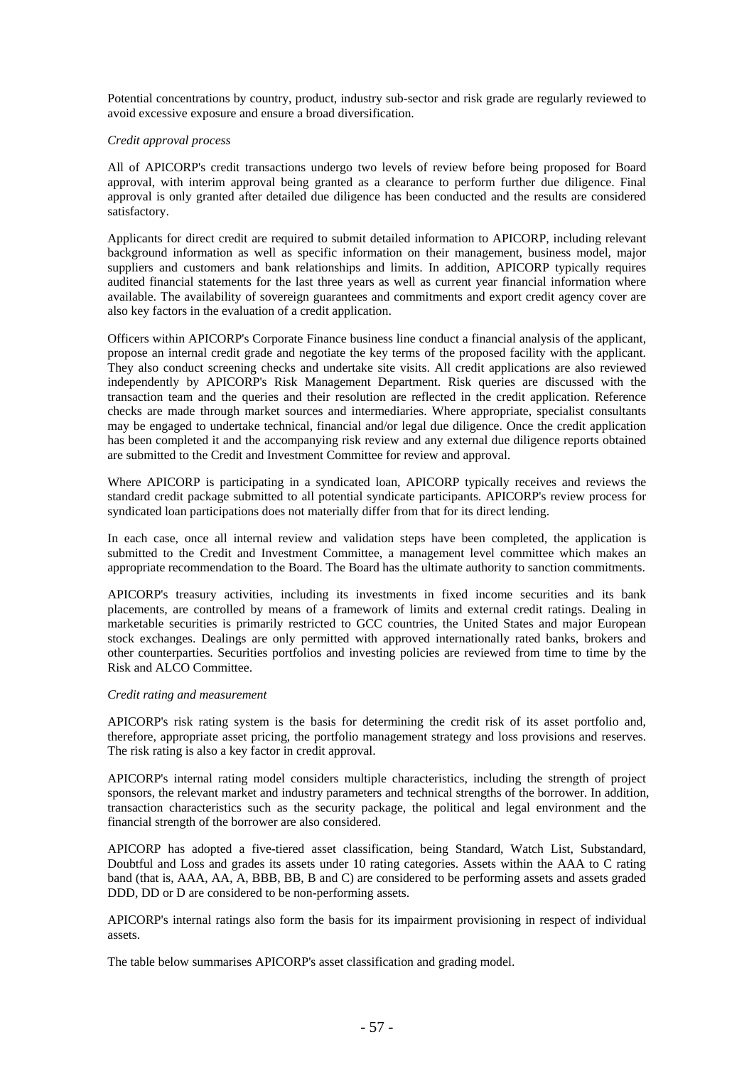Potential concentrations by country, product, industry sub-sector and risk grade are regularly reviewed to avoid excessive exposure and ensure a broad diversification.

*Credit approval process*

All of APICORP's credit transactions undergo two levels of review before being proposed for Board approval, with interim approval being granted as a clearance to perform further due diligence. Final approval is only granted after detailed due diligence has been conducted and the results are considered satisfactory.

Applicants for direct credit are required to submit detailed information to APICORP, including relevant background information as well as specific information on their management, business model, major suppliers and customers and bank relationships and limits. In addition, APICORP typically requires audited financial statements for the last three years as well as current year financial information where available. The availability of sovereign guarantees and commitments and export credit agency cover are also key factors in the evaluation of a credit application.

Officers within APICORP's Corporate Finance business line conduct a financial analysis of the applicant, propose an internal credit grade and negotiate the key terms of the proposed facility with the applicant. They also conduct screening checks and undertake site visits. All credit applications are also reviewed independently by APICORP's Risk Management Department. Risk queries are discussed with the transaction team and the queries and their resolution are reflected in the credit application. Reference checks are made through market sources and intermediaries. Where appropriate, specialist consultants may be engaged to undertake technical, financial and/or legal due diligence. Once the credit application has been completed it and the accompanying risk review and any external due diligence reports obtained are submitted to the Credit and Investment Committee for review and approval.

Where APICORP is participating in a syndicated loan, APICORP typically receives and reviews the standard credit package submitted to all potential syndicate participants. APICORP's review process for syndicated loan participations does not materially differ from that for its direct lending.

In each case, once all internal review and validation steps have been completed, the application is submitted to the Credit and Investment Committee, a management level committee which makes an appropriate recommendation to the Board. The Board has the ultimate authority to sanction commitments.

APICORP's treasury activities, including its investments in fixed income securities and its bank placements, are controlled by means of a framework of limits and external credit ratings. Dealing in marketable securities is primarily restricted to GCC countries, the United States and major European stock exchanges. Dealings are only permitted with approved internationally rated banks, brokers and other counterparties. Securities portfolios and investing policies are reviewed from time to time by the Risk and ALCO Committee.

*Credit rating and measurement*

APICORP's risk rating system is the basis for determining the credit risk of its asset portfolio and, therefore, appropriate asset pricing, the portfolio management strategy and loss provisions and reserves. The risk rating is also a key factor in credit approval.

APICORP's internal rating model considers multiple characteristics, including the strength of project sponsors, the relevant market and industry parameters and technical strengths of the borrower. In addition, transaction characteristics such as the security package, the political and legal environment and the financial strength of the borrower are also considered.

APICORP has adopted a five-tiered asset classification, being Standard, Watch List, Substandard, Doubtful and Loss and grades its assets under 10 rating categories. Assets within the AAA to C rating band (that is, AAA, AA, A, BBB, BB, B and C) are considered to be performing assets and assets graded DDD, DD or D are considered to be non-performing assets.

APICORP's internal ratings also form the basis for its impairment provisioning in respect of individual assets.

The table below summarises APICORP's asset classification and grading model.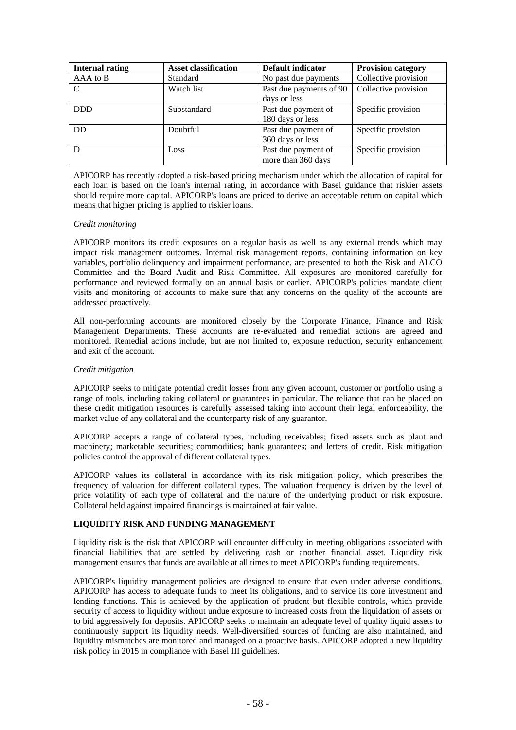| Internal rating | Asset classification | Default indicator | Provision category |
| --- | --- | --- | --- |
| AAA to B | Standard | No past due payments | Collective provision |
| C | Watch list | Past due payments of 90 days or less | Collective provision |
| DDD | Substandard | Past due payment of 180 days or less | Specific provision |
| DD | Doubtful | Past due payment of 360 days or less | Specific provision |
| D | Loss | Past due payment of more than 360 days | Specific provision |

APICORP has recently adopted a risk-based pricing mechanism under which the allocation of capital for each loan is based on the loan's internal rating, in accordance with Basel guidance that riskier assets should require more capital. APICORP's loans are priced to derive an acceptable return on capital which means that higher pricing is applied to riskier loans.

*Credit monitoring*

APICORP monitors its credit exposures on a regular basis as well as any external trends which may impact risk management outcomes. Internal risk management reports, containing information on key variables, portfolio delinquency and impairment performance, are presented to both the Risk and ALCO Committee and the Board Audit and Risk Committee. All exposures are monitored carefully for performance and reviewed formally on an annual basis or earlier. APICORP's policies mandate client visits and monitoring of accounts to make sure that any concerns on the quality of the accounts are addressed proactively.

All non-performing accounts are monitored closely by the Corporate Finance, Finance and Risk Management Departments. These accounts are re-evaluated and remedial actions are agreed and monitored. Remedial actions include, but are not limited to, exposure reduction, security enhancement and exit of the account.

*Credit mitigation*

APICORP seeks to mitigate potential credit losses from any given account, customer or portfolio using a range of tools, including taking collateral or guarantees in particular. The reliance that can be placed on these credit mitigation resources is carefully assessed taking into account their legal enforceability, the market value of any collateral and the counterparty risk of any guarantor.

APICORP accepts a range of collateral types, including receivables; fixed assets such as plant and machinery; marketable securities; commodities; bank guarantees; and letters of credit. Risk mitigation policies control the approval of different collateral types.

APICORP values its collateral in accordance with its risk mitigation policy, which prescribes the frequency of valuation for different collateral types. The valuation frequency is driven by the level of price volatility of each type of collateral and the nature of the underlying product or risk exposure. Collateral held against impaired financings is maintained at fair value.

**LIQUIDITY RISK AND FUNDING MANAGEMENT**

Liquidity risk is the risk that APICORP will encounter difficulty in meeting obligations associated with financial liabilities that are settled by delivering cash or another financial asset. Liquidity risk management ensures that funds are available at all times to meet APICORP's funding requirements.

APICORP's liquidity management policies are designed to ensure that even under adverse conditions, APICORP has access to adequate funds to meet its obligations, and to service its core investment and lending functions. This is achieved by the application of prudent but flexible controls, which provide security of access to liquidity without undue exposure to increased costs from the liquidation of assets or to bid aggressively for deposits. APICORP seeks to maintain an adequate level of quality liquid assets to continuously support its liquidity needs. Well-diversified sources of funding are also maintained, and liquidity mismatches are monitored and managed on a proactive basis. APICORP adopted a new liquidity risk policy in 2015 in compliance with Basel III guidelines.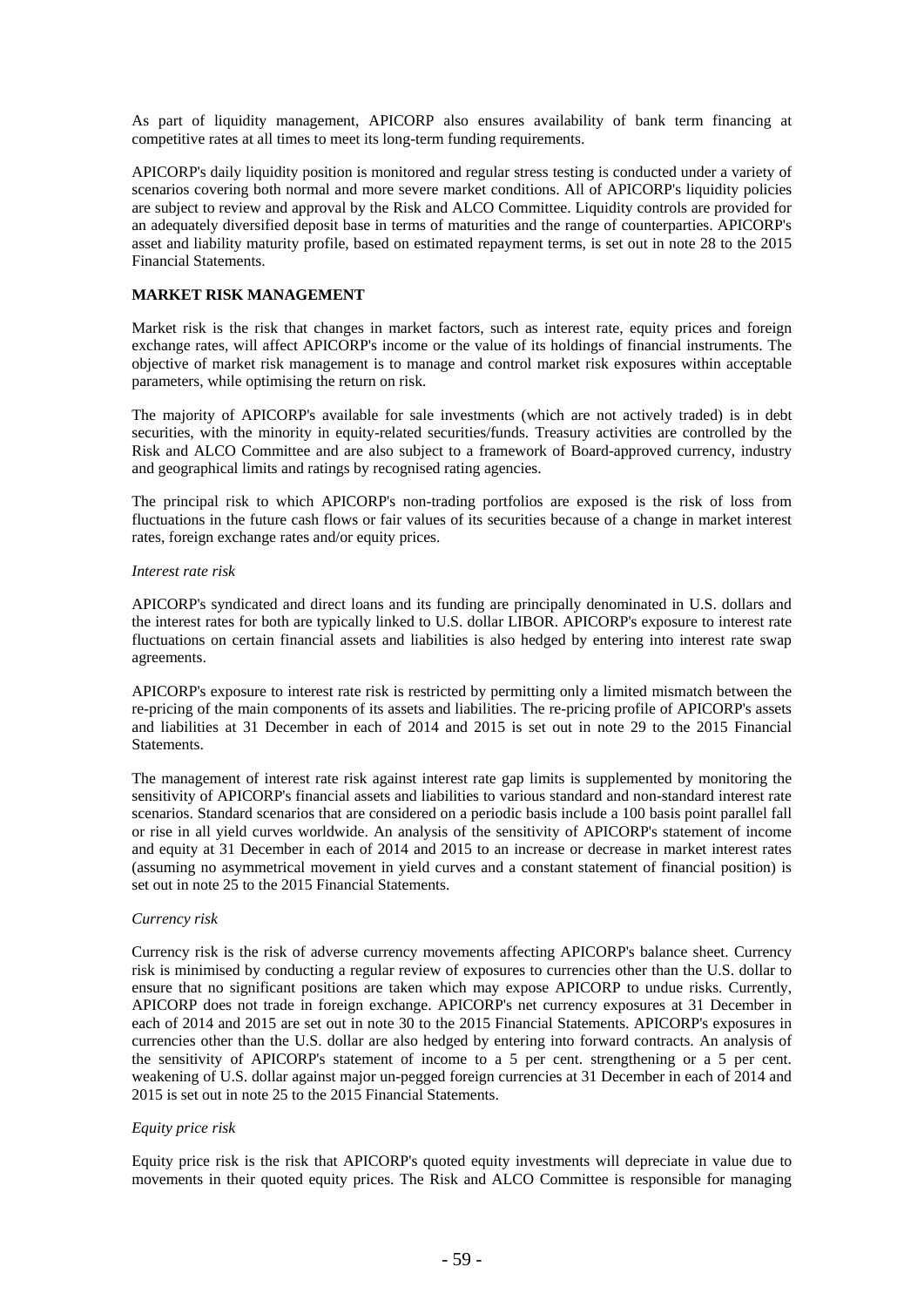As part of liquidity management, APICORP also ensures availability of bank term financing at competitive rates at all times to meet its long-term funding requirements.

APICORP's daily liquidity position is monitored and regular stress testing is conducted under a variety of scenarios covering both normal and more severe market conditions. All of APICORP's liquidity policies are subject to review and approval by the Risk and ALCO Committee. Liquidity controls are provided for an adequately diversified deposit base in terms of maturities and the range of counterparties. APICORP's asset and liability maturity profile, based on estimated repayment terms, is set out in note 28 to the 2015 Financial Statements.

**MARKET RISK MANAGEMENT**

Market risk is the risk that changes in market factors, such as interest rate, equity prices and foreign exchange rates, will affect APICORP's income or the value of its holdings of financial instruments. The objective of market risk management is to manage and control market risk exposures within acceptable parameters, while optimising the return on risk.

The majority of APICORP's available for sale investments (which are not actively traded) is in debt securities, with the minority in equity-related securities/funds. Treasury activities are controlled by the Risk and ALCO Committee and are also subject to a framework of Board-approved currency, industry and geographical limits and ratings by recognised rating agencies.

The principal risk to which APICORP's non-trading portfolios are exposed is the risk of loss from fluctuations in the future cash flows or fair values of its securities because of a change in market interest rates, foreign exchange rates and/or equity prices.

*Interest rate risk*

APICORP's syndicated and direct loans and its funding are principally denominated in U.S. dollars and the interest rates for both are typically linked to U.S. dollar LIBOR. APICORP's exposure to interest rate fluctuations on certain financial assets and liabilities is also hedged by entering into interest rate swap agreements.

APICORP's exposure to interest rate risk is restricted by permitting only a limited mismatch between the re-pricing of the main components of its assets and liabilities. The re-pricing profile of APICORP's assets and liabilities at 31 December in each of 2014 and 2015 is set out in note 29 to the 2015 Financial Statements.

The management of interest rate risk against interest rate gap limits is supplemented by monitoring the sensitivity of APICORP's financial assets and liabilities to various standard and non-standard interest rate scenarios. Standard scenarios that are considered on a periodic basis include a 100 basis point parallel fall or rise in all yield curves worldwide. An analysis of the sensitivity of APICORP's statement of income and equity at 31 December in each of 2014 and 2015 to an increase or decrease in market interest rates (assuming no asymmetrical movement in yield curves and a constant statement of financial position) is set out in note 25 to the 2015 Financial Statements.

*Currency risk*

Currency risk is the risk of adverse currency movements affecting APICORP's balance sheet. Currency risk is minimised by conducting a regular review of exposures to currencies other than the U.S. dollar to ensure that no significant positions are taken which may expose APICORP to undue risks. Currently, APICORP does not trade in foreign exchange. APICORP's net currency exposures at 31 December in each of 2014 and 2015 are set out in note 30 to the 2015 Financial Statements. APICORP's exposures in currencies other than the U.S. dollar are also hedged by entering into forward contracts. An analysis of the sensitivity of APICORP's statement of income to a 5 per cent. strengthening or a 5 per cent. weakening of U.S. dollar against major un-pegged foreign currencies at 31 December in each of 2014 and 2015 is set out in note 25 to the 2015 Financial Statements.

*Equity price risk*

Equity price risk is the risk that APICORP's quoted equity investments will depreciate in value due to movements in their quoted equity prices. The Risk and ALCO Committee is responsible for managing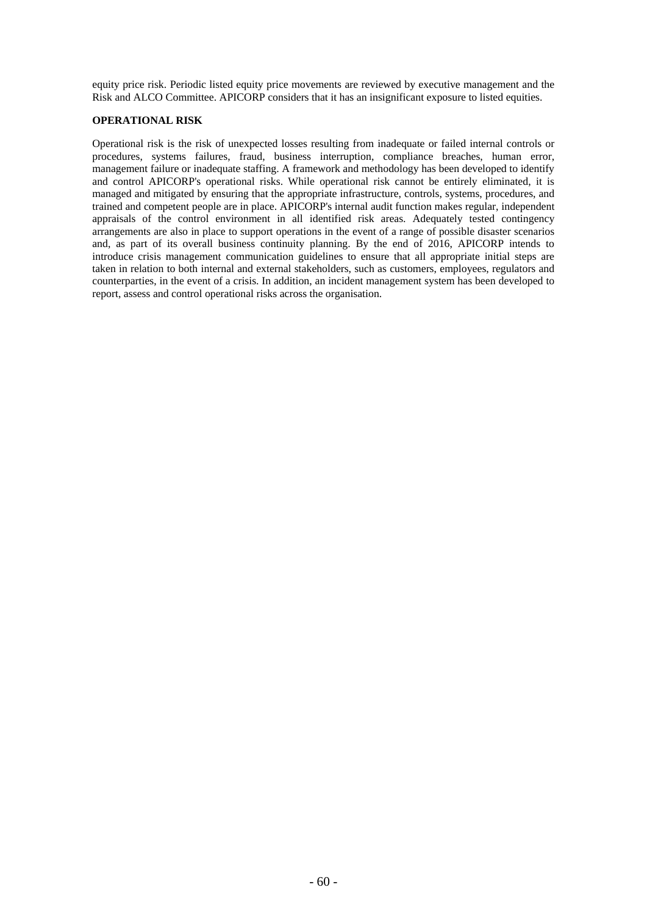equity price risk. Periodic listed equity price movements are reviewed by executive management and the Risk and ALCO Committee. APICORP considers that it has an insignificant exposure to listed equities.

**OPERATIONAL RISK**

Operational risk is the risk of unexpected losses resulting from inadequate or failed internal controls or procedures, systems failures, fraud, business interruption, compliance breaches, human error, management failure or inadequate staffing. A framework and methodology has been developed to identify and control APICORP's operational risks. While operational risk cannot be entirely eliminated, it is managed and mitigated by ensuring that the appropriate infrastructure, controls, systems, procedures, and trained and competent people are in place. APICORP's internal audit function makes regular, independent appraisals of the control environment in all identified risk areas. Adequately tested contingency arrangements are also in place to support operations in the event of a range of possible disaster scenarios and, as part of its overall business continuity planning. By the end of 2016, APICORP intends to introduce crisis management communication guidelines to ensure that all appropriate initial steps are taken in relation to both internal and external stakeholders, such as customers, employees, regulators and counterparties, in the event of a crisis. In addition, an incident management system has been developed to report, assess and control operational risks across the organisation.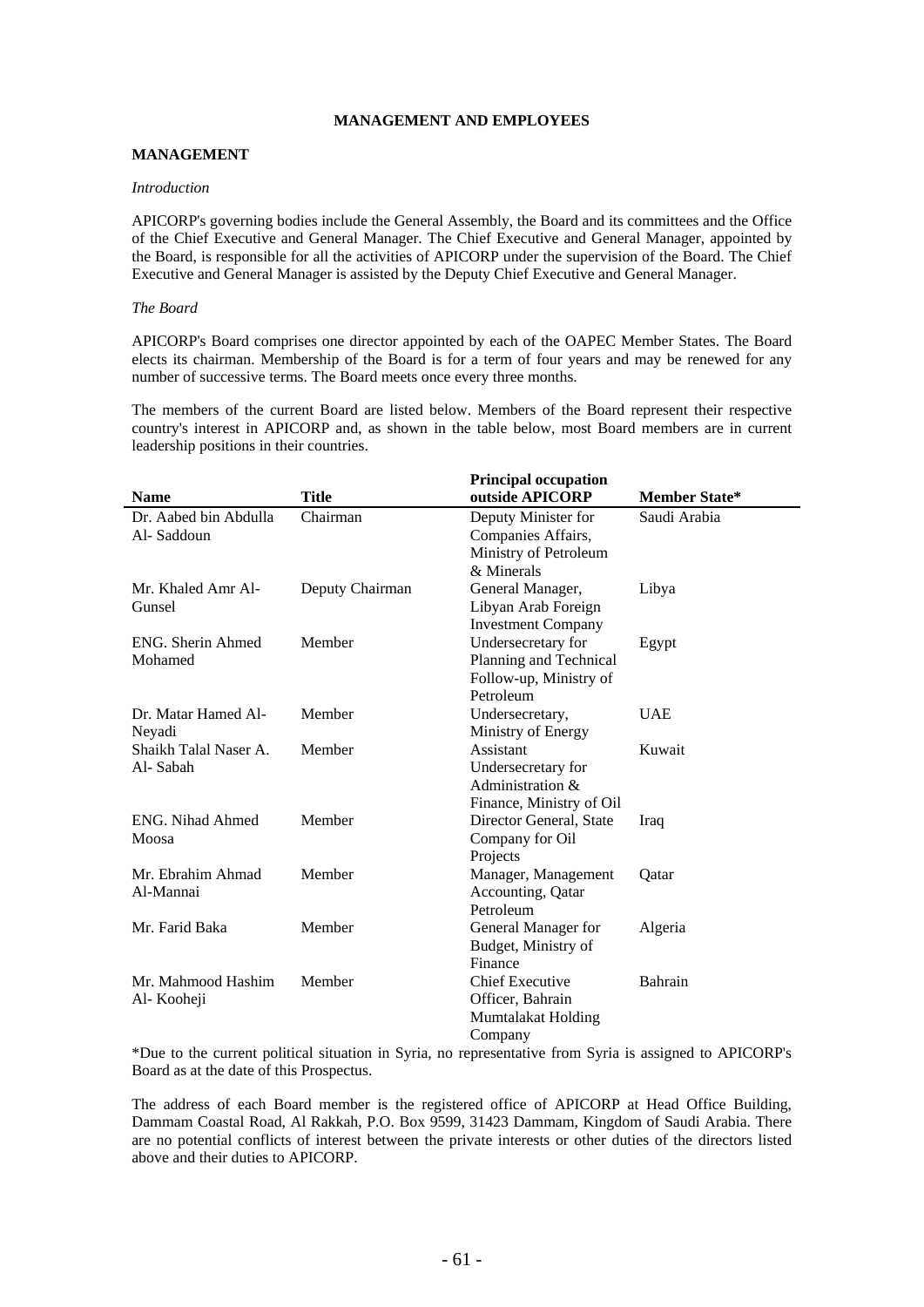# MANAGEMENT AND EMPLOYEES

## MANAGEMENT

*Introduction*

APICORP's governing bodies include the General Assembly, the Board and its committees and the Office of the Chief Executive and General Manager. The Chief Executive and General Manager, appointed by the Board, is responsible for all the activities of APICORP under the supervision of the Board. The Chief Executive and General Manager is assisted by the Deputy Chief Executive and General Manager.

*The Board*

APICORP's Board comprises one director appointed by each of the OAPEC Member States. The Board elects its chairman. Membership of the Board is for a term of four years and may be renewed for any number of successive terms. The Board meets once every three months.

The members of the current Board are listed below. Members of the Board represent their respective country's interest in APICORP and, as shown in the table below, most Board members are in current leadership positions in their countries.

| Name | Title | Principal occupation outside APICORP | Member State* |
|---|---|---|---|
| Dr. Aabed bin Abdulla Al- Saddoun | Chairman | Deputy Minister for Companies Affairs, Ministry of Petroleum & Minerals | Saudi Arabia |
| Mr. Khaled Amr Al-Gunsel | Deputy Chairman | General Manager, Libyan Arab Foreign Investment Company | Libya |
| ENG. Sherin Ahmed Mohamed | Member | Undersecretary for Planning and Technical Follow-up, Ministry of Petroleum | Egypt |
| Dr. Matar Hamed Al-Neyadi | Member | Undersecretary, Ministry of Energy | UAE |
| Shaikh Talal Naser A. Al- Sabah | Member | Assistant Undersecretary for Administration & Finance, Ministry of Oil | Kuwait |
| ENG. Nihad Ahmed Moosa | Member | Director General, State Company for Oil Projects | Iraq |
| Mr. Ebrahim Ahmad Al-Mannai | Member | Manager, Management Accounting, Qatar Petroleum | Qatar |
| Mr. Farid Baka | Member | General Manager for Budget, Ministry of Finance | Algeria |
| Mr. Mahmood Hashim Al- Kooheji | Member | Chief Executive Officer, Bahrain Mumtalakat Holding Company | Bahrain |

*Due to the current political situation in Syria, no representative from Syria is assigned to APICORP's Board as at the date of this Prospectus.

The address of each Board member is the registered office of APICORP at Head Office Building, Dammam Coastal Road, Al Rakkah, P.O. Box 9599, 31423 Dammam, Kingdom of Saudi Arabia. There are no potential conflicts of interest between the private interests or other duties of the directors listed above and their duties to APICORP.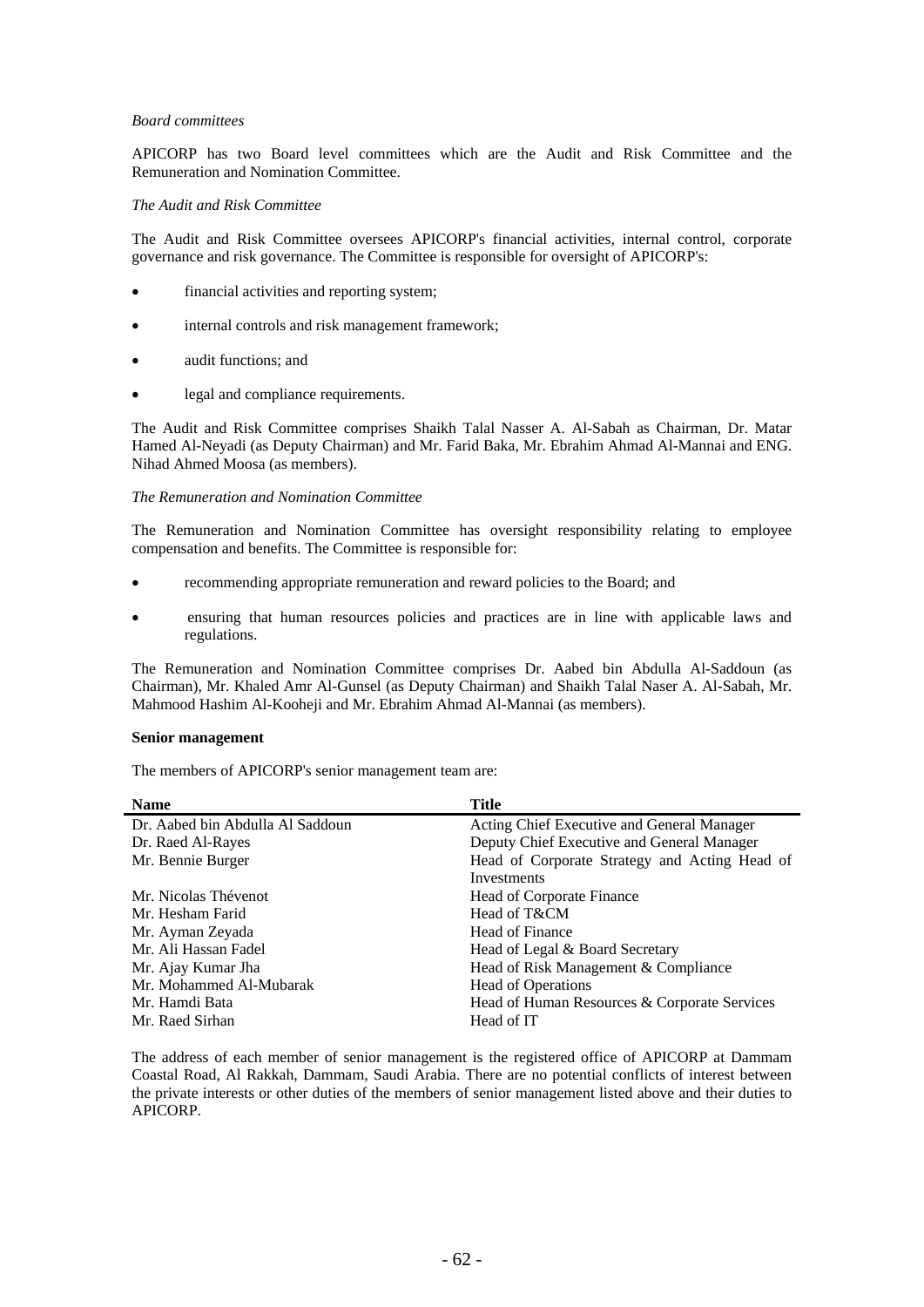*Board committees*

APICORP has two Board level committees which are the Audit and Risk Committee and the Remuneration and Nomination Committee.

*The Audit and Risk Committee*

The Audit and Risk Committee oversees APICORP's financial activities, internal control, corporate governance and risk governance. The Committee is responsible for oversight of APICORP's:

- financial activities and reporting system;
- internal controls and risk management framework;
- audit functions; and
- legal and compliance requirements.

The Audit and Risk Committee comprises Shaikh Talal Nasser A. Al-Sabah as Chairman, Dr. Matar Hamed Al-Neyadi (as Deputy Chairman) and Mr. Farid Baka, Mr. Ebrahim Ahmad Al-Mannai and ENG. Nihad Ahmed Moosa (as members).

*The Remuneration and Nomination Committee*

The Remuneration and Nomination Committee has oversight responsibility relating to employee compensation and benefits. The Committee is responsible for:

- recommending appropriate remuneration and reward policies to the Board; and
- ensuring that human resources policies and practices are in line with applicable laws and regulations.

The Remuneration and Nomination Committee comprises Dr. Aabed bin Abdulla Al-Saddoun (as Chairman), Mr. Khaled Amr Al-Gunsel (as Deputy Chairman) and Shaikh Talal Naser A. Al-Sabah, Mr. Mahmood Hashim Al-Kooheji and Mr. Ebrahim Ahmad Al-Mannai (as members).

**Senior management**

The members of APICORP's senior management team are:

| Name | Title |
|---|---|
| Dr. Aabed bin Abdulla Al Saddoun | Acting Chief Executive and General Manager |
| Dr. Raed Al-Rayes | Deputy Chief Executive and General Manager |
| Mr. Bennie Burger | Head of Corporate Strategy and Acting Head of Investments |
| Mr. Nicolas Thévenot | Head of Corporate Finance |
| Mr. Hesham Farid | Head of T&CM |
| Mr. Ayman Zeyada | Head of Finance |
| Mr. Ali Hassan Fadel | Head of Legal & Board Secretary |
| Mr. Ajay Kumar Jha | Head of Risk Management & Compliance |
| Mr. Mohammed Al-Mubarak | Head of Operations |
| Mr. Hamdi Bata | Head of Human Resources & Corporate Services |
| Mr. Raed Sirhan | Head of IT |

The address of each member of senior management is the registered office of APICORP at Dammam Coastal Road, Al Rakkah, Dammam, Saudi Arabia. There are no potential conflicts of interest between the private interests or other duties of the members of senior management listed above and their duties to APICORP.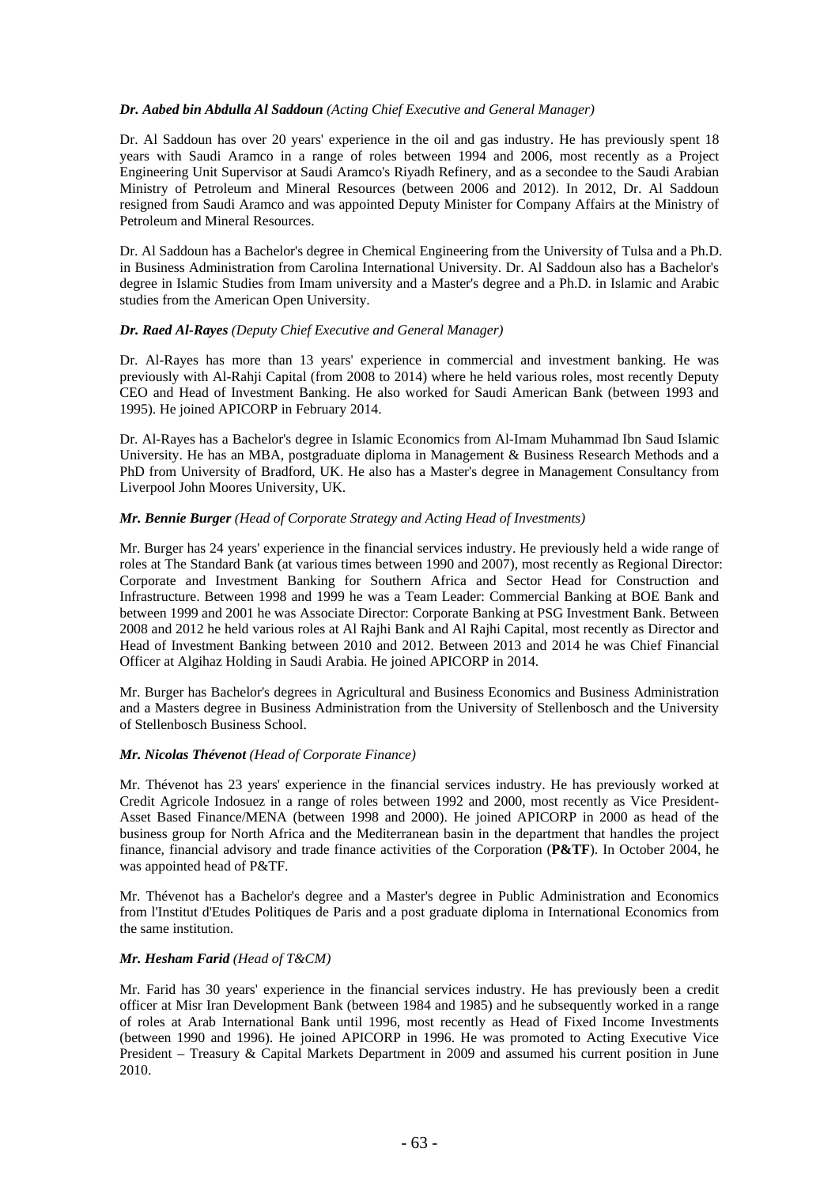***Dr. Aabed bin Abdulla Al Saddoun** (Acting Chief Executive and General Manager)*

Dr. Al Saddoun has over 20 years' experience in the oil and gas industry. He has previously spent 18 years with Saudi Aramco in a range of roles between 1994 and 2006, most recently as a Project Engineering Unit Supervisor at Saudi Aramco's Riyadh Refinery, and as a secondee to the Saudi Arabian Ministry of Petroleum and Mineral Resources (between 2006 and 2012). In 2012, Dr. Al Saddoun resigned from Saudi Aramco and was appointed Deputy Minister for Company Affairs at the Ministry of Petroleum and Mineral Resources.

Dr. Al Saddoun has a Bachelor's degree in Chemical Engineering from the University of Tulsa and a Ph.D. in Business Administration from Carolina International University. Dr. Al Saddoun also has a Bachelor's degree in Islamic Studies from Imam university and a Master's degree and a Ph.D. in Islamic and Arabic studies from the American Open University.

***Dr. Raed Al-Rayes** (Deputy Chief Executive and General Manager)*

Dr. Al-Rayes has more than 13 years' experience in commercial and investment banking. He was previously with Al-Rahji Capital (from 2008 to 2014) where he held various roles, most recently Deputy CEO and Head of Investment Banking. He also worked for Saudi American Bank (between 1993 and 1995). He joined APICORP in February 2014.

Dr. Al-Rayes has a Bachelor's degree in Islamic Economics from Al-Imam Muhammad Ibn Saud Islamic University. He has an MBA, postgraduate diploma in Management & Business Research Methods and a PhD from University of Bradford, UK. He also has a Master's degree in Management Consultancy from Liverpool John Moores University, UK.

***Mr. Bennie Burger** (Head of Corporate Strategy and Acting Head of Investments)*

Mr. Burger has 24 years' experience in the financial services industry. He previously held a wide range of roles at The Standard Bank (at various times between 1990 and 2007), most recently as Regional Director: Corporate and Investment Banking for Southern Africa and Sector Head for Construction and Infrastructure. Between 1998 and 1999 he was a Team Leader: Commercial Banking at BOE Bank and between 1999 and 2001 he was Associate Director: Corporate Banking at PSG Investment Bank. Between 2008 and 2012 he held various roles at Al Rajhi Bank and Al Rajhi Capital, most recently as Director and Head of Investment Banking between 2010 and 2012. Between 2013 and 2014 he was Chief Financial Officer at Algihaz Holding in Saudi Arabia. He joined APICORP in 2014.

Mr. Burger has Bachelor's degrees in Agricultural and Business Economics and Business Administration and a Masters degree in Business Administration from the University of Stellenbosch and the University of Stellenbosch Business School.

***Mr. Nicolas Thévenot** (Head of Corporate Finance)*

Mr. Thévenot has 23 years' experience in the financial services industry. He has previously worked at Credit Agricole Indosuez in a range of roles between 1992 and 2000, most recently as Vice President-Asset Based Finance/MENA (between 1998 and 2000). He joined APICORP in 2000 as head of the business group for North Africa and the Mediterranean basin in the department that handles the project finance, financial advisory and trade finance activities of the Corporation (**P&TF**). In October 2004, he was appointed head of P&TF.

Mr. Thévenot has a Bachelor's degree and a Master's degree in Public Administration and Economics from l'Institut d'Etudes Politiques de Paris and a post graduate diploma in International Economics from the same institution.

***Mr. Hesham Farid** (Head of T&CM)*

Mr. Farid has 30 years' experience in the financial services industry. He has previously been a credit officer at Misr Iran Development Bank (between 1984 and 1985) and he subsequently worked in a range of roles at Arab International Bank until 1996, most recently as Head of Fixed Income Investments (between 1990 and 1996). He joined APICORP in 1996. He was promoted to Acting Executive Vice President – Treasury & Capital Markets Department in 2009 and assumed his current position in June 2010.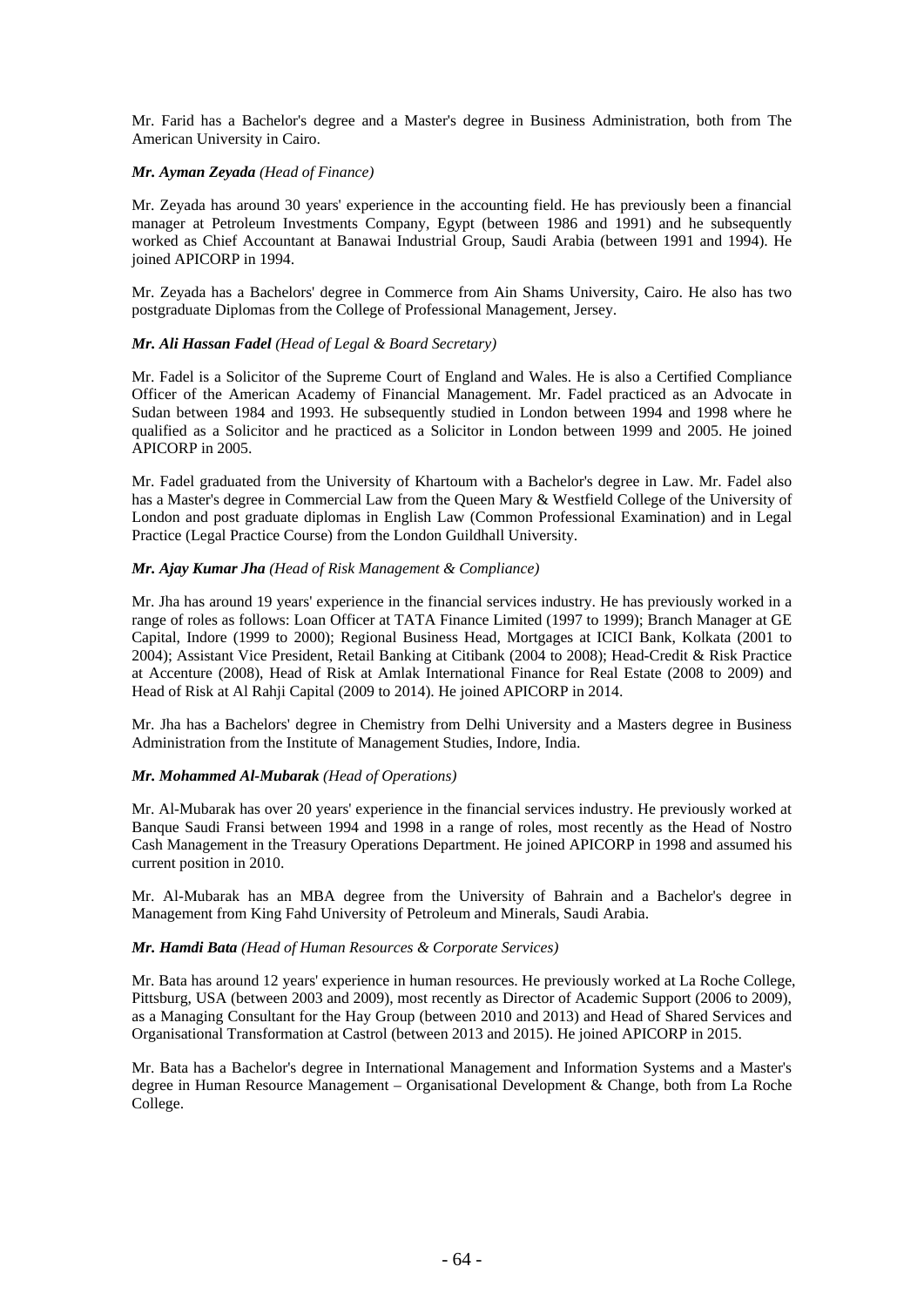Mr. Farid has a Bachelor's degree and a Master's degree in Business Administration, both from The American University in Cairo.

***Mr. Ayman Zeyada*** *(Head of Finance)*

Mr. Zeyada has around 30 years' experience in the accounting field. He has previously been a financial manager at Petroleum Investments Company, Egypt (between 1986 and 1991) and he subsequently worked as Chief Accountant at Banawai Industrial Group, Saudi Arabia (between 1991 and 1994). He joined APICORP in 1994.

Mr. Zeyada has a Bachelors' degree in Commerce from Ain Shams University, Cairo. He also has two postgraduate Diplomas from the College of Professional Management, Jersey.

***Mr. Ali Hassan Fadel*** *(Head of Legal & Board Secretary)*

Mr. Fadel is a Solicitor of the Supreme Court of England and Wales. He is also a Certified Compliance Officer of the American Academy of Financial Management. Mr. Fadel practiced as an Advocate in Sudan between 1984 and 1993. He subsequently studied in London between 1994 and 1998 where he qualified as a Solicitor and he practiced as a Solicitor in London between 1999 and 2005. He joined APICORP in 2005.

Mr. Fadel graduated from the University of Khartoum with a Bachelor's degree in Law. Mr. Fadel also has a Master's degree in Commercial Law from the Queen Mary & Westfield College of the University of London and post graduate diplomas in English Law (Common Professional Examination) and in Legal Practice (Legal Practice Course) from the London Guildhall University.

***Mr. Ajay Kumar Jha*** *(Head of Risk Management & Compliance)*

Mr. Jha has around 19 years' experience in the financial services industry. He has previously worked in a range of roles as follows: Loan Officer at TATA Finance Limited (1997 to 1999); Branch Manager at GE Capital, Indore (1999 to 2000); Regional Business Head, Mortgages at ICICI Bank, Kolkata (2001 to 2004); Assistant Vice President, Retail Banking at Citibank (2004 to 2008); Head-Credit & Risk Practice at Accenture (2008), Head of Risk at Amlak International Finance for Real Estate (2008 to 2009) and Head of Risk at Al Rahji Capital (2009 to 2014). He joined APICORP in 2014.

Mr. Jha has a Bachelors' degree in Chemistry from Delhi University and a Masters degree in Business Administration from the Institute of Management Studies, Indore, India.

***Mr. Mohammed Al-Mubarak*** *(Head of Operations)*

Mr. Al-Mubarak has over 20 years' experience in the financial services industry. He previously worked at Banque Saudi Fransi between 1994 and 1998 in a range of roles, most recently as the Head of Nostro Cash Management in the Treasury Operations Department. He joined APICORP in 1998 and assumed his current position in 2010.

Mr. Al-Mubarak has an MBA degree from the University of Bahrain and a Bachelor's degree in Management from King Fahd University of Petroleum and Minerals, Saudi Arabia.

***Mr. Hamdi Bata*** *(Head of Human Resources & Corporate Services)*

Mr. Bata has around 12 years' experience in human resources. He previously worked at La Roche College, Pittsburg, USA (between 2003 and 2009), most recently as Director of Academic Support (2006 to 2009), as a Managing Consultant for the Hay Group (between 2010 and 2013) and Head of Shared Services and Organisational Transformation at Castrol (between 2013 and 2015). He joined APICORP in 2015.

Mr. Bata has a Bachelor's degree in International Management and Information Systems and a Master's degree in Human Resource Management – Organisational Development & Change, both from La Roche College.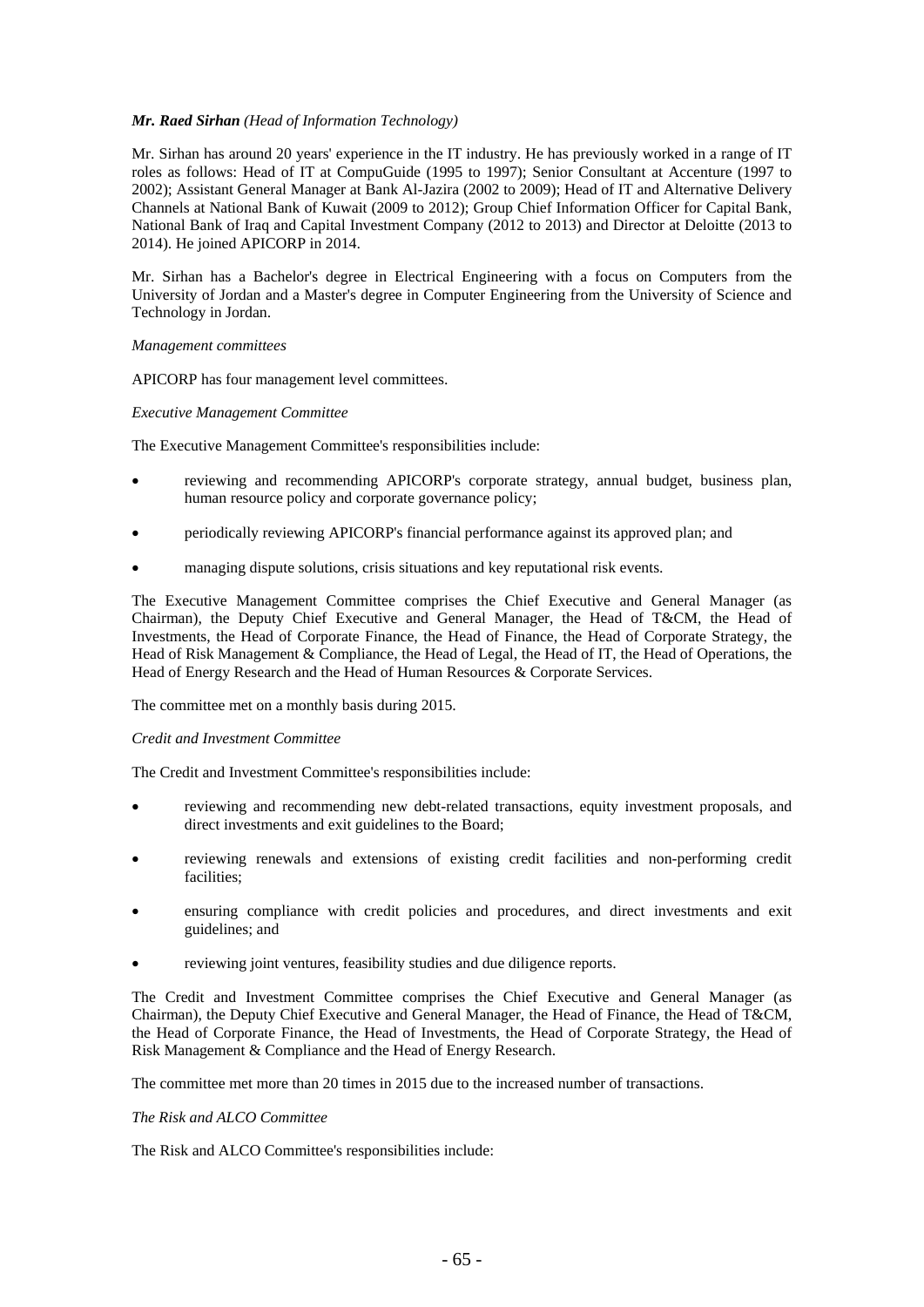***Mr. Raed Sirhan*** *(Head of Information Technology)*

Mr. Sirhan has around 20 years' experience in the IT industry. He has previously worked in a range of IT roles as follows: Head of IT at CompuGuide (1995 to 1997); Senior Consultant at Accenture (1997 to 2002); Assistant General Manager at Bank Al-Jazira (2002 to 2009); Head of IT and Alternative Delivery Channels at National Bank of Kuwait (2009 to 2012); Group Chief Information Officer for Capital Bank, National Bank of Iraq and Capital Investment Company (2012 to 2013) and Director at Deloitte (2013 to 2014). He joined APICORP in 2014.

Mr. Sirhan has a Bachelor's degree in Electrical Engineering with a focus on Computers from the University of Jordan and a Master's degree in Computer Engineering from the University of Science and Technology in Jordan.

*Management committees*

APICORP has four management level committees.

*Executive Management Committee*

The Executive Management Committee's responsibilities include:

- reviewing and recommending APICORP's corporate strategy, annual budget, business plan, human resource policy and corporate governance policy;
- periodically reviewing APICORP's financial performance against its approved plan; and
- managing dispute solutions, crisis situations and key reputational risk events.

The Executive Management Committee comprises the Chief Executive and General Manager (as Chairman), the Deputy Chief Executive and General Manager, the Head of T&CM, the Head of Investments, the Head of Corporate Finance, the Head of Finance, the Head of Corporate Strategy, the Head of Risk Management & Compliance, the Head of Legal, the Head of IT, the Head of Operations, the Head of Energy Research and the Head of Human Resources & Corporate Services.

The committee met on a monthly basis during 2015.

*Credit and Investment Committee*

The Credit and Investment Committee's responsibilities include:

- reviewing and recommending new debt-related transactions, equity investment proposals, and direct investments and exit guidelines to the Board;
- reviewing renewals and extensions of existing credit facilities and non-performing credit facilities;
- ensuring compliance with credit policies and procedures, and direct investments and exit guidelines; and
- reviewing joint ventures, feasibility studies and due diligence reports.

The Credit and Investment Committee comprises the Chief Executive and General Manager (as Chairman), the Deputy Chief Executive and General Manager, the Head of Finance, the Head of T&CM, the Head of Corporate Finance, the Head of Investments, the Head of Corporate Strategy, the Head of Risk Management & Compliance and the Head of Energy Research.

The committee met more than 20 times in 2015 due to the increased number of transactions.

*The Risk and ALCO Committee*

The Risk and ALCO Committee's responsibilities include: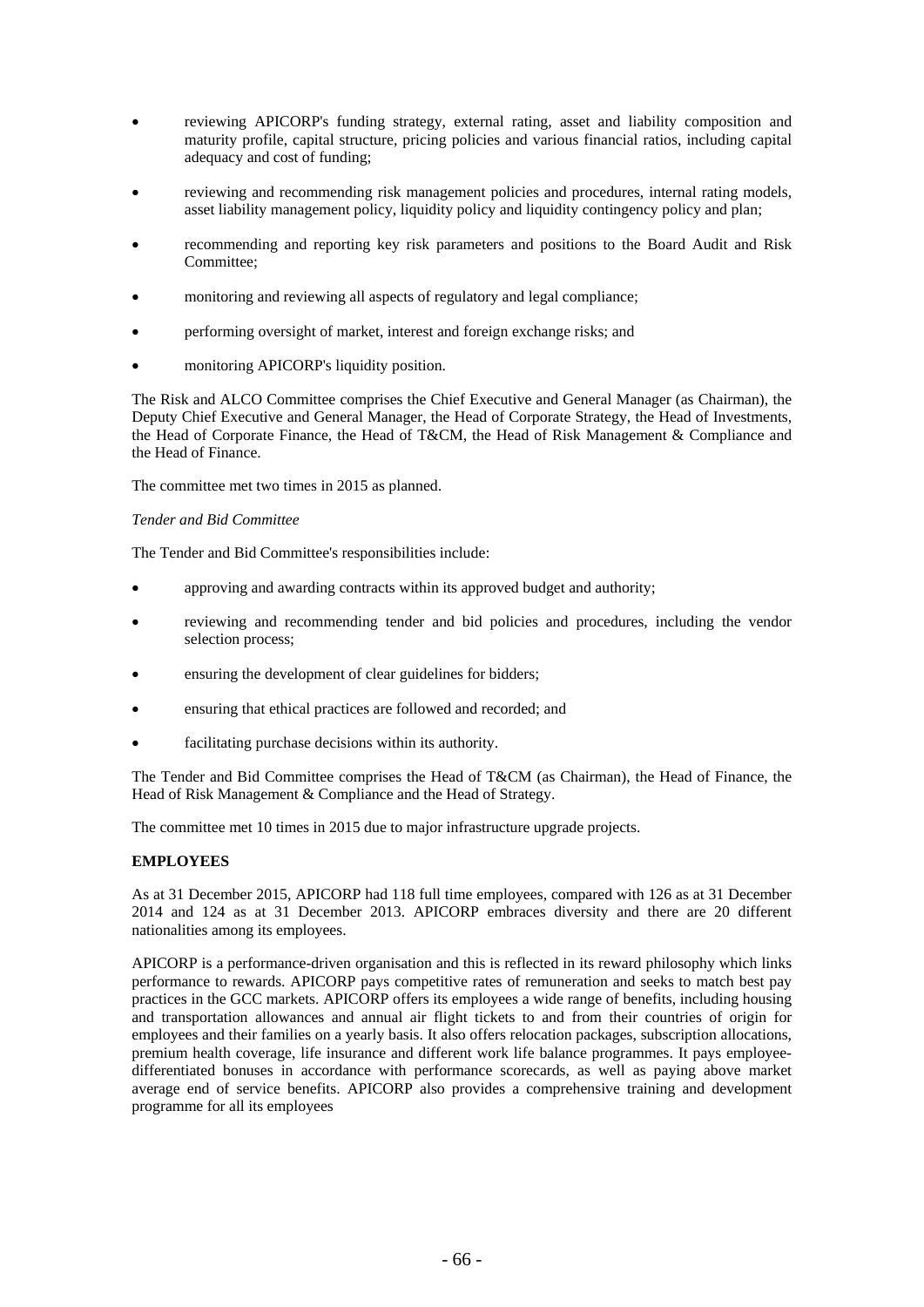- reviewing APICORP's funding strategy, external rating, asset and liability composition and maturity profile, capital structure, pricing policies and various financial ratios, including capital adequacy and cost of funding;
- reviewing and recommending risk management policies and procedures, internal rating models, asset liability management policy, liquidity policy and liquidity contingency policy and plan;
- recommending and reporting key risk parameters and positions to the Board Audit and Risk Committee;
- monitoring and reviewing all aspects of regulatory and legal compliance;
- performing oversight of market, interest and foreign exchange risks; and
- monitoring APICORP's liquidity position.

The Risk and ALCO Committee comprises the Chief Executive and General Manager (as Chairman), the Deputy Chief Executive and General Manager, the Head of Corporate Strategy, the Head of Investments, the Head of Corporate Finance, the Head of T&CM, the Head of Risk Management & Compliance and the Head of Finance.

The committee met two times in 2015 as planned.

*Tender and Bid Committee*

The Tender and Bid Committee's responsibilities include:

- approving and awarding contracts within its approved budget and authority;
- reviewing and recommending tender and bid policies and procedures, including the vendor selection process;
- ensuring the development of clear guidelines for bidders;
- ensuring that ethical practices are followed and recorded; and
- facilitating purchase decisions within its authority.

The Tender and Bid Committee comprises the Head of T&CM (as Chairman), the Head of Finance, the Head of Risk Management & Compliance and the Head of Strategy.

The committee met 10 times in 2015 due to major infrastructure upgrade projects.

**EMPLOYEES**

As at 31 December 2015, APICORP had 118 full time employees, compared with 126 as at 31 December 2014 and 124 as at 31 December 2013. APICORP embraces diversity and there are 20 different nationalities among its employees.

APICORP is a performance-driven organisation and this is reflected in its reward philosophy which links performance to rewards. APICORP pays competitive rates of remuneration and seeks to match best pay practices in the GCC markets. APICORP offers its employees a wide range of benefits, including housing and transportation allowances and annual air flight tickets to and from their countries of origin for employees and their families on a yearly basis. It also offers relocation packages, subscription allocations, premium health coverage, life insurance and different work life balance programmes. It pays employee-differentiated bonuses in accordance with performance scorecards, as well as paying above market average end of service benefits. APICORP also provides a comprehensive training and development programme for all its employees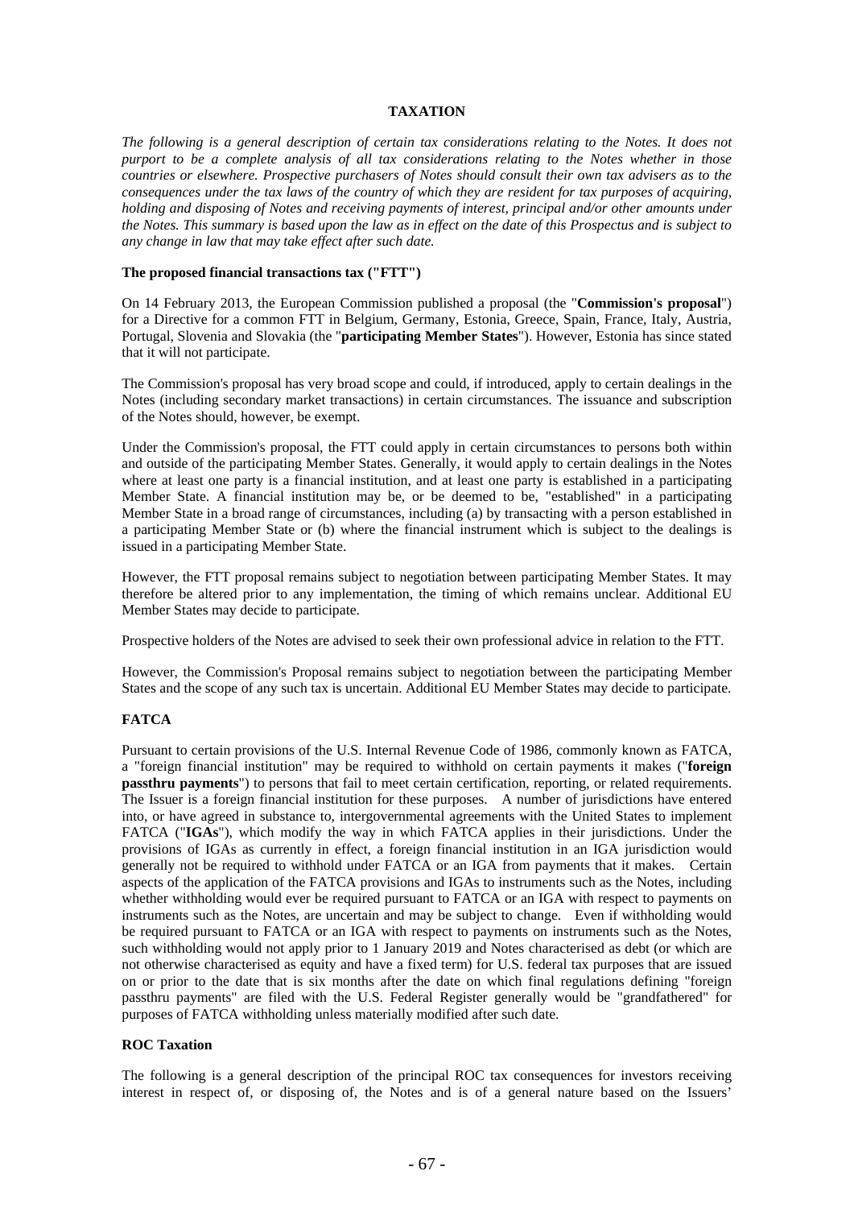# TAXATION

*The following is a general description of certain tax considerations relating to the Notes. It does not purport to be a complete analysis of all tax considerations relating to the Notes whether in those countries or elsewhere. Prospective purchasers of Notes should consult their own tax advisers as to the consequences under the tax laws of the country of which they are resident for tax purposes of acquiring, holding and disposing of Notes and receiving payments of interest, principal and/or other amounts under the Notes. This summary is based upon the law as in effect on the date of this Prospectus and is subject to any change in law that may take effect after such date.*

## The proposed financial transactions tax ("FTT")

On 14 February 2013, the European Commission published a proposal (the "**Commission's proposal**") for a Directive for a common FTT in Belgium, Germany, Estonia, Greece, Spain, France, Italy, Austria, Portugal, Slovenia and Slovakia (the "**participating Member States**"). However, Estonia has since stated that it will not participate.

The Commission's proposal has very broad scope and could, if introduced, apply to certain dealings in the Notes (including secondary market transactions) in certain circumstances. The issuance and subscription of the Notes should, however, be exempt.

Under the Commission's proposal, the FTT could apply in certain circumstances to persons both within and outside of the participating Member States. Generally, it would apply to certain dealings in the Notes where at least one party is a financial institution, and at least one party is established in a participating Member State. A financial institution may be, or be deemed to be, "established" in a participating Member State in a broad range of circumstances, including (a) by transacting with a person established in a participating Member State or (b) where the financial instrument which is subject to the dealings is issued in a participating Member State.

However, the FTT proposal remains subject to negotiation between participating Member States. It may therefore be altered prior to any implementation, the timing of which remains unclear. Additional EU Member States may decide to participate.

Prospective holders of the Notes are advised to seek their own professional advice in relation to the FTT.

However, the Commission's Proposal remains subject to negotiation between the participating Member States and the scope of any such tax is uncertain. Additional EU Member States may decide to participate.

## FATCA

Pursuant to certain provisions of the U.S. Internal Revenue Code of 1986, commonly known as FATCA, a "foreign financial institution" may be required to withhold on certain payments it makes ("**foreign passthru payments**") to persons that fail to meet certain certification, reporting, or related requirements. The Issuer is a foreign financial institution for these purposes. A number of jurisdictions have entered into, or have agreed in substance to, intergovernmental agreements with the United States to implement FATCA ("**IGAs**"), which modify the way in which FATCA applies in their jurisdictions. Under the provisions of IGAs as currently in effect, a foreign financial institution in an IGA jurisdiction would generally not be required to withhold under FATCA or an IGA from payments that it makes. Certain aspects of the application of the FATCA provisions and IGAs to instruments such as the Notes, including whether withholding would ever be required pursuant to FATCA or an IGA with respect to payments on instruments such as the Notes, are uncertain and may be subject to change. Even if withholding would be required pursuant to FATCA or an IGA with respect to payments on instruments such as the Notes, such withholding would not apply prior to 1 January 2019 and Notes characterised as debt (or which are not otherwise characterised as equity and have a fixed term) for U.S. federal tax purposes that are issued on or prior to the date that is six months after the date on which final regulations defining "foreign passthru payments" are filed with the U.S. Federal Register generally would be "grandfathered" for purposes of FATCA withholding unless materially modified after such date.

## ROC Taxation

The following is a general description of the principal ROC tax consequences for investors receiving interest in respect of, or disposing of, the Notes and is of a general nature based on the Issuers'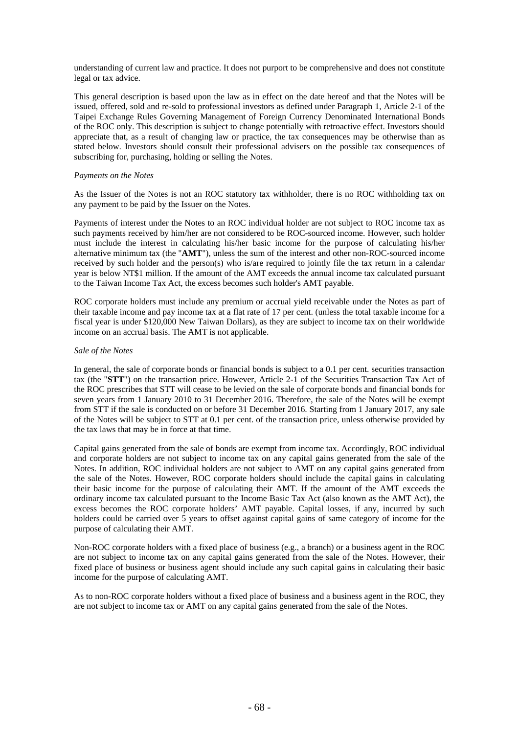understanding of current law and practice. It does not purport to be comprehensive and does not constitute legal or tax advice.

This general description is based upon the law as in effect on the date hereof and that the Notes will be issued, offered, sold and re-sold to professional investors as defined under Paragraph 1, Article 2-1 of the Taipei Exchange Rules Governing Management of Foreign Currency Denominated International Bonds of the ROC only. This description is subject to change potentially with retroactive effect. Investors should appreciate that, as a result of changing law or practice, the tax consequences may be otherwise than as stated below. Investors should consult their professional advisers on the possible tax consequences of subscribing for, purchasing, holding or selling the Notes.

*Payments on the Notes*

As the Issuer of the Notes is not an ROC statutory tax withholder, there is no ROC withholding tax on any payment to be paid by the Issuer on the Notes.

Payments of interest under the Notes to an ROC individual holder are not subject to ROC income tax as such payments received by him/her are not considered to be ROC-sourced income. However, such holder must include the interest in calculating his/her basic income for the purpose of calculating his/her alternative minimum tax (the "**AMT**"), unless the sum of the interest and other non-ROC-sourced income received by such holder and the person(s) who is/are required to jointly file the tax return in a calendar year is below NT$1 million. If the amount of the AMT exceeds the annual income tax calculated pursuant to the Taiwan Income Tax Act, the excess becomes such holder's AMT payable.

ROC corporate holders must include any premium or accrual yield receivable under the Notes as part of their taxable income and pay income tax at a flat rate of 17 per cent. (unless the total taxable income for a fiscal year is under $120,000 New Taiwan Dollars), as they are subject to income tax on their worldwide income on an accrual basis. The AMT is not applicable.

*Sale of the Notes*

In general, the sale of corporate bonds or financial bonds is subject to a 0.1 per cent. securities transaction tax (the "**STT**") on the transaction price. However, Article 2-1 of the Securities Transaction Tax Act of the ROC prescribes that STT will cease to be levied on the sale of corporate bonds and financial bonds for seven years from 1 January 2010 to 31 December 2016. Therefore, the sale of the Notes will be exempt from STT if the sale is conducted on or before 31 December 2016. Starting from 1 January 2017, any sale of the Notes will be subject to STT at 0.1 per cent. of the transaction price, unless otherwise provided by the tax laws that may be in force at that time.

Capital gains generated from the sale of bonds are exempt from income tax. Accordingly, ROC individual and corporate holders are not subject to income tax on any capital gains generated from the sale of the Notes. In addition, ROC individual holders are not subject to AMT on any capital gains generated from the sale of the Notes. However, ROC corporate holders should include the capital gains in calculating their basic income for the purpose of calculating their AMT. If the amount of the AMT exceeds the ordinary income tax calculated pursuant to the Income Basic Tax Act (also known as the AMT Act), the excess becomes the ROC corporate holders' AMT payable. Capital losses, if any, incurred by such holders could be carried over 5 years to offset against capital gains of same category of income for the purpose of calculating their AMT.

Non-ROC corporate holders with a fixed place of business (e.g., a branch) or a business agent in the ROC are not subject to income tax on any capital gains generated from the sale of the Notes. However, their fixed place of business or business agent should include any such capital gains in calculating their basic income for the purpose of calculating AMT.

As to non-ROC corporate holders without a fixed place of business and a business agent in the ROC, they are not subject to income tax or AMT on any capital gains generated from the sale of the Notes.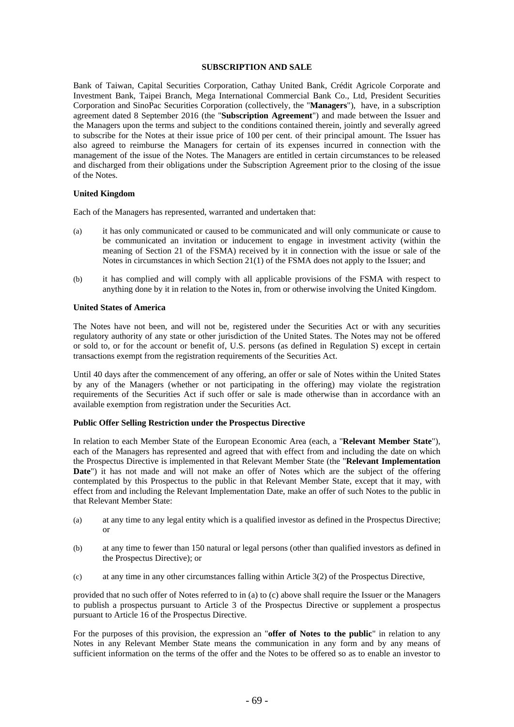## SUBSCRIPTION AND SALE

Bank of Taiwan, Capital Securities Corporation, Cathay United Bank, Crédit Agricole Corporate and Investment Bank, Taipei Branch, Mega International Commercial Bank Co., Ltd, President Securities Corporation and SinoPac Securities Corporation (collectively, the "**Managers**"), have, in a subscription agreement dated 8 September 2016 (the "**Subscription Agreement**") and made between the Issuer and the Managers upon the terms and subject to the conditions contained therein, jointly and severally agreed to subscribe for the Notes at their issue price of 100 per cent. of their principal amount. The Issuer has also agreed to reimburse the Managers for certain of its expenses incurred in connection with the management of the issue of the Notes. The Managers are entitled in certain circumstances to be released and discharged from their obligations under the Subscription Agreement prior to the closing of the issue of the Notes.

### United Kingdom

Each of the Managers has represented, warranted and undertaken that:

(a) it has only communicated or caused to be communicated and will only communicate or cause to be communicated an invitation or inducement to engage in investment activity (within the meaning of Section 21 of the FSMA) received by it in connection with the issue or sale of the Notes in circumstances in which Section 21(1) of the FSMA does not apply to the Issuer; and

(b) it has complied and will comply with all applicable provisions of the FSMA with respect to anything done by it in relation to the Notes in, from or otherwise involving the United Kingdom.

### United States of America

The Notes have not been, and will not be, registered under the Securities Act or with any securities regulatory authority of any state or other jurisdiction of the United States. The Notes may not be offered or sold to, or for the account or benefit of, U.S. persons (as defined in Regulation S) except in certain transactions exempt from the registration requirements of the Securities Act.

Until 40 days after the commencement of any offering, an offer or sale of Notes within the United States by any of the Managers (whether or not participating in the offering) may violate the registration requirements of the Securities Act if such offer or sale is made otherwise than in accordance with an available exemption from registration under the Securities Act.

### Public Offer Selling Restriction under the Prospectus Directive

In relation to each Member State of the European Economic Area (each, a "**Relevant Member State**"), each of the Managers has represented and agreed that with effect from and including the date on which the Prospectus Directive is implemented in that Relevant Member State (the "**Relevant Implementation Date**") it has not made and will not make an offer of Notes which are the subject of the offering contemplated by this Prospectus to the public in that Relevant Member State, except that it may, with effect from and including the Relevant Implementation Date, make an offer of such Notes to the public in that Relevant Member State:

(a) at any time to any legal entity which is a qualified investor as defined in the Prospectus Directive; or

(b) at any time to fewer than 150 natural or legal persons (other than qualified investors as defined in the Prospectus Directive); or

(c) at any time in any other circumstances falling within Article 3(2) of the Prospectus Directive,

provided that no such offer of Notes referred to in (a) to (c) above shall require the Issuer or the Managers to publish a prospectus pursuant to Article 3 of the Prospectus Directive or supplement a prospectus pursuant to Article 16 of the Prospectus Directive.

For the purposes of this provision, the expression an "**offer of Notes to the public**" in relation to any Notes in any Relevant Member State means the communication in any form and by any means of sufficient information on the terms of the offer and the Notes to be offered so as to enable an investor to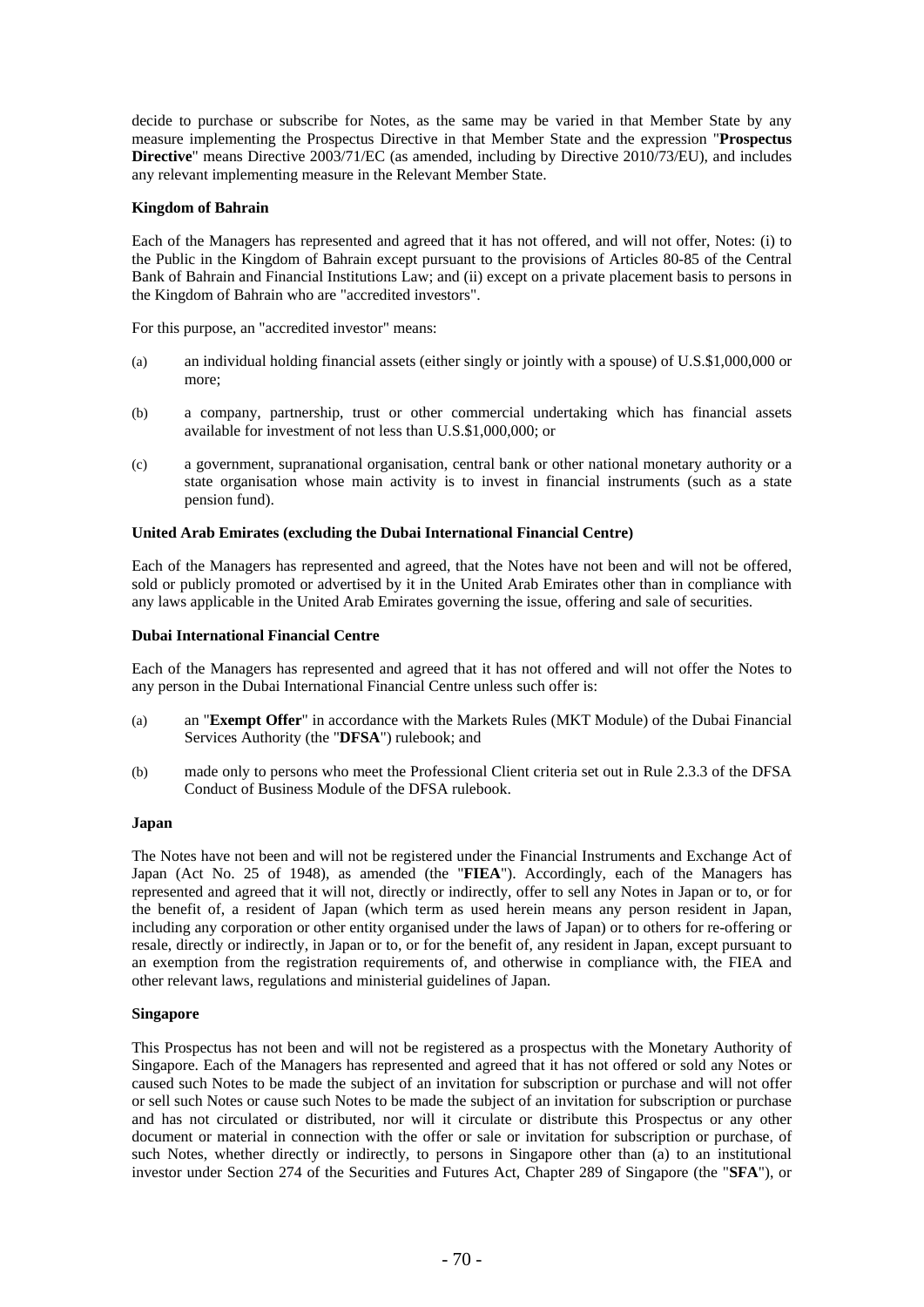decide to purchase or subscribe for Notes, as the same may be varied in that Member State by any measure implementing the Prospectus Directive in that Member State and the expression "**Prospectus Directive**" means Directive 2003/71/EC (as amended, including by Directive 2010/73/EU), and includes any relevant implementing measure in the Relevant Member State.

**Kingdom of Bahrain**

Each of the Managers has represented and agreed that it has not offered, and will not offer, Notes: (i) to the Public in the Kingdom of Bahrain except pursuant to the provisions of Articles 80-85 of the Central Bank of Bahrain and Financial Institutions Law; and (ii) except on a private placement basis to persons in the Kingdom of Bahrain who are "accredited investors".

For this purpose, an "accredited investor" means:

(a) an individual holding financial assets (either singly or jointly with a spouse) of U.S.$1,000,000 or more;

(b) a company, partnership, trust or other commercial undertaking which has financial assets available for investment of not less than U.S.$1,000,000; or

(c) a government, supranational organisation, central bank or other national monetary authority or a state organisation whose main activity is to invest in financial instruments (such as a state pension fund).

**United Arab Emirates (excluding the Dubai International Financial Centre)**

Each of the Managers has represented and agreed, that the Notes have not been and will not be offered, sold or publicly promoted or advertised by it in the United Arab Emirates other than in compliance with any laws applicable in the United Arab Emirates governing the issue, offering and sale of securities.

**Dubai International Financial Centre**

Each of the Managers has represented and agreed that it has not offered and will not offer the Notes to any person in the Dubai International Financial Centre unless such offer is:

(a) an "**Exempt Offer**" in accordance with the Markets Rules (MKT Module) of the Dubai Financial Services Authority (the "**DFSA**") rulebook; and

(b) made only to persons who meet the Professional Client criteria set out in Rule 2.3.3 of the DFSA Conduct of Business Module of the DFSA rulebook.

**Japan**

The Notes have not been and will not be registered under the Financial Instruments and Exchange Act of Japan (Act No. 25 of 1948), as amended (the "**FIEA**"). Accordingly, each of the Managers has represented and agreed that it will not, directly or indirectly, offer to sell any Notes in Japan or to, or for the benefit of, a resident of Japan (which term as used herein means any person resident in Japan, including any corporation or other entity organised under the laws of Japan) or to others for re-offering or resale, directly or indirectly, in Japan or to, or for the benefit of, any resident in Japan, except pursuant to an exemption from the registration requirements of, and otherwise in compliance with, the FIEA and other relevant laws, regulations and ministerial guidelines of Japan.

**Singapore**

This Prospectus has not been and will not be registered as a prospectus with the Monetary Authority of Singapore. Each of the Managers has represented and agreed that it has not offered or sold any Notes or caused such Notes to be made the subject of an invitation for subscription or purchase and will not offer or sell such Notes or cause such Notes to be made the subject of an invitation for subscription or purchase and has not circulated or distributed, nor will it circulate or distribute this Prospectus or any other document or material in connection with the offer or sale or invitation for subscription or purchase, of such Notes, whether directly or indirectly, to persons in Singapore other than (a) to an institutional investor under Section 274 of the Securities and Futures Act, Chapter 289 of Singapore (the "**SFA**"), or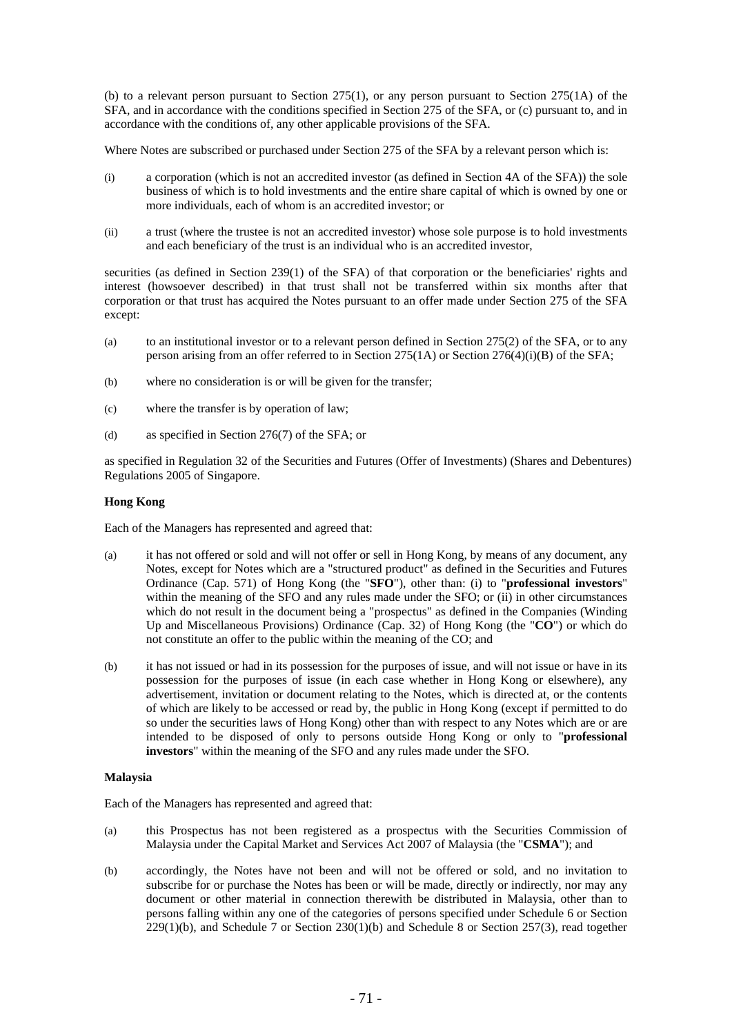(b) to a relevant person pursuant to Section 275(1), or any person pursuant to Section 275(1A) of the SFA, and in accordance with the conditions specified in Section 275 of the SFA, or (c) pursuant to, and in accordance with the conditions of, any other applicable provisions of the SFA.

Where Notes are subscribed or purchased under Section 275 of the SFA by a relevant person which is:

(i) a corporation (which is not an accredited investor (as defined in Section 4A of the SFA)) the sole business of which is to hold investments and the entire share capital of which is owned by one or more individuals, each of whom is an accredited investor; or

(ii) a trust (where the trustee is not an accredited investor) whose sole purpose is to hold investments and each beneficiary of the trust is an individual who is an accredited investor,

securities (as defined in Section 239(1) of the SFA) of that corporation or the beneficiaries' rights and interest (howsoever described) in that trust shall not be transferred within six months after that corporation or that trust has acquired the Notes pursuant to an offer made under Section 275 of the SFA except:

(a) to an institutional investor or to a relevant person defined in Section 275(2) of the SFA, or to any person arising from an offer referred to in Section 275(1A) or Section 276(4)(i)(B) of the SFA;

(b) where no consideration is or will be given for the transfer;

(c) where the transfer is by operation of law;

(d) as specified in Section 276(7) of the SFA; or

as specified in Regulation 32 of the Securities and Futures (Offer of Investments) (Shares and Debentures) Regulations 2005 of Singapore.

**Hong Kong**

Each of the Managers has represented and agreed that:

(a) it has not offered or sold and will not offer or sell in Hong Kong, by means of any document, any Notes, except for Notes which are a "structured product" as defined in the Securities and Futures Ordinance (Cap. 571) of Hong Kong (the "**SFO**"), other than: (i) to "**professional investors**" within the meaning of the SFO and any rules made under the SFO; or (ii) in other circumstances which do not result in the document being a "prospectus" as defined in the Companies (Winding Up and Miscellaneous Provisions) Ordinance (Cap. 32) of Hong Kong (the "**CO**") or which do not constitute an offer to the public within the meaning of the CO; and

(b) it has not issued or had in its possession for the purposes of issue, and will not issue or have in its possession for the purposes of issue (in each case whether in Hong Kong or elsewhere), any advertisement, invitation or document relating to the Notes, which is directed at, or the contents of which are likely to be accessed or read by, the public in Hong Kong (except if permitted to do so under the securities laws of Hong Kong) other than with respect to any Notes which are or are intended to be disposed of only to persons outside Hong Kong or only to "**professional investors**" within the meaning of the SFO and any rules made under the SFO.

**Malaysia**

Each of the Managers has represented and agreed that:

(a) this Prospectus has not been registered as a prospectus with the Securities Commission of Malaysia under the Capital Market and Services Act 2007 of Malaysia (the "**CSMA**"); and

(b) accordingly, the Notes have not been and will not be offered or sold, and no invitation to subscribe for or purchase the Notes has been or will be made, directly or indirectly, nor may any document or other material in connection therewith be distributed in Malaysia, other than to persons falling within any one of the categories of persons specified under Schedule 6 or Section 229(1)(b), and Schedule 7 or Section 230(1)(b) and Schedule 8 or Section 257(3), read together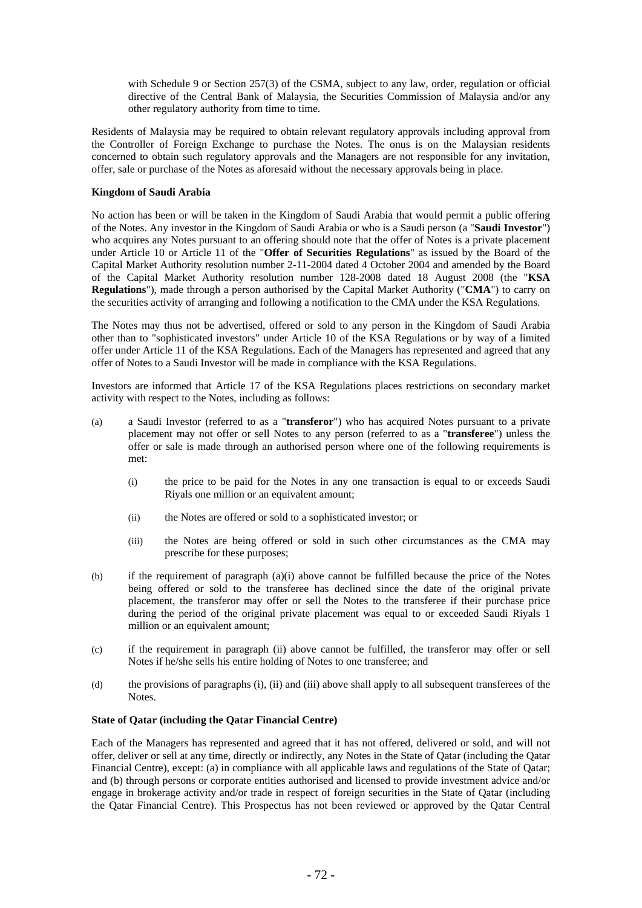with Schedule 9 or Section 257(3) of the CSMA, subject to any law, order, regulation or official directive of the Central Bank of Malaysia, the Securities Commission of Malaysia and/or any other regulatory authority from time to time.

Residents of Malaysia may be required to obtain relevant regulatory approvals including approval from the Controller of Foreign Exchange to purchase the Notes. The onus is on the Malaysian residents concerned to obtain such regulatory approvals and the Managers are not responsible for any invitation, offer, sale or purchase of the Notes as aforesaid without the necessary approvals being in place.

**Kingdom of Saudi Arabia**

No action has been or will be taken in the Kingdom of Saudi Arabia that would permit a public offering of the Notes. Any investor in the Kingdom of Saudi Arabia or who is a Saudi person (a "**Saudi Investor**") who acquires any Notes pursuant to an offering should note that the offer of Notes is a private placement under Article 10 or Article 11 of the "**Offer of Securities Regulations**" as issued by the Board of the Capital Market Authority resolution number 2-11-2004 dated 4 October 2004 and amended by the Board of the Capital Market Authority resolution number 128-2008 dated 18 August 2008 (the "**KSA Regulations**"), made through a person authorised by the Capital Market Authority ("**CMA**") to carry on the securities activity of arranging and following a notification to the CMA under the KSA Regulations.

The Notes may thus not be advertised, offered or sold to any person in the Kingdom of Saudi Arabia other than to "sophisticated investors" under Article 10 of the KSA Regulations or by way of a limited offer under Article 11 of the KSA Regulations. Each of the Managers has represented and agreed that any offer of Notes to a Saudi Investor will be made in compliance with the KSA Regulations.

Investors are informed that Article 17 of the KSA Regulations places restrictions on secondary market activity with respect to the Notes, including as follows:

(a) a Saudi Investor (referred to as a "**transferor**") who has acquired Notes pursuant to a private placement may not offer or sell Notes to any person (referred to as a "**transferee**") unless the offer or sale is made through an authorised person where one of the following requirements is met:

 (i) the price to be paid for the Notes in any one transaction is equal to or exceeds Saudi Riyals one million or an equivalent amount;

 (ii) the Notes are offered or sold to a sophisticated investor; or

 (iii) the Notes are being offered or sold in such other circumstances as the CMA may prescribe for these purposes;

(b) if the requirement of paragraph (a)(i) above cannot be fulfilled because the price of the Notes being offered or sold to the transferee has declined since the date of the original private placement, the transferor may offer or sell the Notes to the transferee if their purchase price during the period of the original private placement was equal to or exceeded Saudi Riyals 1 million or an equivalent amount;

(c) if the requirement in paragraph (ii) above cannot be fulfilled, the transferor may offer or sell Notes if he/she sells his entire holding of Notes to one transferee; and

(d) the provisions of paragraphs (i), (ii) and (iii) above shall apply to all subsequent transferees of the Notes.

**State of Qatar (including the Qatar Financial Centre)**

Each of the Managers has represented and agreed that it has not offered, delivered or sold, and will not offer, deliver or sell at any time, directly or indirectly, any Notes in the State of Qatar (including the Qatar Financial Centre), except: (a) in compliance with all applicable laws and regulations of the State of Qatar; and (b) through persons or corporate entities authorised and licensed to provide investment advice and/or engage in brokerage activity and/or trade in respect of foreign securities in the State of Qatar (including the Qatar Financial Centre). This Prospectus has not been reviewed or approved by the Qatar Central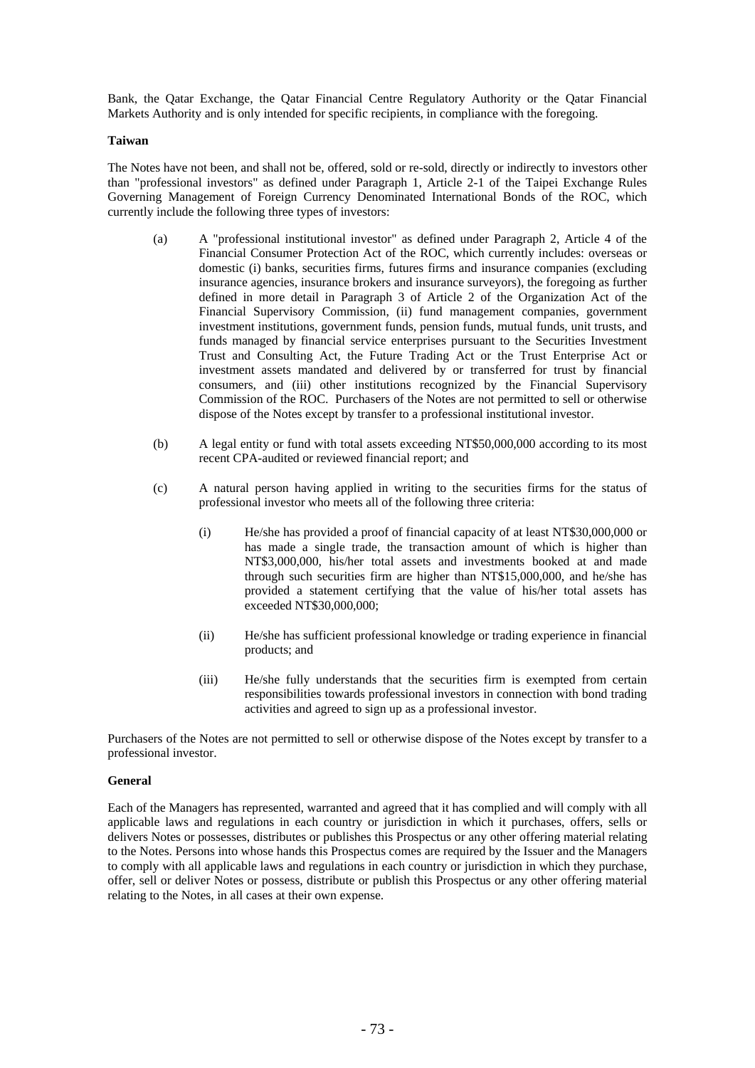Bank, the Qatar Exchange, the Qatar Financial Centre Regulatory Authority or the Qatar Financial Markets Authority and is only intended for specific recipients, in compliance with the foregoing.

**Taiwan**

The Notes have not been, and shall not be, offered, sold or re-sold, directly or indirectly to investors other than "professional investors" as defined under Paragraph 1, Article 2-1 of the Taipei Exchange Rules Governing Management of Foreign Currency Denominated International Bonds of the ROC, which currently include the following three types of investors:

(a) A "professional institutional investor" as defined under Paragraph 2, Article 4 of the Financial Consumer Protection Act of the ROC, which currently includes: overseas or domestic (i) banks, securities firms, futures firms and insurance companies (excluding insurance agencies, insurance brokers and insurance surveyors), the foregoing as further defined in more detail in Paragraph 3 of Article 2 of the Organization Act of the Financial Supervisory Commission, (ii) fund management companies, government investment institutions, government funds, pension funds, mutual funds, unit trusts, and funds managed by financial service enterprises pursuant to the Securities Investment Trust and Consulting Act, the Future Trading Act or the Trust Enterprise Act or investment assets mandated and delivered by or transferred for trust by financial consumers, and (iii) other institutions recognized by the Financial Supervisory Commission of the ROC. Purchasers of the Notes are not permitted to sell or otherwise dispose of the Notes except by transfer to a professional institutional investor.

(b) A legal entity or fund with total assets exceeding NT$50,000,000 according to its most recent CPA-audited or reviewed financial report; and

(c) A natural person having applied in writing to the securities firms for the status of professional investor who meets all of the following three criteria:

   (i) He/she has provided a proof of financial capacity of at least NT$30,000,000 or has made a single trade, the transaction amount of which is higher than NT$3,000,000, his/her total assets and investments booked at and made through such securities firm are higher than NT$15,000,000, and he/she has provided a statement certifying that the value of his/her total assets has exceeded NT$30,000,000;

   (ii) He/she has sufficient professional knowledge or trading experience in financial products; and

   (iii) He/she fully understands that the securities firm is exempted from certain responsibilities towards professional investors in connection with bond trading activities and agreed to sign up as a professional investor.

Purchasers of the Notes are not permitted to sell or otherwise dispose of the Notes except by transfer to a professional investor.

**General**

Each of the Managers has represented, warranted and agreed that it has complied and will comply with all applicable laws and regulations in each country or jurisdiction in which it purchases, offers, sells or delivers Notes or possesses, distributes or publishes this Prospectus or any other offering material relating to the Notes. Persons into whose hands this Prospectus comes are required by the Issuer and the Managers to comply with all applicable laws and regulations in each country or jurisdiction in which they purchase, offer, sell or deliver Notes or possess, distribute or publish this Prospectus or any other offering material relating to the Notes, in all cases at their own expense.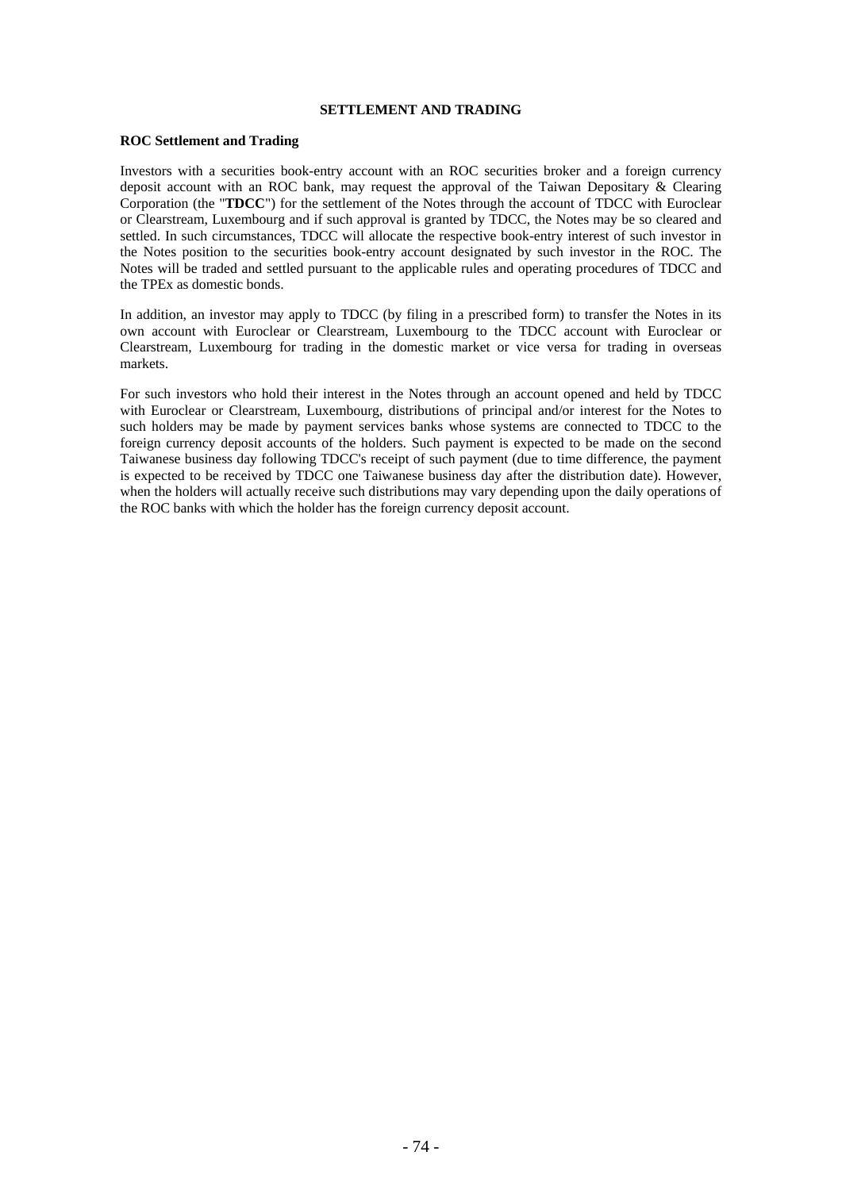# SETTLEMENT AND TRADING

**ROC Settlement and Trading**

Investors with a securities book-entry account with an ROC securities broker and a foreign currency deposit account with an ROC bank, may request the approval of the Taiwan Depositary & Clearing Corporation (the "**TDCC**") for the settlement of the Notes through the account of TDCC with Euroclear or Clearstream, Luxembourg and if such approval is granted by TDCC, the Notes may be so cleared and settled. In such circumstances, TDCC will allocate the respective book-entry interest of such investor in the Notes position to the securities book-entry account designated by such investor in the ROC. The Notes will be traded and settled pursuant to the applicable rules and operating procedures of TDCC and the TPEx as domestic bonds.

In addition, an investor may apply to TDCC (by filing in a prescribed form) to transfer the Notes in its own account with Euroclear or Clearstream, Luxembourg to the TDCC account with Euroclear or Clearstream, Luxembourg for trading in the domestic market or vice versa for trading in overseas markets.

For such investors who hold their interest in the Notes through an account opened and held by TDCC with Euroclear or Clearstream, Luxembourg, distributions of principal and/or interest for the Notes to such holders may be made by payment services banks whose systems are connected to TDCC to the foreign currency deposit accounts of the holders. Such payment is expected to be made on the second Taiwanese business day following TDCC's receipt of such payment (due to time difference, the payment is expected to be received by TDCC one Taiwanese business day after the distribution date). However, when the holders will actually receive such distributions may vary depending upon the daily operations of the ROC banks with which the holder has the foreign currency deposit account.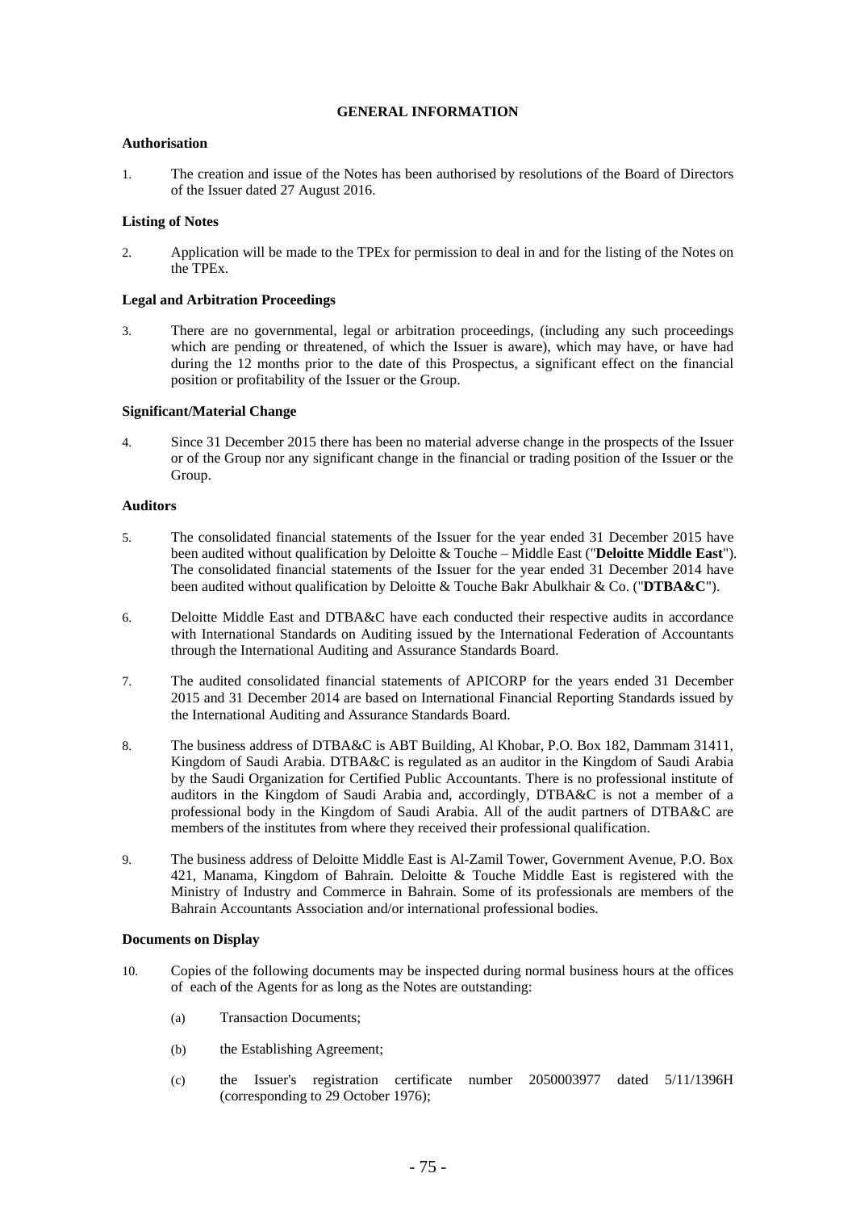# GENERAL INFORMATION

**Authorisation**

1. The creation and issue of the Notes has been authorised by resolutions of the Board of Directors of the Issuer dated 27 August 2016.

**Listing of Notes**

2. Application will be made to the TPEx for permission to deal in and for the listing of the Notes on the TPEx.

**Legal and Arbitration Proceedings**

3. There are no governmental, legal or arbitration proceedings, (including any such proceedings which are pending or threatened, of which the Issuer is aware), which may have, or have had during the 12 months prior to the date of this Prospectus, a significant effect on the financial position or profitability of the Issuer or the Group.

**Significant/Material Change**

4. Since 31 December 2015 there has been no material adverse change in the prospects of the Issuer or of the Group nor any significant change in the financial or trading position of the Issuer or the Group.

**Auditors**

5. The consolidated financial statements of the Issuer for the year ended 31 December 2015 have been audited without qualification by Deloitte & Touche – Middle East ("**Deloitte Middle East**"). The consolidated financial statements of the Issuer for the year ended 31 December 2014 have been audited without qualification by Deloitte & Touche Bakr Abulkhair & Co. ("**DTBA&C**").

6. Deloitte Middle East and DTBA&C have each conducted their respective audits in accordance with International Standards on Auditing issued by the International Federation of Accountants through the International Auditing and Assurance Standards Board.

7. The audited consolidated financial statements of APICORP for the years ended 31 December 2015 and 31 December 2014 are based on International Financial Reporting Standards issued by the International Auditing and Assurance Standards Board.

8. The business address of DTBA&C is ABT Building, Al Khobar, P.O. Box 182, Dammam 31411, Kingdom of Saudi Arabia. DTBA&C is regulated as an auditor in the Kingdom of Saudi Arabia by the Saudi Organization for Certified Public Accountants. There is no professional institute of auditors in the Kingdom of Saudi Arabia and, accordingly, DTBA&C is not a member of a professional body in the Kingdom of Saudi Arabia. All of the audit partners of DTBA&C are members of the institutes from where they received their professional qualification.

9. The business address of Deloitte Middle East is Al-Zamil Tower, Government Avenue, P.O. Box 421, Manama, Kingdom of Bahrain. Deloitte & Touche Middle East is registered with the Ministry of Industry and Commerce in Bahrain. Some of its professionals are members of the Bahrain Accountants Association and/or international professional bodies.

**Documents on Display**

10. Copies of the following documents may be inspected during normal business hours at the offices of each of the Agents for as long as the Notes are outstanding:

    (a) Transaction Documents;

    (b) the Establishing Agreement;

    (c) the Issuer's registration certificate number 2050003977 dated 5/11/1396H (corresponding to 29 October 1976);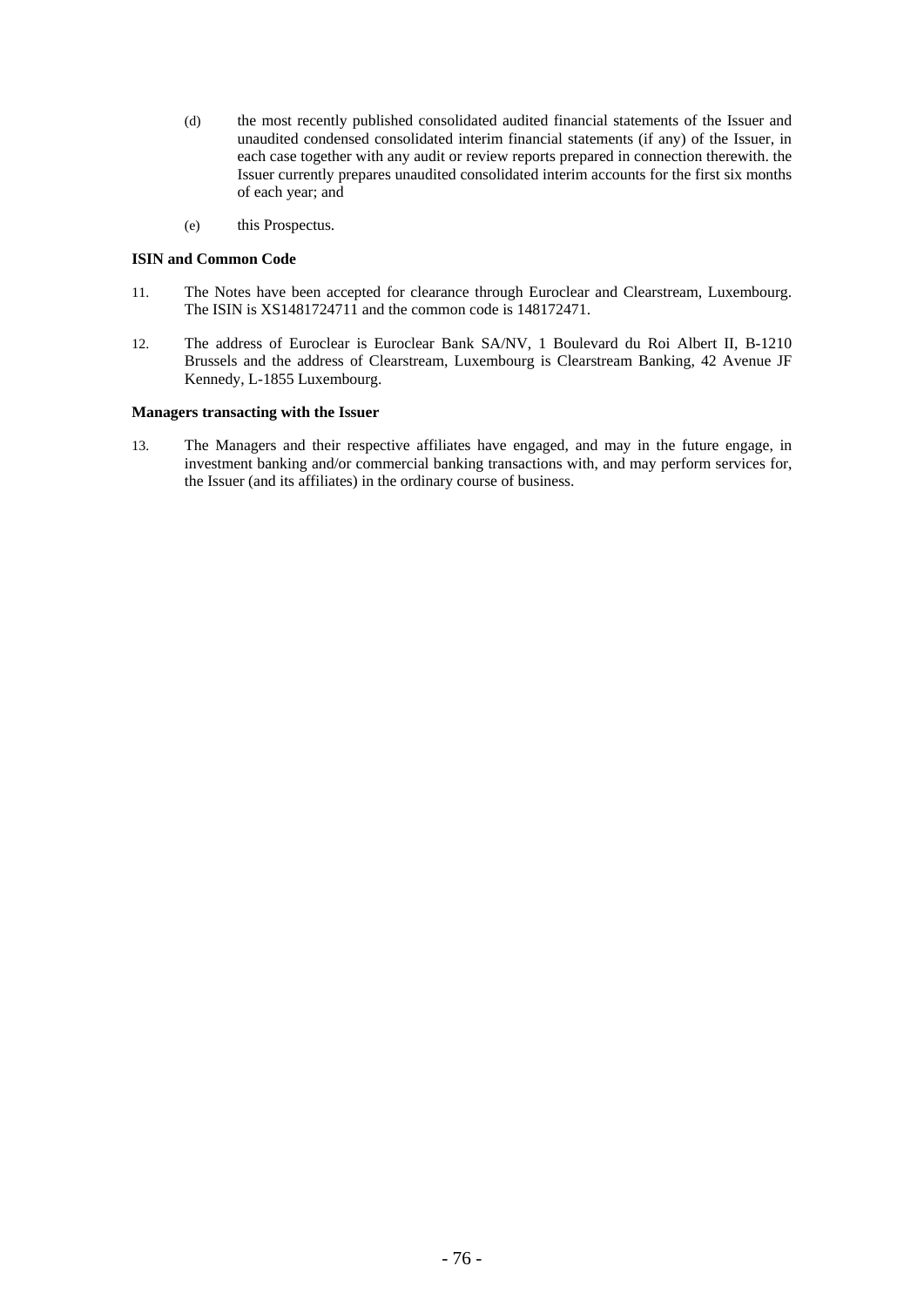(d) the most recently published consolidated audited financial statements of the Issuer and unaudited condensed consolidated interim financial statements (if any) of the Issuer, in each case together with any audit or review reports prepared in connection therewith. the Issuer currently prepares unaudited consolidated interim accounts for the first six months of each year; and

(e) this Prospectus.

**ISIN and Common Code**

11. The Notes have been accepted for clearance through Euroclear and Clearstream, Luxembourg. The ISIN is XS1481724711 and the common code is 148172471.

12. The address of Euroclear is Euroclear Bank SA/NV, 1 Boulevard du Roi Albert II, B-1210 Brussels and the address of Clearstream, Luxembourg is Clearstream Banking, 42 Avenue JF Kennedy, L-1855 Luxembourg.

**Managers transacting with the Issuer**

13. The Managers and their respective affiliates have engaged, and may in the future engage, in investment banking and/or commercial banking transactions with, and may perform services for, the Issuer (and its affiliates) in the ordinary course of business.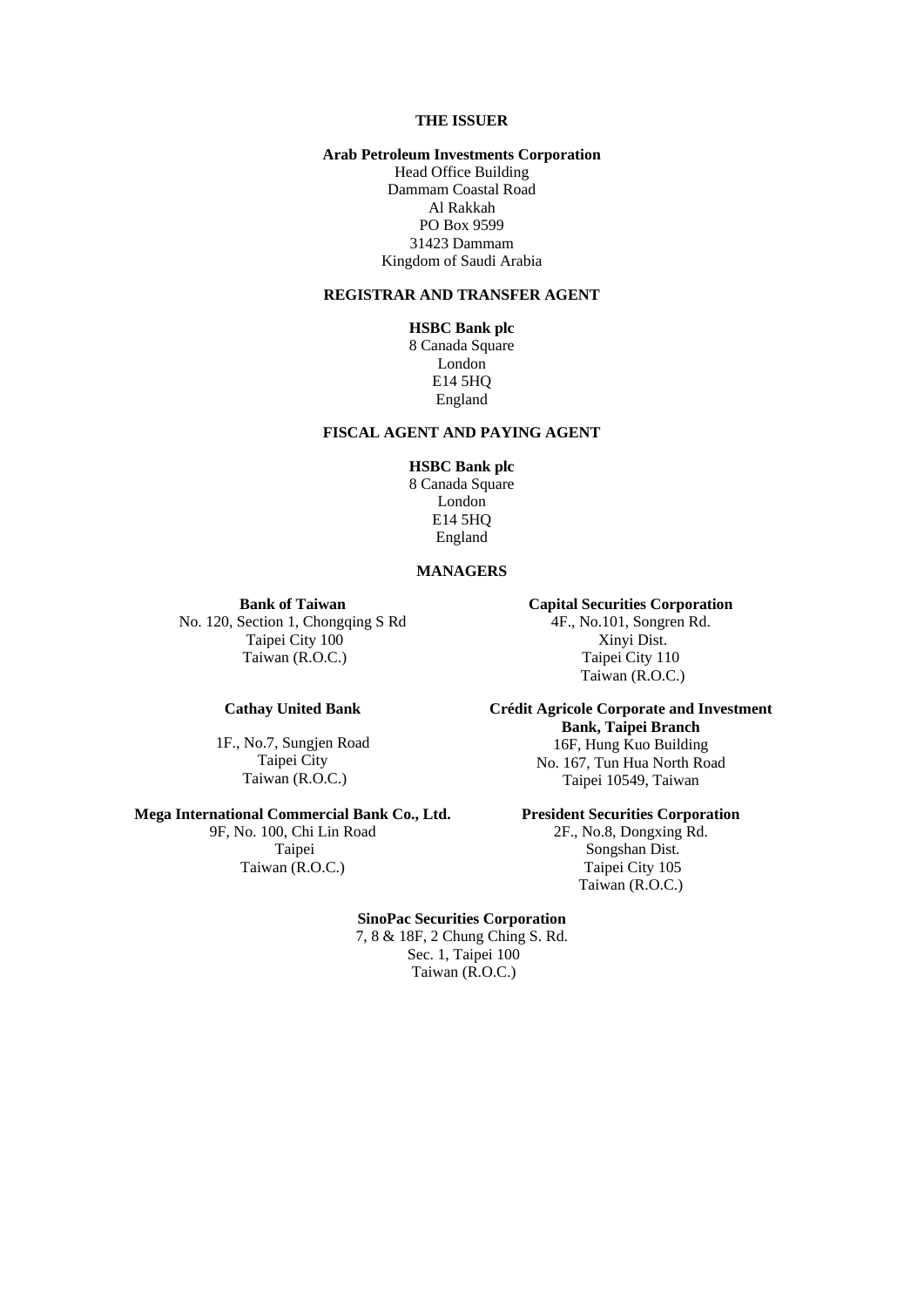**THE ISSUER**

**Arab Petroleum Investments Corporation**
Head Office Building
Dammam Coastal Road
Al Rakkah
PO Box 9599
31423 Dammam
Kingdom of Saudi Arabia

**REGISTRAR AND TRANSFER AGENT**

**HSBC Bank plc**
8 Canada Square
London
E14 5HQ
England

**FISCAL AGENT AND PAYING AGENT**

**HSBC Bank plc**
8 Canada Square
London
E14 5HQ
England

**MANAGERS**

**Bank of Taiwan**
No. 120, Section 1, Chongqing S Rd
Taipei City 100
Taiwan (R.O.C.)

**Capital Securities Corporation**
4F., No.101, Songren Rd.
Xinyi Dist.
Taipei City 110
Taiwan (R.O.C.)

**Cathay United Bank**
1F., No.7, Sungjen Road
Taipei City
Taiwan (R.O.C.)

**Crédit Agricole Corporate and Investment Bank, Taipei Branch**
16F, Hung Kuo Building
No. 167, Tun Hua North Road
Taipei 10549, Taiwan

**Mega International Commercial Bank Co., Ltd.**
9F, No. 100, Chi Lin Road
Taipei
Taiwan (R.O.C.)

**President Securities Corporation**
2F., No.8, Dongxing Rd.
Songshan Dist.
Taipei City 105
Taiwan (R.O.C.)

**SinoPac Securities Corporation**
7, 8 & 18F, 2 Chung Ching S. Rd.
Sec. 1, Taipei 100
Taiwan (R.O.C.)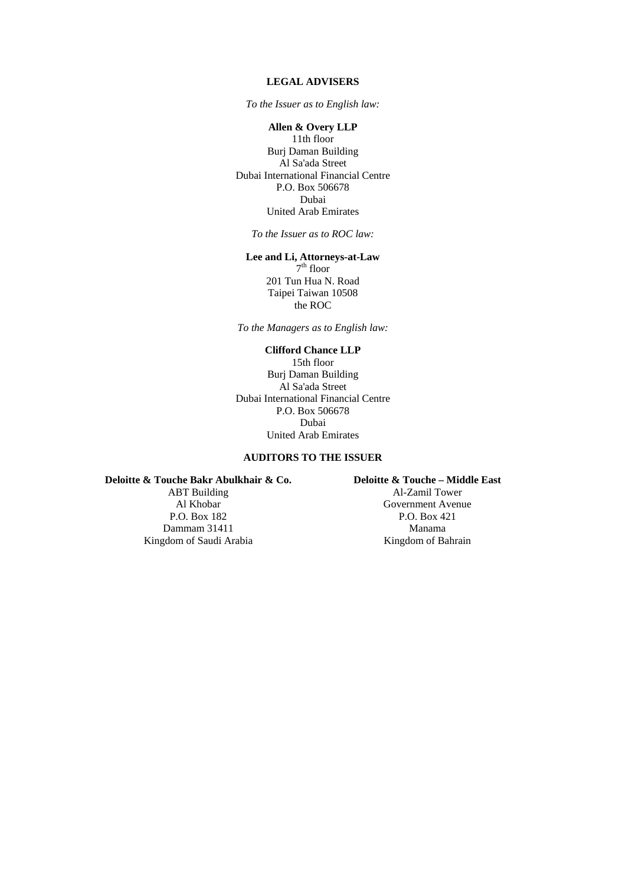## LEGAL ADVISERS

*To the Issuer as to English law:*

**Allen & Overy LLP**
11th floor
Burj Daman Building
Al Sa'ada Street
Dubai International Financial Centre
P.O. Box 506678
Dubai
United Arab Emirates

*To the Issuer as to ROC law:*

**Lee and Li, Attorneys-at-Law**
7th floor
201 Tun Hua N. Road
Taipei Taiwan 10508
the ROC

*To the Managers as to English law:*

**Clifford Chance LLP**
15th floor
Burj Daman Building
Al Sa'ada Street
Dubai International Financial Centre
P.O. Box 506678
Dubai
United Arab Emirates

## AUDITORS TO THE ISSUER

**Deloitte & Touche Bakr Abulkhair & Co.**
ABT Building
Al Khobar
P.O. Box 182
Dammam 31411
Kingdom of Saudi Arabia

**Deloitte & Touche – Middle East**
Al-Zamil Tower
Government Avenue
P.O. Box 421
Manama
Kingdom of Bahrain